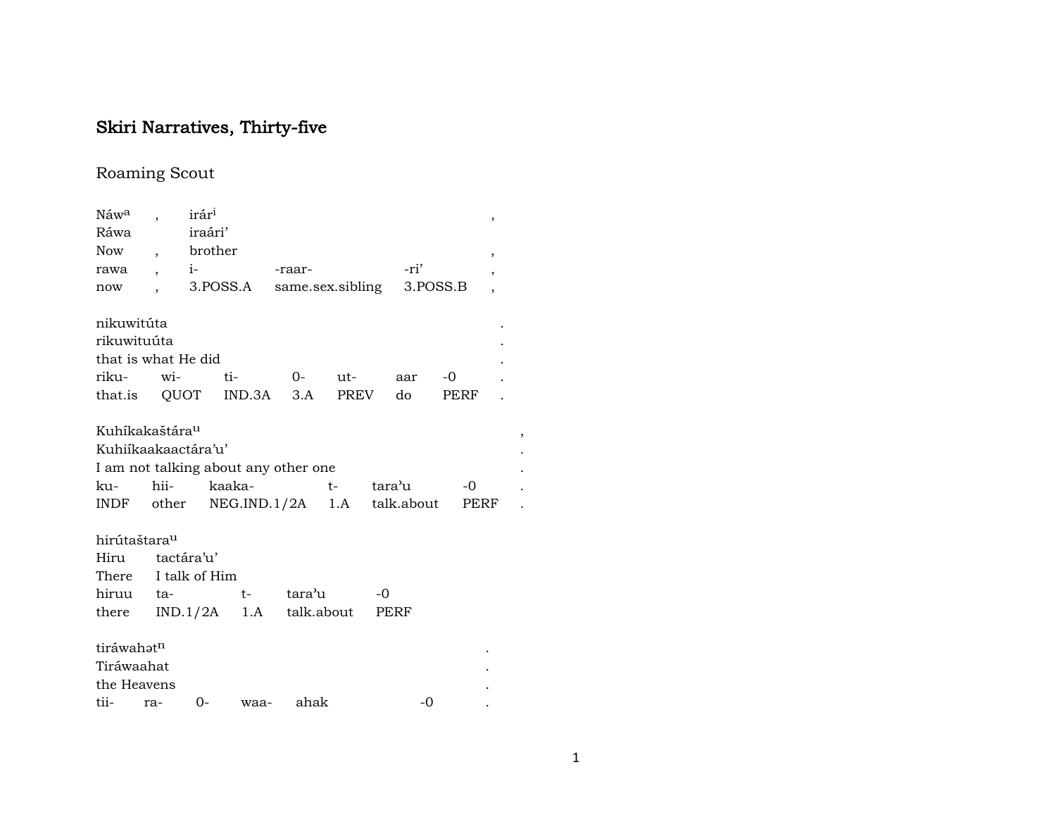# Skiri Narratives, Thirty-five

## Roaming Scout

| Náwᵃ | , | irárⁱ | | | , |
|---|---|---|---|---|---|
| Ráwa | | iraári’ | | | |
| Now | , | brother | | | , |
| rawa | , | i- | -raar- | -ri’ | , |
| now | , | 3.POSS.A | same.sex.sibling | 3.POSS.B | , |

| nikuwitúta | | | | | | | . |
|---|---|---|---|---|---|---|---|
| rikuwituúta | | | | | | | . |
| that is what He did | | | | | | | . |
| riku- | wi- | ti- | 0- | ut- | aar | -0 | . |
| that.is | QUOT | IND.3A | 3.A | PREV | do | PERF | . |

| Kuhíkakaštáraᵘ | | | | | | , |
|---|---|---|---|---|---|---|
| Kuhiíkaakaactára’u’ | | | | | | . |
| I am not talking about any other one | | | | | | . |
| ku- | hii- | kaaka- | t- | tara’u | -0 | . |
| INDF | other | NEG.IND.1/2A | 1.A | talk.about | PERF | . |

| hirútaštaraᵘ | | | | |
|---|---|---|---|---|
| Hiru | tactára’u’ | | | |
| There | I talk of Him | | | |
| hiruu | ta- | t- | tara’u | -0 |
| there | IND.1/2A | 1.A | talk.about | PERF |

| tiráwahətⁿ | | | | | | . |
|---|---|---|---|---|---|---|
| Tiráwaahat | | | | | | . |
| the Heavens | | | | | | . |
| tii- | ra- | 0- | waa- | ahak | -0 | . |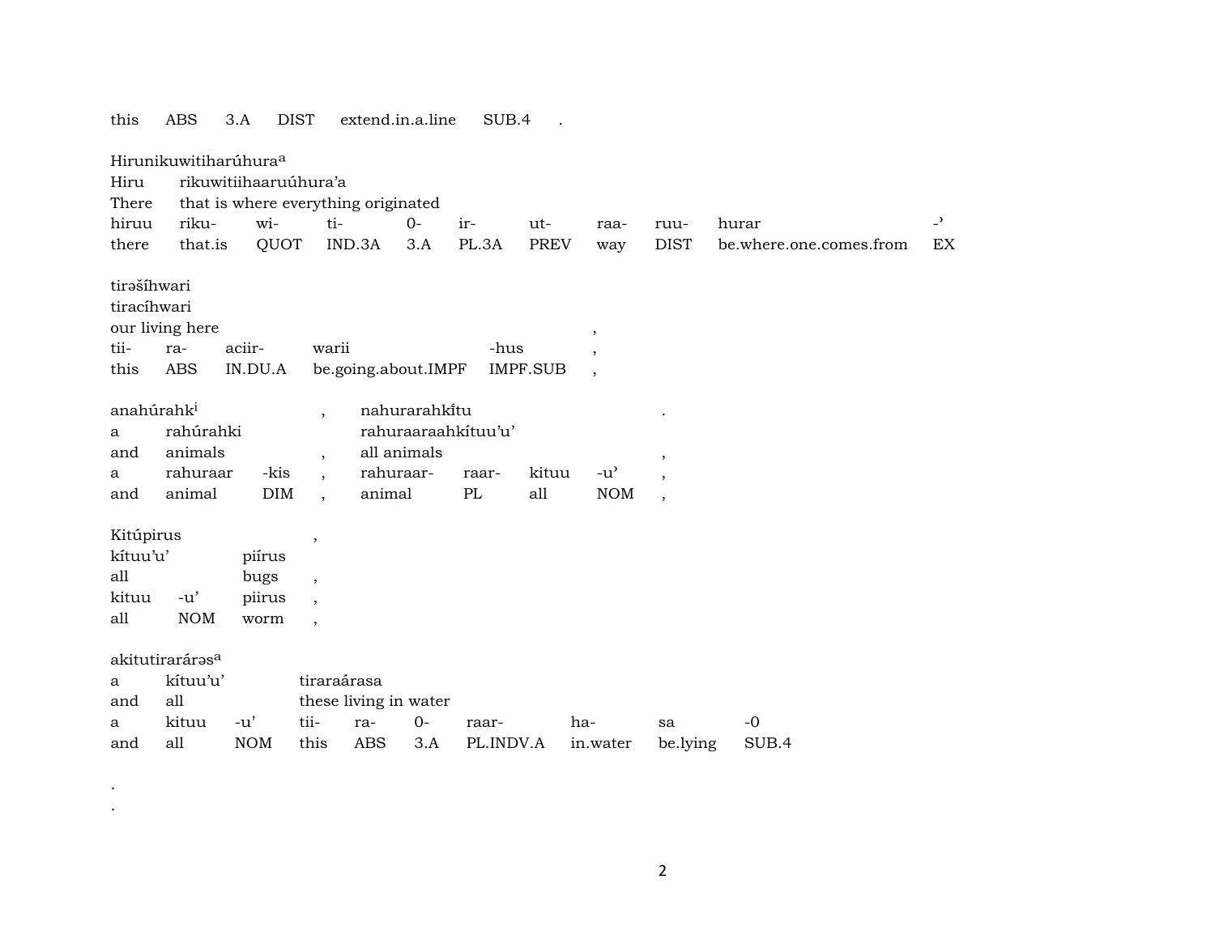this ABS 3.A DIST extend.in.a.line SUB.4 .

Hirunikuwitiharúhura[a]
Hiru rikuwitiihaaruúhura'a
There that is where everything originated

| hiruu | riku- | wi- | ti- | 0- | ir- | ut- | raa- | ruu- | hurar | -ʾ |
|---|---|---|---|---|---|---|---|---|---|---|
| there | that.is | QUOT | IND.3A | 3.A | PL.3A | PREV | way | DIST | be.where.one.comes.from | EX |

tirəšíhwari
tiracíhwari
our living here ,

| tii- | ra- | aciir- | warii | -hus | , |
|---|---|---|---|---|---|
| this | ABS | IN.DU.A | be.going.about.IMPF | IMPF.SUB | , |

anahúrahk[i] , nahurarahkítu .
a rahúrahki rahuraaraahkítuu'u'
and animals , all animals ,

| a | rahuraar | -kis | , | rahuraar- | raar- | kituu | -uʾ | , |
|---|---|---|---|---|---|---|---|---|
| and | animal | DIM | , | animal | PL | all | NOM | , |

Kitúpirus ,
kítuu'u' piírus
all bugs ,

| kituu | -u' | piirus | , |
|---|---|---|---|
| all | NOM | worm | , |

akitutirarárəs[a]
a kítuu'u' tiraraárasa
and all these living in water

| a | kituu | -u' | tii- | ra- | 0- | raar- | ha- | sa | -0 |
|---|---|---|---|---|---|---|---|---|---|
| and | all | NOM | this | ABS | 3.A | PL.INDV.A | in.water | be.lying | SUB.4 |

.
.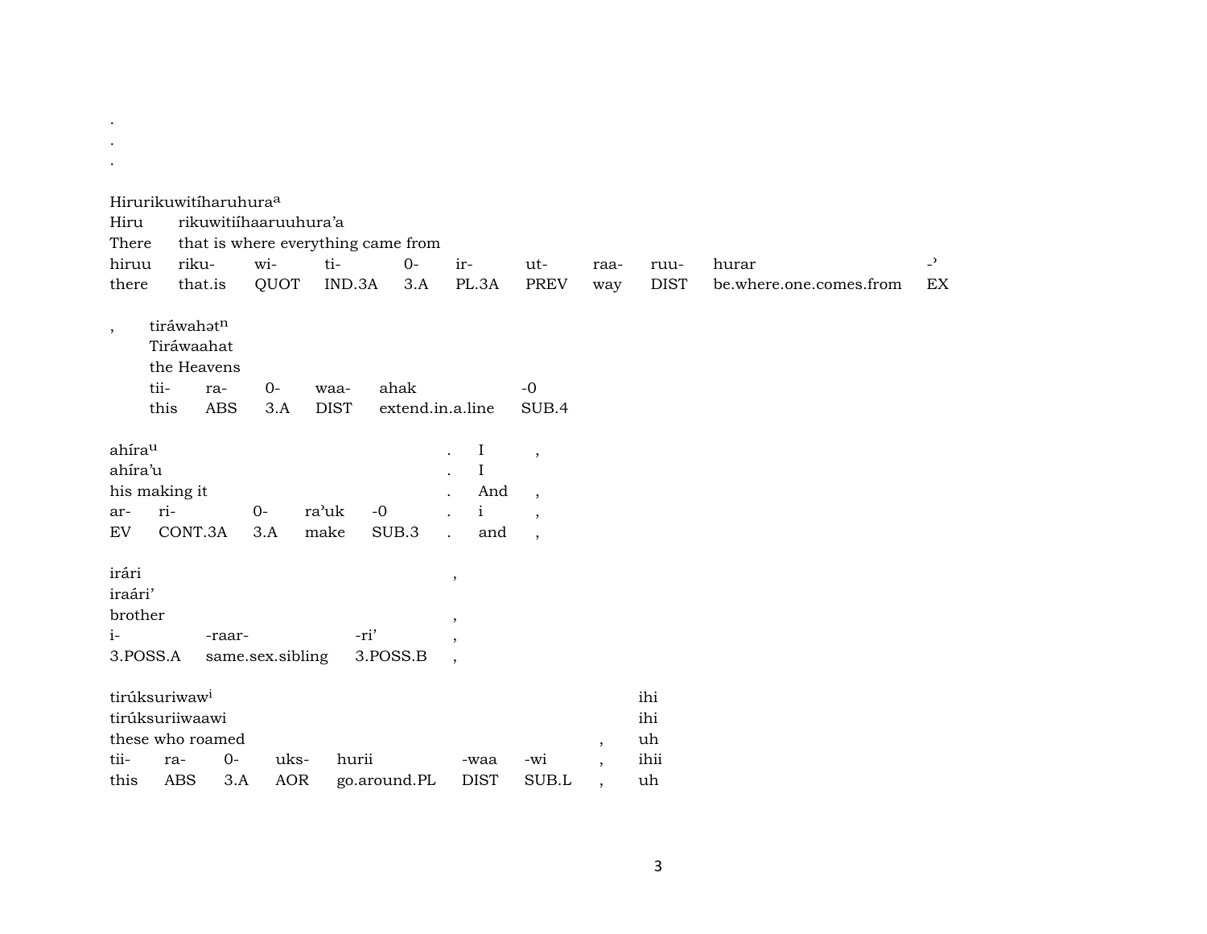.
.
.

Hirurikuwitíharuhura[a]
Hiru rikuwitiíhaaruuhura'a
There that is where everything came from

| hiruu | riku- | wi- | ti- | 0- | ir- | ut- | raa- | ruu- | hurar | -ʾ |
|---|---|---|---|---|---|---|---|---|---|---|
| there | that.is | QUOT | IND.3A | 3.A | PL.3A | PREV | way | DIST | be.where.one.comes.from | EX |

, tiráwahət[n]
Tiráwaahat
the Heavens

| tii- | ra- | 0- | waa- | ahak | -0 |
|---|---|---|---|---|---|
| this | ABS | 3.A | DIST | extend.in.a.line | SUB.4 |

ahíra[u] . I ,
ahíra'u . I
his making it . And ,

| ar- | ri- | 0- | ra'uk | -0 | . | i | , |
|---|---|---|---|---|---|---|---|
| EV | CONT.3A | 3.A | make | SUB.3 | . | and | , |

irári ,
iraári'
brother ,

| i- | -raar- | -ri' | , |
|---|---|---|---|
| 3.POSS.A | same.sex.sibling | 3.POSS.B | , |

tirúksuriwaw[i] ihi
tirúksuriiwaawi ihi
these who roamed , uh

| tii- | ra- | 0- | uks- | hurii | -waa | -wi | , | ihii |
|---|---|---|---|---|---|---|---|---|
| this | ABS | 3.A | AOR | go.around.PL | DIST | SUB.L | , | uh |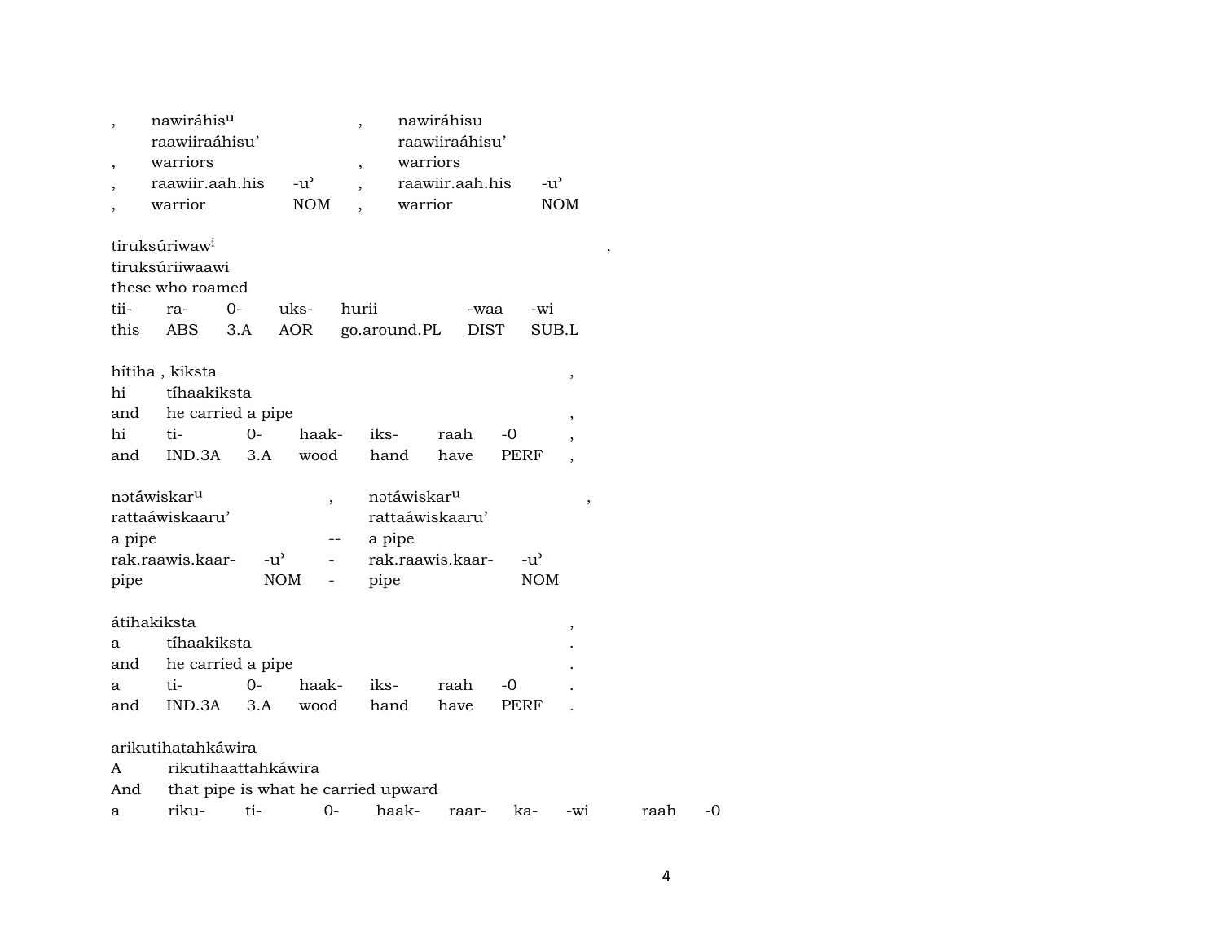| , | nawiráhis$^{u}$ | | , | nawiráhisu | |
|---|---|---|---|---|---|
| | raawiiraáhisu’ | | | raawiiraáhisu’ | |
| , | warriors | | , | warriors | |
| , | raawiir.aah.his | -u’ | , | raawiir.aah.his | -u’ |
| , | warrior | NOM | , | warrior | NOM |

tiruksúriwaw$^{i}$ ,
tiruksúriiwaawi
these who roamed

| tii- | ra- | 0- | uks- | hurii | -waa | -wi |
|---|---|---|---|---|---|---|
| this | ABS | 3.A | AOR | go.around.PL | DIST | SUB.L |

hítiha , kiksta ,

| hi | tíhaakiksta | | | | | | |
|---|---|---|---|---|---|---|---|
| and | he carried a pipe | | | | | | , |
| hi | ti- | 0- | haak- | iks- | raah | -0 | , |
| and | IND.3A | 3.A | wood | hand | have | PERF | , |

| nətáwiskar$^{u}$ | | , | nətáwiskar$^{u}$ | | , |
|---|---|---|---|---|---|
| rattaáwiskaaru’ | | | rattaáwiskaaru’ | | |
| a pipe | | -- | a pipe | | |
| rak.raawis.kaar- | -u’ | - | rak.raawis.kaar- | -u’ | |
| pipe | NOM | - | pipe | NOM | |

átihakiksta ,

| a | tíhaakiksta | | | | | | . |
|---|---|---|---|---|---|---|---|
| and | he carried a pipe | | | | | | . |
| a | ti- | 0- | haak- | iks- | raah | -0 | . |
| and | IND.3A | 3.A | wood | hand | have | PERF | . |

arikutihatahkáwira
A rikutihaattahkáwira
And that pipe is what he carried upward

| a | riku- | ti- | 0- | haak- | raar- | ka- | -wi | raah | -0 |
|---|---|---|---|---|---|---|---|---|---|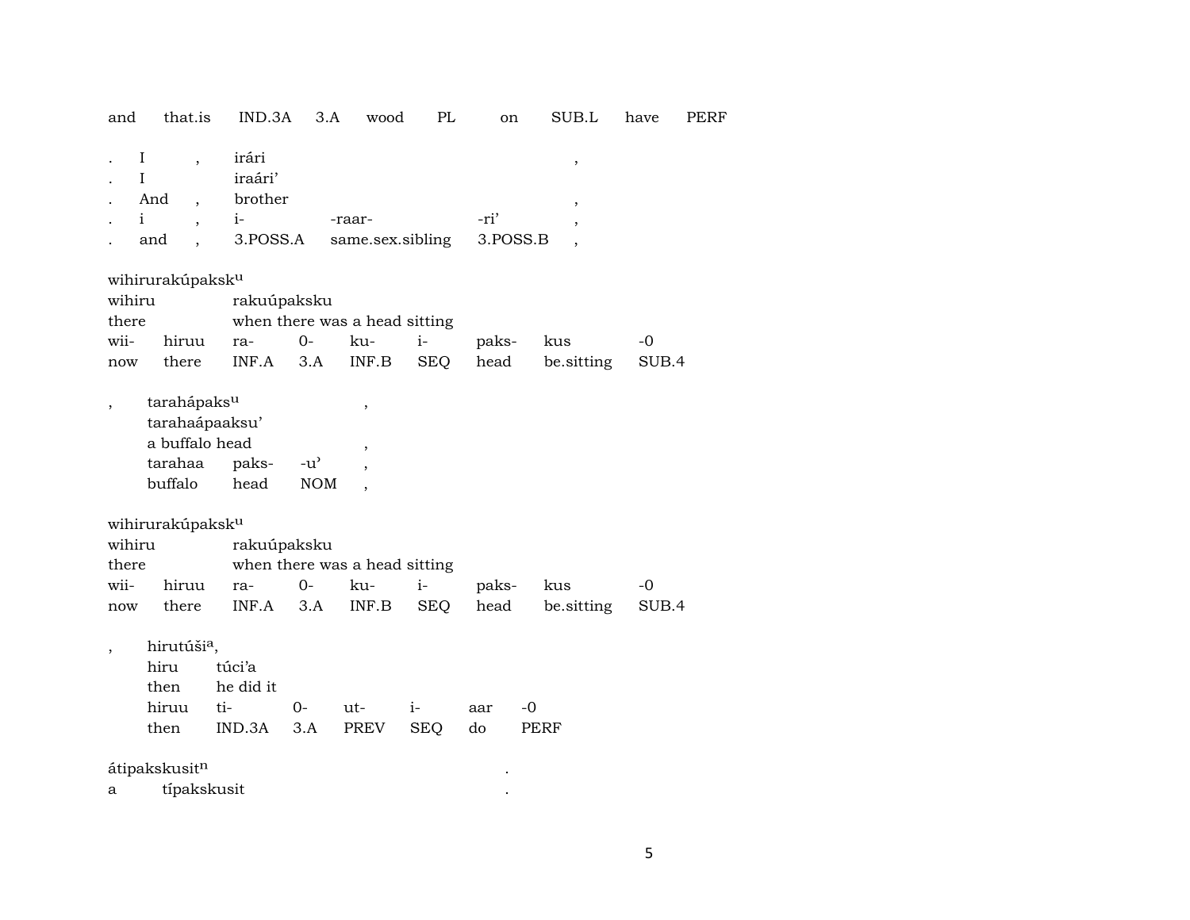and that.is IND.3A 3.A wood PL on SUB.L have PERF

| . | I | , | irári | | | , |
|---|---|---|---|---|---|---|
| . | I | | iraári’ | | | |
| . | And | , | brother | | | , |
| . | i | , | i- | -raar- | -ri’ | , |
| . | and | , | 3.POSS.A | same.sex.sibling | 3.POSS.B | , |

wihirurakúpaksk[u]

| wihiru | | rakuúpaksku | | | | | | |
|---|---|---|---|---|---|---|---|---|
| there | | when there was a head sitting | | | | | | |
| wii- | hiruu | ra- | 0- | ku- | i- | paks- | kus | -0 |
| now | there | INF.A | 3.A | INF.B | SEQ | head | be.sitting | SUB.4 |

| , | taraháp aks[u] | | | , |
|---|---|---|---|---|
| | tarahaápaaksu’ | | | |
| | a buffalo head | | | , |
| | tarahaa | paks- | -u’ | , |
| | buffalo | head | NOM | , |

wihirurakúpaksk[u]

| wihiru | | rakuúpaksku | | | | | | |
|---|---|---|---|---|---|---|---|---|
| there | | when there was a head sitting | | | | | | |
| wii- | hiruu | ra- | 0- | ku- | i- | paks- | kus | -0 |
| now | there | INF.A | 3.A | INF.B | SEQ | head | be.sitting | SUB.4 |

| , | hirutúši[a], | | | | | | |
|---|---|---|---|---|---|---|---|
| | hiru | túci’a | | | | | |
| | then | he did it | | | | | |
| | hiruu | ti- | 0- | ut- | i- | aar | -0 |
| | then | IND.3A | 3.A | PREV | SEQ | do | PERF |

átipakskusit[n] .
a típakskusit .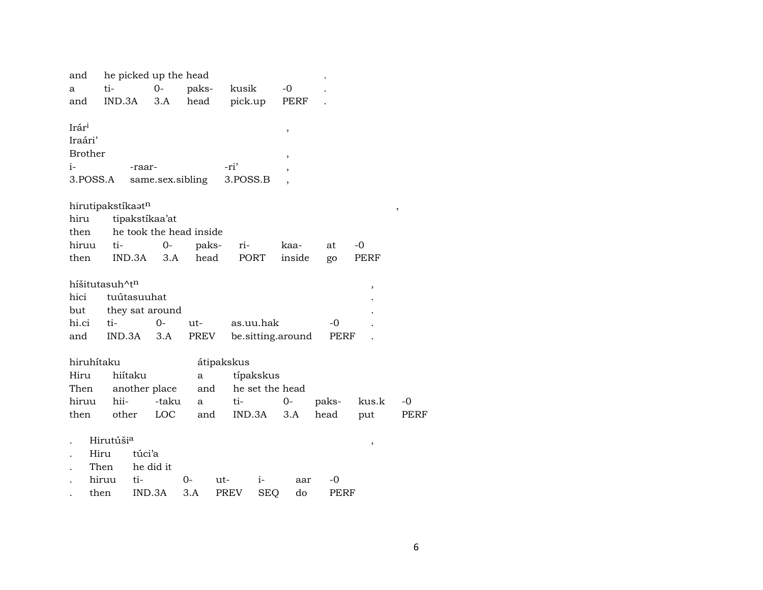| and | he picked up the head | | | | | . |
|---|---|---|---|---|---|---|
| a | ti- | 0- | paks- | kusik | -0 | . |
| and | IND.3A | 3.A | head | pick.up | PERF | . |

Irár[i] ,
Iraári'
Brother ,

| i- | -raar- | -ri' | , |
|---|---|---|---|
| 3.POSS.A | same.sex.sibling | 3.POSS.B | , |

hirutipakstíkaət[n] ,

| hiru | tipakstíkaa'at | | | | | | |
|---|---|---|---|---|---|---|---|
| then | he took the head inside | | | | | | |
| hiruu | ti- | 0- | paks- | ri- | kaa- | at | -0 |
| then | IND.3A | 3.A | head | PORT | inside | go | PERF |

híšitutasuh^t[n] ,

| hici | tuútasuuhat | | | | | . |
|---|---|---|---|---|---|---|
| but | they sat around | | | | | . |
| hi.ci | ti- | 0- | ut- | as.uu.hak | -0 | . |
| and | IND.3A | 3.A | PREV | be.sitting.around | PERF | . |

hiruhítaku átipakskus

| Hiru | hiítaku | | a | típakskus | | | | |
|---|---|---|---|---|---|---|---|---|
| Then | another place | | and | he set the head | | | | |
| hiruu | hii- | -taku | a | ti- | 0- | paks- | kus.k | -0 |
| then | other | LOC | and | IND.3A | 3.A | head | put | PERF |

. Hirutúši[a] ,

| . | Hiru | túci'a | | | | | |
|---|---|---|---|---|---|---|---|
| . | Then | he did it | | | | | |
| . | hiruu | ti- | 0- | ut- | i- | aar | -0 |
| . | then | IND.3A | 3.A | PREV | SEQ | do | PERF |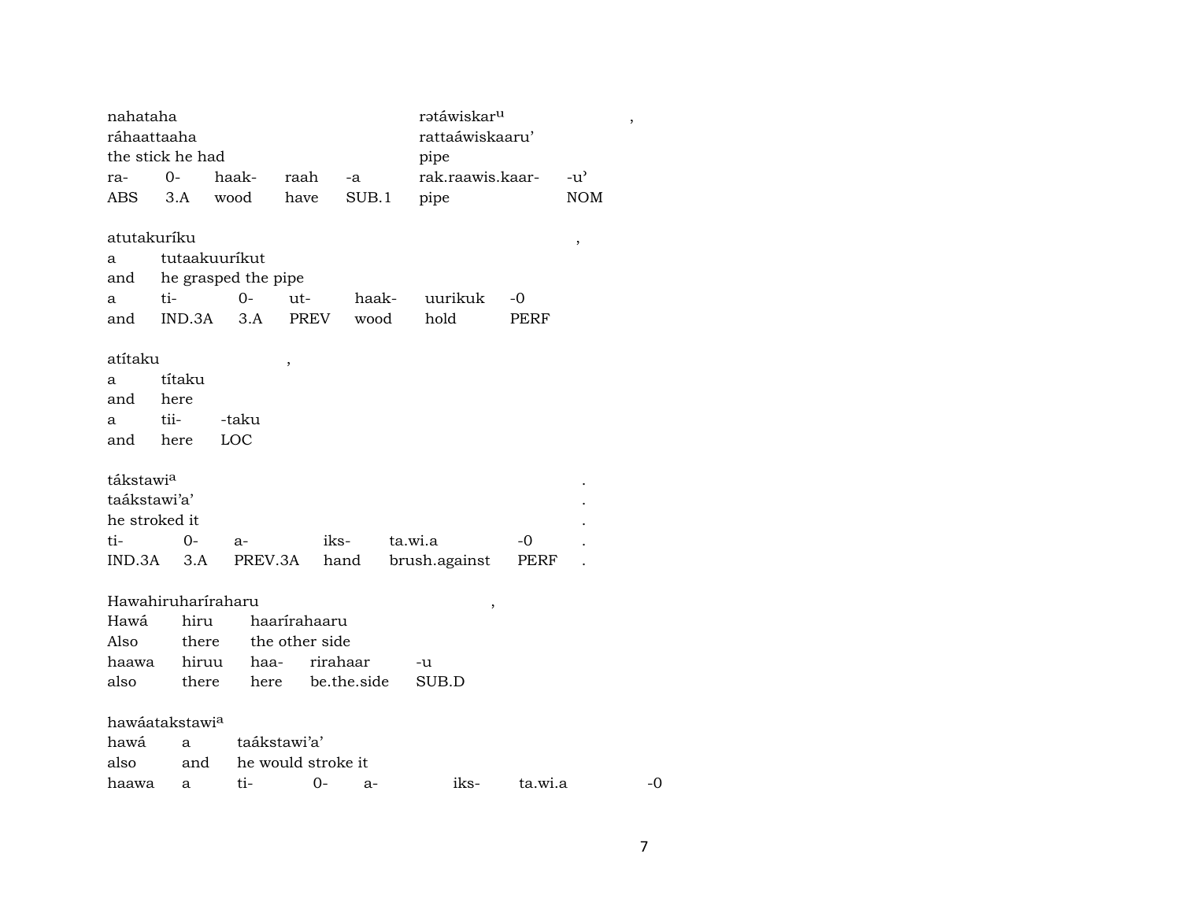nahataha rətáwiskar^u ,
ráhaattaaha rattaáwiskaaru'
the stick he had pipe

| ra- | 0- | haak- | raah | -a | rak.raawis.kaar- | -u' |
|---|---|---|---|---|---|---|
| ABS | 3.A | wood | have | SUB.1 | pipe | NOM |

atutakuríku ,
a tutaakuurikut
and he grasped the pipe

| a | ti- | 0- | ut- | haak- | uurikuk | -0 |
|---|---|---|---|---|---|---|
| and | IND.3A | 3.A | PREV | wood | hold | PERF |

atítaku ,
a títaku
and here

| a | tii- | -taku |
|---|---|---|
| and | here | LOC |

tákstawi^a .
taákstawi'a' .
he stroked it .

| ti- | 0- | a- | iks- | ta.wi.a | -0 | . |
|---|---|---|---|---|---|---|
| IND.3A | 3.A | PREV.3A | hand | brush.against | PERF | . |

Hawahiruharíraharu ,
Hawá hiru haarírahaaru
Also there the other side

| haawa | hiruu | haa- | rirahaar | -u |
|---|---|---|---|---|
| also | there | here | be.the.side | SUB.D |

hawáatakstawi^a
hawá a taákstawi'a'
also and he would stroke it

| haawa | a | ti- | 0- | a- | iks- | ta.wi.a | -0 |
|---|---|---|---|---|---|---|---|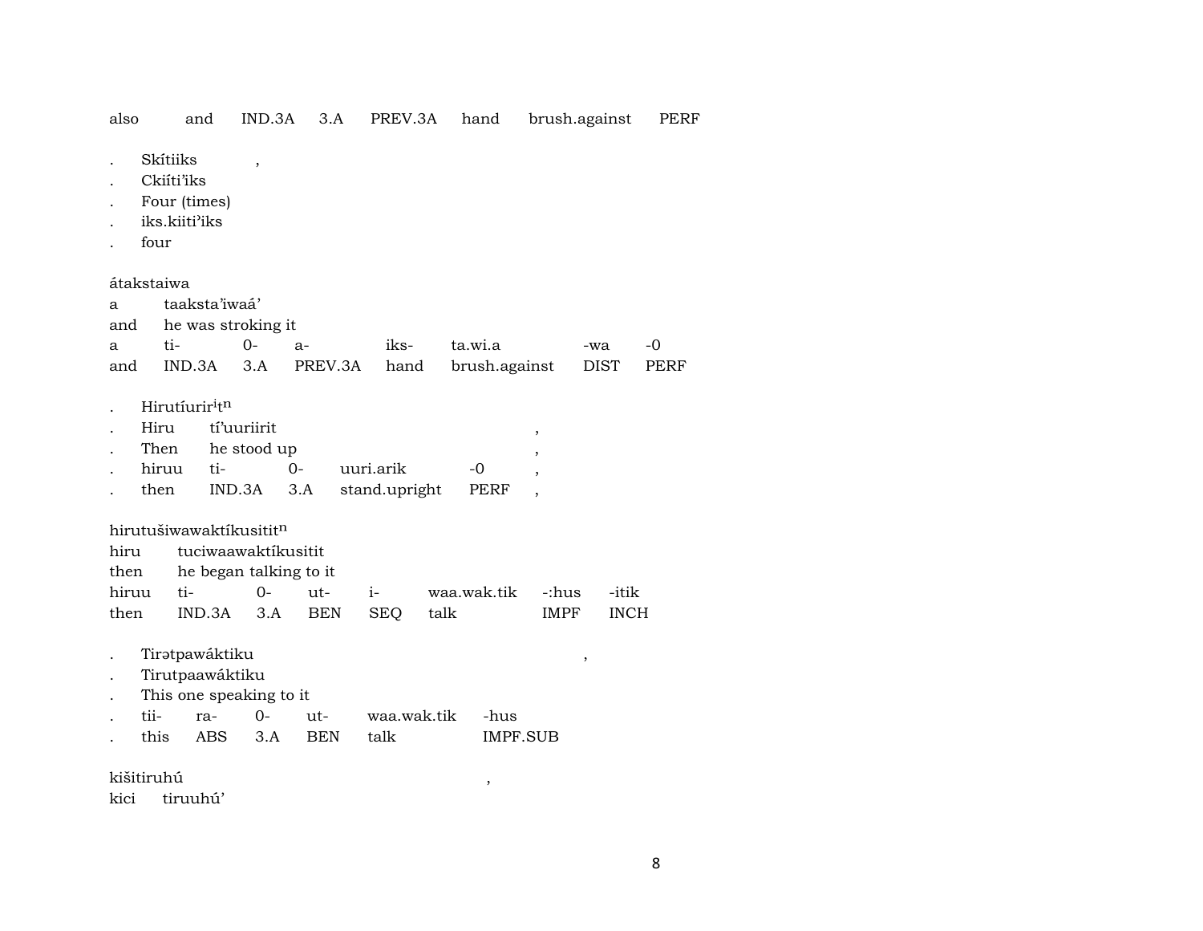also and IND.3A 3.A PREV.3A hand brush.against PERF

. Skítiiks ,
. Ckiíti'iks
. Four (times)
. iks.kiiti'iks
. four

átakstaiwa
a taaksta'iwaá'
and he was stroking it
a ti- 0- a- iks- ta.wi.a -wa -0
and IND.3A 3.A PREV.3A hand brush.against DIST PERF

. Hirutíurir[i]t[n]
. Hiru tí'uuriirit ,
. Then he stood up ,
. hiruu ti- 0- uuri.arik -0 ,
. then IND.3A 3.A stand.upright PERF ,

hirutušiwawaktíkusitit[n]
hiru tuciwaawaktíkusitit
then he began talking to it
hiruu ti- 0- ut- i- waa.wak.tik -:hus -itik
then IND.3A 3.A BEN SEQ talk IMPF INCH

. Tirətpawáktiku ,
. Tirutpaawáktiku
. This one speaking to it
. tii- ra- 0- ut- waa.wak.tik -hus
. this ABS 3.A BEN talk IMPF.SUB

kišitiruhú ,
kici tiruuhú'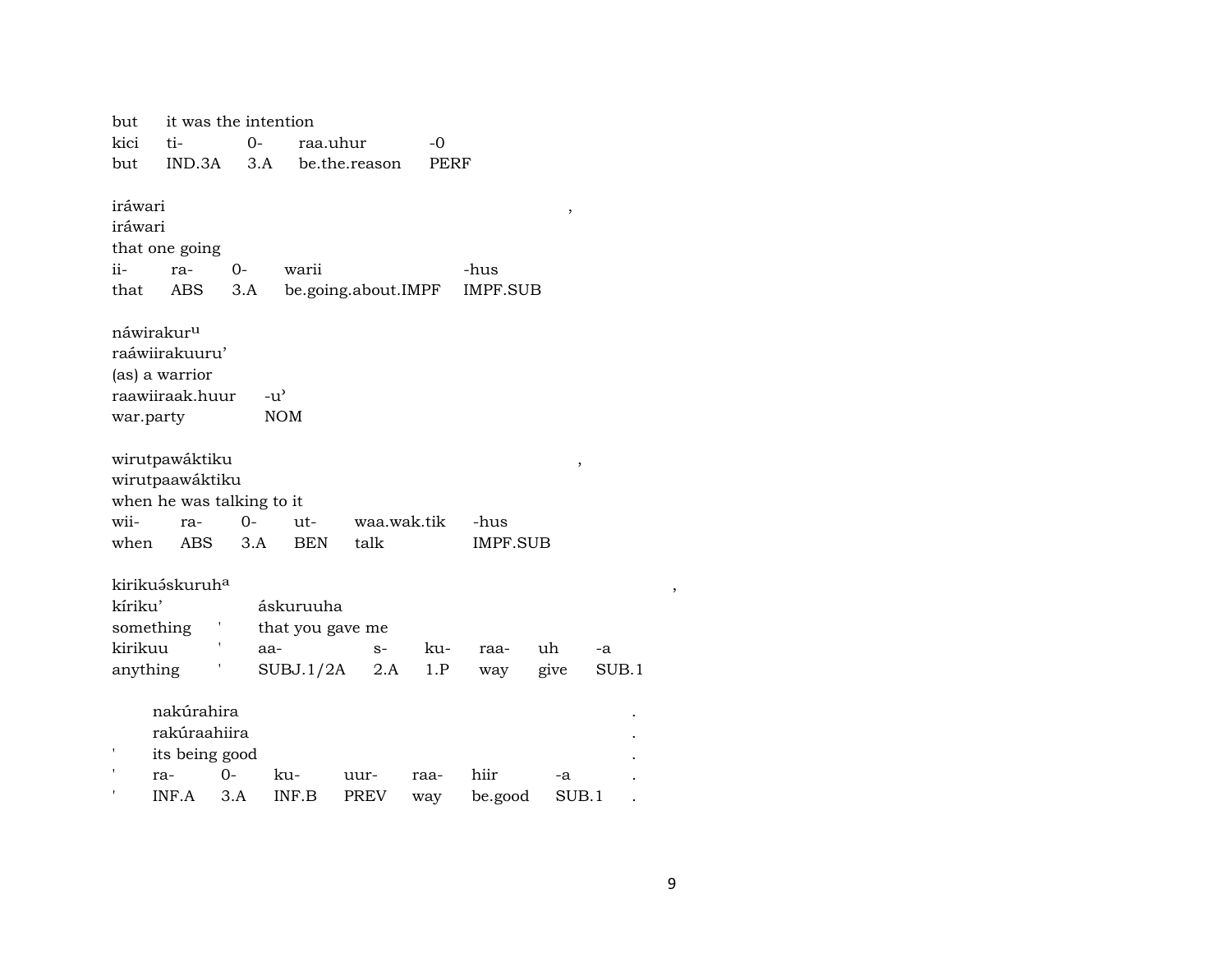but it was the intention

| kici | ti- | 0- | raa.uhur | -0 |
|---|---|---|---|---|
| but | IND.3A | 3.A | be.the.reason | PERF |

iráwari ,
iráwari
that one going

| ii- | ra- | 0- | warii | -hus |
|---|---|---|---|---|
| that | ABS | 3.A | be.going.about.IMPF | IMPF.SUB |

náwirakur[u]
raáwiirakuuru'
(as) a warrior

| raawiiraak.huur | -u' |
|---|---|
| war.party | NOM |

wirutpawáktiku ,
wirutpaawáktiku
when he was talking to it

| wii- | ra- | 0- | ut- | waa.wak.tik | -hus |
|---|---|---|---|---|---|
| when | ABS | 3.A | BEN | talk | IMPF.SUB |

kirikuə́skuruh[a] ,

| kíriku' | | áskuruuha | | | | | |
|---|---|---|---|---|---|---|---|
| something | ' | that you gave me | | | | | |
| kirikuu | ' | aa- | s- | ku- | raa- | uh | -a |
| anything | ' | SUBJ.1/2A | 2.A | 1.P | way | give | SUB.1 |

| | nakúrahira | | | | | | | . |
|---|---|---|---|---|---|---|---|---|
| | rakúraahiira | | | | | | | . |
| ' | its being good | | | | | | | . |
| ' | ra- | 0- | ku- | uur- | raa- | hiir | -a | . |
| ' | INF.A | 3.A | INF.B | PREV | way | be.good | SUB.1 | . |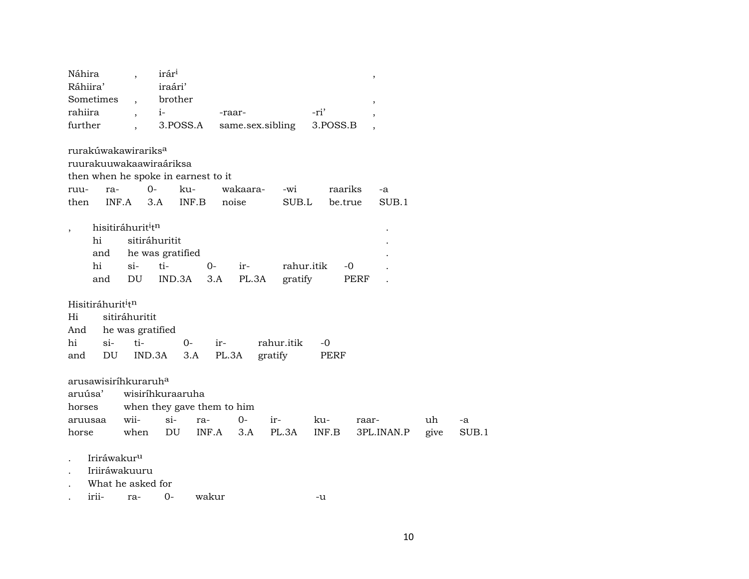| Náhira | , | irár[i] | | | , |
|---|---|---|---|---|---|
| Ráhiira' | | iraári' | | | |
| Sometimes | , | brother | | | , |
| rahiira | , | i- | -raar- | -ri' | , |
| further | , | 3.POSS.A | same.sex.sibling | 3.POSS.B | , |

rurakúwakawirariks[a]
ruurakuuwakaawiraáriksa
then when he spoke in earnest to it

| ruu- | ra- | 0- | ku- | wakaara- | -wi | raariks | -a |
|---|---|---|---|---|---|---|---|
| then | INF.A | 3.A | INF.B | noise | SUB.L | be.true | SUB.1 |

| , | hisitiráhurit[i]t[n] | | | | | | | . |
|---|---|---|---|---|---|---|---|---|
| | hi | sitiráhuritit | | | | | | . |
| | and | he was gratified | | | | | | . |
| | hi | si- | ti- | 0- | ir- | rahur.itik | -0 | . |
| | and | DU | IND.3A | 3.A | PL.3A | gratify | PERF | . |

Hisitiráhurit[i]t[n]

| Hi | sitiráhuritit | | | | | |
|---|---|---|---|---|---|---|
| And | he was gratified | | | | | |
| hi | si- | ti- | 0- | ir- | rahur.itik | -0 |
| and | DU | IND.3A | 3.A | PL.3A | gratify | PERF |

arusawisiríhkuraruh[a]

| arusúsa' | wisiríhkuraaruha | | | | | | | | |
|---|---|---|---|---|---|---|---|---|---|
| horses | when they gave them to him | | | | | | | | |
| aruusaa | wii- | si- | ra- | 0- | ir- | ku- | raar- | uh | -a |
| horse | when | DU | INF.A | 3.A | PL.3A | INF.B | 3PL.INAN.P | give | SUB.1 |

| . | Iriráwakur[u] | | | | |
|---|---|---|---|---|---|
| . | Iriiráwakuuru | | | | |
| . | What he asked for | | | | |
| . | irii- | ra- | 0- | wakur | -u |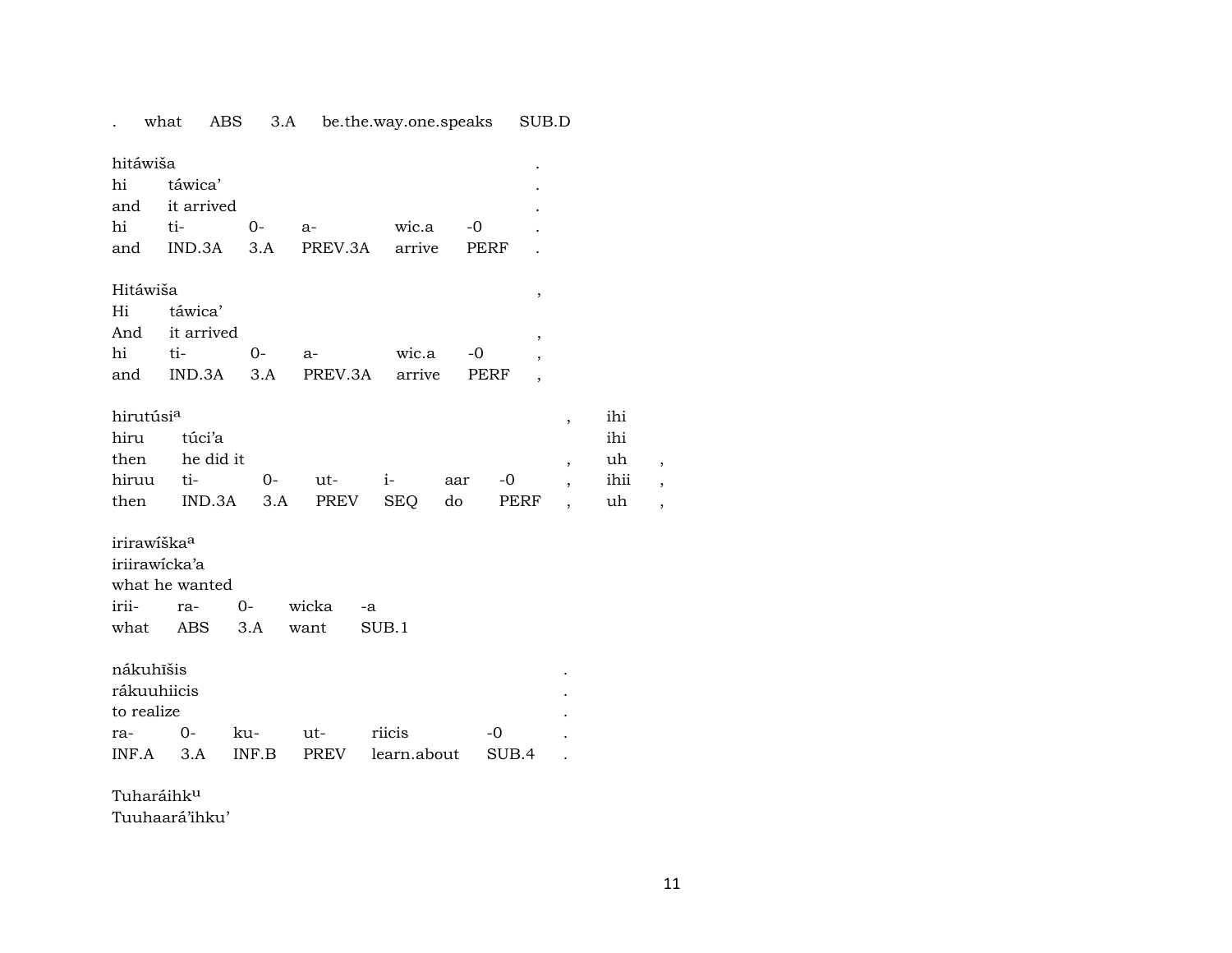| . | what | ABS | 3.A | be.the.way.one.speaks | SUB.D |
|---|---|---|---|---|---|

hitáwiša .
hi táwica' .
and it arrived .

| hi | ti- | 0- | a- | wic.a | -0 | . |
|---|---|---|---|---|---|---|
| and | IND.3A | 3.A | PREV.3A | arrive | PERF | . |

Hitáwiša ,
Hi táwica'
And it arrived ,

| hi | ti- | 0- | a- | wic.a | -0 | , |
|---|---|---|---|---|---|---|
| and | IND.3A | 3.A | PREV.3A | arrive | PERF | , |

hirutúsi[a] , ihi
hiru túci'a ihi
then he did it , uh ,

| hiruu | ti- | 0- | ut- | i- | aar | -0 | , | ihii | , |
|---|---|---|---|---|---|---|---|---|---|
| then | IND.3A | 3.A | PREV | SEQ | do | PERF | , | uh | , |

irirawíška[a]
iriirawícka'a
what he wanted

| irii- | ra- | 0- | wicka | -a |
|---|---|---|---|---|
| what | ABS | 3.A | want | SUB.1 |

nákuhĭšis .
rákuuhiicis .
to realize .

| ra- | 0- | ku- | ut- | riicis | -0 | . |
|---|---|---|---|---|---|---|
| INF.A | 3.A | INF.B | PREV | learn.about | SUB.4 | . |

Tuharáihk[u]
Tuuhaará'ihku'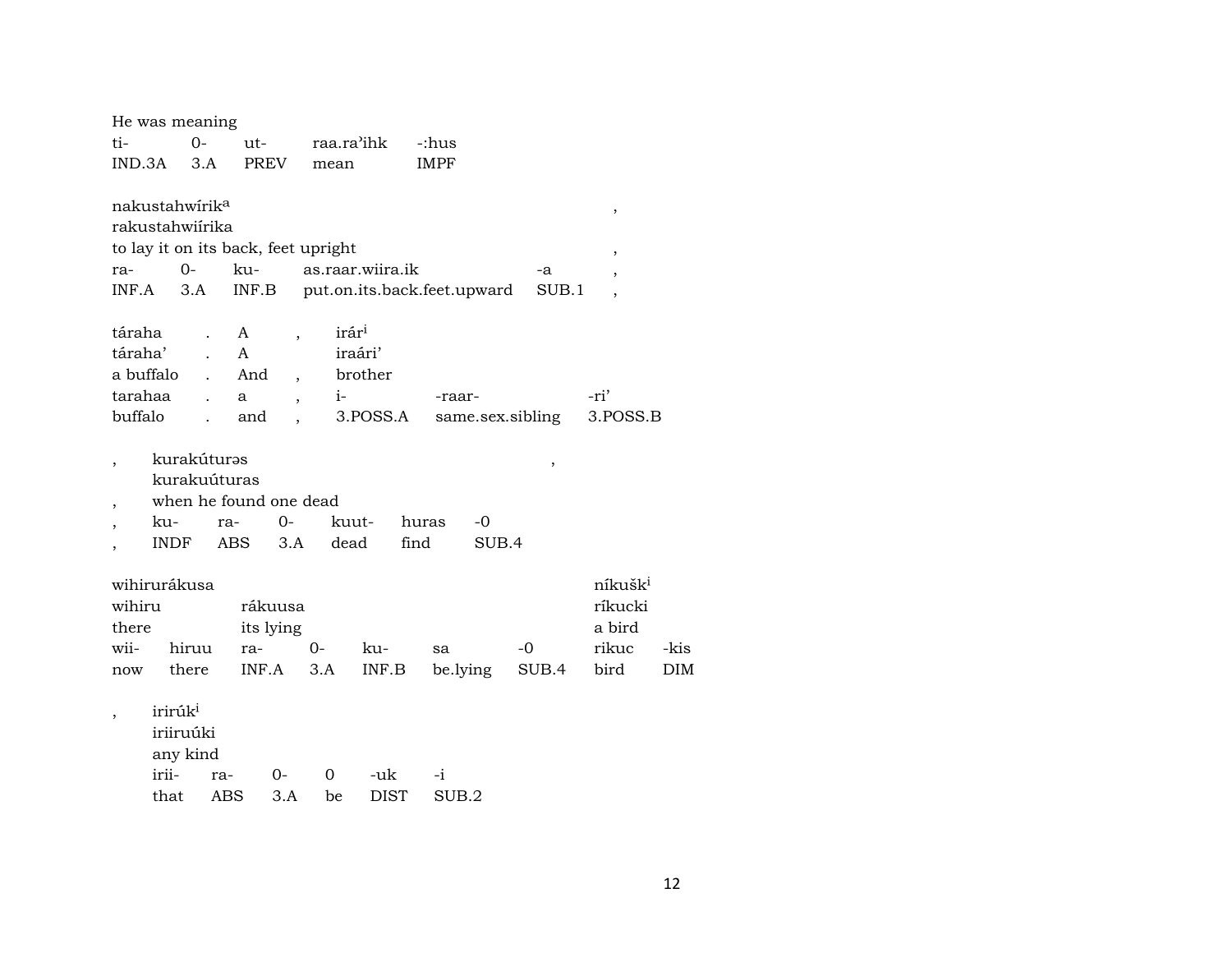He was meaning

| ti- | 0- | ut- | raa.ra'ihk | -:hus |
|---|---|---|---|---|
| IND.3A | 3.A | PREV | mean | IMPF |

nakustahwírik$^{a}$ ,
rakustahwiírika
to lay it on its back, feet upright ,

| ra- | 0- | ku- | as.raar.wiira.ik | -a | , |
|---|---|---|---|---|---|
| INF.A | 3.A | INF.B | put.on.its.back.feet.upward | SUB.1 | , |

| táraha | . | A | , | irár$^{i}$ | | |
|---|---|---|---|---|---|---|
| táraha' | . | A | | iraári' | | |
| a buffalo | . | And | , | brother | | |
| tarahaa | . | a | , | i- | -raar- | -ri' |
| buffalo | . | and | , | 3.POSS.A | same.sex.sibling | 3.POSS.B |

| , | kurakúturəs | | | | | , |
|---|---|---|---|---|---|---|
| | kurakuúturas | | | | | |
| , | when he found one dead | | | | | |
| , | ku- | ra- | 0- | kuut- | huras | -0 |
| , | INDF | ABS | 3.A | dead | find | SUB.4 |

| wihirurákusa | | | | | | | níkušk$^{i}$ | |
|---|---|---|---|---|---|---|---|---|
| wihiru | | rákuusa | | | | | ríkucki | |
| there | | its lying | | | | | a bird | |
| wii- | hiruu | ra- | 0- | ku- | sa | -0 | rikuc | -kis |
| now | there | INF.A | 3.A | INF.B | be.lying | SUB.4 | bird | DIM |

| , | irirúk$^{i}$ | | | | | |
|---|---|---|---|---|---|---|
| | iriiruúki | | | | | |
| | any kind | | | | | |
| | irii- | ra- | 0- | 0 | -uk | -i |
| | that | ABS | 3.A | be | DIST | SUB.2 |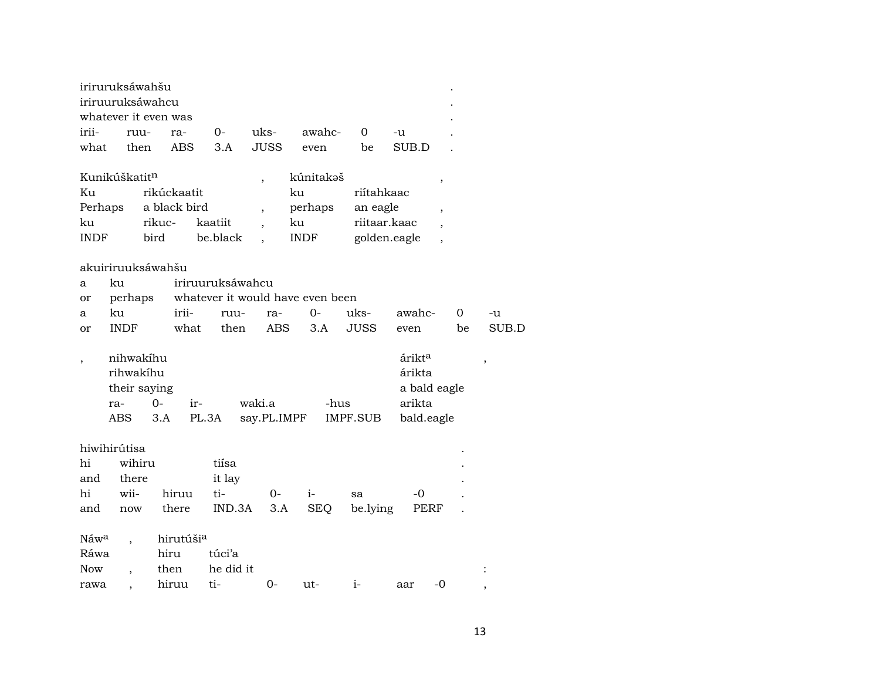| iriruruksáwahšu | | | | | | | | . |
|---|---|---|---|---|---|---|---|---|
| iriruuruksáwahcu | | | | | | | | . |
| whatever it even was | | | | | | | | . |
| irii- | ruu- | ra- | 0- | uks- | awahc- | 0 | -u | . |
| what | then | ABS | 3.A | JUSS | even | be | SUB.D | . |

| Kunikúškatit[n] | | , | kúnitakəš | | , |
|---|---|---|---|---|---|
| Ku | rikúckaatit | | ku | riítahkaac | |
| Perhaps | a black bird | , | perhaps | an eagle | , |
| ku | rikuc- kaatiit | , | ku | riitaar.kaac | , |
| INDF | bird be.black | , | INDF | golden.eagle | , |

| akuiriruuksáwahšu | | | | | | | | | |
|---|---|---|---|---|---|---|---|---|---|
| a | ku | iriruuruksáwahcu | | | | | | | |
| or | perhaps | whatever it would have even been | | | | | | | |
| a | ku | irii- | ruu- | ra- | 0- | uks- | awahc- | 0 | -u |
| or | INDF | what | then | ABS | 3.A | JUSS | even | be | SUB.D |

| , | nihwakíhu | | | | | árikt[a] | , |
|---|---|---|---|---|---|---|---|
| | rihwakíhu | | | | | árikta | |
| | their saying | | | | | a bald eagle | |
| | ra- | 0- | ir- | waki.a | -hus | arikta | |
| | ABS | 3.A | PL.3A | say.PL.IMPF | IMPF.SUB | bald.eagle | |

| hiwihirútisa | | | | | | | | . |
|---|---|---|---|---|---|---|---|---|
| hi | wihiru | | tiísa | | | | | . |
| and | there | | it lay | | | | | . |
| hi | wii- | hiruu | ti- | 0- | i- | sa | -0 | . |
| and | now | there | IND.3A | 3.A | SEQ | be.lying | PERF | . |

| Náw[a] | , | hirutúši[a] | | | | | | | |
|---|---|---|---|---|---|---|---|---|---|
| Ráwa | | hiru | túci'a | | | | | | |
| Now | , | then | he did it | | | | | | : |
| rawa | , | hiruu | ti- | 0- | ut- | i- | aar | -0 | , |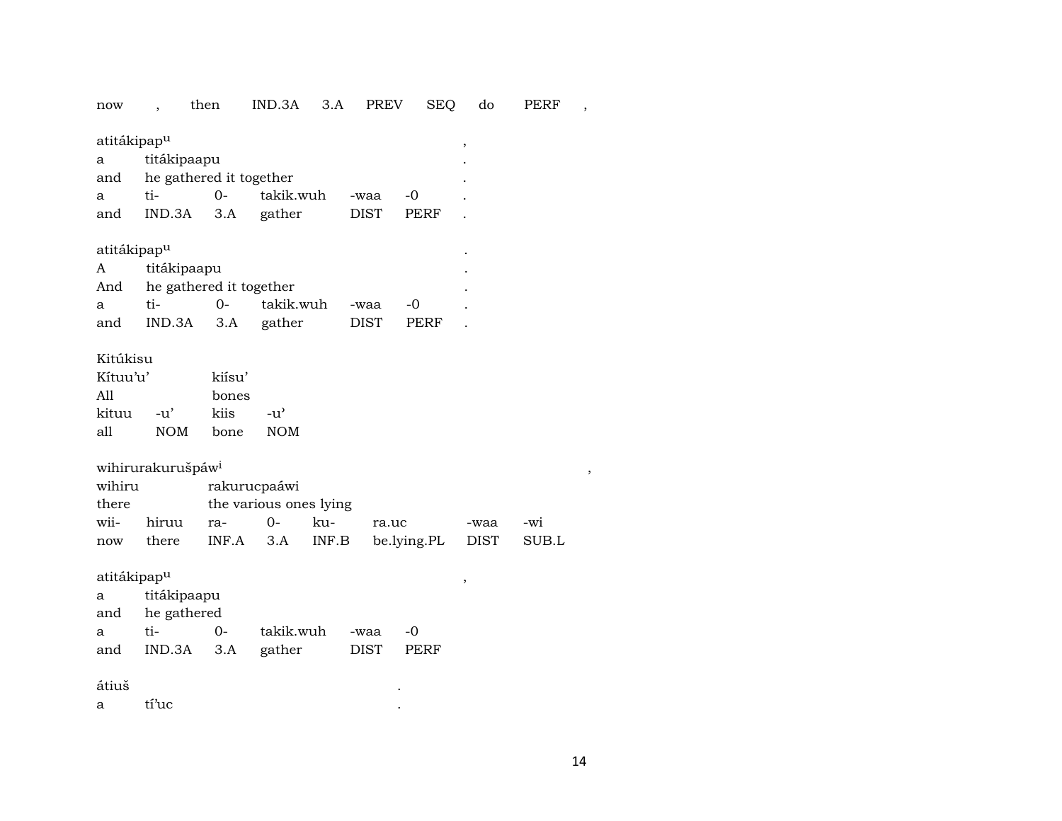now , then IND.3A 3.A PREV SEQ do PERF ,

atitákipap^u ,
a titákipaapu .
and he gathered it together .
a ti- 0- takik.wuh -waa -0 .
and IND.3A 3.A gather DIST PERF .

atitákipap^u .
A titákipaapu .
And he gathered it together .
a ti- 0- takik.wuh -waa -0 .
and IND.3A 3.A gather DIST PERF .

Kitúkisu
Kítuu'u' kiísu'
All bones
kituu -u' kiis -u'
all NOM bone NOM

wihirurakurušpáw^i ,
wihiru rakurucpaáwi
there the various ones lying
wii- hiruu ra- 0- ku- ra.uc -waa -wi
now there INF.A 3.A INF.B be.lying.PL DIST SUB.L

atitákipap^u ,
a titákipaapu
and he gathered
a ti- 0- takik.wuh -waa -0
and IND.3A 3.A gather DIST PERF

átiuš .
a tí'uc .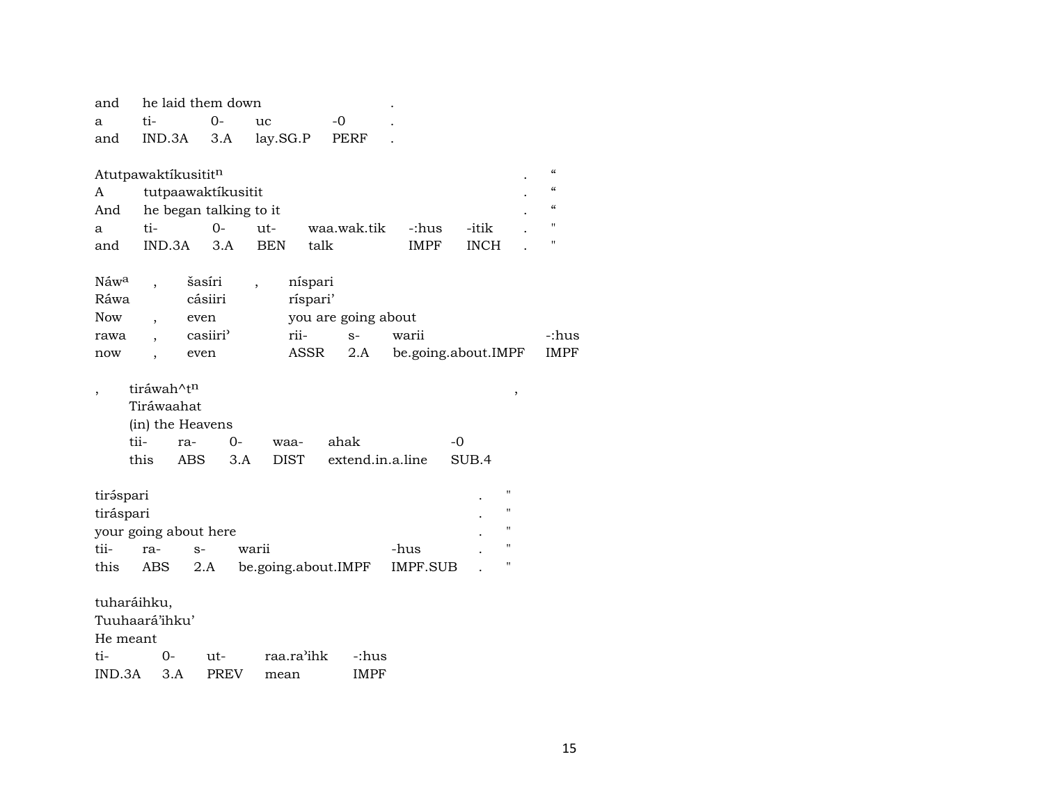| and | he laid them down | | | . |
|---|---|---|---|---|
| a | ti- | 0- | uc | -0 | . |
| and | IND.3A | 3.A | lay.SG.P | PERF | . |

| Atutpawaktíkusitit$^{n}$ | | | | | | | . | “ |
|---|---|---|---|---|---|---|---|---|
| A | tutpaawaktíkusitit | | | | | | . | “ |
| And | he began talking to it | | | | | | . | “ |
| a | ti- | 0- | ut- | waa.wak.tik | -:hus | -itik | . | " |
| and | IND.3A | 3.A | BEN | talk | IMPF | INCH | . | " |

| Náw$^{a}$ | , | šasíri | , | níspari | | | |
|---|---|---|---|---|---|---|---|
| Ráwa | | cásiiri | | ríspari’ | | | |
| Now | , | even | | you are going about | | | |
| rawa | , | casiiri’ | | rii- | s- | warii | -:hus |
| now | , | even | | ASSR | 2.A | be.going.about.IMPF | IMPF |

| , | tiráwah^t$^{n}$ | | | | | | , |
|---|---|---|---|---|---|---|---|
| | Tiráwaahat | | | | | | |
| | (in) the Heavens | | | | | | |
| | tii- | ra- | 0- | waa- | ahak | -0 | |
| | this | ABS | 3.A | DIST | extend.in.a.line | SUB.4 | |

| tirə́spari | | | | | . | " |
|---|---|---|---|---|---|---|
| tiráspari | | | | | . | " |
| your going about here | | | | | . | " |
| tii- | ra- | s- | warii | -hus | . | " |
| this | ABS | 2.A | be.going.about.IMPF | IMPF.SUB | . | " |

| tuharáihku, | | | | |
|---|---|---|---|---|
| Tuuhaará’ihku’ | | | | |
| He meant | | | | |
| ti- | 0- | ut- | raa.ra’ihk | -:hus |
| IND.3A | 3.A | PREV | mean | IMPF |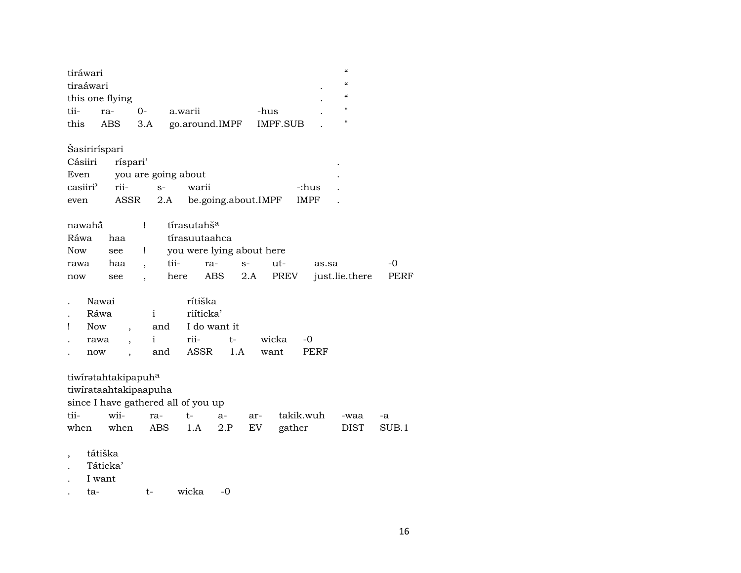tiráwari
tiraáwari
this one flying

| tii- | ra- | 0- | a.warii | -hus | . | " |
|---|---|---|---|---|---|---|
| this | ABS | 3.A | go.around.IMPF | IMPF.SUB | . | " |

Šasiriríspari
Cásiiri ríspari'
Even you are going about

| casiiri' | rii- | s- | warii | -:hus | . |
|---|---|---|---|---|---|
| even | ASSR | 2.A | be.going.about.IMPF | IMPF | . |

nawahá̃ ! tírasutahš[a]
Ráwa haa tírasuutaahca
Now see ! you were lying about here

| rawa | haa | , | tii- | ra- | s- | ut- | as.sa | -0 |
|---|---|---|---|---|---|---|---|---|
| now | see | , | here | ABS | 2.A | PREV | just.lie.there | PERF |

. Nawai rítiška
. Ráwa i riíticka'
! Now , and I do want it

| . | rawa | , | i | rii- | t- | wicka | -0 |
|---|---|---|---|---|---|---|---|
| . | now | , | and | ASSR | 1.A | want | PERF |

tiwírətahtakipapuh[a]
tiwírataahtakipaapuha
since I have gathered all of you up

| tii- | wii- | ra- | t- | a- | ar- | takik.wuh | -waa | -a |
|---|---|---|---|---|---|---|---|---|
| when | when | ABS | 1.A | 2.P | EV | gather | DIST | SUB.1 |

, tátiška
. Táticka'
. I want
. ta- t- wicka -0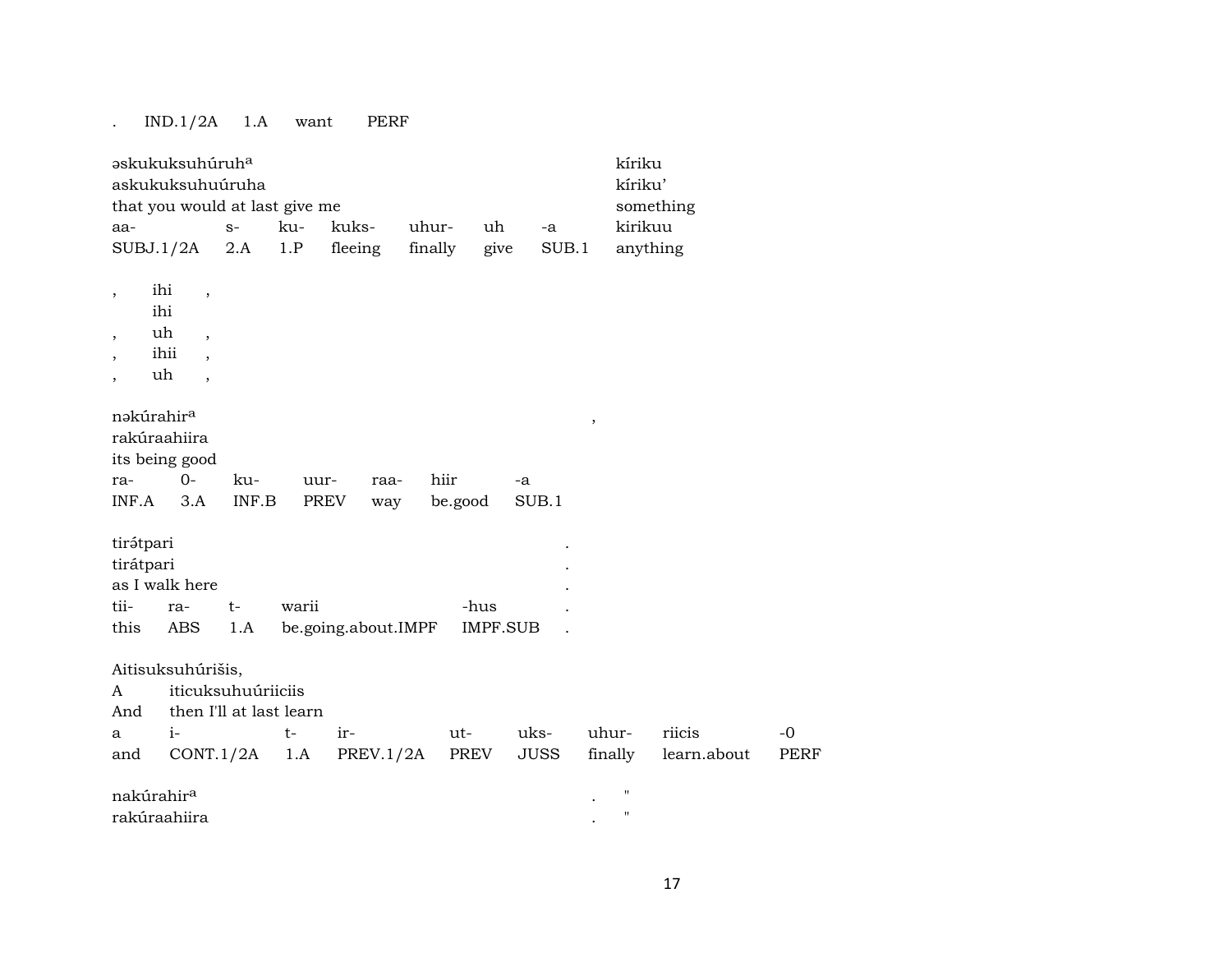. IND.1/2A 1.A want PERF

| əskukuksuhúruhᵃ | | | | | | | kíriku |
|---|---|---|---|---|---|---|---|
| askukuksuhuúruha | | | | | | | kíriku' |
| that you would at last give me | | | | | | | something |
| aa- | s- | ku- | kuks- | uhur- | uh | -a | kirikuu |
| SUBJ.1/2A | 2.A | 1.P | fleeing | finally | give | SUB.1 | anything |

, ihi ,
ihi
, uh ,
, ihii ,
, uh ,

| nəkúrahirᵃ | | | | | | | , |
|---|---|---|---|---|---|---|---|
| rakúraahiira | | | | | | | |
| its being good | | | | | | | |
| ra- | 0- | ku- | uur- | raa- | hiir | -a | |
| INF.A | 3.A | INF.B | PREV | way | be.good | SUB.1 | |

| tirə́tpari | | | | | . |
|---|---|---|---|---|---|
| tirátpari | | | | | . |
| as I walk here | | | | | . |
| tii- | ra- | t- | warii | -hus | . |
| this | ABS | 1.A | be.going.about.IMPF | IMPF.SUB | . |

| Aitisuksuhúrišis, | | | | | | | | |
|---|---|---|---|---|---|---|---|---|
| A | iticuksuhuúriiciis | | | | | | | |
| And | then I'll at last learn | | | | | | | |
| a | i- | t- | ir- | ut- | uks- | uhur- | riicis | -0 |
| and | CONT.1/2A | 1.A | PREV.1/2A | PREV | JUSS | finally | learn.about | PERF |

nakúrahirᵃ . "
rakúraahiira . "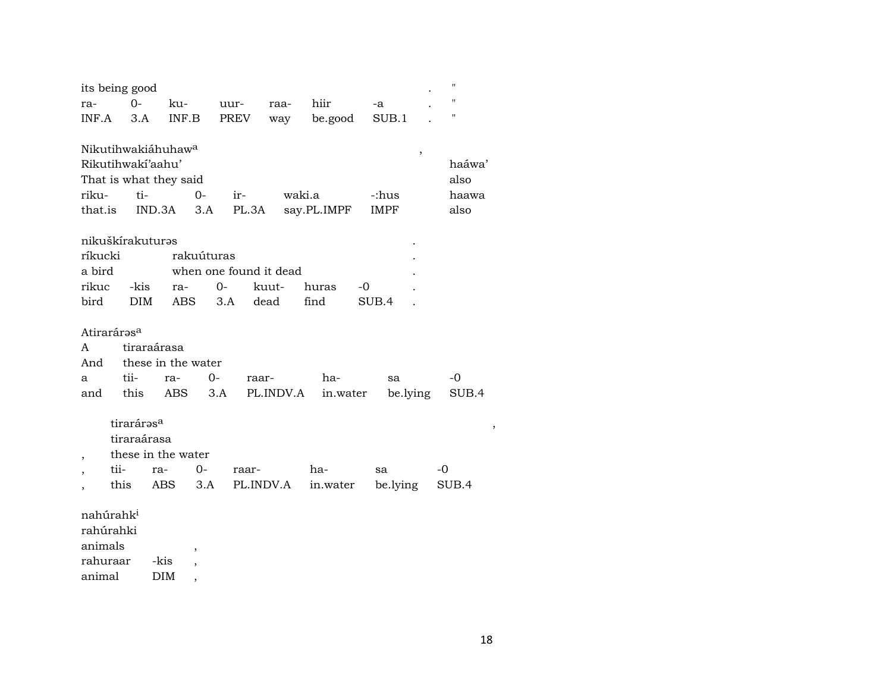| its being good | | | | | | | . | " |
|---|---|---|---|---|---|---|---|---|
| ra- | 0- | ku- | uur- | raa- | hiir | -a | . | " |
| INF.A | 3.A | INF.B | PREV | way | be.good | SUB.1 | . | " |

| Nikutihwakiáhuhaw[a] | | | | | , | |
|---|---|---|---|---|---|---|
| Rikutihwakí'aahu' | | | | | | haáwa' |
| That is what they said | | | | | | also |
| riku- | ti- | 0- | ir- | waki.a | -:hus | haawa |
| that.is | IND.3A | 3.A | PL.3A | say.PL.IMPF | IMPF | also |

| nikuškírakuturəs | | | | | | | . |
|---|---|---|---|---|---|---|---|
| ríkucki | | rakuúturas | | | | | . |
| a bird | | when one found it dead | | | | | . |
| rikuc | -kis | ra- | 0- | kuut- | huras | -0 | . |
| bird | DIM | ABS | 3.A | dead | find | SUB.4 | . |

| Atirarárəs[a] | | | | | | | |
|---|---|---|---|---|---|---|---|
| A | tiraraárasa | | | | | | |
| And | these in the water | | | | | | |
| a | tii- | ra- | 0- | raar- | ha- | sa | -0 |
| and | this | ABS | 3.A | PL.INDV.A | in.water | be.lying | SUB.4 |

| | tirarárəs[a] | | | | | | | , |
|---|---|---|---|---|---|---|---|---|
| | tiraraárasa | | | | | | | |
| , | these in the water | | | | | | | |
| , | tii- | ra- | 0- | raar- | ha- | sa | -0 | |
| , | this | ABS | 3.A | PL.INDV.A | in.water | be.lying | SUB.4 | |

| nahúrahk[i] | | |
|---|---|---|
| rahúrahki | | |
| animals | | , |
| rahuraar | -kis | , |
| animal | DIM | , |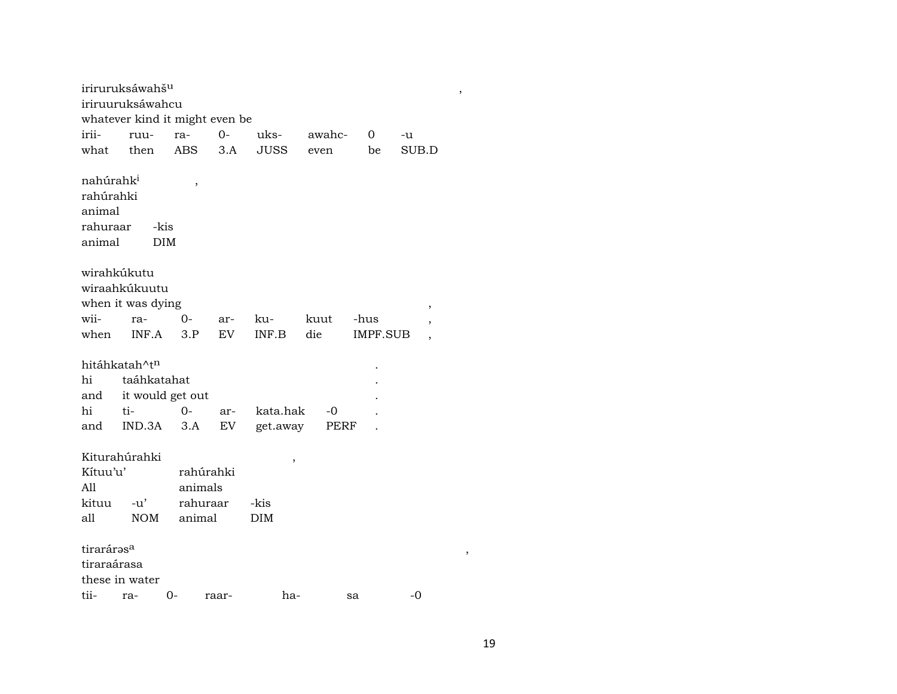iriruruksáwahš^u ,
iriruuruksáwahcu
whatever kind it might even be

| irii- | ruu- | ra- | 0- | uks- | awahc- | 0 | -u |
|---|---|---|---|---|---|---|---|
| what | then | ABS | 3.A | JUSS | even | be | SUB.D |

nahúrahk^i ,
rahúrahki
animal

| rahuraar | -kis |
|---|---|
| animal | DIM |

wirahkúkutu
wiraahkúkuutu
when it was dying ,

| wii- | ra- | 0- | ar- | ku- | kuut | -hus | , |
|---|---|---|---|---|---|---|---|
| when | INF.A | 3.P | EV | INF.B | die | IMPF.SUB | , |

hitáhkatah^t^n .
hi taáhkatahat .
and it would get out .

| hi | ti- | 0- | ar- | kata.hak | -0 | . |
|---|---|---|---|---|---|---|
| and | IND.3A | 3.A | EV | get.away | PERF | . |

Kiturahúrahki ,
Kítuu'u' rahúrahki
All animals

| kituu | -u' | rahuraar | -kis |
|---|---|---|---|
| all | NOM | animal | DIM |

tirarárəs^a ,
tiraraárasa
these in water

| tii- | ra- | 0- | raar- | ha- | sa | -0 |
|---|---|---|---|---|---|---|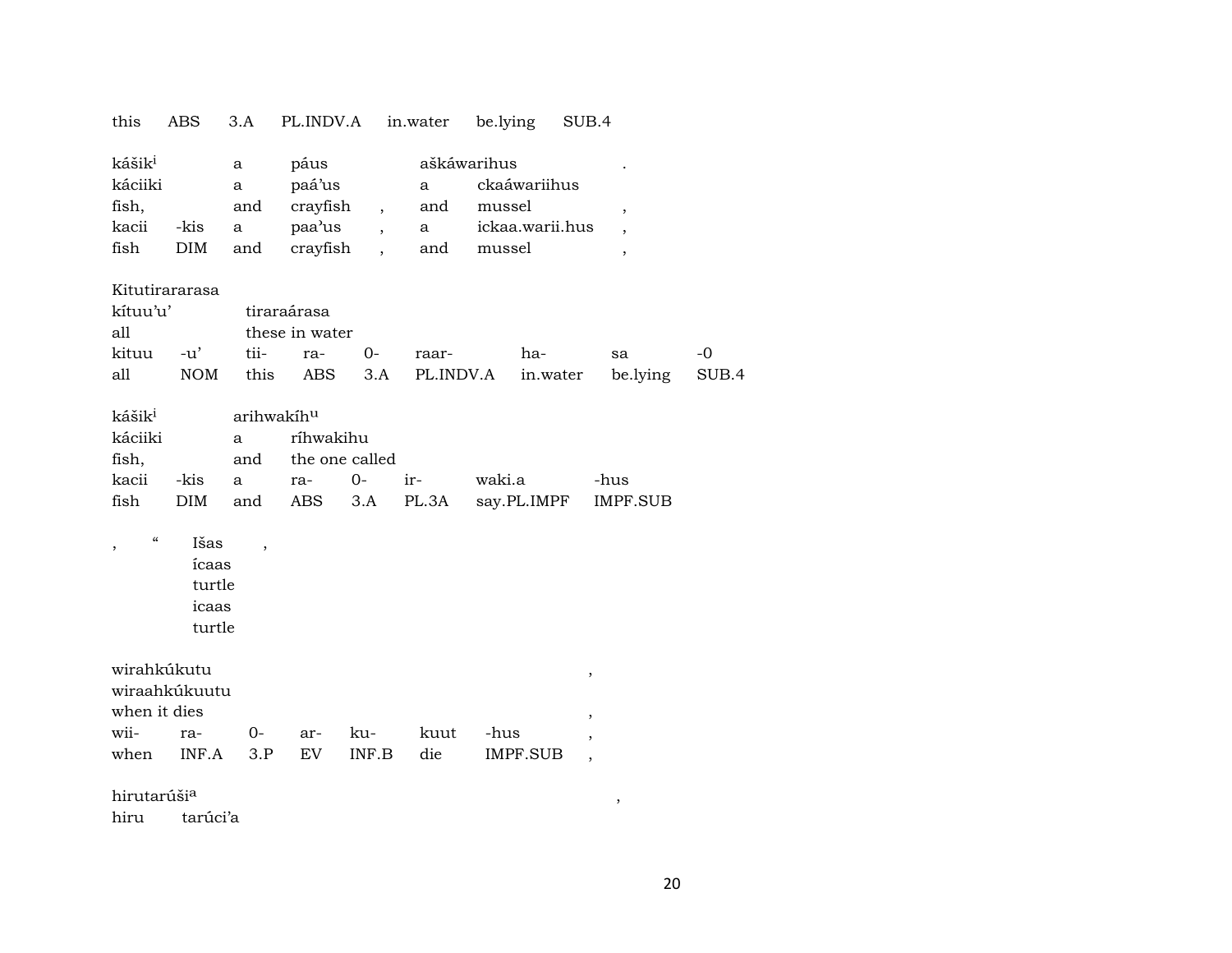| this | ABS | 3.A | PL.INDV.A | in.water | be.lying | SUB.4 |
|---|---|---|---|---|---|---|

| kášik[i] | | a | páus | | aškáwarihus | . |
|---|---|---|---|---|---|---|
| káciiki | | a | paá'us | | a ckaáwariihus | |
| fish, | | and | crayfish | , | and mussel | , |
| kacii | -kis | a | paa'us | , | a ickaa.warii.hus | , |
| fish | DIM | and | crayfish | , | and mussel | , |

Kitutirararasa

| kítuu'u' | | tiraraárasa | | | | | | |
|---|---|---|---|---|---|---|---|---|
| all | | these in water | | | | | | |
| kituu | -u' | tii- | ra- | 0- | raar- | ha- | sa | -0 |
| all | NOM | this | ABS | 3.A | PL.INDV.A | in.water | be.lying | SUB.4 |

| kášik[i] | | arihwakíh[u] | | | | | |
|---|---|---|---|---|---|---|---|
| káciiki | | a | ríhwakihu | | | | |
| fish, | | and | the one called | | | | |
| kacii | -kis | a | ra- | 0- | ir- | waki.a | -hus |
| fish | DIM | and | ABS | 3.A | PL.3A | say.PL.IMPF | IMPF.SUB |

, " Išas ,
íсaas
turtle
icaas
turtle

| wirahkúkutu | | | | | | , |
|---|---|---|---|---|---|---|
| wiraahkúkuutu | | | | | | |
| when it dies | | | | | | , |
| wii- | ra- | 0- | ar- | ku- | kuut -hus | , |
| when | INF.A | 3.P | EV | INF.B | die IMPF.SUB | , |

hirutarúši[a] ,
hiru tarúci'a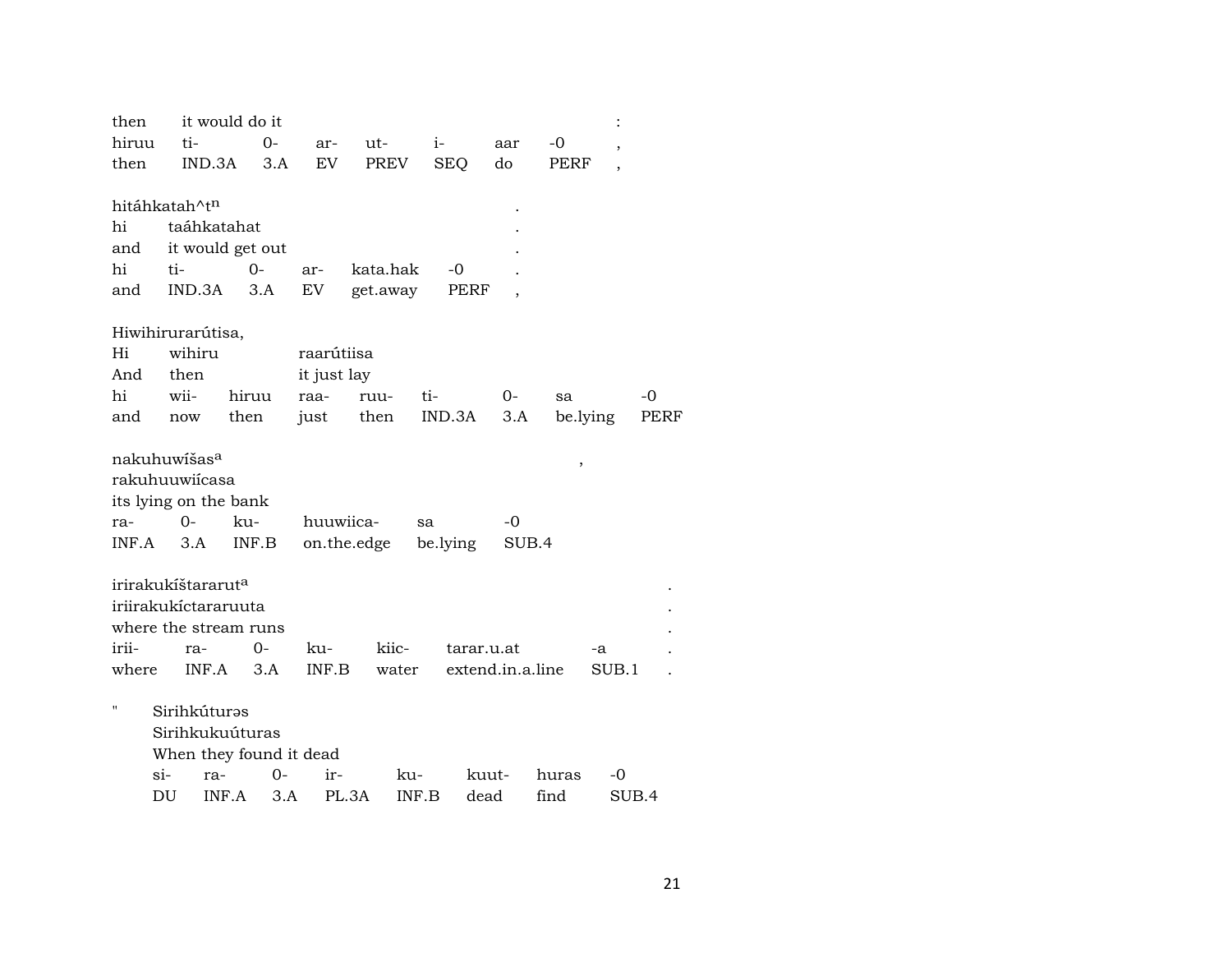| then | it would do it | | | | | | | : |
|---|---|---|---|---|---|---|---|---|
| hiruu | ti- | 0- | ar- | ut- | i- | aar | -0 | , |
| then | IND.3A | 3.A | EV | PREV | SEQ | do | PERF | , |

| hitáhkatah^t^n | | | | | | . |
|---|---|---|---|---|---|---|
| hi | taáhkatahat | | | | | . |
| and | it would get out | | | | | . |
| hi | ti- | 0- | ar- | kata.hak | -0 | . |
| and | IND.3A | 3.A | EV | get.away | PERF | , |

| Hiwihirurarútisa, | | | | | | | | |
|---|---|---|---|---|---|---|---|---|
| Hi | wihiru | | raarútiisa | | | | | |
| And | then | | it just lay | | | | | |
| hi | wii- | hiruu | raa- | ruu- | ti- | 0- | sa | -0 |
| and | now | then | just | then | IND.3A | 3.A | be.lying | PERF |

| nakuhuwíšas[a] | | | | | , |
|---|---|---|---|---|---|
| rakuhuuwiícasa | | | | | |
| its lying on the bank | | | | | |
| ra- | 0- | ku- | huuwiica- | sa | -0 |
| INF.A | 3.A | INF.B | on.the.edge | be.lying | SUB.4 |

| irirakukíštararut[a] | | | | | | | . |
|---|---|---|---|---|---|---|---|
| iriirakukíctararuuta | | | | | | | . |
| where the stream runs | | | | | | | . |
| irii- | ra- | 0- | ku- | kiic- | tarar.u.at | -a | . |
| where | INF.A | 3.A | INF.B | water | extend.in.a.line | SUB.1 | . |

| " | Sirihkútur**ə**s | | | | | | | |
|---|---|---|---|---|---|---|---|---|
| | Sirihkukuúturas | | | | | | | |
| | When they found it dead | | | | | | | |
| | si- | ra- | 0- | ir- | ku- | kuut- | huras | -0 |
| | DU | INF.A | 3.A | PL.3A | INF.B | dead | find | SUB.4 |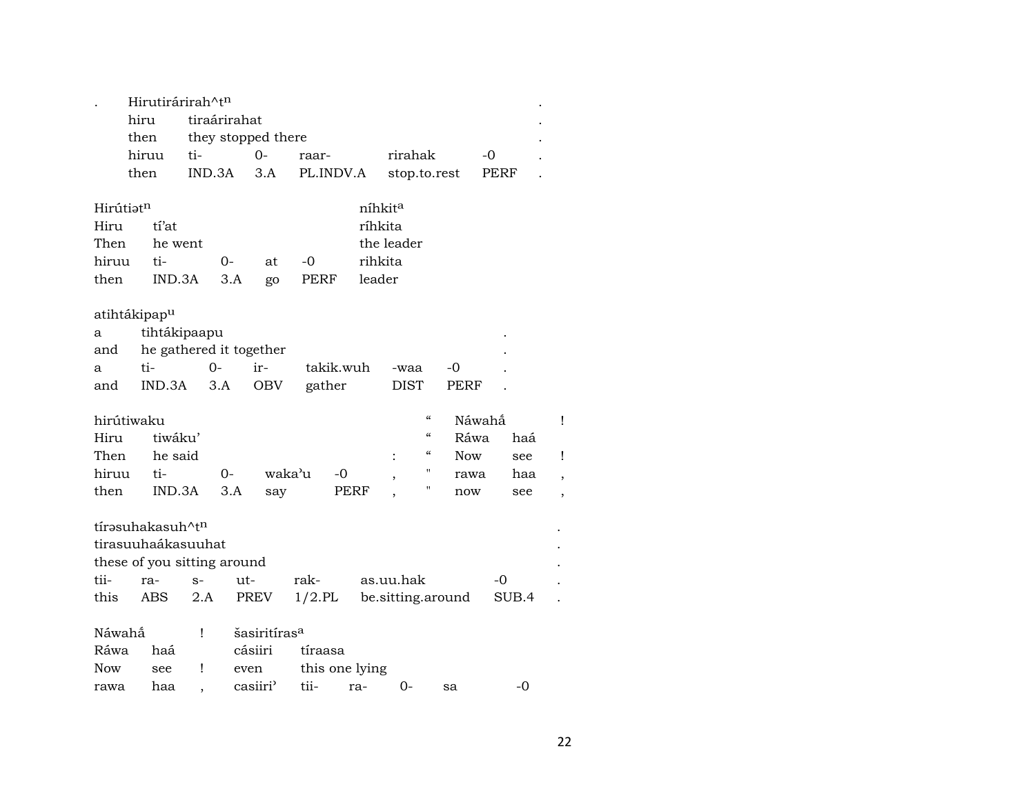| . | Hirutirárirah^tⁿ | | | | | | . |
|---|---|---|---|---|---|---|---|
| | hiru | tiraárirahat | | | | | . |
| | then | they stopped there | | | | | . |
| | hiruu | ti- | 0- | raar- | rirahak | -0 | . |
| | then | IND.3A | 3.A | PL.INDV.A | stop.to.rest | PERF | . |

| Hirútiətⁿ | | | | | níhkitᵃ |
|---|---|---|---|---|---|
| Hiru | tí'at | | | | ríhkita |
| Then | he went | | | | the leader |
| hiruu | ti- | 0- | at | -0 | rihkita |
| then | IND.3A | 3.A | go | PERF | leader |

| atihtákipapᵘ | | | | | | | |
|---|---|---|---|---|---|---|---|
| a | tihtákipaapu | | | | | | . |
| and | he gathered it together | | | | | | . |
| a | ti- | 0- | ir- | takik.wuh | -waa | -0 | . |
| and | IND.3A | 3.A | OBV | gather | DIST | PERF | . |

| hirútiwaku | | | | | | " | Náwahá́ | | ! |
|---|---|---|---|---|---|---|---|---|---|
| Hiru | tiwáku' | | | | | " | Ráwa | haá | |
| Then | he said | | | | : | " | Now | see | ! |
| hiruu | ti- | 0- | waka'u | -0 | , | " | rawa | haa | , |
| then | IND.3A | 3.A | say | PERF | , | " | now | see | , |

| tírəsuhakasuh^tⁿ | | | | | | | . |
|---|---|---|---|---|---|---|---|
| tirasuuhaákasuuhat | | | | | | | . |
| these of you sitting around | | | | | | | . |
| tii- | ra- | s- | ut- | rak- | as.uu.hak | -0 | . |
| this | ABS | 2.A | PREV | 1/2.PL | be.sitting.around | SUB.4 | . |

| Náwahá́ | | ! | šasiritírasᵃ | | | | | |
|---|---|---|---|---|---|---|---|---|
| Ráwa | haá | | cásiiri | tíraasa | | | | |
| Now | see | ! | even | this one lying | | | | |
| rawa | haa | , | casiiri' | tii- | ra- | 0- | sa | -0 |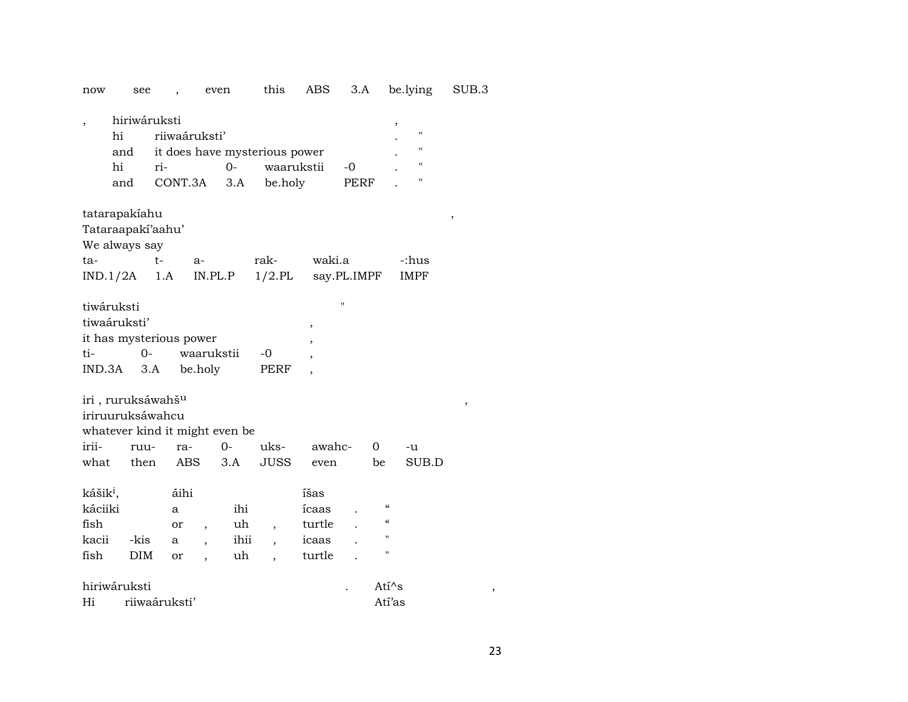now see , even this ABS 3.A be.lying SUB.3

| , | hiriwáruksti | | | | | , | |
|---|---|---|---|---|---|---|---|
| | hi | riiwaáruksti' | | | | . | " |
| | and | it does have mysterious power | | | | . | " |
| | hi | ri- | 0- | waarukstii | -0 | . | " |
| | and | CONT.3A | 3.A | be.holy | PERF | . | " |

tatarapakíahu ,
Tataraapakí'aahu'
We always say

| ta- | t- | a- | rak- | waki.a | -:hus |
|---|---|---|---|---|---|
| IND.1/2A | 1.A | IN.PL.P | 1/2.PL | say.PL.IMPF | IMPF |

tiwáruksti "
tiwaáruksti' ,
it has mysterious power ,

| ti- | 0- | waarukstii | -0 | , |
|---|---|---|---|---|
| IND.3A | 3.A | be.holy | PERF | , |

iri , ruruksáwahš^u ,
iriruuruksáwahcu
whatever kind it might even be

| irii- | ruu- | ra- | 0- | uks- | awahc- | 0 | -u |
|---|---|---|---|---|---|---|---|
| what | then | ABS | 3.A | JUSS | even | be | SUB.D |

| kášik^i, | | áihi | | | | íšas | | |
|---|---|---|---|---|---|---|---|---|
| káciiki | | a | | ihi | | ícaas | . | " |
| fish | | or | , | uh | , | turtle | . | " |
| kacii | -kis | a | , | ihii | , | icaas | . | " |
| fish | DIM | or | , | uh | , | turtle | . | " |

hiriwáruksti . Atí^s ,
Hi riiwaáruksti' Atí'as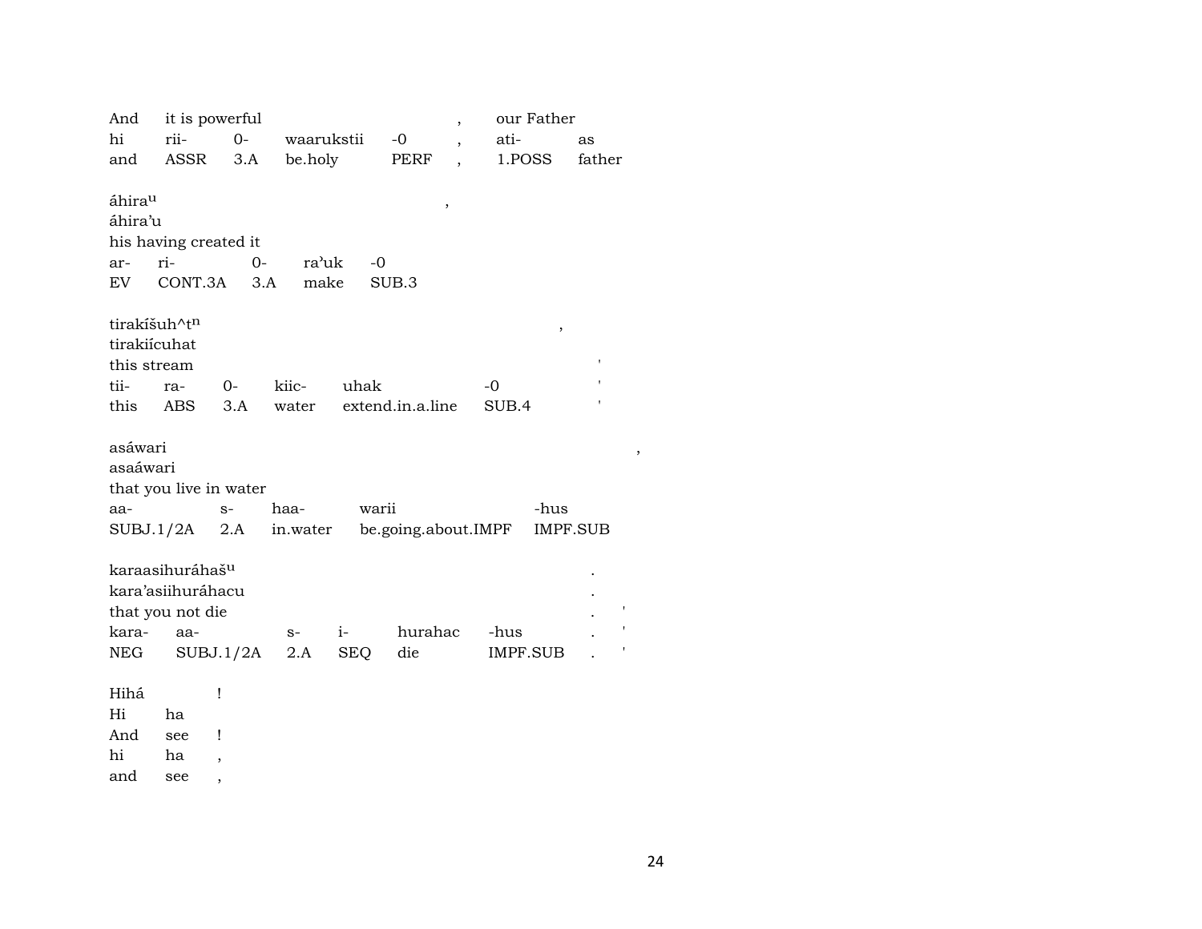| And | it is powerful | | | | , | our Father | |
|---|---|---|---|---|---|---|---|
| hi | rii- | 0- | waarukstii | -0 | , | ati- | as |
| and | ASSR | 3.A | be.holy | PERF | , | 1.POSS | father |

| áhira$^{u}$ | | | | | , |
|---|---|---|---|---|---|
| áhira’u | | | | | |
| his having created it | | | | | |
| ar- | ri- | 0- | ra’uk | -0 | |
| EV | CONT.3A | 3.A | make | SUB.3 | |

| tirakíšuh^t$^{n}$ | | | | | | , |
|---|---|---|---|---|---|---|
| tirakiícuhat | | | | | | |
| this stream | | | | | | ' |
| tii- | ra- | 0- | kiic- | uhak | -0 | ' |
| this | ABS | 3.A | water | extend.in.a.line | SUB.4 | ' |

| asáwari | | | | | , |
|---|---|---|---|---|---|
| asaáwari | | | | | |
| that you live in water | | | | | |
| aa- | s- | haa- | warii | -hus | |
| SUBJ.1/2A | 2.A | in.water | be.going.about.IMPF | IMPF.SUB | |

| karaasihuráhaš$^{u}$ | | | | | | . | |
|---|---|---|---|---|---|---|---|
| kara’asiihuráhacu | | | | | | . | |
| that you not die | | | | | | . | ' |
| kara- | aa- | s- | i- | hurahac | -hus | . | ' |
| NEG | SUBJ.1/2A | 2.A | SEQ | die | IMPF.SUB | . | ' |

| Hihá | | ! |
|---|---|---|
| Hi | ha | |
| And | see | ! |
| hi | ha | , |
| and | see | , |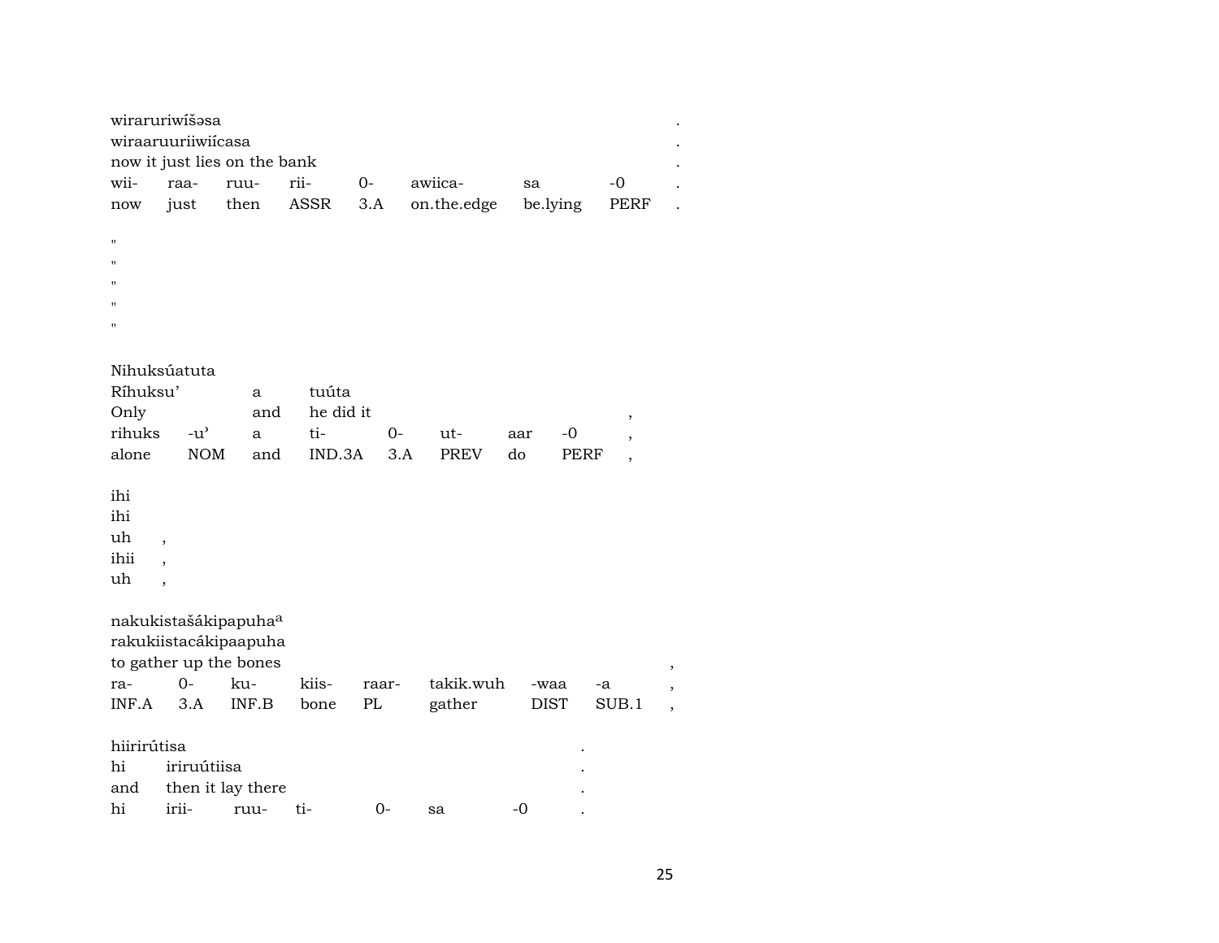wiraruriwíšəsa .
wiraaruuriiwiícasa .
now it just lies on the bank .

| wii- | raa- | ruu- | rii- | 0- | awiica- | sa | -0 | . |
|---|---|---|---|---|---|---|---|---|
| now | just | then | ASSR | 3.A | on.the.edge | be.lying | PERF | . |

"
"
"
"
"

Nihuksúatuta
Ríhuksu' a tuúta
Only and he did it ,

| rihuks | -u' | a | ti- | 0- | ut- | aar | -0 | , |
|---|---|---|---|---|---|---|---|---|
| alone | NOM | and | IND.3A | 3.A | PREV | do | PERF | , |

ihi
ihi
uh ,
ihii ,
uh ,

nakukistašákipapuha[a]
rakukiistacákipaapuha
to gather up the bones ,

| ra- | 0- | ku- | kiis- | raar- | takik.wuh | -waa | -a | , |
|---|---|---|---|---|---|---|---|---|
| INF.A | 3.A | INF.B | bone | PL | gather | DIST | SUB.1 | , |

hiirirútisa .
hi iriruútiisa .
and then it lay there .

| hi | irii- | ruu- | ti- | 0- | sa | -0 | . |
|---|---|---|---|---|---|---|---|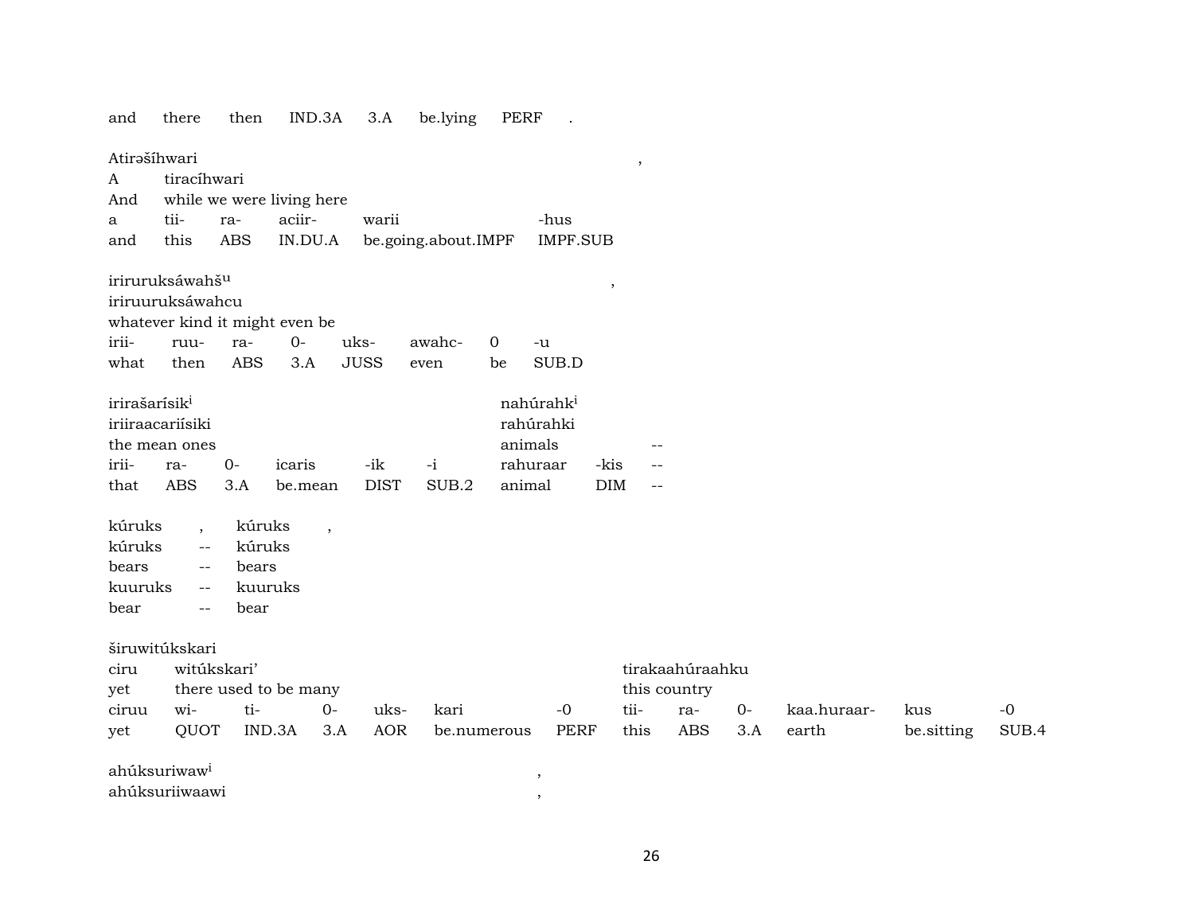| and | there | then | IND.3A | 3.A | be.lying | PERF | . |
|---|---|---|---|---|---|---|---|

Atirəšíhwari ,
A tiracíhwari
And while we were living here

| a | tii- | ra- | aciir- | warii | -hus |
|---|---|---|---|---|---|
| and | this | ABS | IN.DU.A | be.going.about.IMPF | IMPF.SUB |

iriruruksáwahšu ,
iriruuruksáwahcu
whatever kind it might even be

| irii- | ruu- | ra- | 0- | uks- | awahc- | 0 | -u |
|---|---|---|---|---|---|---|---|
| what | then | ABS | 3.A | JUSS | even | be | SUB.D |

irirašarísiki nahúrahki
iriiraacariísiki rahúrahki
the mean ones animals --

| irii- | ra- | 0- | icaris | -ik | -i | rahuraar | -kis | -- |
|---|---|---|---|---|---|---|---|---|
| that | ABS | 3.A | be.mean | DIST | SUB.2 | animal | DIM | -- |

kúruks , kúruks ,
kúruks -- kúruks
bears -- bears
kuuruks -- kuuruks
bear -- bear

širuwitúkskari
ciru witúkskari' tirakaahúraahku
yet there used to be many this country

| ciruu | wi- | ti- | 0- | uks- | kari | -0 | tii- | ra- | 0- | kaa.huraar- | kus | -0 |
|---|---|---|---|---|---|---|---|---|---|---|---|---|
| yet | QUOT | IND.3A | 3.A | AOR | be.numerous | PERF | this | ABS | 3.A | earth | be.sitting | SUB.4 |

ahúksuriwawi ,
ahúksuriiwaawi ,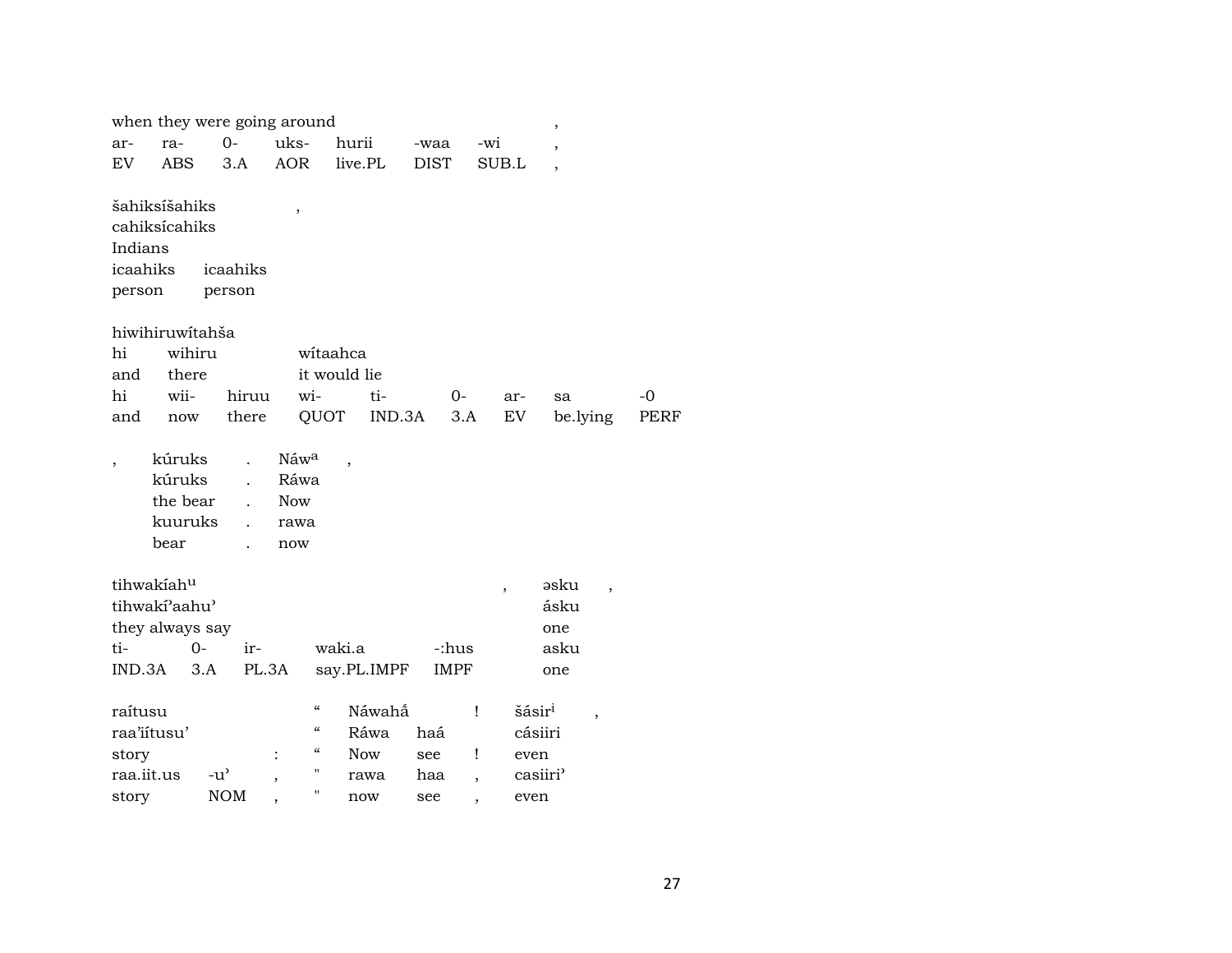| when they were going around | | | | | | | , |
|---|---|---|---|---|---|---|---|
| ar- | ra- | 0- | uks- | hurii | -waa | -wi | , |
| EV | ABS | 3.A | AOR | live.PL | DIST | SUB.L | , |

| šahiksíšahiks | , |
|---|---|
| cahiksícahiks | |
| Indians | |
| icaahiks | icaahiks |
| person | person |

| hiwihiruwítahša | | | | | | | | |
|---|---|---|---|---|---|---|---|---|
| hi | wihiru | | wítaahca | | | | | |
| and | there | | it would lie | | | | | |
| hi | wii- | hiruu | wi- | ti- | 0- | ar- | sa | -0 |
| and | now | there | QUOT | IND.3A | 3.A | EV | be.lying | PERF |

| , | kúruks | . | Náw[a] | , |
|---|---|---|---|---|
| | kúruks | . | Ráwa | |
| | the bear | . | Now | |
| | kuuruks | . | rawa | |
| | bear | . | now | |

| tihwakíah[u] | | | | | , | əsku | , |
|---|---|---|---|---|---|---|---|
| tihwakí'aahu' | | | | | | ásku | |
| they always say | | | | | | one | |
| ti- | 0- | ir- | waki.a | -:hus | | asku | |
| IND.3A | 3.A | PL.3A | say.PL.IMPF | IMPF | | one | |

| raítusu | | | “ | Náwahá́ | | ! | šásir[i] | , |
|---|---|---|---|---|---|---|---|---|
| raa'iítusu' | | | “ | Ráwa | haá | | cásiiri | |
| story | | : | “ | Now | see | ! | even | |
| raa.iit.us | -u' | , | " | rawa | haa | , | casiiri' | |
| story | NOM | , | " | now | see | , | even | |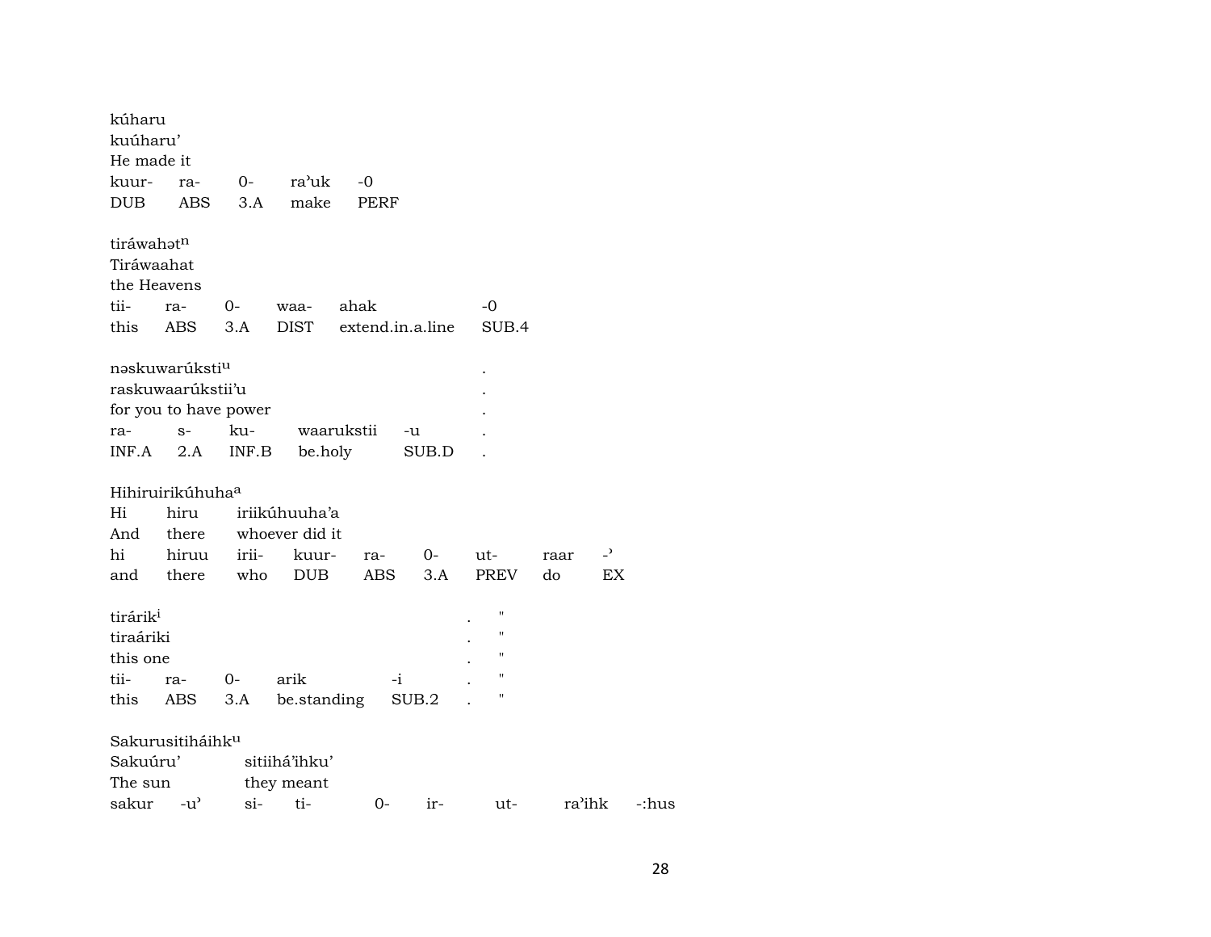kúharu
kuúharu’
He made it

| kuur- | ra- | 0- | ra’uk | -0 |
|---|---|---|---|---|
| DUB | ABS | 3.A | make | PERF |

tiráwahət[n]
Tiráwaahat
the Heavens

| tii- | ra- | 0- | waa- | ahak | -0 |
|---|---|---|---|---|---|
| this | ABS | 3.A | DIST | extend.in.a.line | SUB.4 |

nəskuwarúksti[u] .
raskuwaarúkstii’u .
for you to have power .

| ra- | s- | ku- | waarukstii | -u | . |
|---|---|---|---|---|---|
| INF.A | 2.A | INF.B | be.holy | SUB.D | . |

Hihiruirikúhuha[a]
Hi hiru iriikúhuuha’a
And there whoever did it

| hi | hiruu | irii- | kuur- | ra- | 0- | ut- | raar | -’ |
|---|---|---|---|---|---|---|---|---|
| and | there | who | DUB | ABS | 3.A | PREV | do | EX |

tirárik[i] . "
tiraáriki . "
this one . "

| tii- | ra- | 0- | arik | -i | . | " |
|---|---|---|---|---|---|---|
| this | ABS | 3.A | be.standing | SUB.2 | . | " |

Sakurusitiháihk[u]
Sakuúru’ sitiihá’ihku’
The sun they meant

| sakur | -u’ | si- | ti- | 0- | ir- | ut- | ra’ihk | -:hus |
|---|---|---|---|---|---|---|---|---|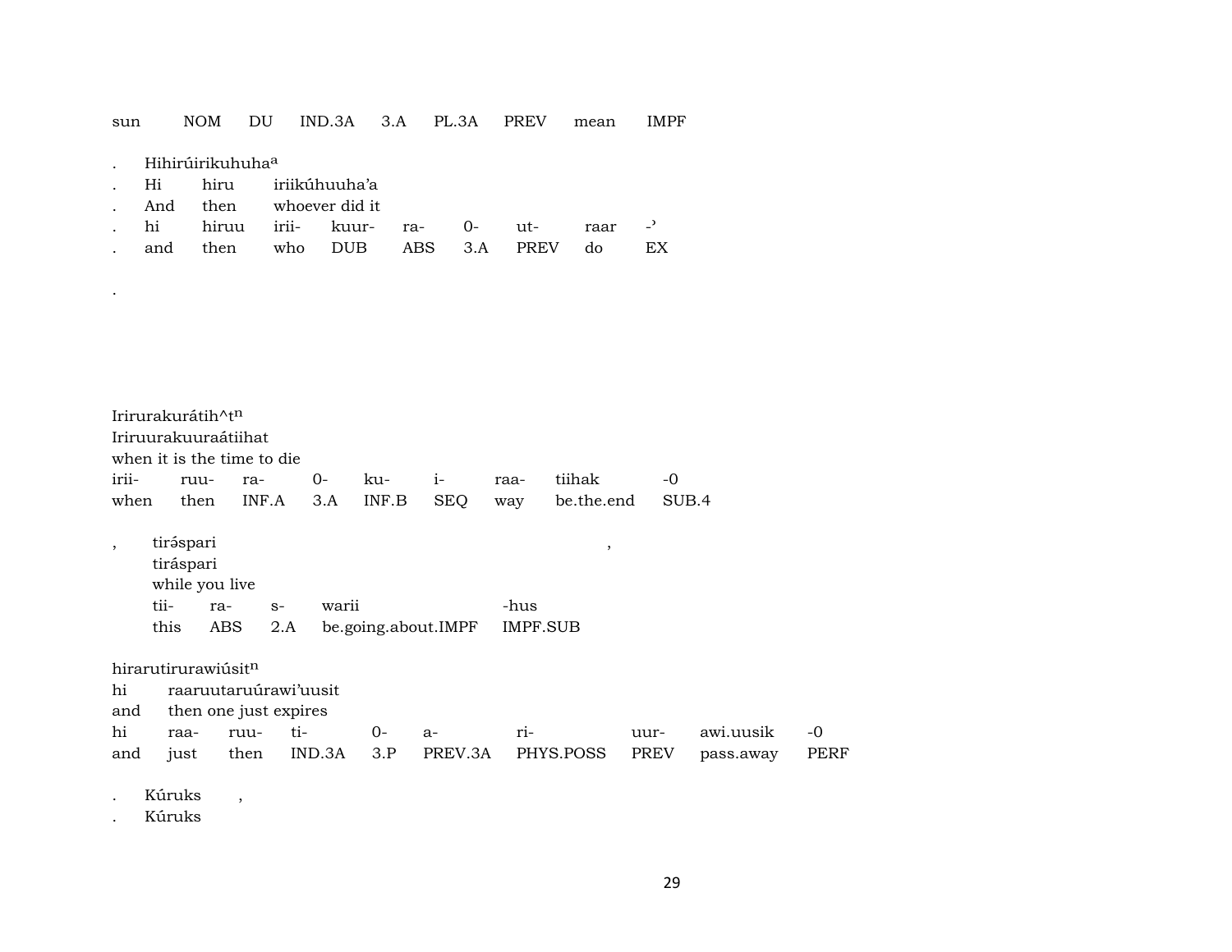sun NOM DU IND.3A 3.A PL.3A PREV mean IMPF

. Hihirúirikuhuha[a]
. Hi hiru iriikúhuuha'a
. And then whoever did it
. hi hiruu irii- kuur- ra- 0- ut- raar -ʾ
. and then who DUB ABS 3.A PREV do EX

.

Irirurakurátih^t[n]
Iriruurakuuraátiihat
when it is the time to die
irii- ruu- ra- 0- ku- i- raa- tiihak -0
when then INF.A 3.A INF.B SEQ way be.the.end SUB.4

, tirə́spari ,
tiráspari
while you live
tii- ra- s- warii -hus
this ABS 2.A be.going.about.IMPF IMPF.SUB

hirarutirurawiúsit[n]
hi raaruutaruúrawi'uusit
and then one just expires
hi raa- ruu- ti- 0- a- ri- uur- awi.uusik -0
and just then IND.3A 3.P PREV.3A PHYS.POSS PREV pass.away PERF

. Kúruks ,
. Kúruks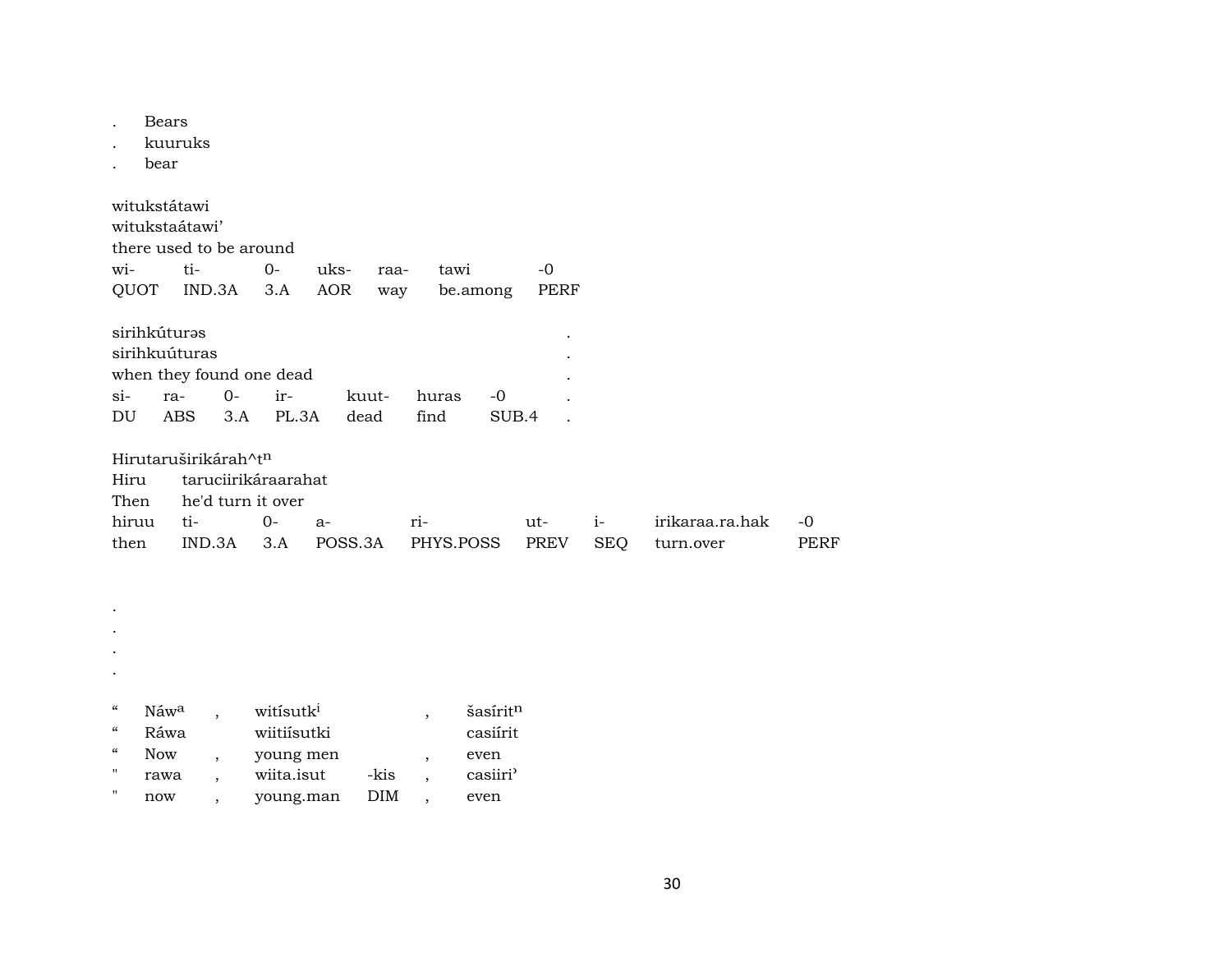. Bears
. kuuruks
. bear

witukstátawi
witukstaátawi'
there used to be around

| wi- | ti- | 0- | uks- | raa- | tawi | -0 |
|---|---|---|---|---|---|---|
| QUOT | IND.3A | 3.A | AOR | way | be.among | PERF |

sirihkúturəs .
sirihkuúturas .
when they found one dead .

| si- | ra- | 0- | ir- | kuut- | huras | -0 | . |
|---|---|---|---|---|---|---|---|
| DU | ABS | 3.A | PL.3A | dead | find | SUB.4 | . |

Hirutaruširikárah^tⁿ
Hiru taruciirikáraarahat
Then he'd turn it over

| hiruu | ti- | 0- | a- | ri- | ut- | i- | irikaraa.ra.hak | -0 |
|---|---|---|---|---|---|---|---|---|
| then | IND.3A | 3.A | POSS.3A | PHYS.POSS | PREV | SEQ | turn.over | PERF |

.
.
.
.

| " | Náwᵃ | , | witísutkⁱ | | , | šasíritⁿ |
|---|---|---|---|---|---|---|
| " | Ráwa | | wiitiísutki | | | casiírit |
| " | Now | , | young men | | , | even |
| " | rawa | , | wiita.isut | -kis | , | casiiri' |
| " | now | , | young.man | DIM | , | even |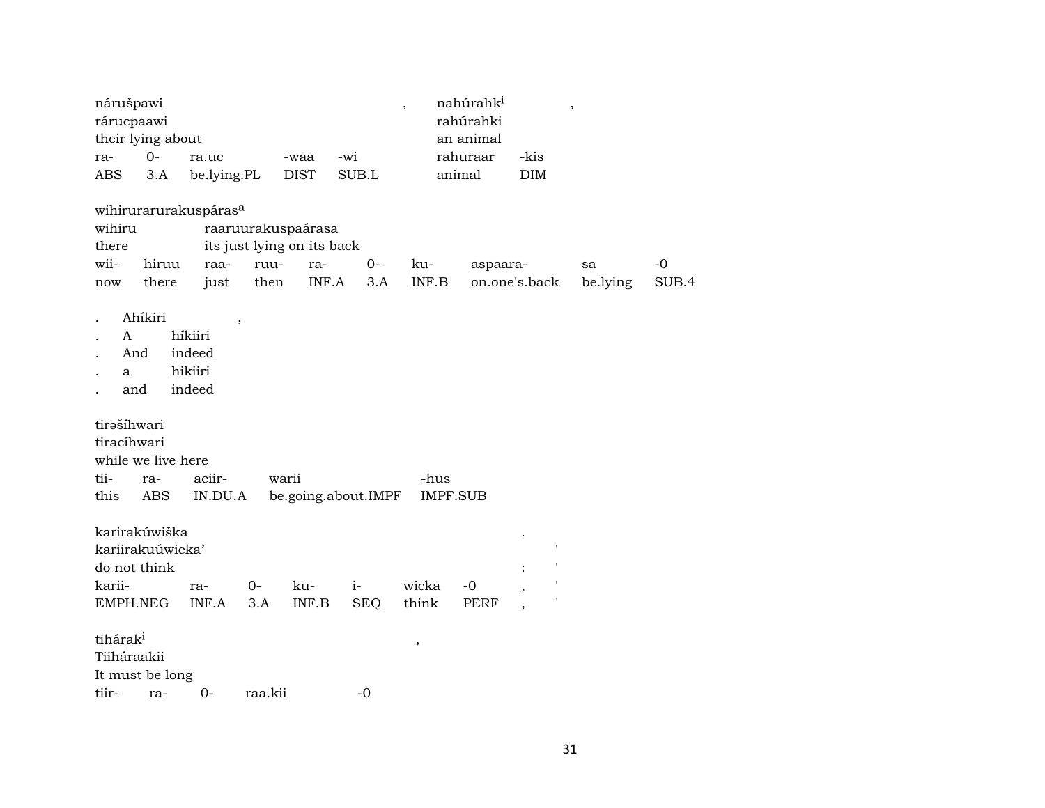| nárušpawi | | | | | , | nahúrahk[i] | | , |
|---|---|---|---|---|---|---|---|---|
| rárucpaawi | | | | | | rahúrahki | | |
| their lying about | | | | | | an animal | | |
| ra- | 0- | ra.uc | -waa | -wi | | rahuraar | -kis | |
| ABS | 3.A | be.lying.PL | DIST | SUB.L | | animal | DIM | |

wihirurarurakuspáras[a]

| wihiru | | raaruurakuspaárasa | | | | | | | |
|---|---|---|---|---|---|---|---|---|---|
| there | | its just lying on its back | | | | | | | |
| wii- | hiruu | raa- | ruu- | ra- | 0- | ku- | aspaara- | sa | -0 |
| now | there | just | then | INF.A | 3.A | INF.B | on.one's.back | be.lying | SUB.4 |

| . | Ahíkiri | | , |
|---|---|---|---|
| . | A | híkiiri | |
| . | And | indeed | |
| . | a | hikiiri | |
| . | and | indeed | |

tirəšíhwari

| tiracíhwari | | | | |
|---|---|---|---|---|
| while we live here | | | | |
| tii- | ra- | aciir- | warii | -hus |
| this | ABS | IN.DU.A | be.going.about.IMPF | IMPF.SUB |

| karirakúwiška | | | | | | | . | |
|---|---|---|---|---|---|---|---|---|
| kariirakuúwicka’ | | | | | | | | ' |
| do not think | | | | | | | : | ' |
| karii- | ra- | 0- | ku- | i- | wicka | -0 | , | ' |
| EMPH.NEG | INF.A | 3.A | INF.B | SEQ | think | PERF | , | ' |

| tihárak[i] | | | | , |
|---|---|---|---|---|
| Tiiháraakii | | | | |
| It must be long | | | | |
| tiir- | ra- | 0- | raa.kii | -0 |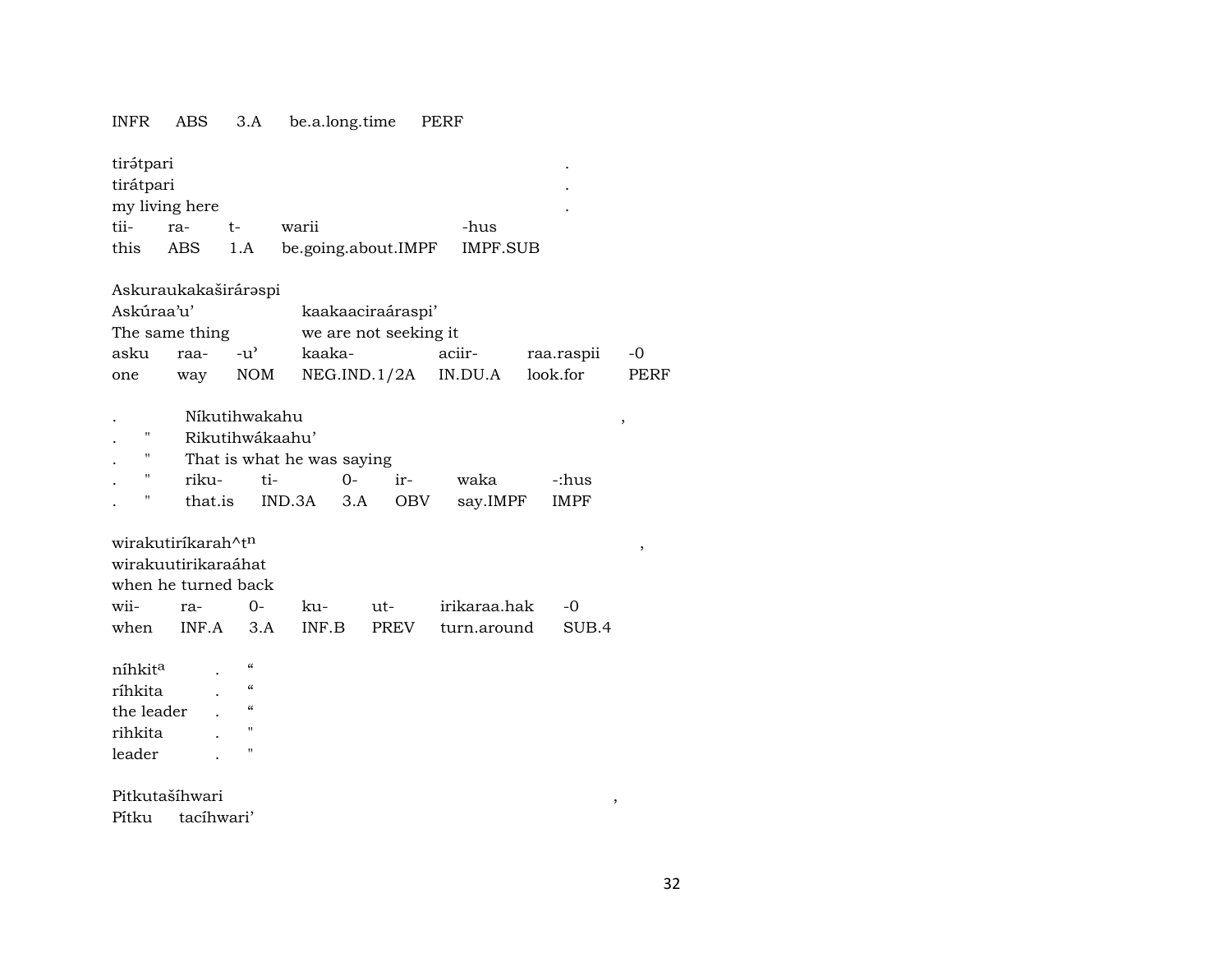INFR ABS 3.A be.a.long.time PERF

tirátpari .
tirátpari .
my living here .

| tii- | ra- | t- | warii | -hus |
|---|---|---|---|---|
| this | ABS | 1.A | be.going.about.IMPF | IMPF.SUB |

Askuraukakaširárəspi
Askúraa'u' kaakaaciraáraspi'
The same thing we are not seeking it

| asku | raa- | -u' | kaaka- | aciir- | raa.raspii | -0 |
|---|---|---|---|---|---|---|
| one | way | NOM | NEG.IND.1/2A | IN.DU.A | look.for | PERF |

. Níkutihwakahu ,
. " Rikutihwákaahu'
. " That is what he was saying

| . | " | riku- | ti- | 0- | ir- | waka | -:hus |
|---|---|---|---|---|---|---|---|
| . | " | that.is | IND.3A | 3.A | OBV | say.IMPF | IMPF |

wirakutiríkarah^t$^n$ ,
wirakuutirikaraáhat
when he turned back

| wii- | ra- | 0- | ku- | ut- | irikaraa.hak | -0 |
|---|---|---|---|---|---|---|
| when | INF.A | 3.A | INF.B | PREV | turn.around | SUB.4 |

níhkit$^a$ . “
ríhkita . “
the leader . “
rihkita . "
leader . "

Pitkutašíhwari ,
Pítku tacíhwari'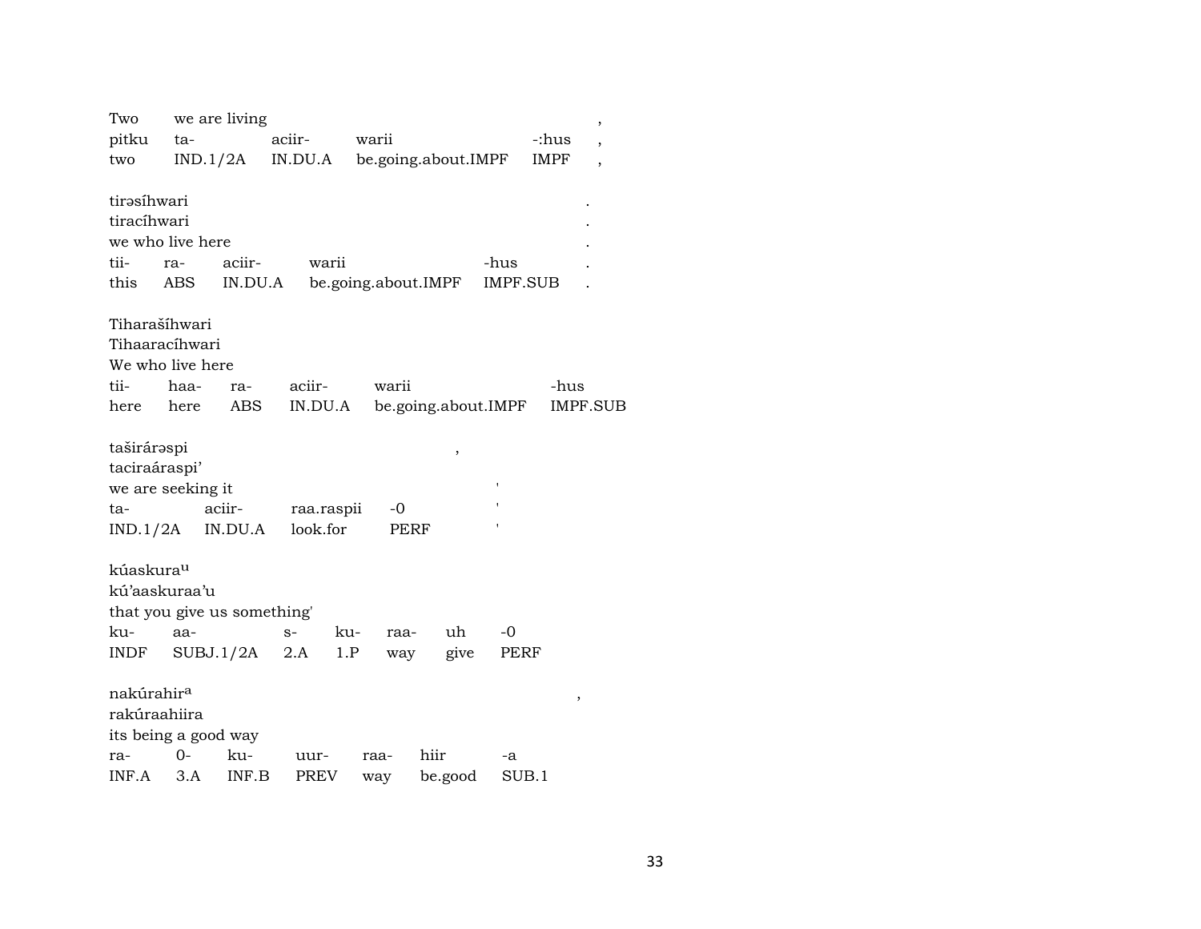| Two | we are living | | | | , |
|---|---|---|---|---|---|
| pitku | ta- | aciir- | warii | -:hus | , |
| two | IND.1/2A | IN.DU.A | be.going.about.IMPF | IMPF | , |

tirəsíhwari .
tiracíhwari .
we who live here .

| tii- | ra- | aciir- | warii | -hus | . |
|---|---|---|---|---|---|
| this | ABS | IN.DU.A | be.going.about.IMPF | IMPF.SUB | . |

Tiharašíhwari
Tihaaracíhwari
We who live here

| tii- | haa- | ra- | aciir- | warii | -hus |
|---|---|---|---|---|---|
| here | here | ABS | IN.DU.A | be.going.about.IMPF | IMPF.SUB |

taširárəspi ,
taciraáraspi'
we are seeking it '

| ta- | aciir- | raa.raspii | -0 | ' |
|---|---|---|---|---|
| IND.1/2A | IN.DU.A | look.for | PERF | ' |

kúaskura^u
kú'aaskuraa'u
that you give us something'

| ku- | aa- | s- | ku- | raa- | uh | -0 |
|---|---|---|---|---|---|---|
| INDF | SUBJ.1/2A | 2.A | 1.P | way | give | PERF |

nakúrahir^a ,
rakúraahiira
its being a good way

| ra- | 0- | ku- | uur- | raa- | hiir | -a |
|---|---|---|---|---|---|---|
| INF.A | 3.A | INF.B | PREV | way | be.good | SUB.1 |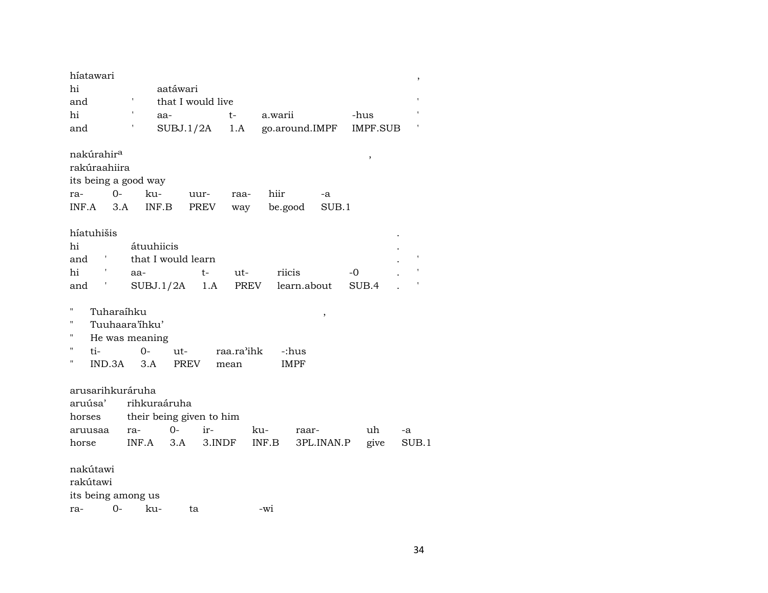híatawari ,
hi aatáwari
and ' that I would live '
hi ' aa- t- a.warii -hus '
and ' SUBJ.1/2A 1.A go.around.IMPF IMPF.SUB '

nakúrahir[a] ,
rakúraahiira
its being a good way
ra- 0- ku- uur- raa- hiir -a
INF.A 3.A INF.B PREV way be.good SUB.1

híatuhišis .
hi átuuhiicis .
and ' that I would learn . '
hi ' aa- t- ut- riicis -0 . '
and ' SUBJ.1/2A 1.A PREV learn.about SUB.4 . '

" Tuharaíhku ,
" Tuuhaara'íhku'
" He was meaning
" ti- 0- ut- raa.ra'ihk -:hus
" IND.3A 3.A PREV mean IMPF

arusarihkuráruha
aruúsa' rihkuraáruha
horses their being given to him
aruusaa ra- 0- ir- ku- raar- uh -a
horse INF.A 3.A 3.INDF INF.B 3PL.INAN.P give SUB.1

nakútawi
rakútawi
its being among us
ra- 0- ku- ta -wi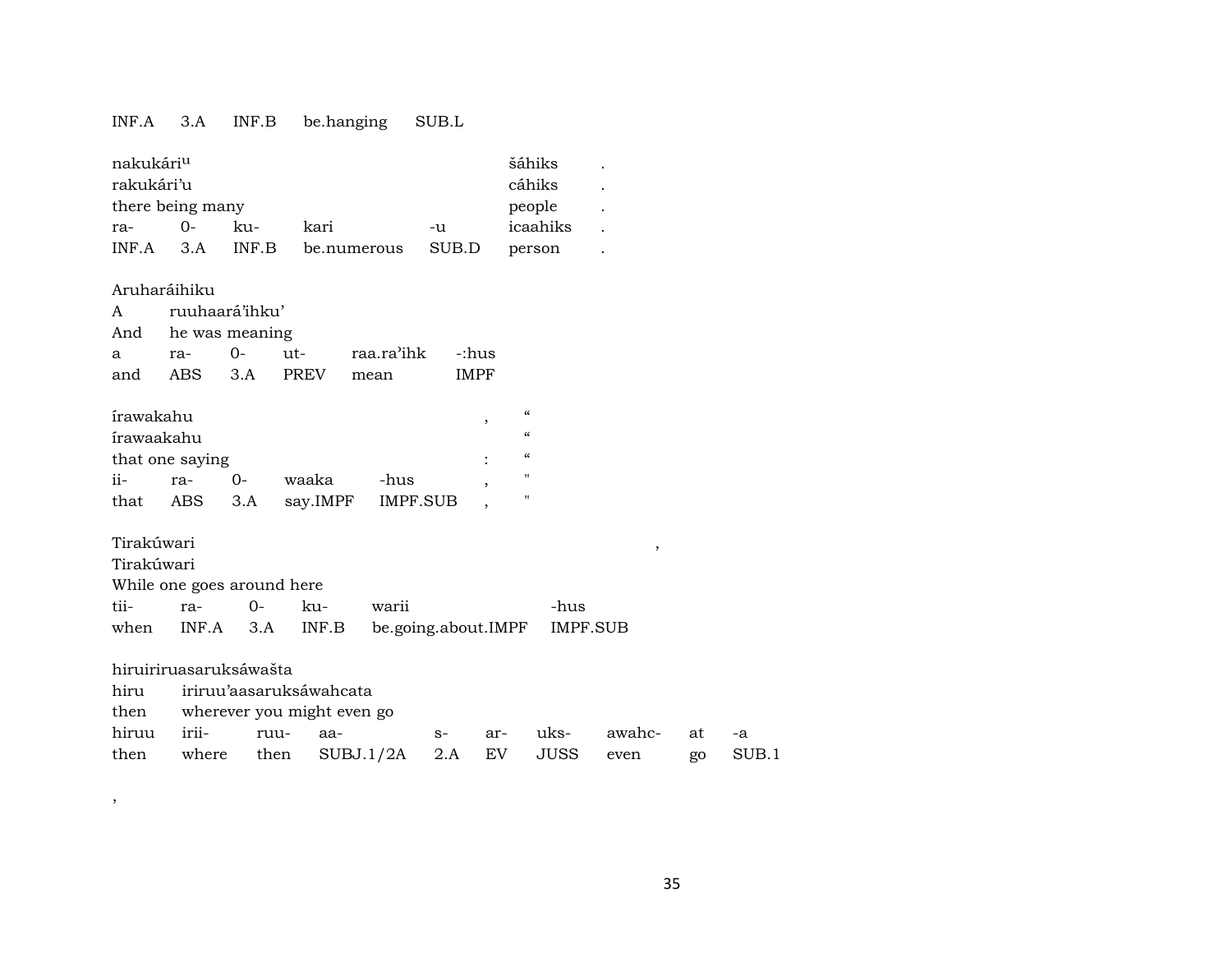| INF.A | 3.A | INF.B | be.hanging | SUB.L |
|---|---|---|---|---|

| nakukáriᵘ | | | | | šáhiks | . |
|---|---|---|---|---|---|---|
| rakukári'u | | | | | cáhiks | . |
| there being many | | | | | people | . |
| ra- | 0- | ku- | kari | -u | icaahiks | . |
| INF.A | 3.A | INF.B | be.numerous | SUB.D | person | . |

| Aruharáihiku | | | | | |
|---|---|---|---|---|---|
| A | ruuhaará'ihku' | | | | |
| And | he was meaning | | | | |
| a | ra- | 0- | ut- | raa.ra'ihk | -:hus |
| and | ABS | 3.A | PREV | mean | IMPF |

| írawakahu | | | | | , | " |
|---|---|---|---|---|---|---|
| írawaakahu | | | | | | " |
| that one saying | | | | | : | " |
| ii- | ra- | 0- | waaka | -hus | , | " |
| that | ABS | 3.A | say.IMPF | IMPF.SUB | , | " |

| Tirakúwari | | | | | | , |
|---|---|---|---|---|---|---|
| Tirakúwari | | | | | | |
| While one goes around here | | | | | | |
| tii- | ra- | 0- | ku- | warii | -hus | |
| when | INF.A | 3.A | INF.B | be.going.about.IMPF | IMPF.SUB | |

| hiruiriruasaruksáwašta | | | | | | | | | |
|---|---|---|---|---|---|---|---|---|---|
| hiru | iriruu'aasaruksáwahcata | | | | | | | | |
| then | wherever you might even go | | | | | | | | |
| hiruu | irii- | ruu- | aa- | s- | ar- | uks- | awahc- | at | -a |
| then | where | then | SUBJ.1/2A | 2.A | EV | JUSS | even | go | SUB.1 |

,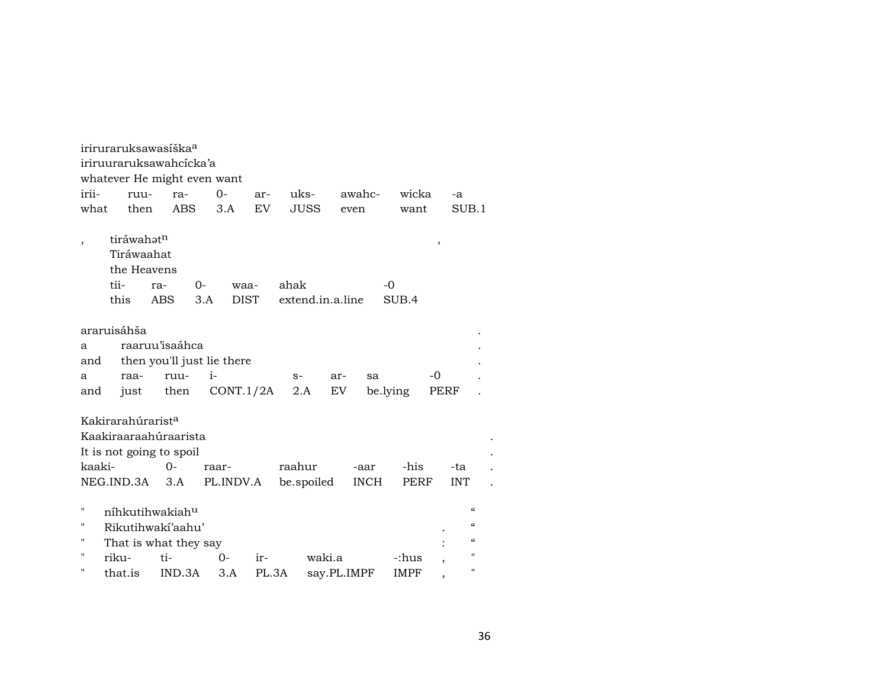iriruraruksawasíška[a]
iriruuraruksawahcícka'a
whatever He might even want

| irii- | ruu- | ra- | 0- | ar- | uks- | awahc- | wicka | -a |
|---|---|---|---|---|---|---|---|---|
| what | then | ABS | 3.A | EV | JUSS | even | want | SUB.1 |

, tiráwahət[n] ,
Tiráwaahat
the Heavens

| tii- | ra- | 0- | waa- | ahak | -0 |
|---|---|---|---|---|---|
| this | ABS | 3.A | DIST | extend.in.a.line | SUB.4 |

araruisáhša .
a raaruu'isaáhca .
and then you'll just lie there .

| a | raa- | ruu- | i- | s- | ar- | sa | -0 | . |
|---|---|---|---|---|---|---|---|---|
| and | just | then | CONT.1/2A | 2.A | EV | be.lying | PERF | . |

Kakirarahúrarist[a]
Kaakiraaraahúraarista .
It is not going to spoil .

| kaaki- | 0- | raar- | raahur | -aar | -his | -ta | . |
|---|---|---|---|---|---|---|---|
| NEG.IND.3A | 3.A | PL.INDV.A | be.spoiled | INCH | PERF | INT | . |

" níhkutihwakiah[u] "
" Rikutihwakí'aahu' . "
" That is what they say : "

| " | riku- | ti- | 0- | ir- | waki.a | -:hus | , | " |
|---|---|---|---|---|---|---|---|---|
| " | that.is | IND.3A | 3.A | PL.3A | say.PL.IMPF | IMPF | , | " |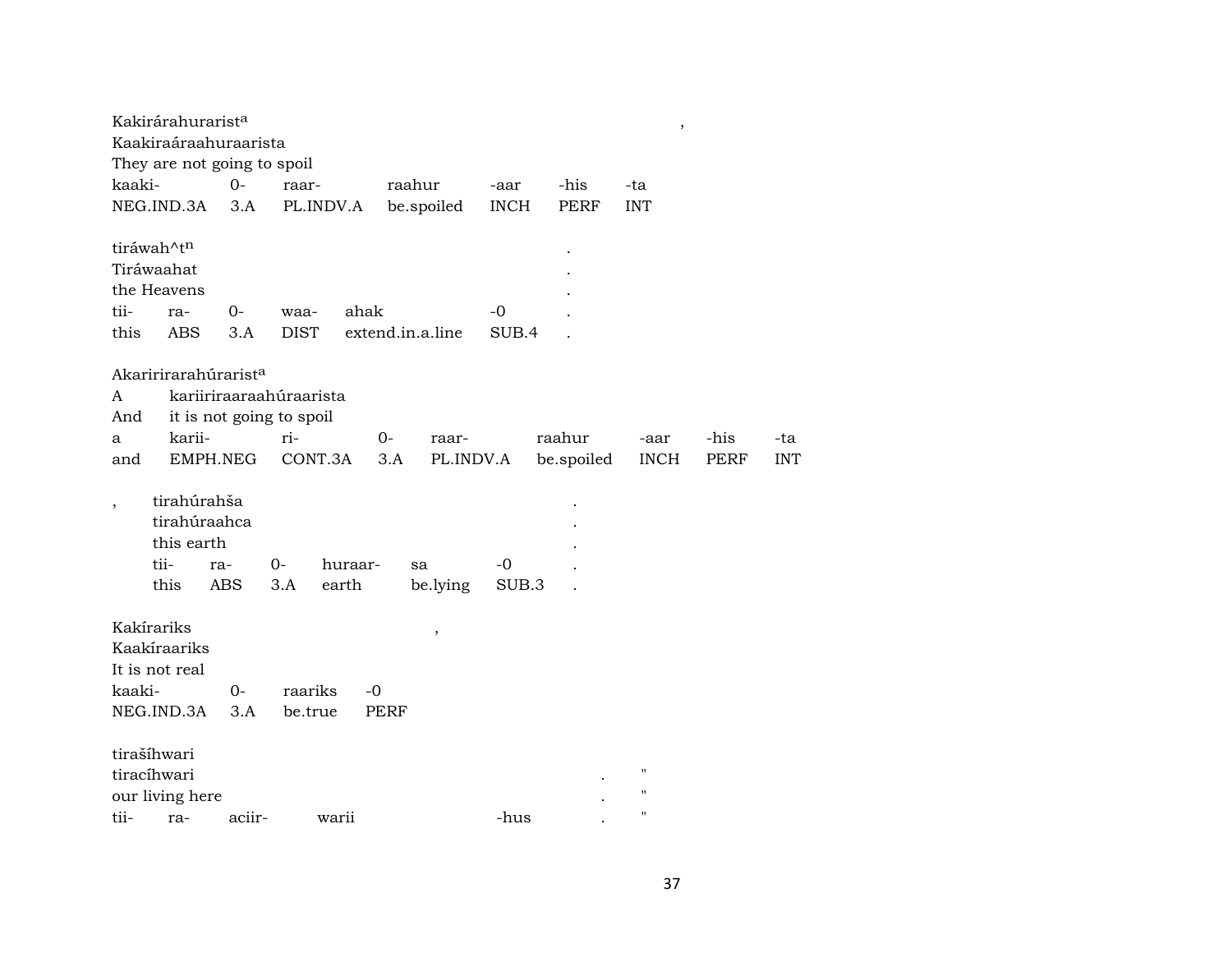Kakirárahuraristª ,
Kaakiraáraahuraarista
They are not going to spoil

| kaaki- | 0- | raar- | raahur | -aar | -his | -ta |
|---|---|---|---|---|---|---|
| NEG.IND.3A | 3.A | PL.INDV.A | be.spoiled | INCH | PERF | INT |

tiráwah^tⁿ .
Tiráwaahat .
the Heavens .

| tii- | ra- | 0- | waa- | ahak | -0 | . |
|---|---|---|---|---|---|---|
| this | ABS | 3.A | DIST | extend.in.a.line | SUB.4 | . |

Akaririrarahúraristª
A kariiriraaraahúraarista
And it is not going to spoil

| a | karii- | ri- | 0- | raar- | raahur | -aar | -his | -ta |
|---|---|---|---|---|---|---|---|---|
| and | EMPH.NEG | CONT.3A | 3.A | PL.INDV.A | be.spoiled | INCH | PERF | INT |

, tirahúrahša .
tirahúraahca .
this earth .

| tii- | ra- | 0- | huraar- | sa | -0 | . |
|---|---|---|---|---|---|---|
| this | ABS | 3.A | earth | be.lying | SUB.3 | . |

Kakírariks ,
Kaakíraariks
It is not real

| kaaki- | 0- | raariks | -0 |
|---|---|---|---|
| NEG.IND.3A | 3.A | be.true | PERF |

tirašíhwari
tiracíhwari . "
our living here . "

| tii- | ra- | aciir- | warii | -hus | . | " |
|---|---|---|---|---|---|---|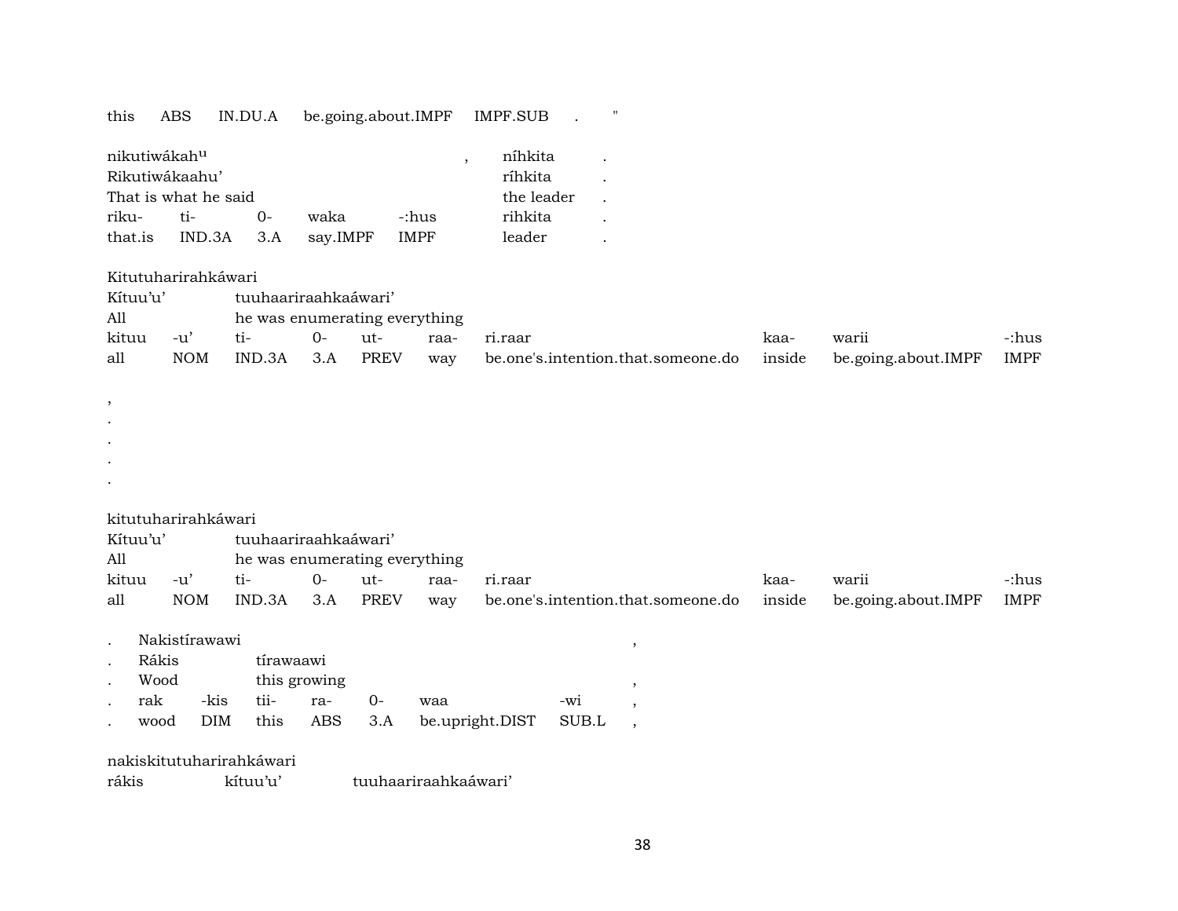this ABS IN.DU.A be.going.about.IMPF IMPF.SUB . "

| nikutiwákah^u | | | | | , | níhkita | . |
|---|---|---|---|---|---|---|---|
| Rikutiwákaahu' | | | | | | ríhkita | . |
| That is what he said | | | | | | the leader | . |
| riku- | ti- | 0- | waka | -:hus | | rihkita | . |
| that.is | IND.3A | 3.A | say.IMPF | IMPF | | leader | . |

| Kitutuharirahkáwari | | | | | | | | | |
|---|---|---|---|---|---|---|---|---|---|
| Kítuu'u' | | tuuhaariraahkaáwari' | | | | | | | |
| All | | he was enumerating everything | | | | | | | |
| kituu | -u' | ti- | 0- | ut- | raa- | ri.raar | kaa- | warii | -:hus |
| all | NOM | IND.3A | 3.A | PREV | way | be.one's.intention.that.someone.do | inside | be.going.about.IMPF | IMPF |

,
.
.
.
.

| kitutuharirahkáwari | | | | | | | | | |
|---|---|---|---|---|---|---|---|---|---|
| Kítuu'u' | | tuuhaariraahkaáwari' | | | | | | | |
| All | | he was enumerating everything | | | | | | | |
| kituu | -u' | ti- | 0- | ut- | raa- | ri.raar | kaa- | warii | -:hus |
| all | NOM | IND.3A | 3.A | PREV | way | be.one's.intention.that.someone.do | inside | be.going.about.IMPF | IMPF |

| . | Nakistírawawi | | | | | | | , |
|---|---|---|---|---|---|---|---|---|
| . | Rákis | | tírawaawi | | | | | |
| . | Wood | | this growing | | | | | , |
| . | rak | -kis | tii- | ra- | 0- | waa | -wi | , |
| . | wood | DIM | this | ABS | 3.A | be.upright.DIST | SUB.L | , |

nakiskitutuharirahkáwari
rákis kítuu'u' tuuhaariraahkaáwari'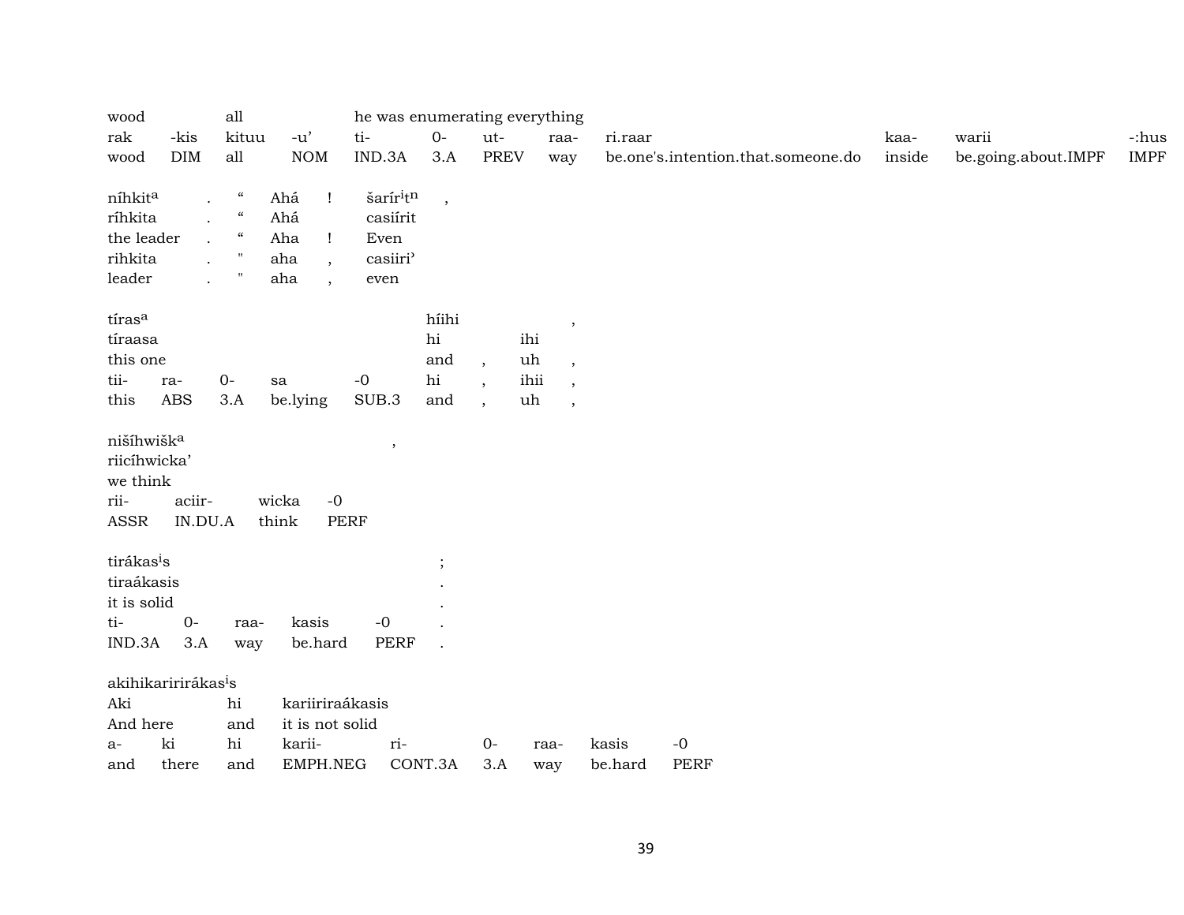| wood | | all | | he was enumerating everything | | | | | | | |
|---|---|---|---|---|---|---|---|---|---|---|---|
| rak | -kis | kituu | -u’ | ti- | 0- | ut- | raa- | ri.raar | kaa- | warii | -:hus |
| wood | DIM | all | NOM | IND.3A | 3.A | PREV | way | be.one's.intention.that.someone.do | inside | be.going.about.IMPF | IMPF |

| níhkit^a | . | “ | Ahá | ! | šarír^i t^n | , |
|---|---|---|---|---|---|---|
| ríhkita | . | “ | Ahá | | casiírit | |
| the leader | . | “ | Aha | ! | Even | |
| rihkita | . | " | aha | , | casiiri’ | |
| leader | . | " | aha | , | even | |

| tíras^a | | | | | híihi | | | , |
|---|---|---|---|---|---|---|---|---|
| tíraasa | | | | | hi | | ihi | |
| this one | | | | | and | , | uh | , |
| tii- | ra- | 0- | sa | -0 | hi | , | ihii | , |
| this | ABS | 3.A | be.lying | SUB.3 | and | , | uh | , |

| nišíhwišk^a | | | | , |
|---|---|---|---|---|
| riicíhwicka’ | | | | |
| we think | | | | |
| rii- | aciir- | wicka | -0 | |
| ASSR | IN.DU.A | think | PERF | |

| tirákas^i s | | | | | ; |
|---|---|---|---|---|---|
| tiraákasis | | | | | . |
| it is solid | | | | | . |
| ti- | 0- | raa- | kasis | -0 | . |
| IND.3A | 3.A | way | be.hard | PERF | . |

| akihikariirirákas^i s | | | | | | | |
|---|---|---|---|---|---|---|---|
| Aki | | hi | kariiriraákasis | | | | |
| And here | | and | it is not solid | | | | |
| a- | ki | hi | karii- | ri- | 0- | raa- | kasis | -0 |
| and | there | and | EMPH.NEG | CONT.3A | 3.A | way | be.hard | PERF |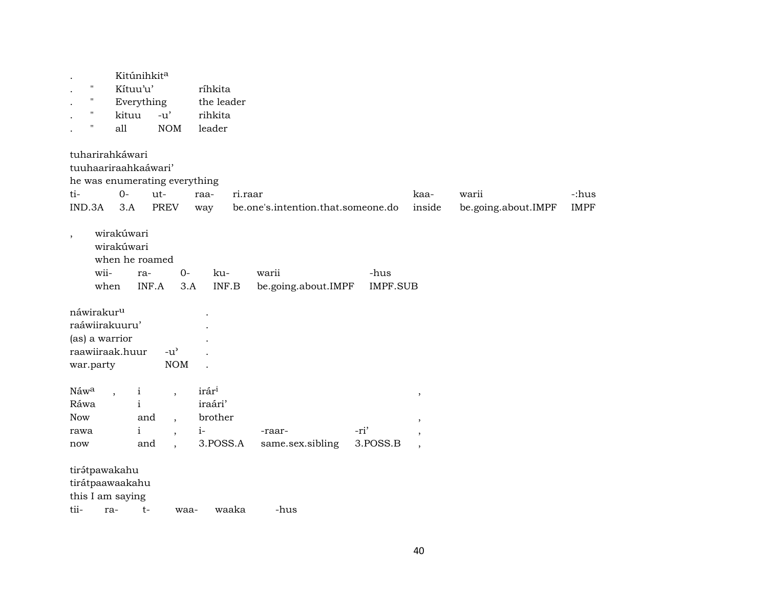| . |  | Kitúnihkit[a] |  |  |
|---|---|---|---|---|
| . | " | Kítuu'u' |  | ríhkita |
| . | " | Everything |  | the leader |
| . | " | kituu | -u' | rihkita |
| . | " | all | NOM | leader |

tuharirahkáwari
tuuhaariraahkaáwari'
he was enumerating everything

| ti- | 0- | ut- | raa- | ri.raar | kaa- | warii | -:hus |
|---|---|---|---|---|---|---|---|
| IND.3A | 3.A | PREV | way | be.one's.intention.that.someone.do | inside | be.going.about.IMPF | IMPF |

, wirakúwari
wirakúwari
when he roamed

| wii- | ra- | 0- | ku- | warii | -hus |
|---|---|---|---|---|---|
| when | INF.A | 3.A | INF.B | be.going.about.IMPF | IMPF.SUB |

| náwirakur[u] |  | . |
|---|---|---|
| raáwiirakuuru' |  | . |
| (as) a warrior |  | . |
| raawiiraak.huur | -u' | . |
| war.party | NOM | . |

| Náw[a] | , | i | , | irár[i] |  |  | , |
|---|---|---|---|---|---|---|---|
| Ráwa |  | i |  | iraári' |  |  |  |
| Now |  | and | , | brother |  |  | , |
| rawa |  | i | , | i- | -raar- | -ri' | , |
| now |  | and | , | 3.POSS.A | same.sex.sibling | 3.POSS.B | , |

tirə́tpawakahu
tirátpaawaakahu
this I am saying

| tii- | ra- | t- | waa- | waaka | -hus |
|---|---|---|---|---|---|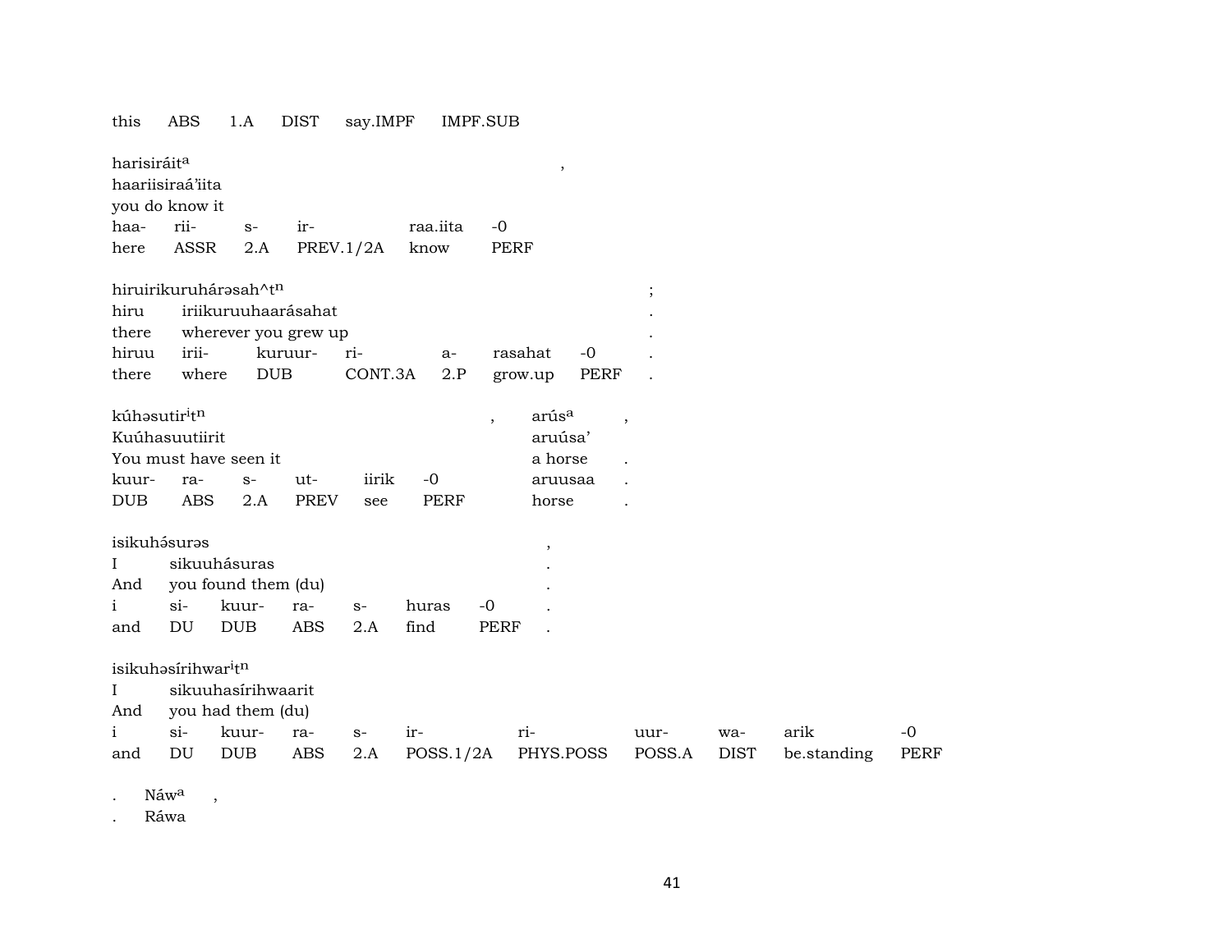this ABS 1.A DIST say.IMPF IMPF.SUB

harisiráit$^{a}$ ,
haariisiraá'iita
you do know it

| haa- | rii- | s- | ir- | raa.iita | -0 |
|---|---|---|---|---|---|
| here | ASSR | 2.A | PREV.1/2A | know | PERF |

hiruirikuruhárəsah^t$^{n}$ ;

| hiru | iriikuruuhaarásahat | | | | | | . |
|---|---|---|---|---|---|---|---|
| there | wherever you grew up | | | | | | . |
| hiruu | irii- | kuruur- | ri- | a- | rasahat | -0 | . |
| there | where | DUB | CONT.3A | 2.P | grow.up | PERF | . |

kúhəsutir$^{i}$t$^{n}$ , arús$^{a}$ ,

| Kuúhasuutiirit | | | | | | aruúsa' | |
|---|---|---|---|---|---|---|---|
| You must have seen it | | | | | | a horse | . |
| kuur- | ra- | s- | ut- | iirik | -0 | aruusaa | . |
| DUB | ABS | 2.A | PREV | see | PERF | horse | . |

isikuhə́surəs ,

| I | sikuuhásuras | | | | | | . |
|---|---|---|---|---|---|---|---|
| And | you found them (du) | | | | | | . |
| i | si- | kuur- | ra- | s- | huras | -0 | . |
| and | DU | DUB | ABS | 2.A | find | PERF | . |

isikuhəsírihwar$^{i}$t$^{n}$

| I | sikuuhasírihwaarit | | | | | | | | | |
|---|---|---|---|---|---|---|---|---|---|---|
| And | you had them (du) | | | | | | | | | |
| i | si- | kuur- | ra- | s- | ir- | ri- | uur- | wa- | arik | -0 |
| and | DU | DUB | ABS | 2.A | POSS.1/2A | PHYS.POSS | POSS.A | DIST | be.standing | PERF |

. Náw$^{a}$ ,
. Ráwa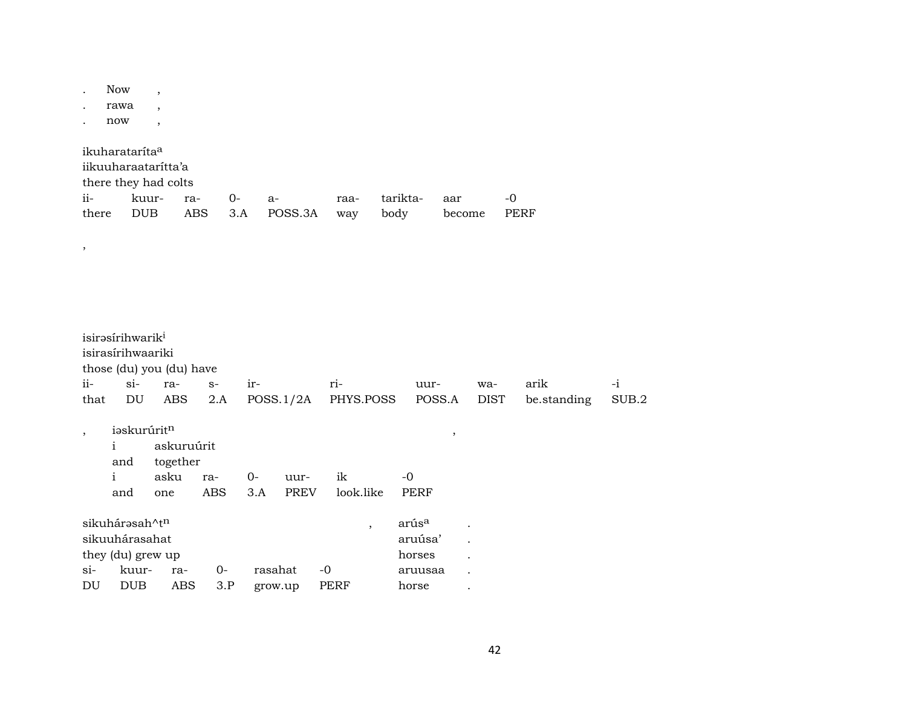. Now ,
. rawa ,
. now ,

ikuharatarítaª
iikuuharaataríttaʼa
there they had colts

| ii- | kuur- | ra- | 0- | a- | raa- | tarikta- | aar | -0 |
|---|---|---|---|---|---|---|---|---|
| there | DUB | ABS | 3.A | POSS.3A | way | body | become | PERF |

,

isirəsírihwarikⁱ
isirasírihwaariki
those (du) you (du) have

| ii- | si- | ra- | s- | ir- | ri- | uur- | wa- | arik | -i |
|---|---|---|---|---|---|---|---|---|---|
| that | DU | ABS | 2.A | POSS.1/2A | PHYS.POSS | POSS.A | DIST | be.standing | SUB.2 |

, iəskurúritⁿ ,
i askuruúrit
and together

| i | asku | ra- | 0- | uur- | ik | -0 |
|---|---|---|---|---|---|---|
| and | one | ABS | 3.A | PREV | look.like | PERF |

sikuhárəsah^tⁿ , arúsª .
sikuuhárasahat aruúsaʼ .
they (du) grew up horses .

| si- | kuur- | ra- | 0- | rasahat | -0 | aruusaa | . |
|---|---|---|---|---|---|---|---|
| DU | DUB | ABS | 3.P | grow.up | PERF | horse | . |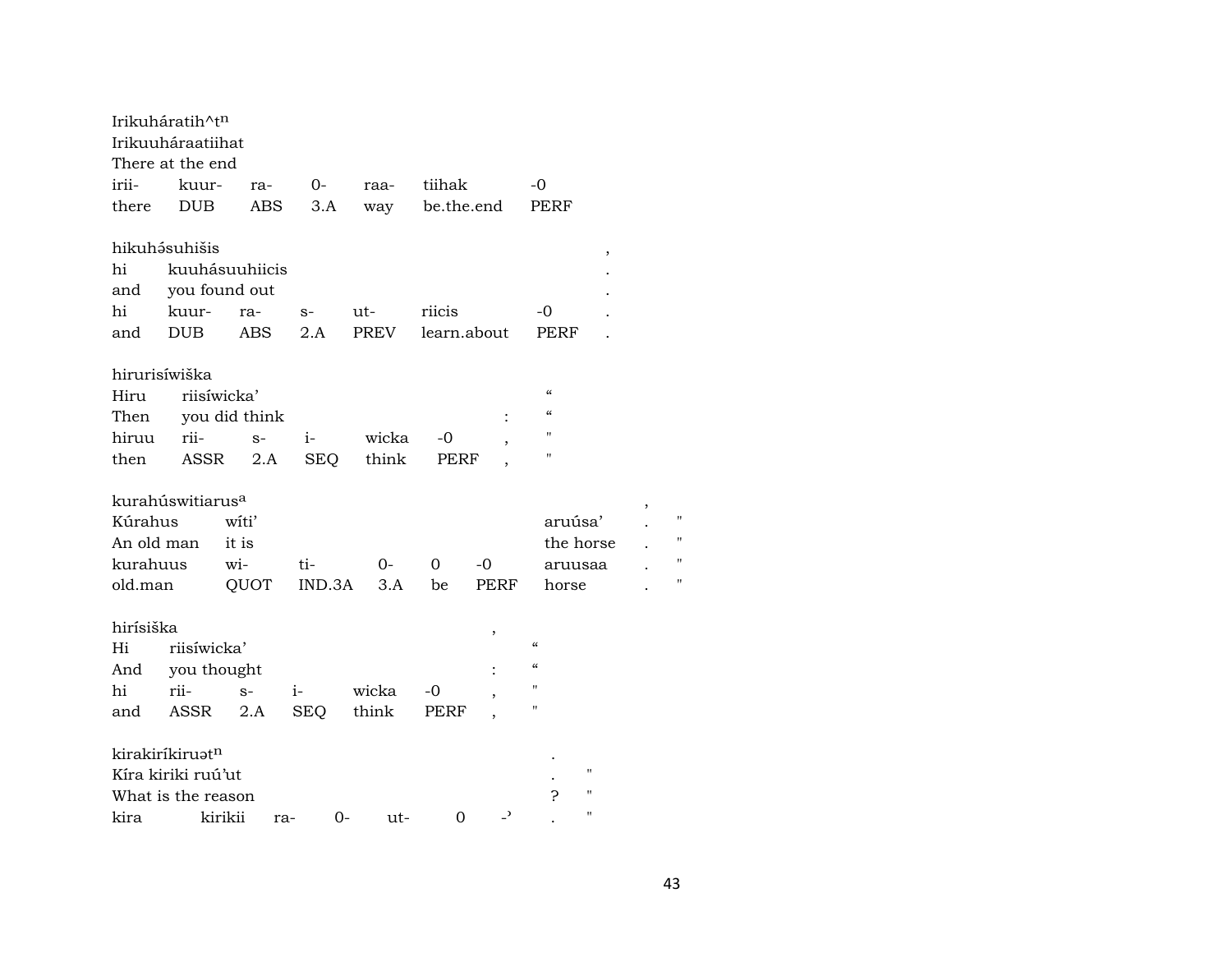Irikuháratih^tⁿ
Irikuuháraatiihat
There at the end

| irii- | kuur- | ra- | 0- | raa- | tiihak | -0 |
|---|---|---|---|---|---|---|
| there | DUB | ABS | 3.A | way | be.the.end | PERF |

hikuhə́suhišis ,
hi kuuhásuuhiicis .
and you found out .

| hi | kuur- | ra- | s- | ut- | riicis | -0 | . |
|---|---|---|---|---|---|---|---|
| and | DUB | ABS | 2.A | PREV | learn.about | PERF | . |

hirurisíwiška
Hiru riisíwicka' "
Then you did think : "

| hiruu | rii- | s- | i- | wicka | -0 | , | " |
|---|---|---|---|---|---|---|---|
| then | ASSR | 2.A | SEQ | think | PERF | , | " |

kurahúswitiarusᵃ ,
Kúrahus wíti' aruúsa' . "
An old man it is the horse . "

| kurahuus | wi- | ti- | 0- | 0 | -0 | aruusaa | . | " |
|---|---|---|---|---|---|---|---|---|
| old.man | QUOT | IND.3A | 3.A | be | PERF | horse | . | " |

hirísiška ,
Hi riisíwicka' "
And you thought : "

| hi | rii- | s- | i- | wicka | -0 | , | " |
|---|---|---|---|---|---|---|---|
| and | ASSR | 2.A | SEQ | think | PERF | , | " |

kirakiríkiruətⁿ .
Kíra kiriki ruú'ut . "
What is the reason ? "

| kira | kirikii | ra- | 0- | ut- | 0 | -ʾ | . | " |
|---|---|---|---|---|---|---|---|---|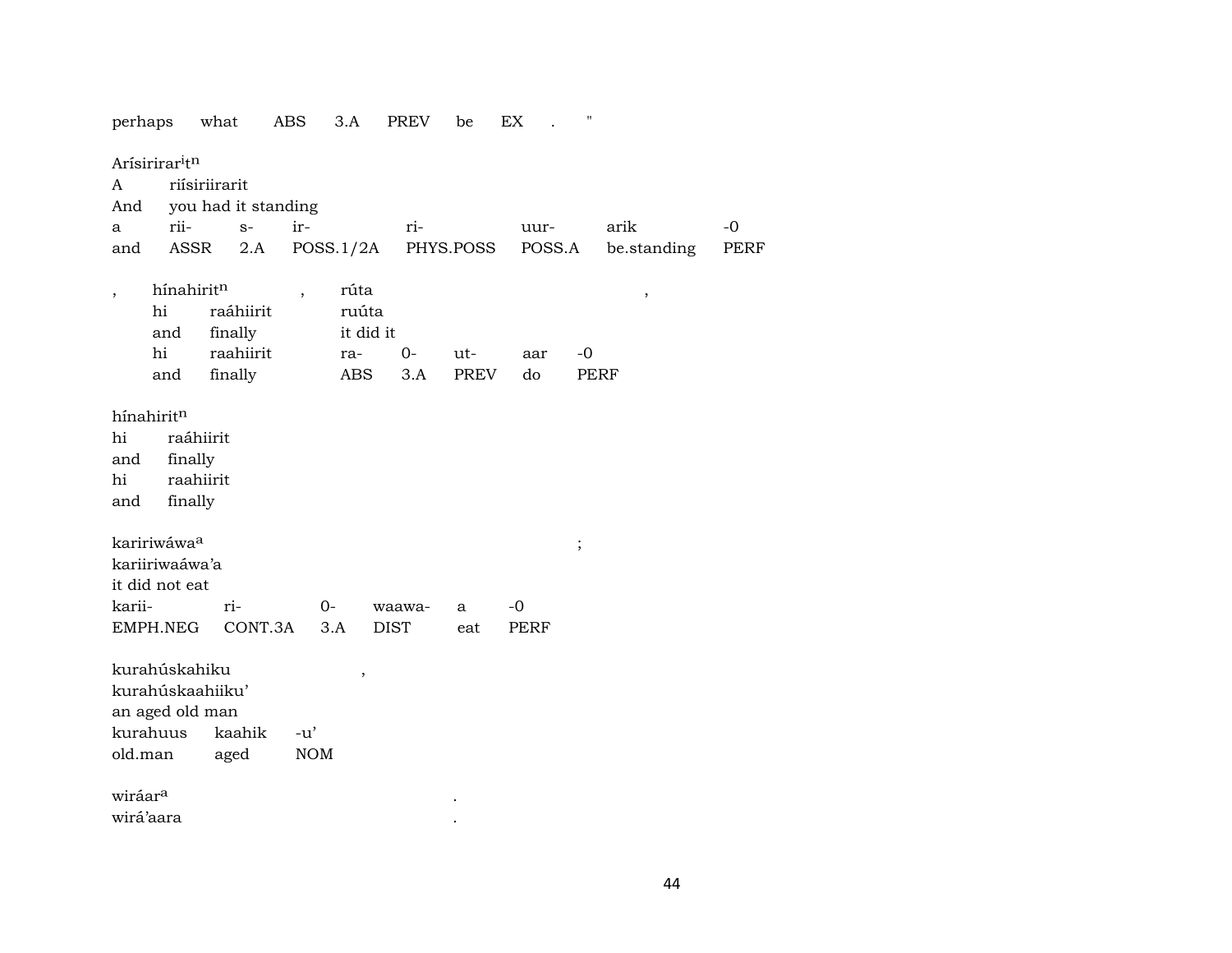perhaps what ABS 3.A PREV be EX . "

Arísirirar$^{i}$t$^{n}$
A riísiriirarit
And you had it standing

| a | rii- | s- | ir- | ri- | uur- | arik | -0 |
|---|---|---|---|---|---|---|---|
| and | ASSR | 2.A | POSS.1/2A | PHYS.POSS | POSS.A | be.standing | PERF |

, hínahirit$^{n}$ , rúta ,
hi raáhiirit ruúta
and finally it did it

| hi | raahiirit | ra- | 0- | ut- | aar | -0 |
|---|---|---|---|---|---|---|
| and | finally | ABS | 3.A | PREV | do | PERF |

hínahirit$^{n}$
hi raáhiirit
and finally
hi raahiirit
and finally

kariiriwáwa$^{a}$ ;
kariiriwaáwa'a
it did not eat

| karii- | ri- | 0- | waawa- | a | -0 |
|---|---|---|---|---|---|
| EMPH.NEG | CONT.3A | 3.A | DIST | eat | PERF |

kurahúskahiku ,
kurahúskaahiiku'
an aged old man

| kurahuus | kaahik | -u' |
|---|---|---|
| old.man | aged | NOM |

wiráar$^{a}$ .
wirá'aara .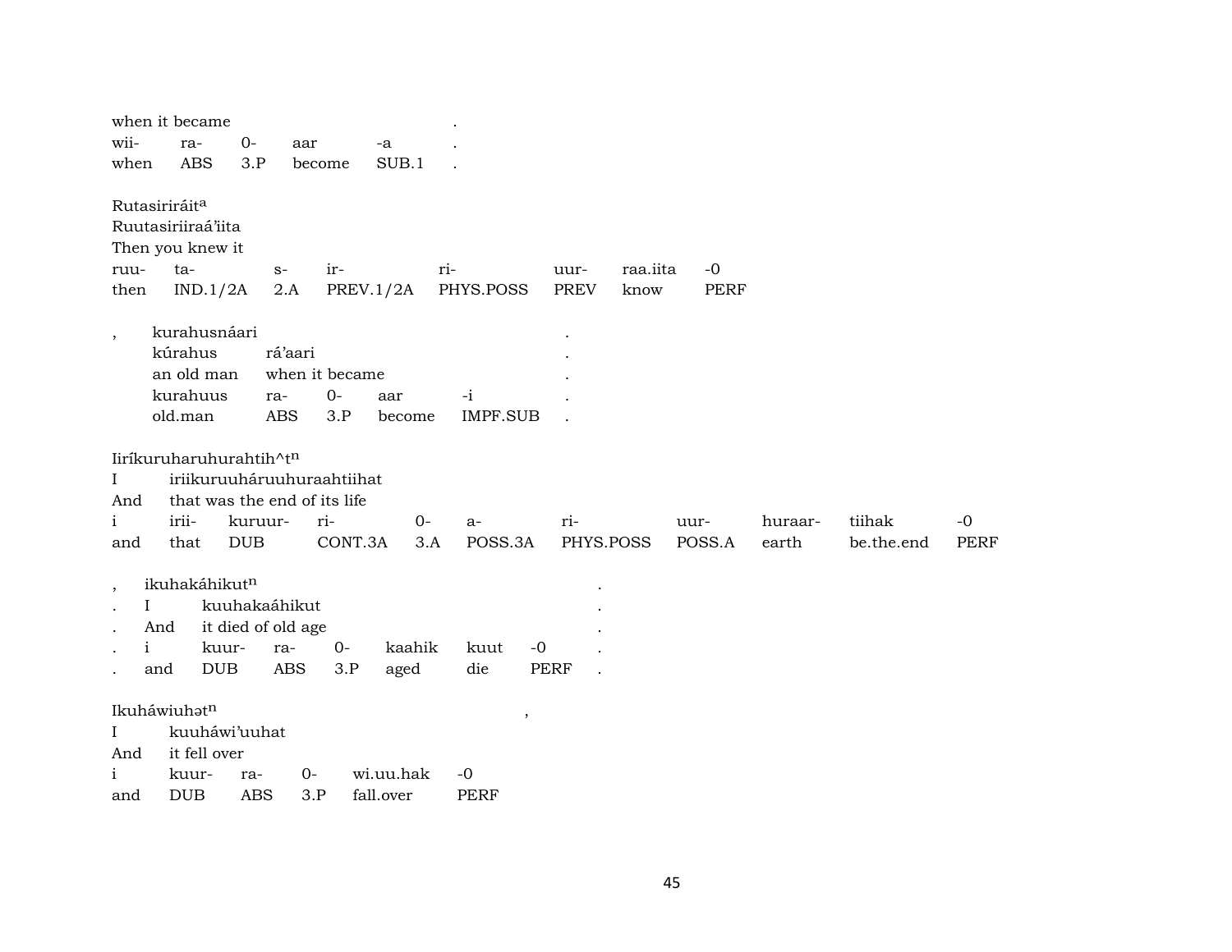when it became .
wii- ra- 0- aar -a .
when ABS 3.P become SUB.1 .

Rutasiriráit[a]
Ruutasiriiraá'iita
Then you knew it

| ruu- | ta- | s- | ir- | ri- | uur- | raa.iita | -0 |
|---|---|---|---|---|---|---|---|
| then | IND.1/2A | 2.A | PREV.1/2A | PHYS.POSS | PREV | know | PERF |

, kurahusnáari .
kúrahus rá'aari .
an old man when it became .

| kurahuus | ra- | 0- | aar | -i | . |
|---|---|---|---|---|---|
| old.man | ABS | 3.P | become | IMPF.SUB | . |

Iiríkuruharuhurahtih^t[n]
I iriikuruuháruuhuraahtiihat
And that was the end of its life

| i | irii- | kuruur- | ri- | 0- | a- | ri- | uur- | huraar- | tiihak | -0 |
|---|---|---|---|---|---|---|---|---|---|---|
| and | that | DUB | CONT.3A | 3.A | POSS.3A | PHYS.POSS | POSS.A | earth | be.the.end | PERF |

, ikuhakáhikut[n] .
. I kuuhakaáhikut .
. And it died of old age .

| . | i | kuur- | ra- | 0- | kaahik | kuut | -0 | . |
|---|---|---|---|---|---|---|---|---|
| . | and | DUB | ABS | 3.P | aged | die | PERF | . |

Ikuháwiuhət[n] ,
I kuuháwi'uuhat
And it fell over

| i | kuur- | ra- | 0- | wi.uu.hak | -0 |
|---|---|---|---|---|---|
| and | DUB | ABS | 3.P | fall.over | PERF |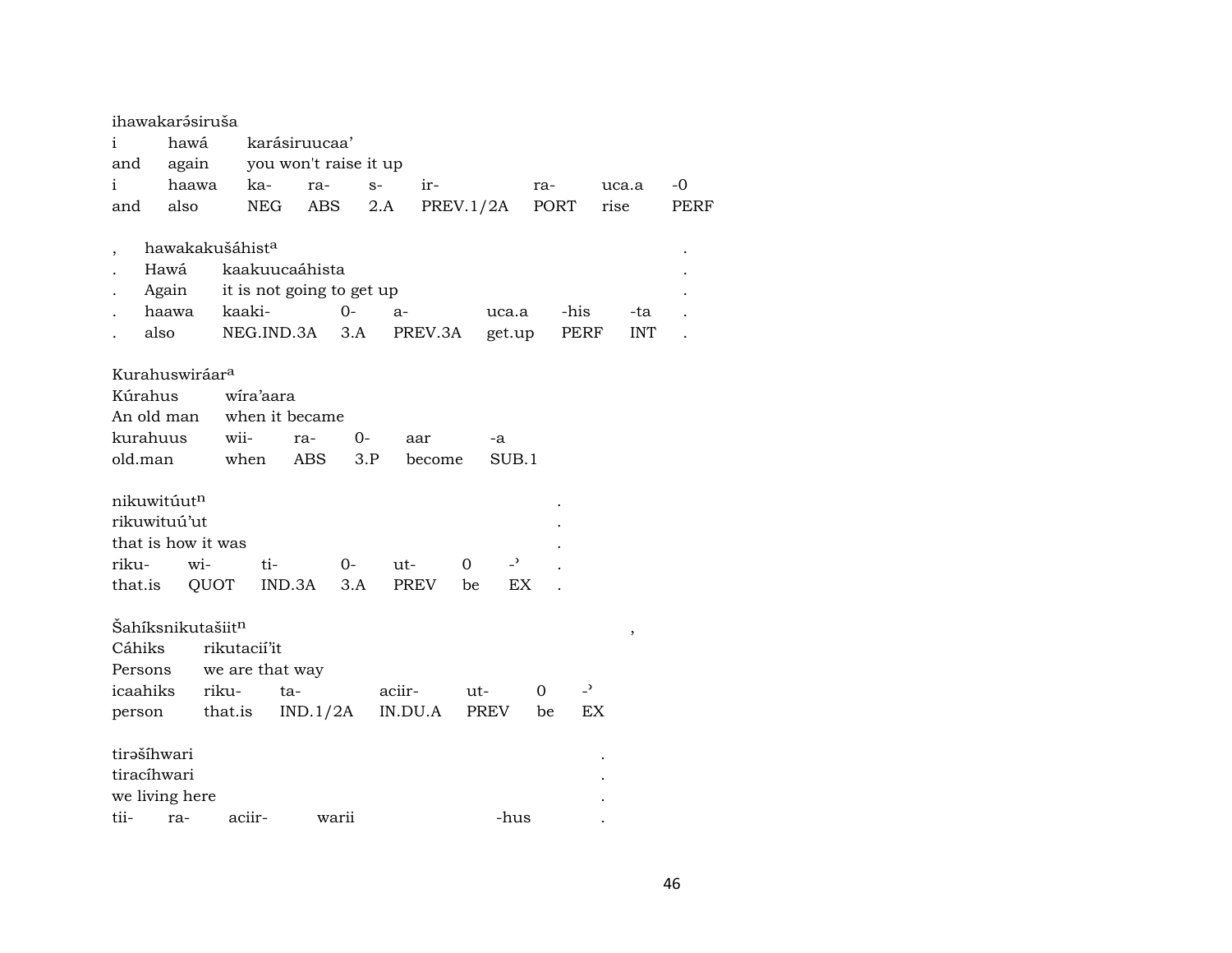ihawakarəsiruša

| i | hawá | karásiruucaa' | | | | | | |
|---|---|---|---|---|---|---|---|---|
| and | again | you won't raise it up | | | | | | |
| i | haawa | ka- | ra- | s- | ir- | ra- | uca.a | -0 |
| and | also | NEG | ABS | 2.A | PREV.1/2A | PORT | rise | PERF |

| , | hawakakušáhist[a] | | | | | | | . |
|---|---|---|---|---|---|---|---|---|
| . | Hawá | kaakuucaáhista | | | | | | . |
| . | Again | it is not going to get up | | | | | | . |
| . | haawa | kaaki- | 0- | a- | uca.a | -his | -ta | . |
| . | also | NEG.IND.3A | 3.A | PREV.3A | get.up | PERF | INT | . |

Kurahuswiráar[a]

| Kúrahus | wíra'aara | | | | |
|---|---|---|---|---|---|
| An old man | when it became | | | | |
| kurahuus | wii- | ra- | 0- | aar | -a |
| old.man | when | ABS | 3.P | become | SUB.1 |

| nikuwitúut[n] | | | | | | | . |
|---|---|---|---|---|---|---|---|
| rikuwituú'ut | | | | | | | . |
| that is how it was | | | | | | | . |
| riku- | wi- | ti- | 0- | ut- | 0 | -ʾ | . |
| that.is | QUOT | IND.3A | 3.A | PREV | be | EX | . |

Šahíksnikutašiit[n] ,

| Cáhiks | rikutacií'it | | | | | |
|---|---|---|---|---|---|---|
| Persons | we are that way | | | | | |
| icaahiks | riku- | ta- | aciir- | ut- | 0 | -ʾ |
| person | that.is | IND.1/2A | IN.DU.A | PREV | be | EX |

| tirəšíhwari | | | | | . |
|---|---|---|---|---|---|
| tiracíhwari | | | | | . |
| we living here | | | | | . |
| tii- | ra- | aciir- | warii | -hus | . |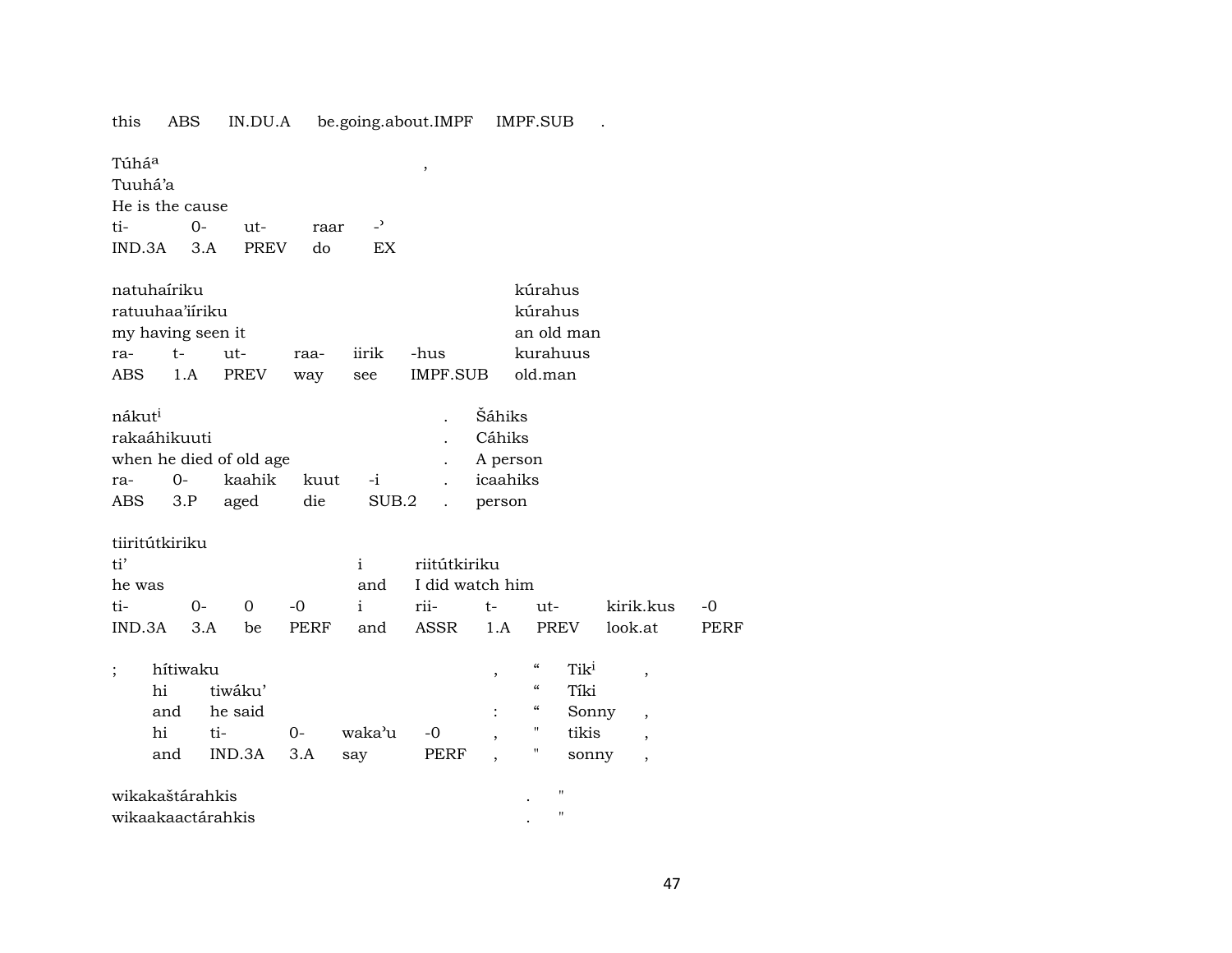this ABS IN.DU.A be.going.about.IMPF IMPF.SUB .

| Túháa | | | | , |
|---|---|---|---|---|
| Tuuhá'a | | | | |
| He is the cause | | | | |
| ti- | 0- | ut- | raar | -' |
| IND.3A | 3.A | PREV | do | EX |

| natuhaíriku | | | | | | kúrahus |
|---|---|---|---|---|---|---|
| ratuuhaa'iíriku | | | | | | kúrahus |
| my having seen it | | | | | | an old man |
| ra- | t- | ut- | raa- | iirik | -hus | kurahuus |
| ABS | 1.A | PREV | way | see | IMPF.SUB | old.man |

| nákuti | | | | | . | Šáhiks |
|---|---|---|---|---|---|---|
| rakaáhikuuti | | | | | . | Cáhiks |
| when he died of old age | | | | | . | A person |
| ra- | 0- | kaahik | kuut | -i | . | icaahiks |
| ABS | 3.P | aged | die | SUB.2 | . | person |

| tiiritútkiriku | | | | | | | | | |
|---|---|---|---|---|---|---|---|---|---|
| ti' | | | | i | riitútkiriku | | | | |
| he was | | | | and | I did watch him | | | | |
| ti- | 0- | 0 | -0 | i | rii- | t- | ut- | kirik.kus | -0 |
| IND.3A | 3.A | be | PERF | and | ASSR | 1.A | PREV | look.at | PERF |

| ; | hítiwaku | | | | | , | " | Tiki | , |
|---|---|---|---|---|---|---|---|---|---|
| | hi | tiwáku' | | | | | " | Tíki | |
| | and | he said | | | | : | " | Sonny | , |
| | hi | ti- | 0- | waka'u | -0 | , | " | tikis | , |
| | and | IND.3A | 3.A | say | PERF | , | " | sonny | , |

| wikakaštárahkis | . | " |
|---|---|---|
| wikaakaactárahkis | . | " |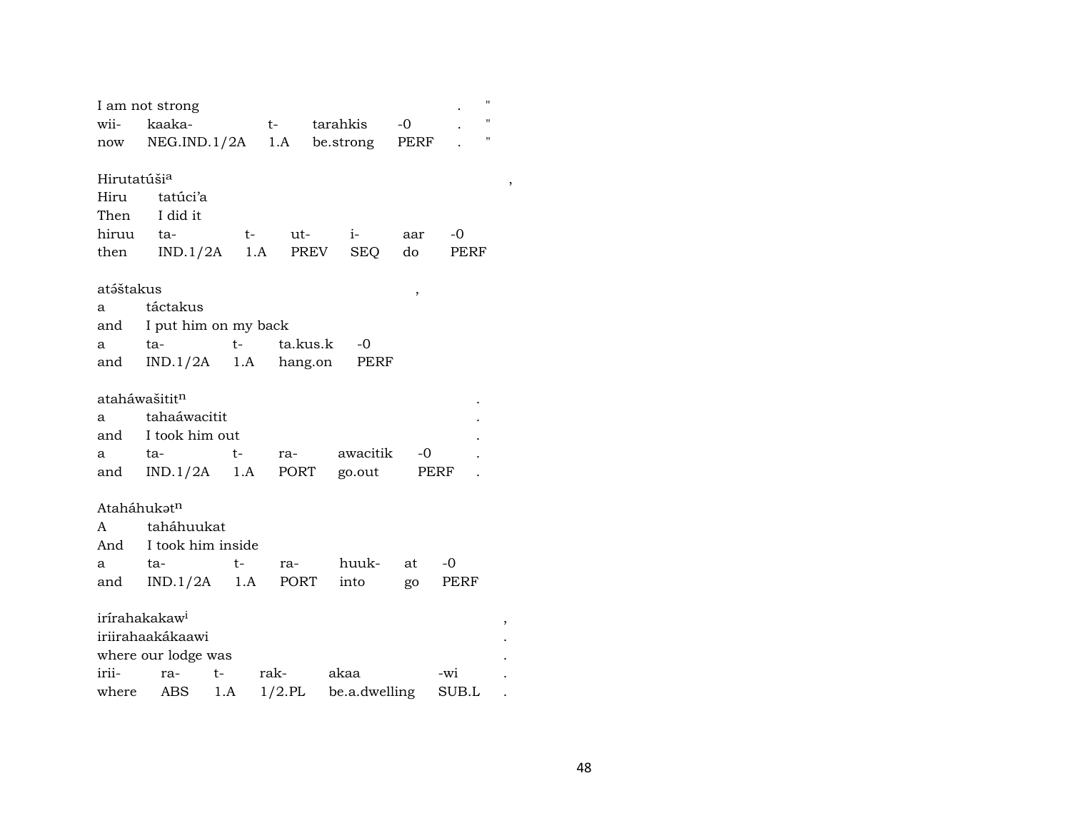I am not strong . "

| wii- | kaaka- | t- | tarahkis | -0 | . | " |
|---|---|---|---|---|---|---|
| now | NEG.IND.1/2A | 1.A | be.strong | PERF | . | " |

Hirutatúši[a] ,

Hiru tatúci'a

Then I did it

| hiruu | ta- | t- | ut- | i- | aar | -0 |
|---|---|---|---|---|---|---|
| then | IND.1/2A | 1.A | PREV | SEQ | do | PERF |

atə́štakus ,

a táctakus

and I put him on my back

| a | ta- | t- | ta.kus.k | -0 |
|---|---|---|---|---|
| and | IND.1/2A | 1.A | hang.on | PERF |

atahâwašitit[n] .

a tahaáwacitit .

and I took him out .

| a | ta- | t- | ra- | awacitik | -0 | . |
|---|---|---|---|---|---|---|
| and | IND.1/2A | 1.A | PORT | go.out | PERF | . |

Atahâhukət[n]

A taháhuukat

And I took him inside

| a | ta- | t- | ra- | huuk- | at | -0 |
|---|---|---|---|---|---|---|
| and | IND.1/2A | 1.A | PORT | into | go | PERF |

irírahakakaw[i] ,

iriirahaakákaawi .

where our lodge was .

| irii- | ra- | t- | rak- | akaa | -wi | . |
|---|---|---|---|---|---|---|
| where | ABS | 1.A | 1/2.PL | be.a.dwelling | SUB.L | . |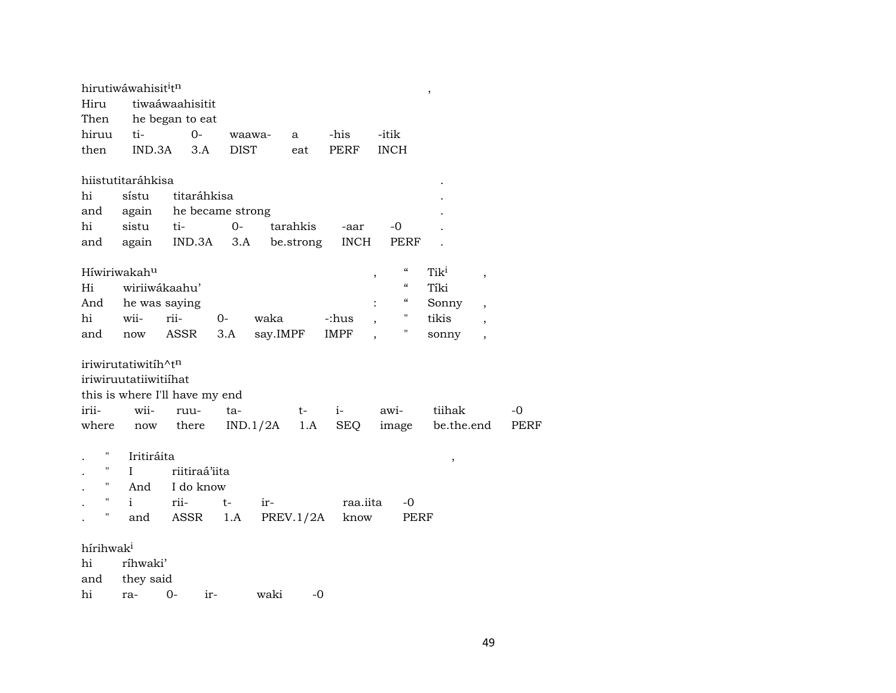hirutiwáwahisit[i]t[n] ,

| Hiru | tiwaáwaahisitit | | | | | |
|---|---|---|---|---|---|---|
| Then | he began to eat | | | | | |
| hiruu | ti- | 0- | waawa- | a | -his | -itik |
| then | IND.3A | 3.A | DIST | eat | PERF | INCH |

hiistutitaráhkisa .

| hi | sístu | titaráhkisa | | | | | . |
|---|---|---|---|---|---|---|---|
| and | again | he became strong | | | | | . |
| hi | sistu | ti- | 0- | tarahkis | -aar | -0 | . |
| and | again | IND.3A | 3.A | be.strong | INCH | PERF | . |

Híwiriwakah[u] , " Tik[i] ,

| Hi | wiriiwákaahu’ | | | | | | " | Tíki | |
|---|---|---|---|---|---|---|---|---|---|
| And | he was saying | | | | | : | " | Sonny | , |
| hi | wii- | rii- | 0- | waka | -:hus | , | " | tikis | , |
| and | now | ASSR | 3.A | say.IMPF | IMPF | , | " | sonny | , |

iriwirutatiwitíh^t[n]

iriwiruutatiiwitiíhat

this is where I'll have my end

| irii- | wii- | ruu- | ta- | t- | i- | awi- | tiihak | -0 |
|---|---|---|---|---|---|---|---|---|
| where | now | there | IND.1/2A | 1.A | SEQ | image | be.the.end | PERF |

. " Iritiráita ,

| . | " | I | riitiraá’iita | | | | |
|---|---|---|---|---|---|---|---|
| . | " | And | I do know | | | | |
| . | " | i | rii- | t- | ir- | raa.iita | -0 |
| . | " | and | ASSR | 1.A | PREV.1/2A | know | PERF |

hírihwak[i]

| hi | ríhwaki’ | | | | |
|---|---|---|---|---|---|
| and | they said | | | | |
| hi | ra- | 0- | ir- | waki | -0 |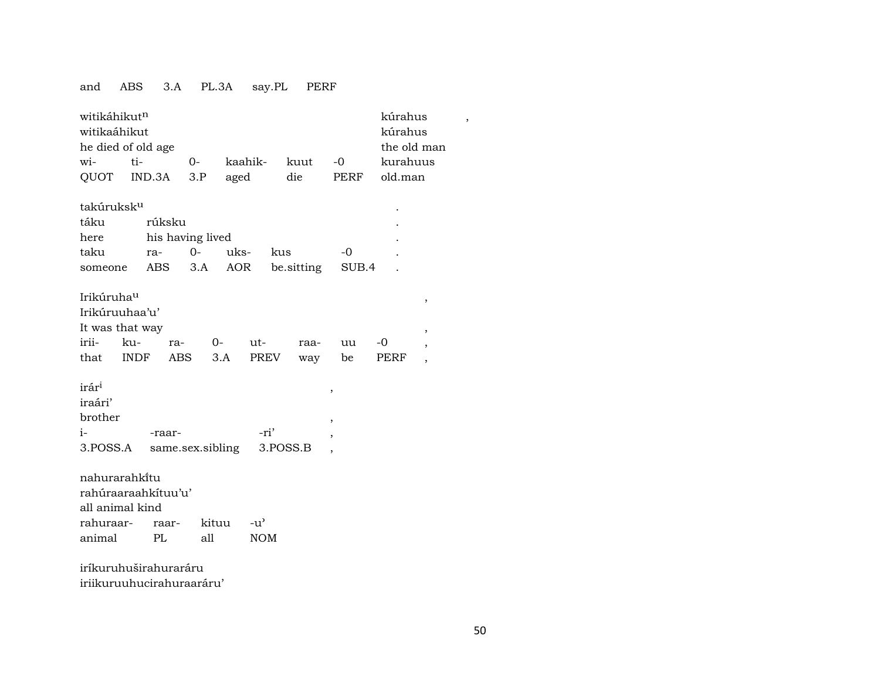and ABS 3.A PL.3A say.PL PERF

| witikáhikut[n] | | | | | | kúrahus | , |
|---|---|---|---|---|---|---|---|
| witikaáhikut | | | | | | kúrahus | |
| he died of old age | | | | | | the old man | |
| wi- | ti- | 0- | kaahik- | kuut | -0 | kurahuus | |
| QUOT | IND.3A | 3.P | aged | die | PERF | old.man | |

| takúruksk[u] | | | | | | . |
|---|---|---|---|---|---|---|
| táku | rúksku | | | | | . |
| here | his having lived | | | | | . |
| taku | ra- | 0- | uks- | kus | -0 | . |
| someone | ABS | 3.A | AOR | be.sitting | SUB.4 | . |

| Irikúruha[u] | | | | | | | | , |
|---|---|---|---|---|---|---|---|---|
| Irikúruuhaa'u' | | | | | | | | |
| It was that way | | | | | | | | , |
| irii- | ku- | ra- | 0- | ut- | raa- | uu | -0 | , |
| that | INDF | ABS | 3.A | PREV | way | be | PERF | , |

| irár[i] | | | , |
|---|---|---|---|
| iraári' | | | |
| brother | | | , |
| i- | -raar- | -ri' | , |
| 3.POSS.A | same.sex.sibling | 3.POSS.B | , |

| nahurarahkı̃tu | | | |
|---|---|---|---|
| rahúraaraahkítuu'u' | | | |
| all animal kind | | | |
| rahuraar- | raar- | kituu | -u' |
| animal | PL | all | NOM |

iríkuruhuširahuraráru
iriikuruuhucirahuraaráru'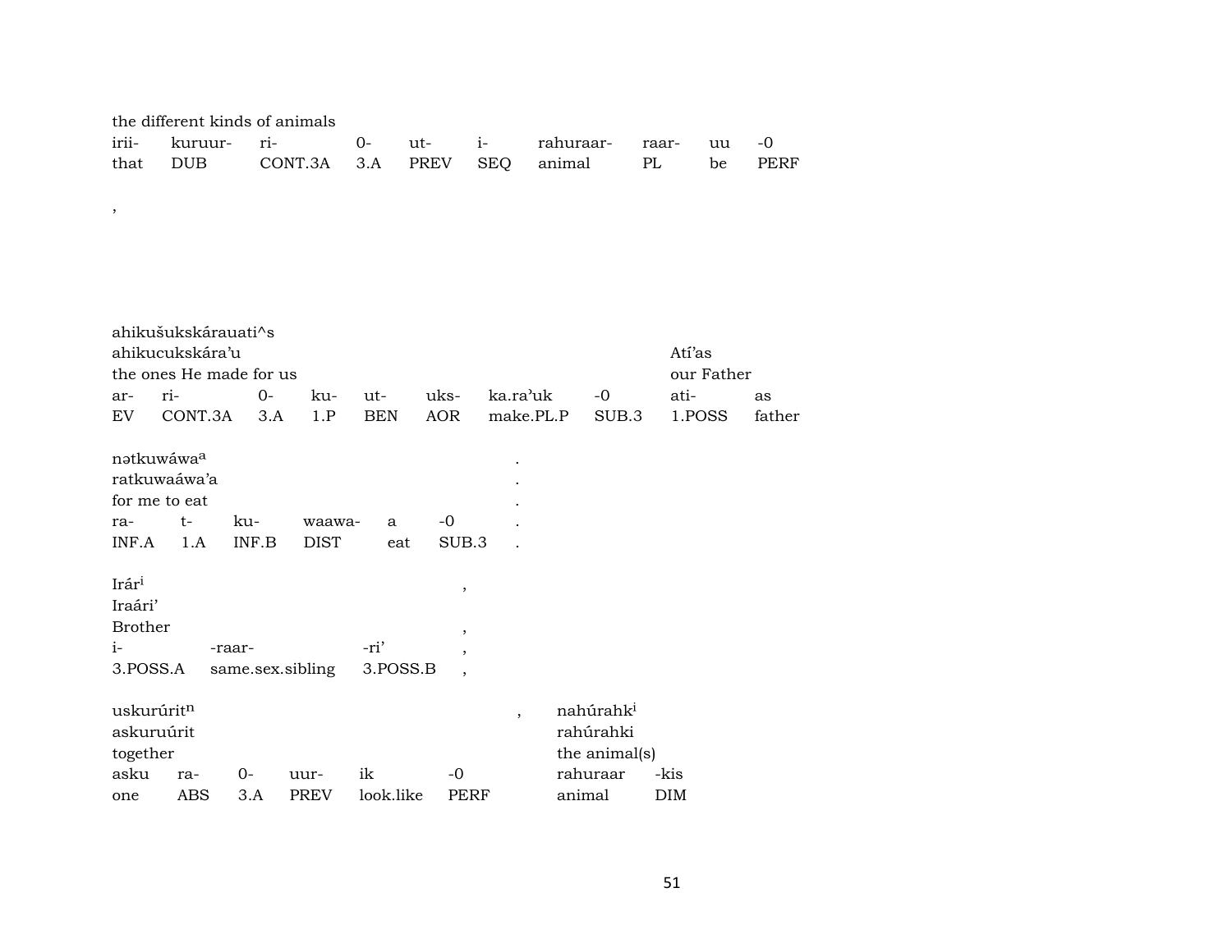the different kinds of animals

| irii- | kuruur- | ri- | 0- | ut- | i- | rahuraar- | raar- | uu | -0 |
|---|---|---|---|---|---|---|---|---|---|
| that | DUB | CONT.3A | 3.A | PREV | SEQ | animal | PL | be | PERF |

,

ahikušukskárauati^s
ahikucukskára'u
the ones He made for us

| ar- | ri- | 0- | ku- | ut- | uks- | ka.ra'uk | -0 |
|---|---|---|---|---|---|---|---|
| EV | CONT.3A | 3.A | 1.P | BEN | AOR | make.PL.P | SUB.3 |

Atí'as
our Father

| ati- | as |
|---|---|
| 1.POSS | father |

nətkuwáwa[a] .
ratkuwaáwa'a .
for me to eat .

| ra- | t- | ku- | waawa- | a | -0 | . |
|---|---|---|---|---|---|---|
| INF.A | 1.A | INF.B | DIST | eat | SUB.3 | . |

Irár[i] ,
Iraári'
Brother ,

| i- | -raar- | -ri' | , |
|---|---|---|---|
| 3.POSS.A | same.sex.sibling | 3.POSS.B | , |

uskurúrit[n] ,
askuruúrit
together

| asku | ra- | 0- | uur- | ik | -0 |
|---|---|---|---|---|---|
| one | ABS | 3.A | PREV | look.like | PERF |

nahúrahk[i]
rahúrahki
the animal(s)

| rahuraar | -kis |
|---|---|
| animal | DIM |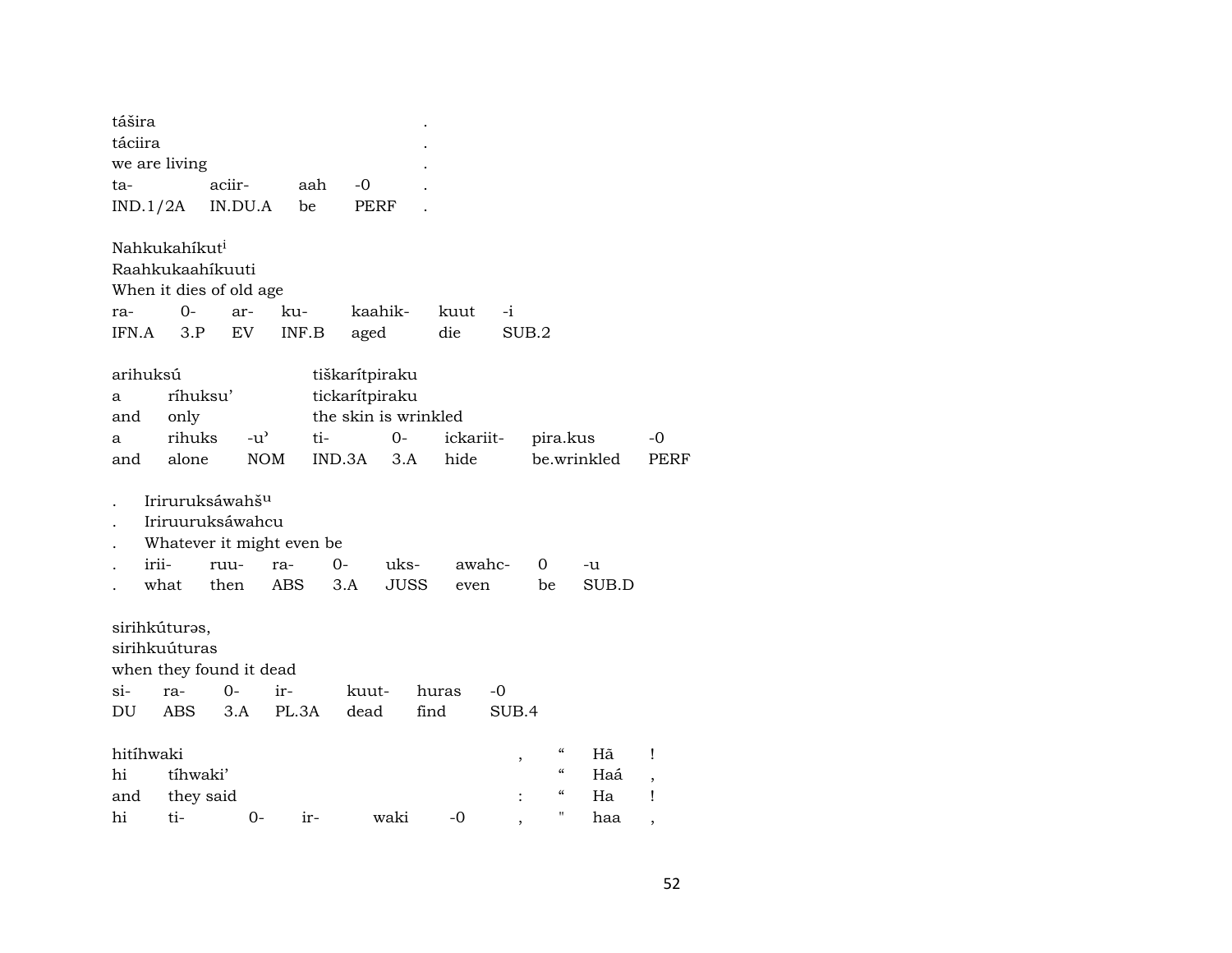| tášira | | | | . |
|---|---|---|---|---|
| táciira | | | | . |
| we are living | | | | . |
| ta- | aciir- | aah | -0 | . |
| IND.1/2A | IN.DU.A | be | PERF | . |

| Nahkukahíkut[i] | | | | | | |
|---|---|---|---|---|---|---|
| Raahkukaahíkuuti | | | | | | |
| When it dies of old age | | | | | | |
| ra- | 0- | ar- | ku- | kaahik- | kuut | -i |
| IFN.A | 3.P | EV | INF.B | aged | die | SUB.2 |

| arihuksú | | | tiškarítpiraku | | | | |
|---|---|---|---|---|---|---|---|
| a | ríhuksu' | | tickarítpiraku | | | | |
| and | only | | the skin is wrinkled | | | | |
| a | rihuks | -u' | ti- | 0- | ickariit- | pira.kus | -0 |
| and | alone | NOM | IND.3A | 3.A | hide | be.wrinkled | PERF |

| . | Iriruruksáwahš[u] | | | | | | | |
|---|---|---|---|---|---|---|---|---|
| . | Iriruuruksáwahcu | | | | | | | |
| . | Whatever it might even be | | | | | | | |
| . | irii- | ruu- | ra- | 0- | uks- | awahc- | 0 | -u |
| . | what | then | ABS | 3.A | JUSS | even | be | SUB.D |

| sirihkúturəs, | | | | | | |
|---|---|---|---|---|---|---|
| sirihkuúturas | | | | | | |
| when they found it dead | | | | | | |
| si- | ra- | 0- | ir- | kuut- | huras | -0 |
| DU | ABS | 3.A | PL.3A | dead | find | SUB.4 |

| hitíhwaki | | | | | | , | " | Hã | ! |
|---|---|---|---|---|---|---|---|---|---|
| hi | tíhwaki' | | | | | | " | Haá | , |
| and | they said | | | | | : | " | Ha | ! |
| hi | ti- | 0- | ir- | waki | -0 | , | " | haa | , |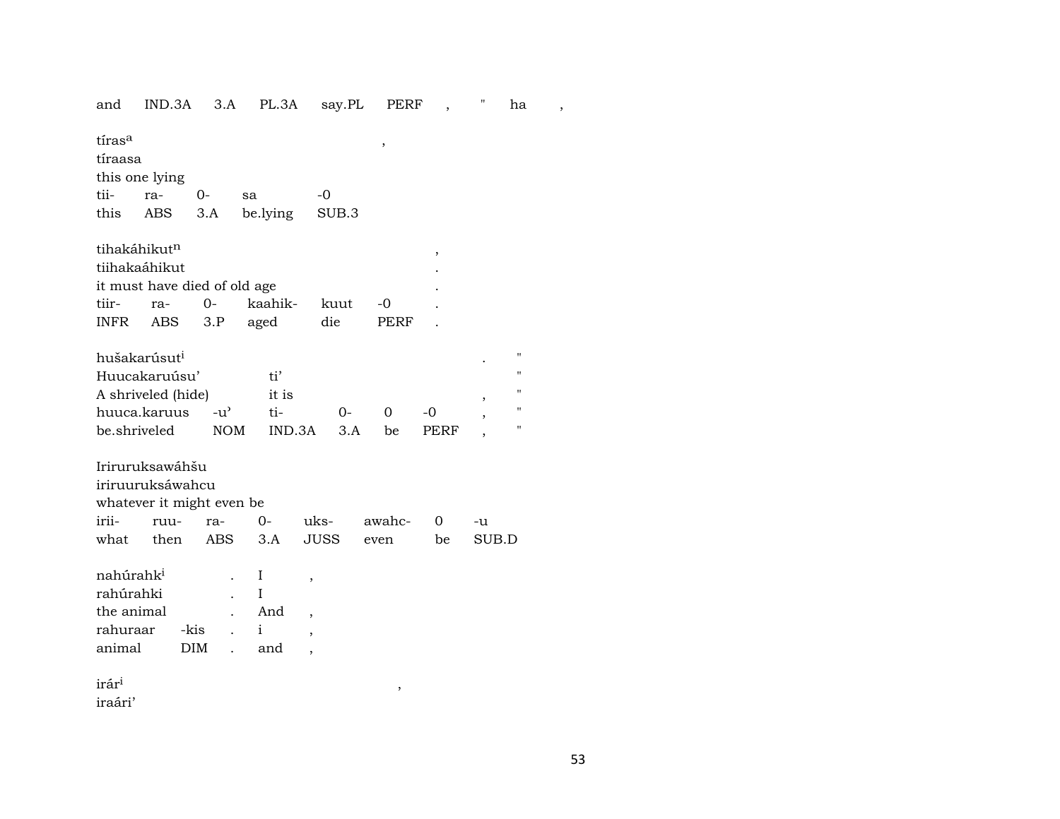and IND.3A 3.A PL.3A say.PL PERF , " ha ,

tíras^a ,
tíraasa
this one lying

| tii- | ra- | 0- | sa | -0 |
|---|---|---|---|---|
| this | ABS | 3.A | be.lying | SUB.3 |

tihakáhikut^n ,
tiihakaáhikut .
it must have died of old age .

| tiir- | ra- | 0- | kaahik- | kuut | -0 | . |
|---|---|---|---|---|---|---|
| INFR | ABS | 3.P | aged | die | PERF | . |

hušakarúsut^i . "
Huucakaruúsu' ti' "
A shriveled (hide) it is , "

| huuca.karuus | -u' | ti- | 0- | 0 | -0 | , | " |
|---|---|---|---|---|---|---|---|
| be.shriveled | NOM | IND.3A | 3.A | be | PERF | , | " |

Iriruruksawáhšu
iriruuruksáwahcu
whatever it might even be

| irii- | ruu- | ra- | 0- | uks- | awahc- | 0 | -u |
|---|---|---|---|---|---|---|---|
| what | then | ABS | 3.A | JUSS | even | be | SUB.D |

nahúrahk^i . I ,
rahúrahki . I
the animal . And ,

| rahuraar | -kis | . | i | , |
|---|---|---|---|---|
| animal | DIM | . | and | , |

irár^i ,
iraári'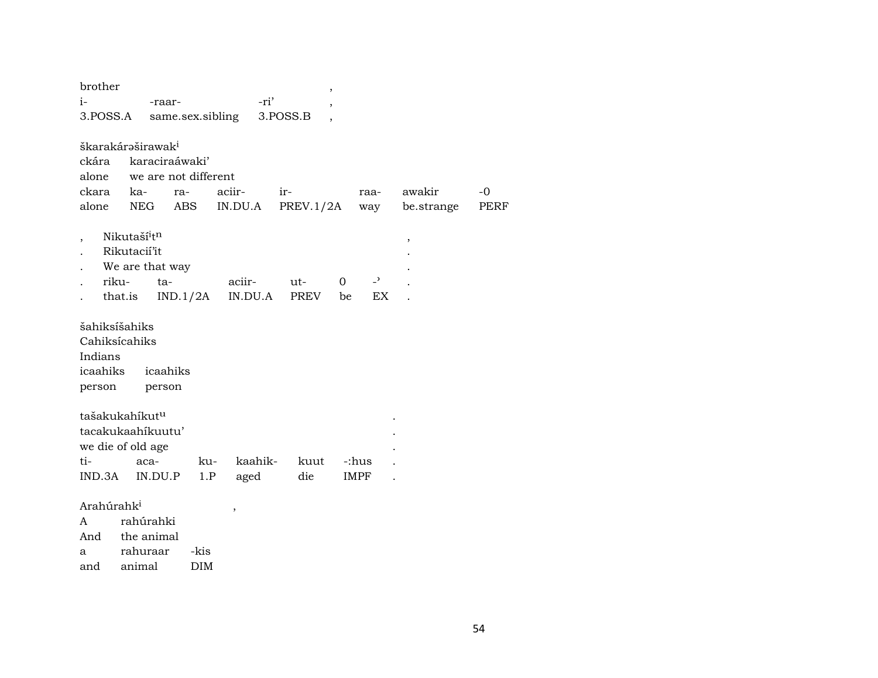| brother | | | , |
|---|---|---|---|
| i- | -raar- | -ri’ | , |
| 3.POSS.A | same.sex.sibling | 3.POSS.B | , |

škarakárəširawak[i]

| ckára | karaciraáwaki’ | | | | | | |
|---|---|---|---|---|---|---|---|
| alone | we are not different | | | | | | |
| ckara | ka- | ra- | aciir- | ir- | raa- | awakir | -0 |
| alone | NEG | ABS | IN.DU.A | PREV.1/2A | way | be.strange | PERF |

| , | Nikutaší[i]t[n] | | | | | | , |
|---|---|---|---|---|---|---|---|
| . | Rikutacií’it | | | | | | . |
| . | We are that way | | | | | | . |
| . | riku- | ta- | aciir- | ut- | 0 | -ʾ | . |
| . | that.is | IND.1/2A | IN.DU.A | PREV | be | EX | . |

šahiksíšahiks

Cahiksícahiks

Indians

| icaahiks | icaahiks |
|---|---|
| person | person |

tašakukahíkut[u] .

tacakukaahíkuutu’ .

we die of old age .

| ti- | aca- | ku- | kaahik- | kuut | -:hus | . |
|---|---|---|---|---|---|---|
| IND.3A | IN.DU.P | 1.P | aged | die | IMPF | . |

Arahúrahk[i] ,

| A | rahúrahki | |
|---|---|---|
| And | the animal | |
| a | rahuraar | -kis |
| and | animal | DIM |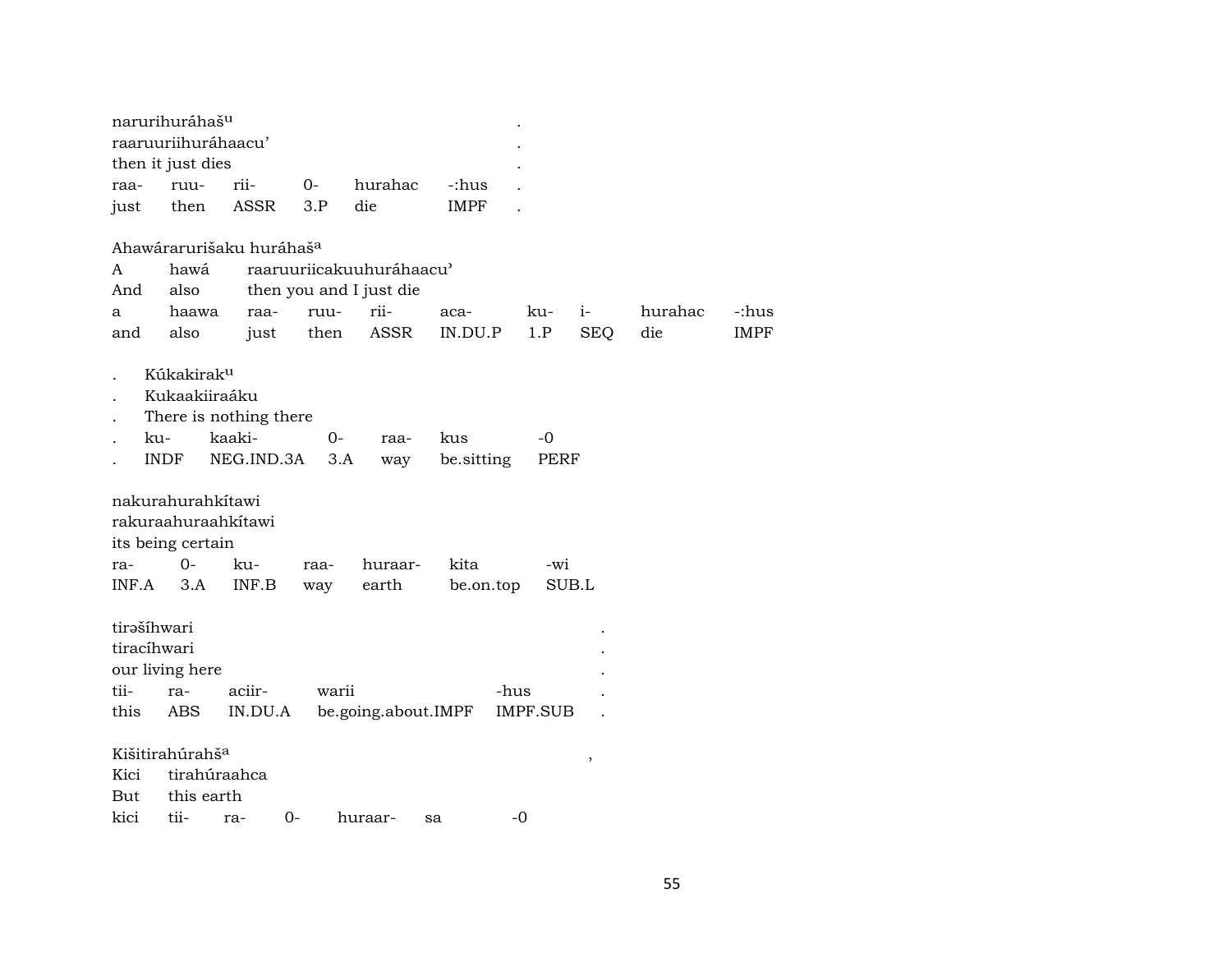naruriihuráhaš^u .
raaruuriihuráhaacu' .
then it just dies .

| raa- | ruu- | rii- | 0- | hurahac | -:hus | . |
|---|---|---|---|---|---|---|
| just | then | ASSR | 3.P | die | IMPF | . |

Ahawáraruriš aku huráhaš^a
A hawá raaruuriicakuuhuráhaacu'
And also then you and I just die

| a | haawa | raa- | ruu- | rii- | aca- | ku- | i- | hurahac | -:hus |
|---|---|---|---|---|---|---|---|---|---|
| and | also | just | then | ASSR | IN.DU.P | 1.P | SEQ | die | IMPF |

. Kúkakirak^u
. Kukaakiiraáku
. There is nothing there

| . | ku- | kaaki- | 0- | raa- | kus | -0 |
|---|---|---|---|---|---|---|
| . | INDF | NEG.IND.3A | 3.A | way | be.sitting | PERF |

nakurahurahkítawi
rakuraahuraahkítawi
its being certain

| ra- | 0- | ku- | raa- | huraar- | kita | -wi |
|---|---|---|---|---|---|---|
| INF.A | 3.A | INF.B | way | earth | be.on.top | SUB.L |

tirəšíhwari .
tiracíhwari .
our living here .

| tii- | ra- | aciir- | warii | -hus | . |
|---|---|---|---|---|---|
| this | ABS | IN.DU.A | be.going.about.IMPF | IMPF.SUB | . |

Kišitirahúrahš^a ,
Kici tirahúraahca
But this earth

| kici | tii- | ra- | 0- | huraar- | sa | -0 |
|---|---|---|---|---|---|---|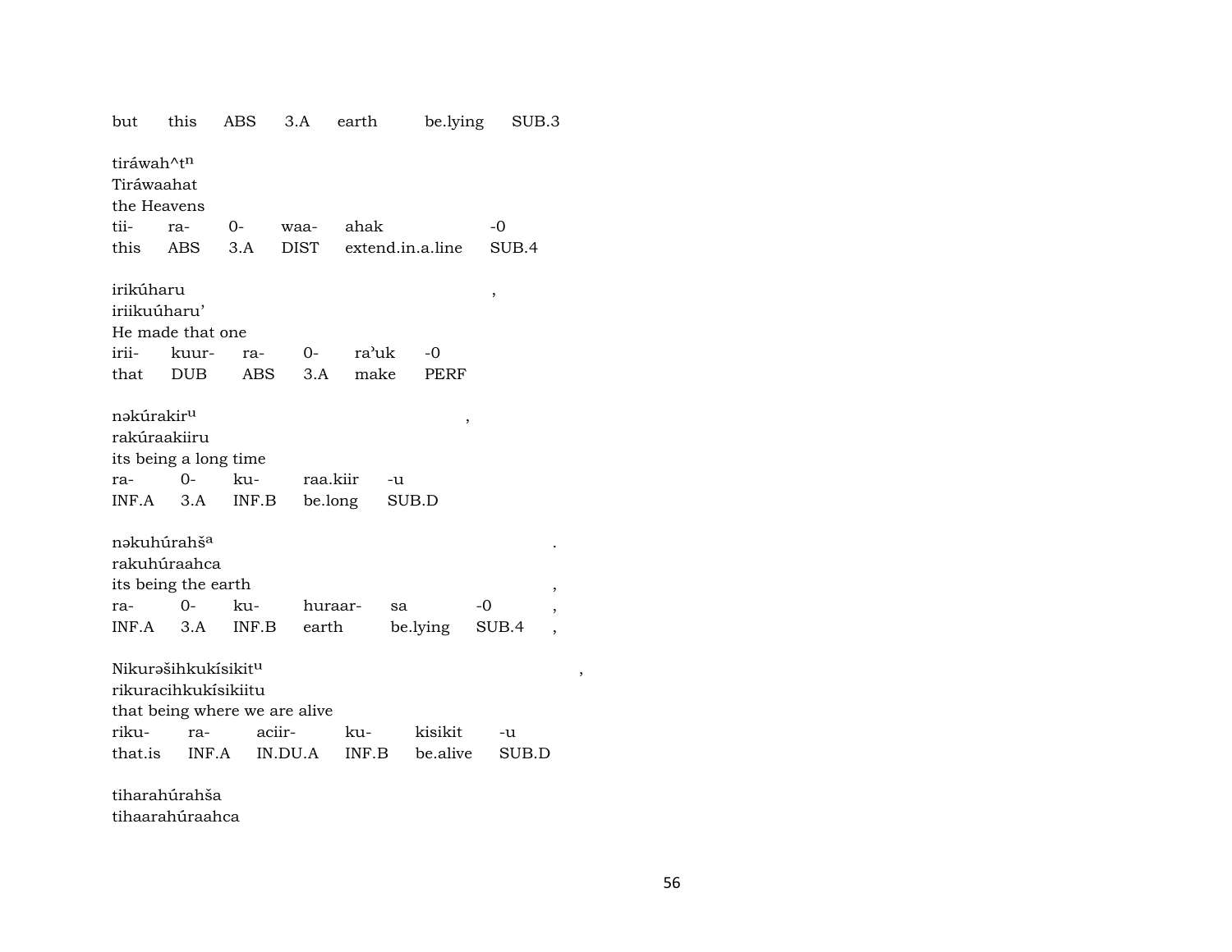but this ABS 3.A earth be.lying SUB.3

tiráwah^t$^{n}$
Tiráwaahat
the Heavens
tii- ra- 0- waa- ahak -0
this ABS 3.A DIST extend.in.a.line SUB.4

irikúharu ,
iriikuúharu'
He made that one
irii- kuur- ra- 0- ra'uk -0
that DUB ABS 3.A make PERF

nəkúrakir$^{u}$ ,
rakúraakiiru
its being a long time
ra- 0- ku- raa.kiir -u
INF.A 3.A INF.B be.long SUB.D

nəkuhúrahš$^{a}$ .
rakuhúraahca
its being the earth ,
ra- 0- ku- huraar- sa -0 ,
INF.A 3.A INF.B earth be.lying SUB.4 ,

Nikurəšihkukísikit$^{u}$ ,
rikuracihkukísikiitu
that being where we are alive
riku- ra- aciir- ku- kisikit -u
that.is INF.A IN.DU.A INF.B be.alive SUB.D

tiharahúrahša
tihaarahúraahca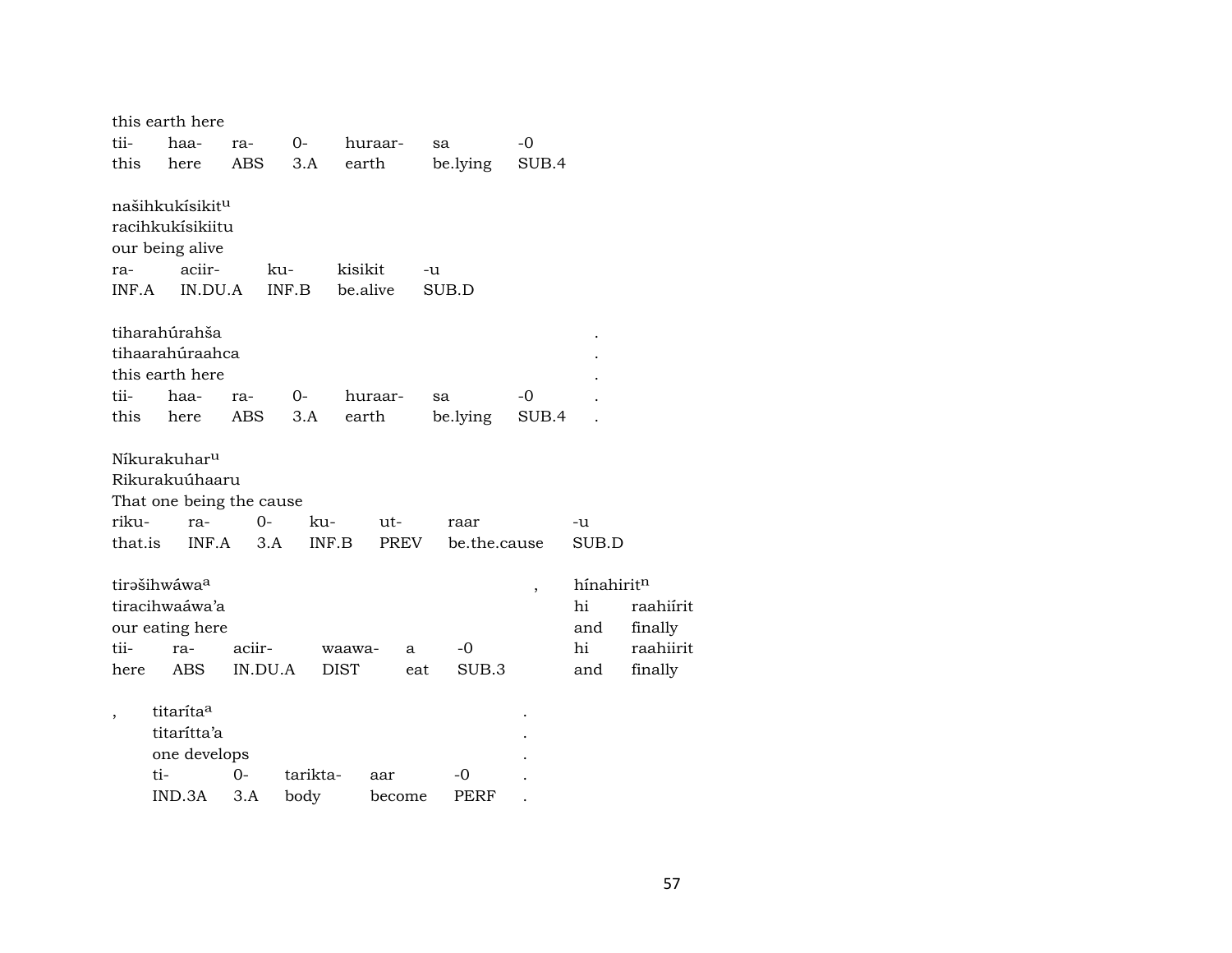this earth here

| tii- | haa- | ra- | 0- | huraar- | sa | -0 |
|---|---|---|---|---|---|---|
| this | here | ABS | 3.A | earth | be.lying | SUB.4 |

našihkukísikit^u
racihkukísikiitu
our being alive

| ra- | aciir- | ku- | kisikit | -u |
|---|---|---|---|---|
| INF.A | IN.DU.A | INF.B | be.alive | SUB.D |

tiharahúrahša .
tihaarahúraahca .
this earth here .

| tii- | haa- | ra- | 0- | huraar- | sa | -0 | . |
|---|---|---|---|---|---|---|---|
| this | here | ABS | 3.A | earth | be.lying | SUB.4 | . |

Níkurakuhar^u
Rikurakuúhaaru
That one being the cause

| riku- | ra- | 0- | ku- | ut- | raar | -u |
|---|---|---|---|---|---|---|
| that.is | INF.A | 3.A | INF.B | PREV | be.the.cause | SUB.D |

tirəšihwáwa^a , hínahirit^n
tiracihwaáwa'a hi raahiírit
our eating here and finally

| tii- | ra- | aciir- | waawa- | a | -0 | hi | raahiirit |
|---|---|---|---|---|---|---|---|
| here | ABS | IN.DU.A | DIST | eat | SUB.3 | and | finally |

, titaríta^a .
titarítta'a .
one develops .

| ti- | 0- | tarikta- | aar | -0 | . |
|---|---|---|---|---|---|
| IND.3A | 3.A | body | become | PERF | . |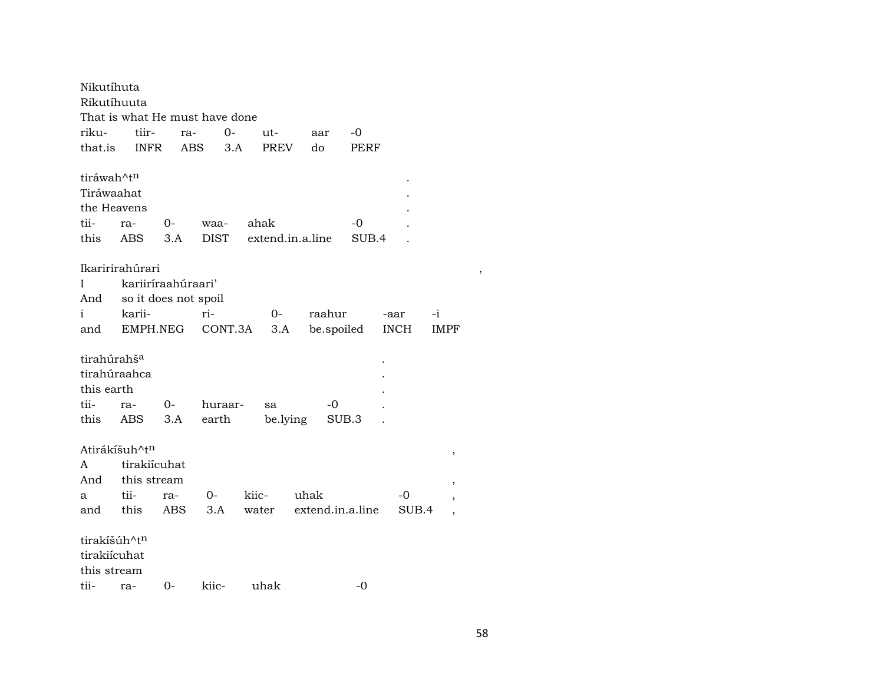Nikutíhuta
Rikutíhuuta
That is what He must have done

| riku- | tiir- | ra- | 0- | ut- | aar | -0 |
|---|---|---|---|---|---|---|
| that.is | INFR | ABS | 3.A | PREV | do | PERF |

tiráwah^t$^{n}$ .
Tiráwaahat .
the Heavens .

| tii- | ra- | 0- | waa- | ahak | -0 | . |
|---|---|---|---|---|---|---|
| this | ABS | 3.A | DIST | extend.in.a.line | SUB.4 | . |

Ikaririrahúrari ,
I kariiríraahúraari'
And so it does not spoil

| i | karii- | ri- | 0- | raahur | -aar | -i |
|---|---|---|---|---|---|---|
| and | EMPH.NEG | CONT.3A | 3.A | be.spoiled | INCH | IMPF |

tirahúrahš$^{a}$ .
tirahúraahca .
this earth .

| tii- | ra- | 0- | huraar- | sa | -0 | . |
|---|---|---|---|---|---|---|
| this | ABS | 3.A | earth | be.lying | SUB.3 | . |

Atirákíšuh^t$^{n}$ ,
A tirakiícuhat
And this stream ,

| a | tii- | ra- | 0- | kiic- | uhak | -0 | , |
|---|---|---|---|---|---|---|---|
| and | this | ABS | 3.A | water | extend.in.a.line | SUB.4 | , |

tirakíšúh^t$^{n}$
tirakiícuhat
this stream

| tii- | ra- | 0- | kiic- | uhak | -0 |
|---|---|---|---|---|---|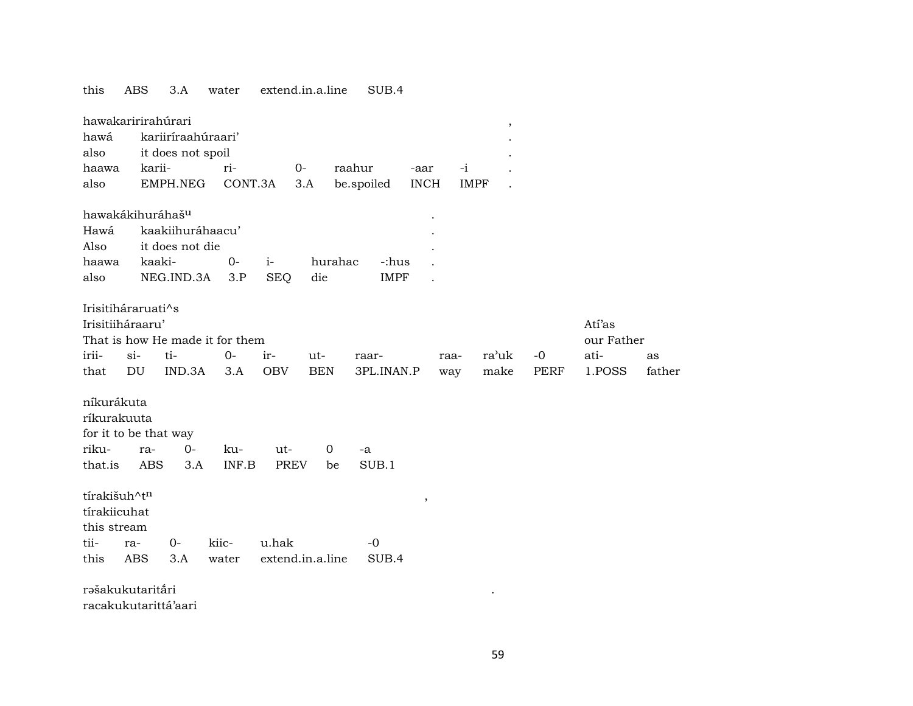this ABS 3.A water extend.in.a.line SUB.4

hawakariirirahúrari ,
hawá kariiríraahúraari' .
also it does not spoil .
haawa karii- ri- 0- raahur -aar -i .
also EMPH.NEG CONT.3A 3.A be.spoiled INCH IMPF .

hawakákihuráhaš^u .
Hawá kaakiihuráhaacu' .
Also it does not die .
haawa kaaki- 0- i- hurahac -:hus .
also NEG.IND.3A 3.P SEQ die IMPF .

Irisitiháraruati^s
Irisitiiháraaru' Atí'as
That is how He made it for them our Father
irii- si- ti- 0- ir- ut- raar- raa- ra'uk -0 ati- as
that DU IND.3A 3.A OBV BEN 3PL.INAN.P way make PERF 1.POSS father

níkurákuta
ríkurakuuta
for it to be that way
riku- ra- 0- ku- ut- 0 -a
that.is ABS 3.A INF.B PREV be SUB.1

tírakišuh^t^n ,
tírakiicuhat
this stream
tii- ra- 0- kiic- u.hak -0
this ABS 3.A water extend.in.a.line SUB.4

rəšakukutaritấri .
racakukutarittá'aari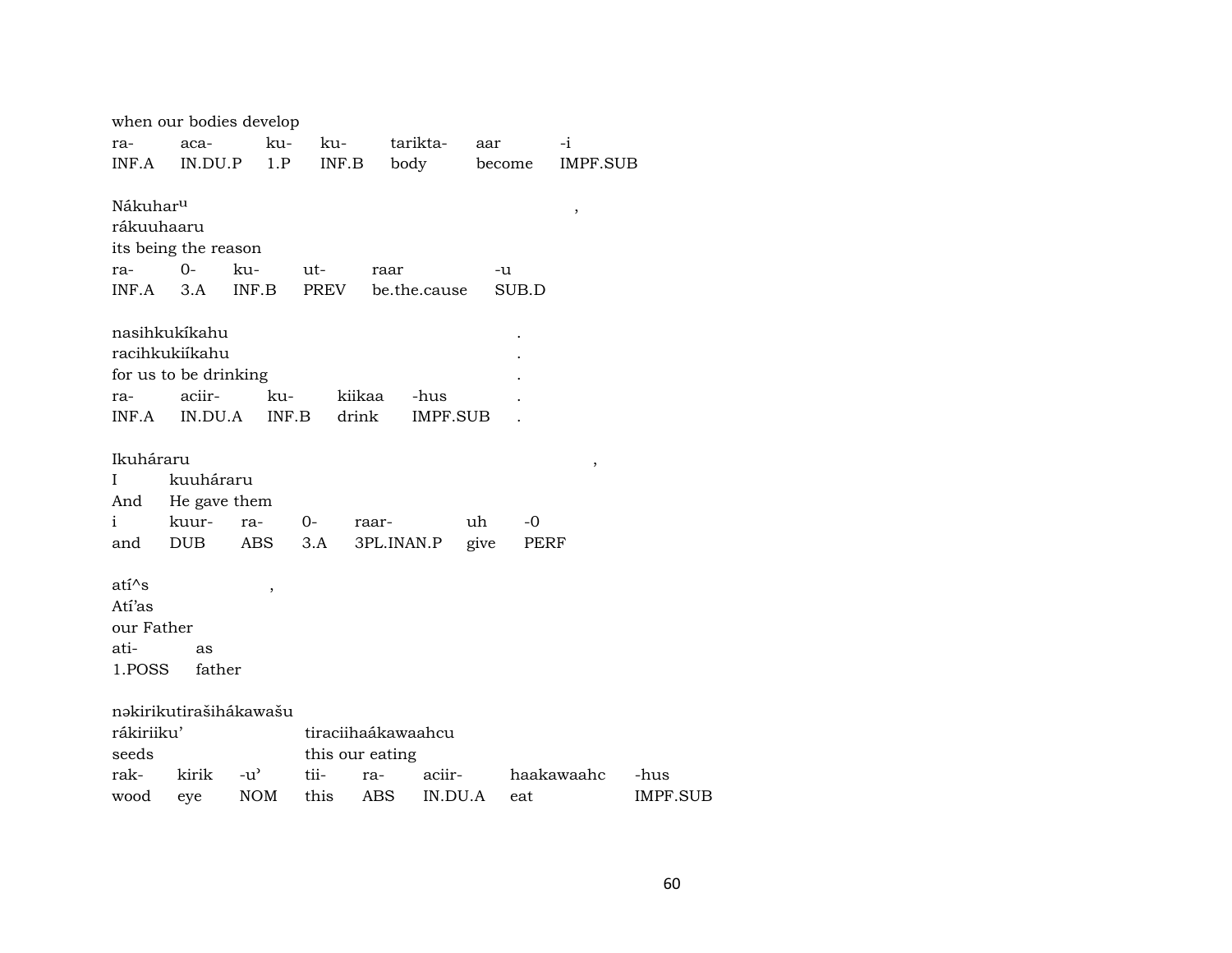when our bodies develop

| ra- | aca- | ku- | ku- | tarikta- | aar | -i |
|---|---|---|---|---|---|---|
| INF.A | IN.DU.P | 1.P | INF.B | body | become | IMPF.SUB |

Nákuhar^u ,
rákuuhaaru
its being the reason

| ra- | 0- | ku- | ut- | raar | -u |
|---|---|---|---|---|---|
| INF.A | 3.A | INF.B | PREV | be.the.cause | SUB.D |

nasihkukíkahu .
racihkukiíkahu .
for us to be drinking .

| ra- | aciir- | ku- | kiikaa | -hus | . |
|---|---|---|---|---|---|
| INF.A | IN.DU.A | INF.B | drink | IMPF.SUB | . |

Ikuháraru ,

| I | kuuháraru | | | | | |
|---|---|---|---|---|---|---|
| And | He gave them | | | | | |
| i | kuur- | ra- | 0- | raar- | uh | -0 |
| and | DUB | ABS | 3.A | 3PL.INAN.P | give | PERF |

atí^s ,
Atí'as
our Father

| ati- | as |
|---|---|
| 1.POSS | father |

nəkirikutirašihákawašu

| rákiriiku' | | | tiraciihaákawaahcu | | | | |
|---|---|---|---|---|---|---|---|
| seeds | | | this our eating | | | | |
| rak- | kirik | -u' | tii- | ra- | aciir- | haakawaahc | -hus |
| wood | eye | NOM | this | ABS | IN.DU.A | eat | IMPF.SUB |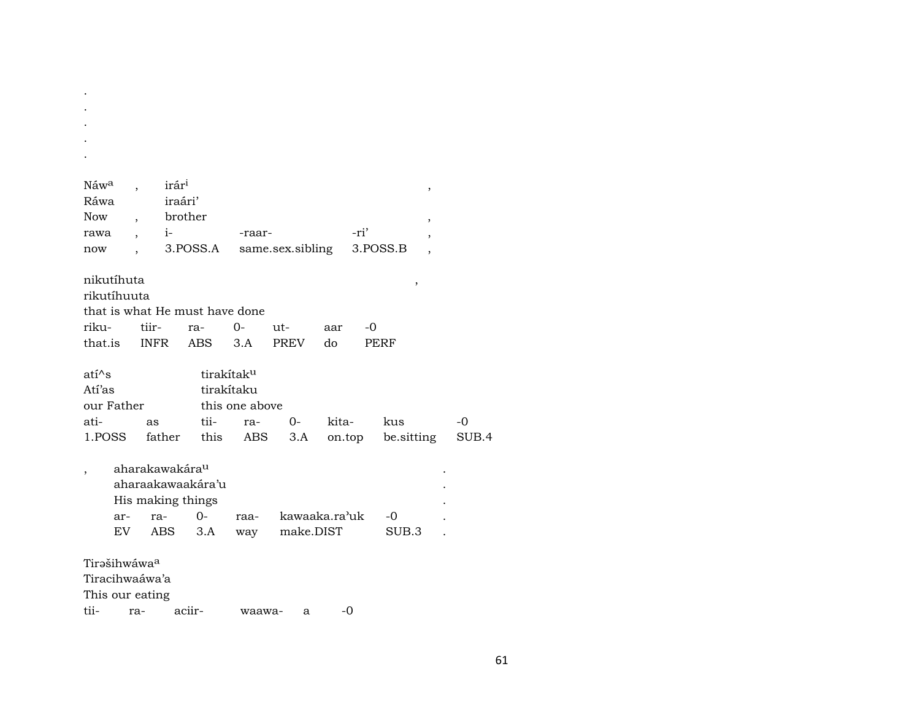.
.
.
.
.

| Náw^a | , | irár^i | | | , |
|---|---|---|---|---|---|
| Ráwa | | iraári’ | | | |
| Now | , | brother | | | , |
| rawa | , | i- | -raar- | -ri’ | , |
| now | , | 3.POSS.A | same.sex.sibling | 3.POSS.B | , |

| nikutíhuta | | | | | | , |
|---|---|---|---|---|---|---|
| rikutíhuuta | | | | | | |
| that is what He must have done | | | | | | |
| riku- | tiir- | ra- | 0- | ut- | aar | -0 |
| that.is | INFR | ABS | 3.A | PREV | do | PERF |

| atí^s | | tirakítak^u | | | | | |
|---|---|---|---|---|---|---|---|
| Atí’as | | tirakítaku | | | | | |
| our Father | | this one above | | | | | |
| ati- | as | tii- | ra- | 0- | kita- | kus | -0 |
| 1.POSS | father | this | ABS | 3.A | on.top | be.sitting | SUB.4 |

| , | aharakawakára^u | | | | | . |
|---|---|---|---|---|---|---|
| | aharaakawaakára’u | | | | | . |
| | His making things | | | | | . |
| | ar- | ra- | 0- | raa- | kawaaka.ra’uk | -0 | . |
| | EV | ABS | 3.A | way | make.DIST | SUB.3 | . |

| Tirəšihwáwa^a | | | | | |
|---|---|---|---|---|---|
| Tiracihwaáwa’a | | | | | |
| This our eating | | | | | |
| tii- | ra- | aciir- | waawa- | a | -0 |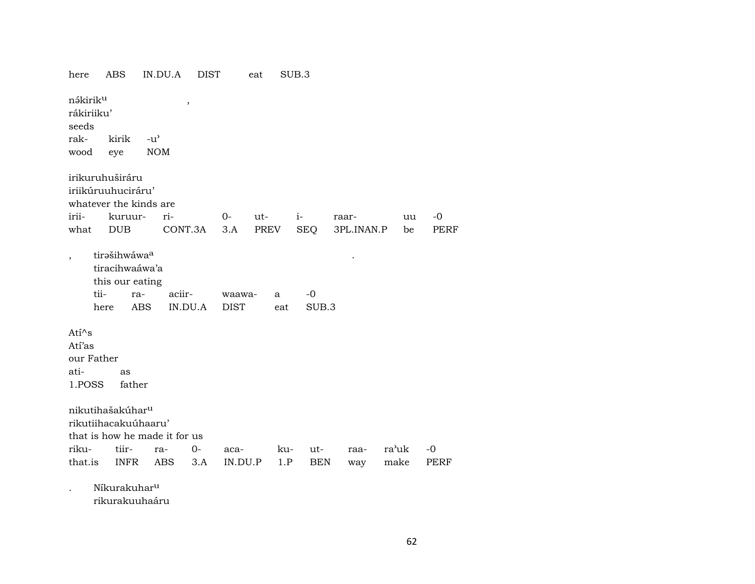here ABS IN.DU.A DIST eat SUB.3

nə́kirik^u ,
rákiriiku'
seeds

| rak- | kirik | -u' |
|---|---|---|
| wood | eye | NOM |

irikuruhuširáru
iriikúruuhuciráru'
whatever the kinds are

| irii- | kuruur- | ri- | 0- | ut- | i- | raar- | uu | -0 |
|---|---|---|---|---|---|---|---|---|
| what | DUB | CONT.3A | 3.A | PREV | SEQ | 3PL.INAN.P | be | PERF |

, tirəšihwáwa^a .
tiracihwaáwa'a
this our eating

| tii- | ra- | aciir- | waawa- | a | -0 |
|---|---|---|---|---|---|
| here | ABS | IN.DU.A | DIST | eat | SUB.3 |

Atí^s
Atí'as
our Father

| ati- | as |
|---|---|
| 1.POSS | father |

nikutihašakúhar^u
rikutiihacakuúhaaru'
that is how he made it for us

| riku- | tiir- | ra- | 0- | aca- | ku- | ut- | raa- | ra'uk | -0 |
|---|---|---|---|---|---|---|---|---|---|
| that.is | INFR | ABS | 3.A | IN.DU.P | 1.P | BEN | way | make | PERF |

. Níkurakuhar^u
rikurakuuhaáru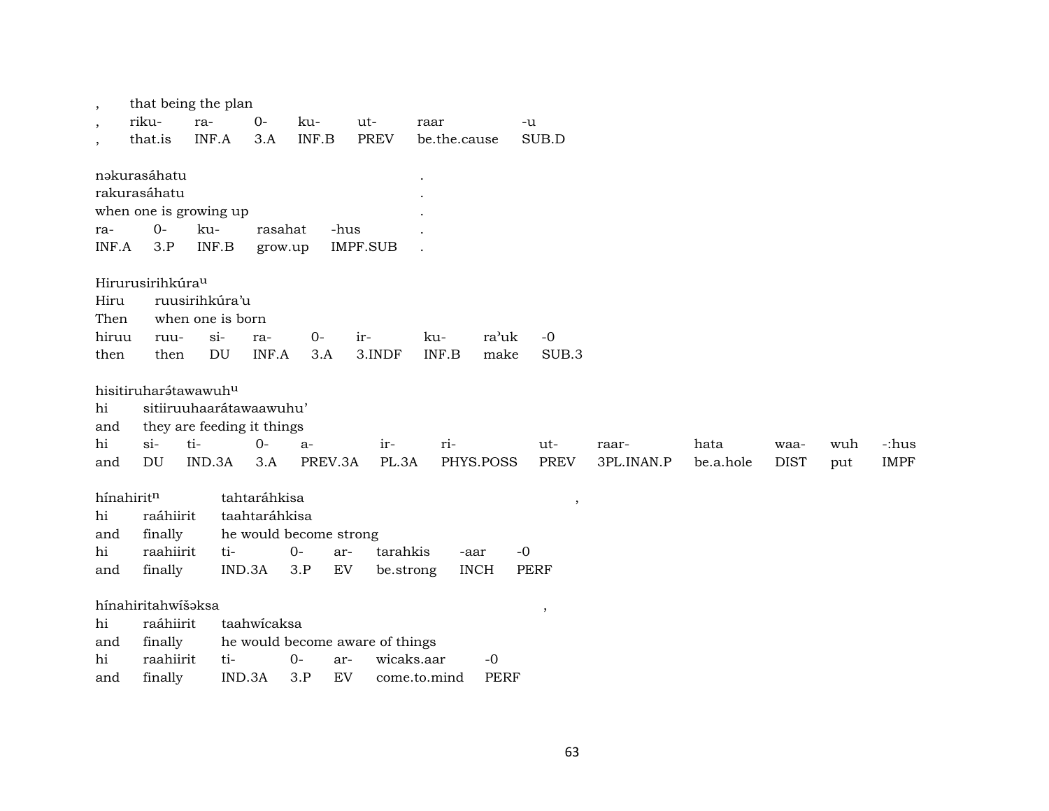| , | that being the plan | | | | | |
|---|---|---|---|---|---|---|
| , | riku- | ra- | 0- | ku- | ut- | raar | -u |
| , | that.is | INF.A | 3.A | INF.B | PREV | be.the.cause | SUB.D |

nəkurasáhatu .
rakurasáhatu .
when one is growing up .

| ra- | 0- | ku- | rasahat | -hus | . |
|---|---|---|---|---|---|
| INF.A | 3.P | INF.B | grow.up | IMPF.SUB | . |

Hirurusirihkúra[u]

| Hiru | ruusirihkúra'u | | | | | | | |
|---|---|---|---|---|---|---|---|---|
| Then | when one is born | | | | | | | |
| hiruu | ruu- | si- | ra- | 0- | ir- | ku- | ra'uk | -0 |
| then | then | DU | INF.A | 3.A | 3.INDF | INF.B | make | SUB.3 |

hisitiruharə́tawawuh[u]

| hi | sitiiruuhaarátawaawuhu' | | | | | | | | | | | |
|---|---|---|---|---|---|---|---|---|---|---|---|---|
| and | they are feeding it things | | | | | | | | | | | |
| hi | si- | ti- | 0- | a- | ir- | ri- | ut- | raar- | hata | waa- | wuh | -:hus |
| and | DU | IND.3A | 3.A | PREV.3A | PL.3A | PHYS.POSS | PREV | 3PL.INAN.P | be.a.hole | DIST | put | IMPF |

hínahirit[n] tahtaráhkisa ,

| hi | raáhiirit | taahtaráhkisa | | | | | |
|---|---|---|---|---|---|---|---|
| and | finally | he would become strong | | | | | |
| hi | raahiirit | ti- | 0- | ar- | tarahkis | -aar | -0 |
| and | finally | IND.3A | 3.P | EV | be.strong | INCH | PERF |

hínahiritahwíšəksa ,

| hi | raáhiirit | taahwícaksa | | | | |
|---|---|---|---|---|---|---|
| and | finally | he would become aware of things | | | | |
| hi | raahiirit | ti- | 0- | ar- | wicaks.aar | -0 |
| and | finally | IND.3A | 3.P | EV | come.to.mind | PERF |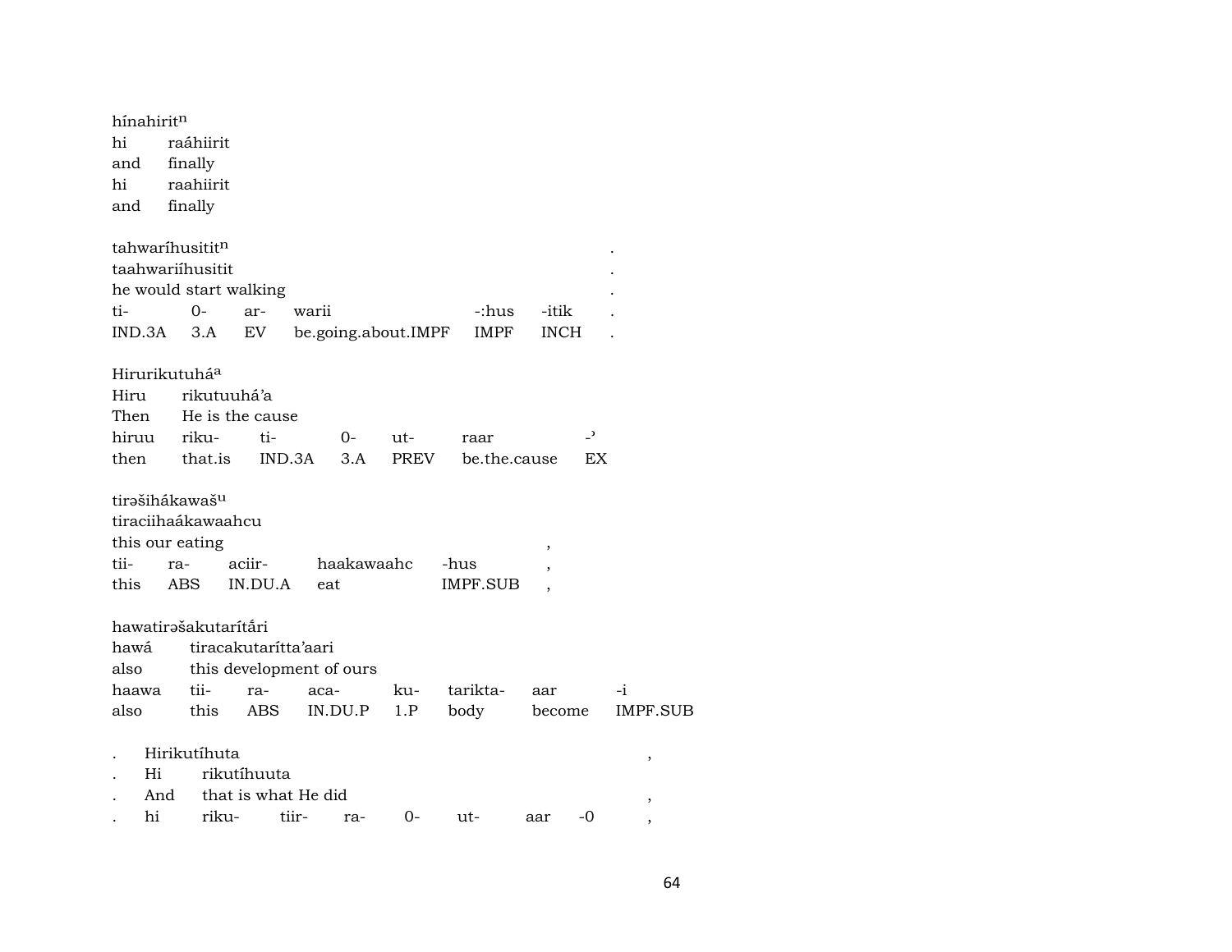hínahirit[n]

| hi | raáhiirit |
|---|---|
| and | finally |
| hi | raahiirit |
| and | finally |

tahwaríhusitit[n] .

taahwariíhusitit .

he would start walking .

| ti- | 0- | ar- | warii | -:hus | -itik | . |
|---|---|---|---|---|---|---|
| IND.3A | 3.A | EV | be.going.about.IMPF | IMPF | INCH | . |

Hirurikutuhá[a]

| Hiru | rikutuuhá'a | | | | | |
|---|---|---|---|---|---|---|
| Then | He is the cause | | | | | |
| hiruu | riku- | ti- | 0- | ut- | raar | -ʾ |
| then | that.is | IND.3A | 3.A | PREV | be.the.cause | EX |

tirəšihákawaš[u]

tiraciihaákawaahcu

this our eating ,

| tii- | ra- | aciir- | haakawaahc | -hus | , |
|---|---|---|---|---|---|
| this | ABS | IN.DU.A | eat | IMPF.SUB | , |

hawatirəšakutarítấri

| hawá | tiracakutarítta'aari | | | | | | |
|---|---|---|---|---|---|---|---|
| also | this development of ours | | | | | | |
| haawa | tii- | ra- | aca- | ku- | tarikta- | aar | -i |
| also | this | ABS | IN.DU.P | 1.P | body | become | IMPF.SUB |

. Hirikutíhuta ,

| . | Hi | rikutíhuuta | | | | | | |
|---|---|---|---|---|---|---|---|---|
| . | And | that is what He did | | | | | | , |
| . | hi | riku- | tiir- | ra- | 0- | ut- | aar | -0 , |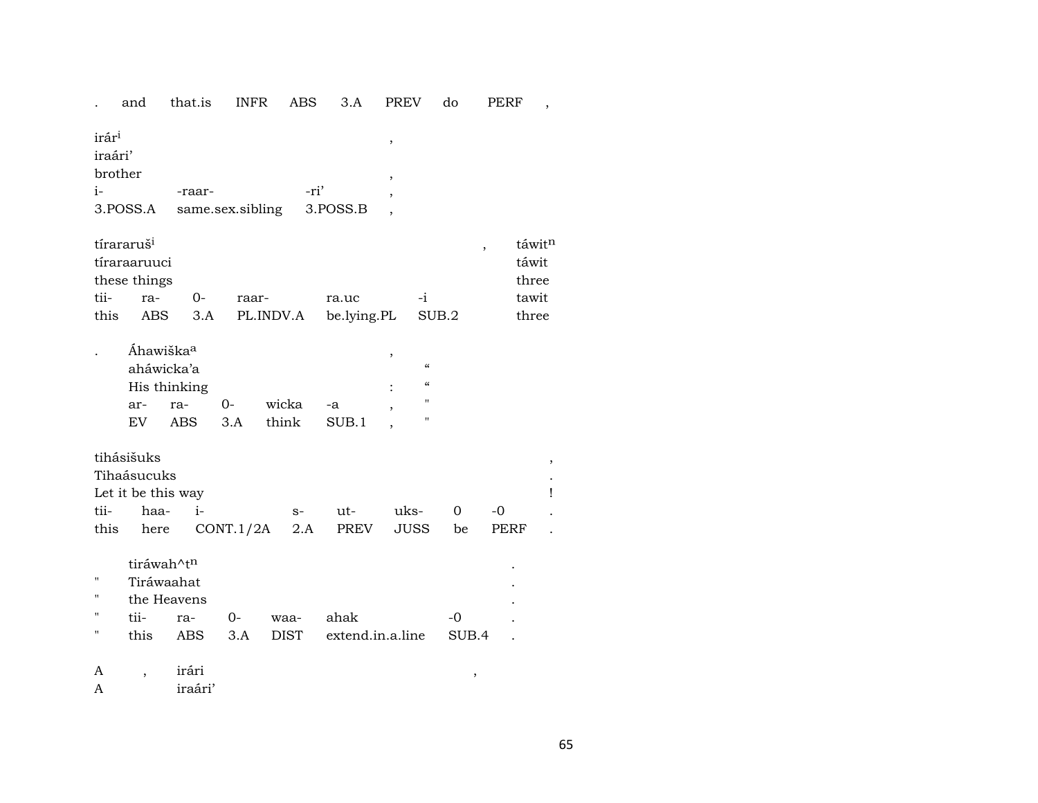| . | and | that.is | INFR | ABS | 3.A | PREV | do | PERF | , |
|---|---|---|---|---|---|---|---|---|---|

| irár$^{i}$ | | | , |
|---|---|---|---|
| iraári' | | | |
| brother | | | , |
| i- | -raar- | -ri' | , |
| 3.POSS.A | same.sex.sibling | 3.POSS.B | , |

| tírararuš$^{i}$ | | | | | | , | táwit$^{n}$ |
|---|---|---|---|---|---|---|---|
| tíraraaruuci | | | | | | | táwit |
| these things | | | | | | | three |
| tii- | ra- | 0- | raar- | ra.uc | -i | | tawit |
| this | ABS | 3.A | PL.INDV.A | be.lying.PL | SUB.2 | | three |

| . | Áhawiška$^{a}$ | | | | , | |
|---|---|---|---|---|---|---|
| | aháwicka'a | | | | | " |
| | His thinking | | | | : | " |
| | ar- | ra- | 0- | wicka | -a | , | " |
| | EV | ABS | 3.A | think | SUB.1 | , | " |

| tihásišuks | | | | | | | | , |
|---|---|---|---|---|---|---|---|---|
| Tihaásucuks | | | | | | | | . |
| Let it be this way | | | | | | | | ! |
| tii- | haa- | i- | s- | ut- | uks- | 0 | -0 | . |
| this | here | CONT.1/2A | 2.A | PREV | JUSS | be | PERF | . |

| | tiráwah^t$^{n}$ | | | | | | . |
|---|---|---|---|---|---|---|---|
| " | Tiráwaahat | | | | | | . |
| " | the Heavens | | | | | | . |
| " | tii- | ra- | 0- | waa- | ahak | -0 | . |
| " | this | ABS | 3.A | DIST | extend.in.a.line | SUB.4 | . |

| A | , | irári | , |
|---|---|---|---|
| A | | iraári' | |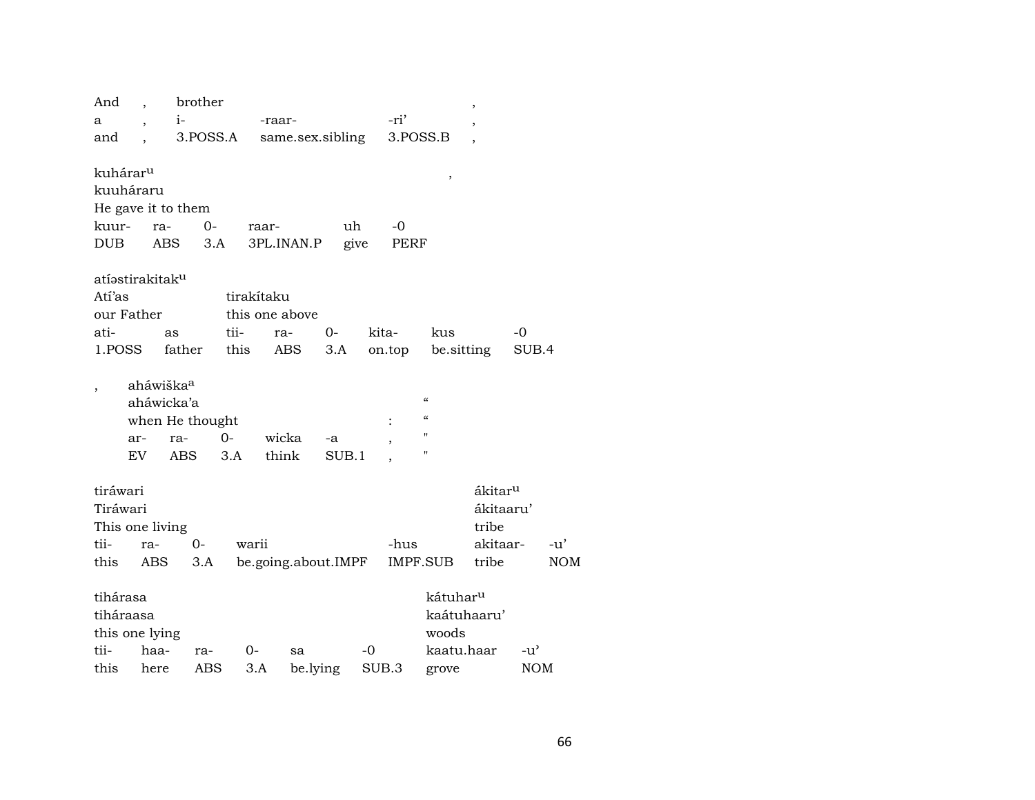| And | , | brother | | | , |
|---|---|---|---|---|---|
| a | , | i- | -raar- | -ri’ | , |
| and | , | 3.POSS.A | same.sex.sibling | 3.POSS.B | , |

kuhárar$^{u}$ ,
kuuháraru
He gave it to them

| kuur- | ra- | 0- | raar- | uh | -0 |
|---|---|---|---|---|---|
| DUB | ABS | 3.A | 3PL.INAN.P | give | PERF |

atíəstirakitak$^{u}$

| Atí’as | | tirakítaku | | | | | |
|---|---|---|---|---|---|---|---|
| our Father | | this one above | | | | | |
| ati- | as | tii- | ra- | 0- | kita- | kus | -0 |
| 1.POSS | father | this | ABS | 3.A | on.top | be.sitting | SUB.4 |

, aháwiška$^{a}$

| aháwicka’a | | | | | “ |
|---|---|---|---|---|---|
| when He thought | | | | : | “ |
| ar- | ra- | 0- | wicka | -a | , | " |
| EV | ABS | 3.A | think | SUB.1 | , | " |

| tiráwari | | | | | ákitar$^{u}$ | |
|---|---|---|---|---|---|---|
| Tiráwari | | | | | ákitaaru’ | |
| This one living | | | | | tribe | |
| tii- | ra- | 0- | warii | -hus | akitaar- | -u’ |
| this | ABS | 3.A | be.going.about.IMPF | IMPF.SUB | tribe | NOM |

| tihárasa | | | | | | kátuhar$^{u}$ | |
|---|---|---|---|---|---|---|---|
| tiháraasa | | | | | | kaátuhaaru’ | |
| this one lying | | | | | | woods | |
| tii- | haa- | ra- | 0- | sa | -0 | kaatu.haar | -u’ |
| this | here | ABS | 3.A | be.lying | SUB.3 | grove | NOM |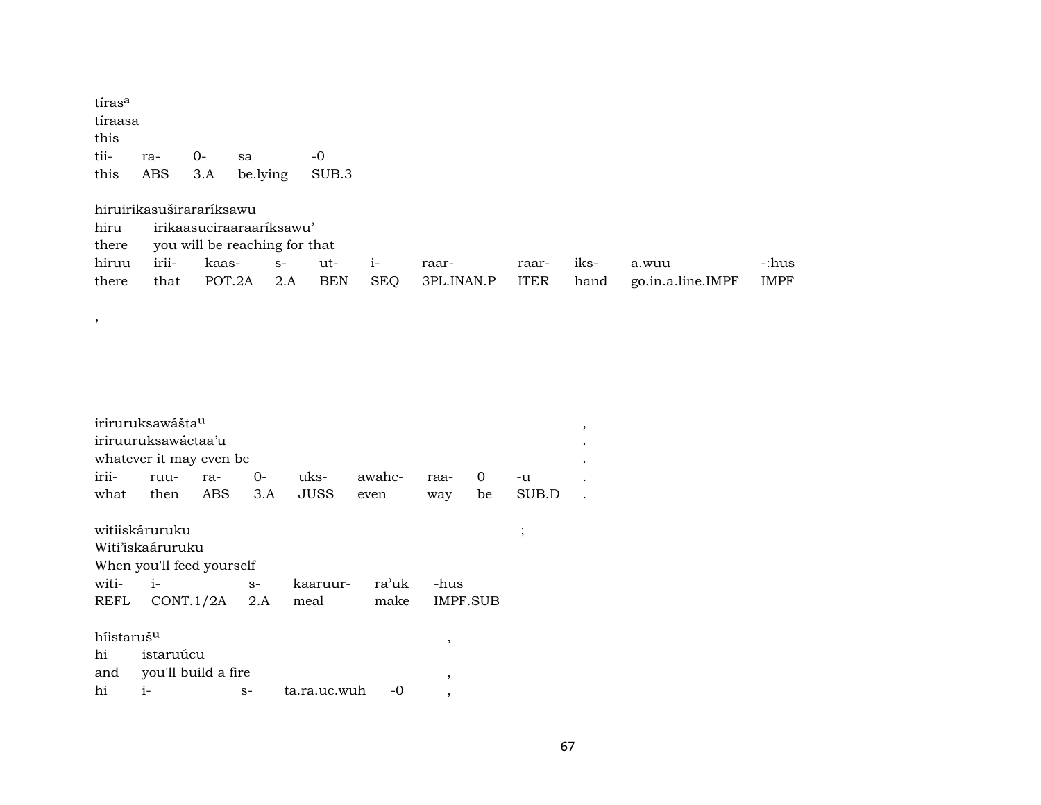tíras[a]
tíraasa
this

| tii- | ra- | 0- | sa | -0 |
|---|---|---|---|---|
| this | ABS | 3.A | be.lying | SUB.3 |

hiruirikasuširararíksawu
hiru irikaasuciraaraaríksawu'
there you will be reaching for that

| hiruu | irii- | kaas- | s- | ut- | i- | raar- | raar- | iks- | a.wuu | -:hus |
|---|---|---|---|---|---|---|---|---|---|---|
| there | that | POT.2A | 2.A | BEN | SEQ | 3PL.INAN.P | ITER | hand | go.in.a.line.IMPF | IMPF |

,

iriruruksawášta[u] ,
iriruuruksawáctaa'u .
whatever it may even be .

| irii- | ruu- | ra- | 0- | uks- | awahc- | raa- | 0 | -u | . |
|---|---|---|---|---|---|---|---|---|---|
| what | then | ABS | 3.A | JUSS | even | way | be | SUB.D | . |

witiiskáruruku ;
Witi'iskaáruruku
When you'll feed yourself

| witi- | i- | s- | kaaruur- | ra'uk | -hus |
|---|---|---|---|---|---|
| REFL | CONT.1/2A | 2.A | meal | make | IMPF.SUB |

híistaruš[u] ,
hi istaruúcu
and you'll build a fire ,

| hi | i- | s- | ta.ra.uc.wuh | -0 | , |
|---|---|---|---|---|---|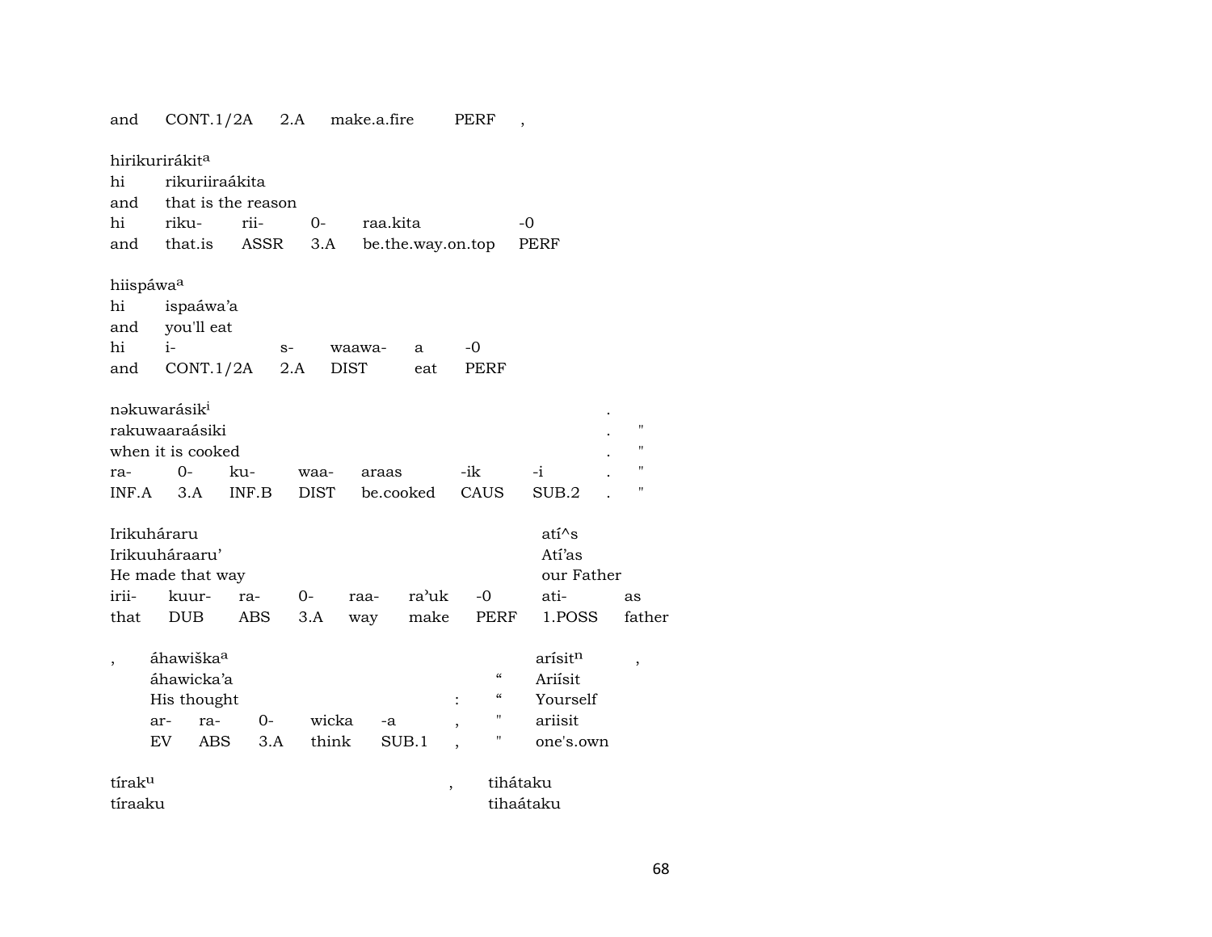and CONT.1/2A 2.A make.a.fire PERF ,

| hirikurirákit[a] | | | | | |
|---|---|---|---|---|---|
| hi | rikuriiraákita | | | | |
| and | that is the reason | | | | |
| hi | riku- | rii- | 0- | raa.kita | -0 |
| and | that.is | ASSR | 3.A | be.the.way.on.top | PERF |

| hiispáwa[a] | | | | | |
|---|---|---|---|---|---|
| hi | ispaáwa'a | | | | |
| and | you'll eat | | | | |
| hi | i- | s- | waawa- | a | -0 |
| and | CONT.1/2A | 2.A | DIST | eat | PERF |

| nəkuwarásik[i] | | | | | | | . | |
|---|---|---|---|---|---|---|---|---|
| rakuwaaraásiki | | | | | | | . | " |
| when it is cooked | | | | | | | . | " |
| ra- | 0- | ku- | waa- | araas | -ik | -i | . | " |
| INF.A | 3.A | INF.B | DIST | be.cooked | CAUS | SUB.2 | . | " |

| Irikuháraru | | | | | | | atí^s | |
|---|---|---|---|---|---|---|---|---|
| Irikuuháraaru' | | | | | | | Atí'as | |
| He made that way | | | | | | | our Father | |
| irii- | kuur- | ra- | 0- | raa- | ra'uk | -0 | ati- | as |
| that | DUB | ABS | 3.A | way | make | PERF | 1.POSS | father |

| , | áhawiška[a] | | | | | | arísit[n] | , |
|---|---|---|---|---|---|---|---|---|
| | áhawicka'a | | | | | “ | Ariísit | |
| | His thought | | | | : | “ | Yourself | |
| | ar- | ra- | 0- | wicka | -a | , | " | ariisit |
| | EV | ABS | 3.A | think | SUB.1 | , | " | one's.own |

| tírak[u] | , | tihátaku |
|---|---|---|
| tíraaku | | tihaátaku |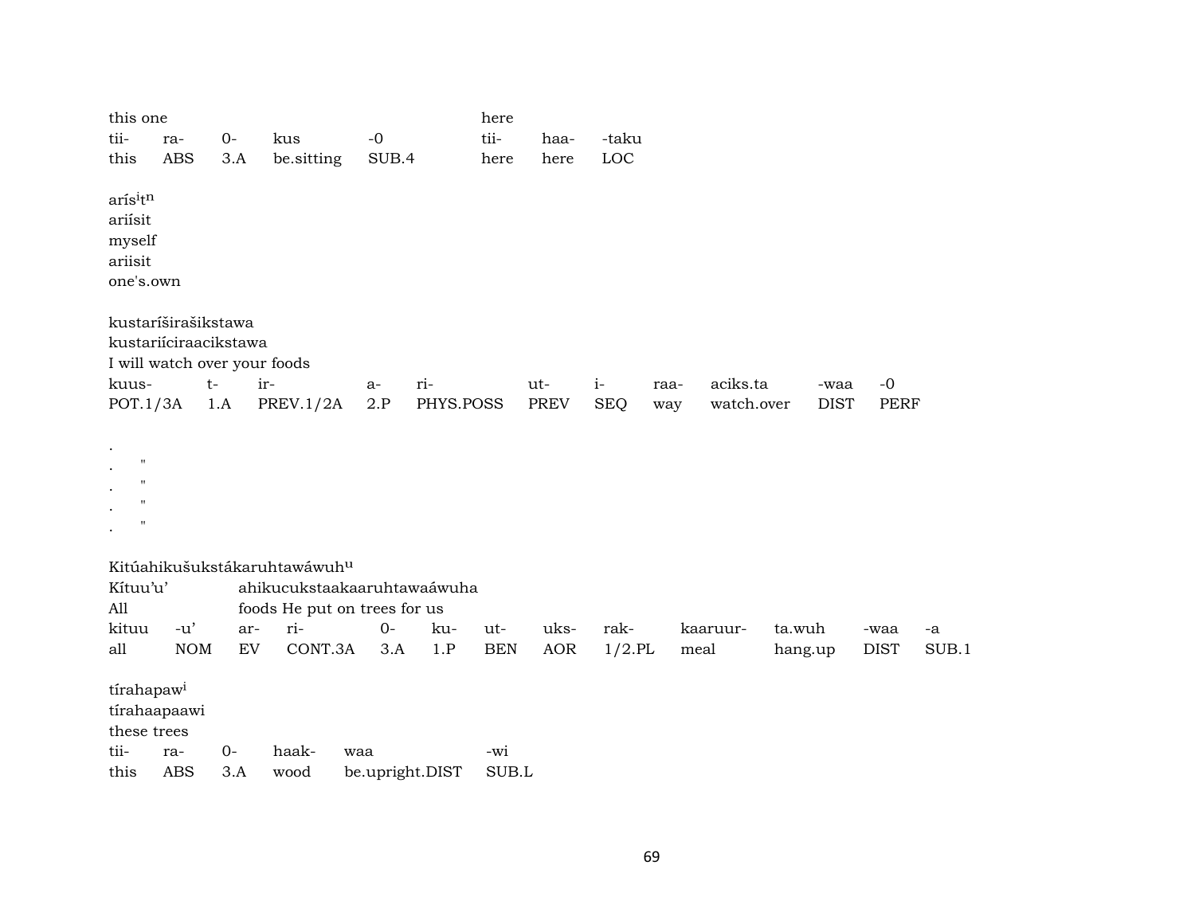this one | | | | | here | |
---|---|---|---|---|---|---|---
tii- | ra- | 0- | kus | -0 | tii- | haa- | -taku
this | ABS | 3.A | be.sitting | SUB.4 | here | here | LOC

arís$^{i}$t$^{n}$
ariísit
myself
ariisit
one's.own

kustaríširašikstawa
kustariíciraacikstawa
I will watch over your foods

| kuus- | t- | ir- | a- | ri- | ut- | i- | raa- | aciks.ta | -waa | -0 |
|---|---|---|---|---|---|---|---|---|---|---|
| POT.1/3A | 1.A | PREV.1/2A | 2.P | PHYS.POSS | PREV | SEQ | way | watch.over | DIST | PERF |

.
. "
. "
. "
. "

Kitúahikušukstákaruhtawáwuh$^{u}$
Kítuu'u' ahikucukstaakaaruhtawaáwuha
All foods He put on trees for us

| kituu | -u' | ar- | ri- | 0- | ku- | ut- | uks- | rak- | kaaruur- | ta.wuh | -waa | -a |
|---|---|---|---|---|---|---|---|---|---|---|---|---|
| all | NOM | EV | CONT.3A | 3.A | 1.P | BEN | AOR | 1/2.PL | meal | hang.up | DIST | SUB.1 |

tírahapaw$^{i}$
tírahaapaawi
these trees

| tii- | ra- | 0- | haak- | waa | -wi |
|---|---|---|---|---|---|
| this | ABS | 3.A | wood | be.upright.DIST | SUB.L |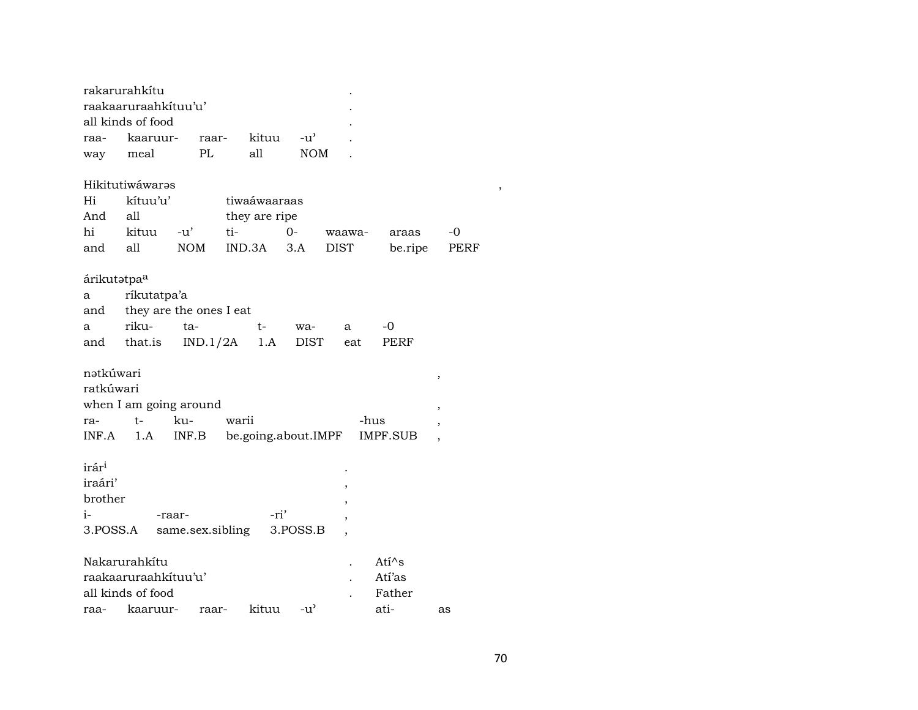| rakarurahkítu | | | | | . |
|---|---|---|---|---|---|
| raakaaruraahkítuu'u' | | | | | . |
| all kinds of food | | | | | . |
| raa- | kaaruur- | raar- | kituu | -u' | . |
| way | meal | PL | all | NOM | . |

| Hikitutiwáwarəs | | | | | | | , |
|---|---|---|---|---|---|---|---|
| Hi | kítuu'u' | | tiwaáwaaraas | | | | |
| And | all | | they are ripe | | | | |
| hi | kituu | -u' | ti- | 0- | waawa- | araas | -0 |
| and | all | NOM | IND.3A | 3.A | DIST | be.ripe | PERF |

| árikutətpa[a] | | | | | | |
|---|---|---|---|---|---|---|
| a | ríkutatpa'a | | | | | |
| and | they are the ones I eat | | | | | |
| a | riku- | ta- | t- | wa- | a | -0 |
| and | that.is | IND.1/2A | 1.A | DIST | eat | PERF |

| nətkúwari | | | | | , |
|---|---|---|---|---|---|
| ratkúwari | | | | | |
| when I am going around | | | | | , |
| ra- | t- | ku- | warii | -hus | , |
| INF.A | 1.A | INF.B | be.going.about.IMPF | IMPF.SUB | , |

| irár[i] | | | . |
|---|---|---|---|
| iraári' | | | , |
| brother | | | , |
| i- | -raar- | -ri' | , |
| 3.POSS.A | same.sex.sibling | 3.POSS.B | , |

| Nakarurahkítu | | | | | . | Atí^s | |
|---|---|---|---|---|---|---|---|
| raakaaruraahkítuu'u' | | | | | . | Atí'as | |
| all kinds of food | | | | | . | Father | |
| raa- | kaaruur- | raar- | kituu | -u' | | ati- | as |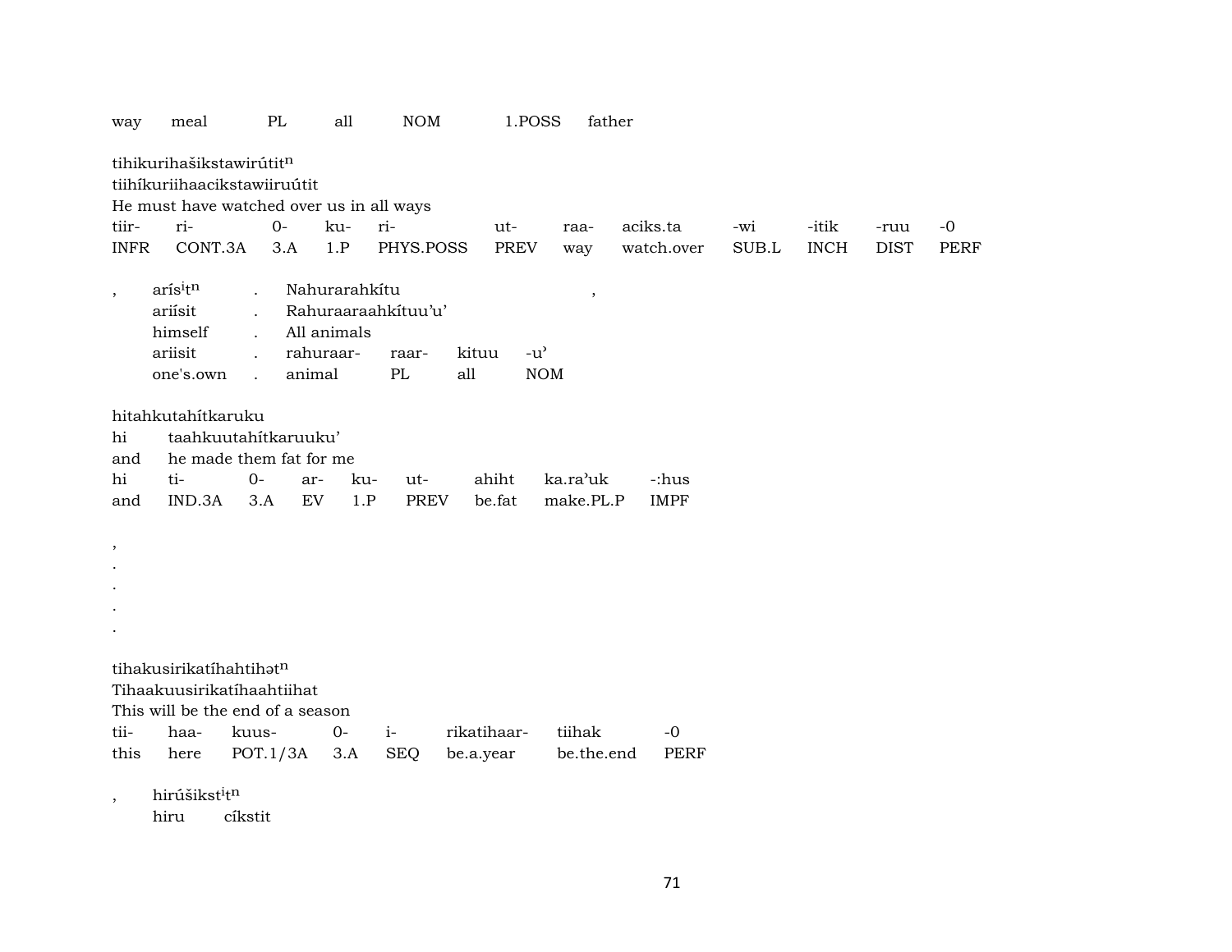way meal PL all NOM 1.POSS father

tihikurihašikstawirútit$^{n}$
tiihíkuriihaacikstawiiruútit
He must have watched over us in all ways

| tiir- | ri- | 0- | ku- | ri- | ut- | raa- | aciks.ta | -wi | -itik | -ruu | -0 |
|---|---|---|---|---|---|---|---|---|---|---|---|
| INFR | CONT.3A | 3.A | 1.P | PHYS.POSS | PREV | way | watch.over | SUB.L | INCH | DIST | PERF |

, arís$^{i}$t$^{n}$ . Nahurarahkítu ,
ariísit . Rahuraaraahkítuu'u'
himself . All animals

| ariisit | . | rahuraar- | raar- | kituu | -u' |
|---|---|---|---|---|---|
| one's.own | . | animal | PL | all | NOM |

hitahkutahítkaruku
hi taahkuutahítkaruuku'
and he made them fat for me

| hi | ti- | 0- | ar- | ku- | ut- | ahiht | ka.ra'uk | -:hus |
|---|---|---|---|---|---|---|---|---|
| and | IND.3A | 3.A | EV | 1.P | PREV | be.fat | make.PL.P | IMPF |

,
.
.
.
.

tihakusirikatíhahtihət$^{n}$
Tihaakuusirikatíhaahtiihat
This will be the end of a season

| tii- | haa- | kuus- | 0- | i- | rikatihaar- | tiihak | -0 |
|---|---|---|---|---|---|---|---|
| this | here | POT.1/3A | 3.A | SEQ | be.a.year | be.the.end | PERF |

, hirúšikst$^{i}$t$^{n}$
hiru cíkstit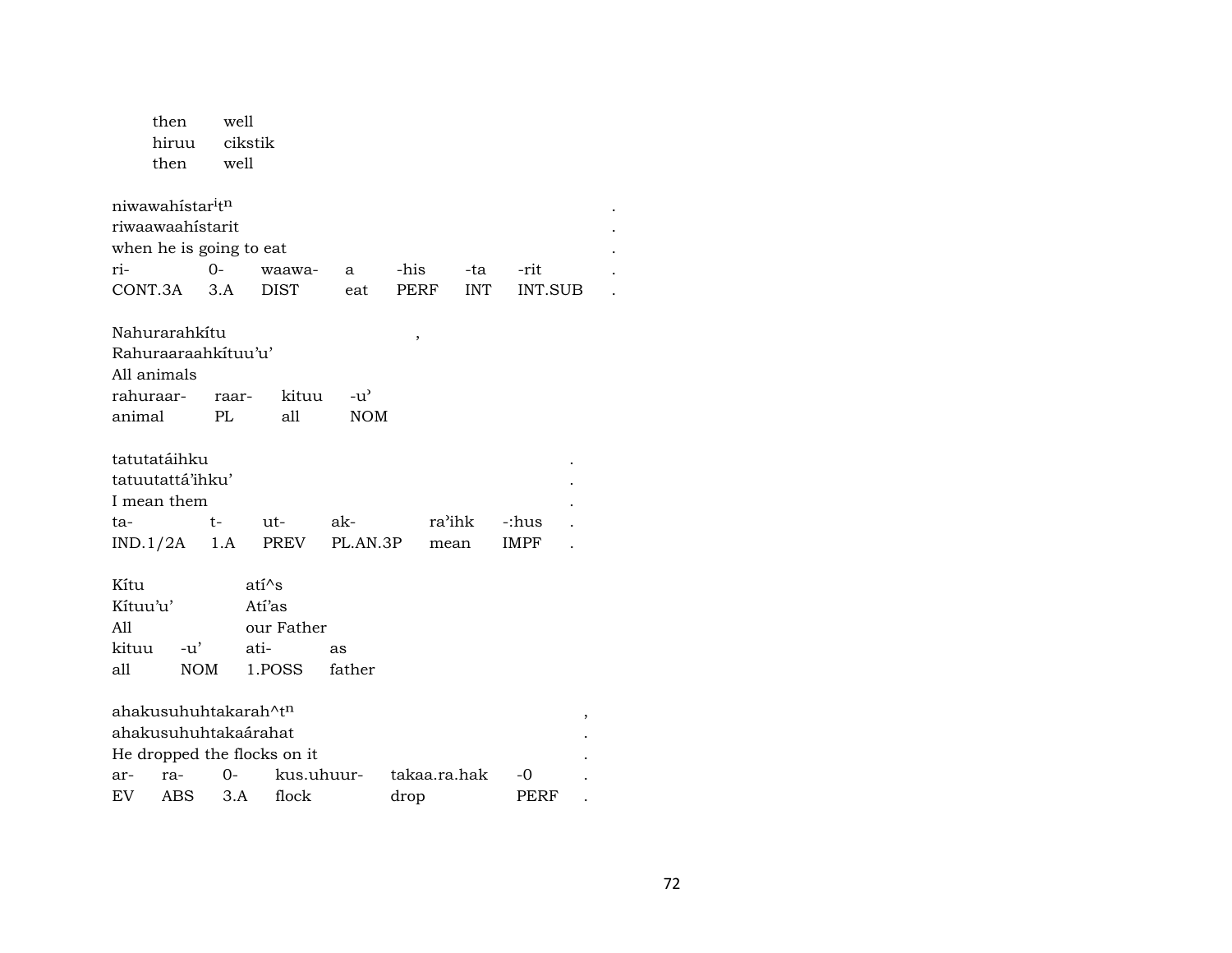then well
hiruu cikstik
then well

niwawahístar$^{i}$t$^{n}$ .
riwaawaahístarit .
when he is going to eat .

| ri- | 0- | waawa- | a | -his | -ta | -rit | . |
|---|---|---|---|---|---|---|---|
| CONT.3A | 3.A | DIST | eat | PERF | INT | INT.SUB | . |

Nahurarahkítu ,
Rahuraaraahkítuu'u'
All animals

| rahuraar- | raar- | kituu | -u' |
|---|---|---|---|
| animal | PL | all | NOM |

tatutatáihku .
tatuutattá'ihku' .
I mean them .

| ta- | t- | ut- | ak- | ra'ihk | -:hus | . |
|---|---|---|---|---|---|---|
| IND.1/2A | 1.A | PREV | PL.AN.3P | mean | IMPF | . |

Kítu atí^s
Kítuu'u' Atí'as
All our Father

| kituu | -u' | ati- | as |
|---|---|---|---|
| all | NOM | 1.POSS | father |

ahakusuhuhtakarah^t$^{n}$ ,
ahakusuhuhtakaárahat .
He dropped the flocks on it .

| ar- | ra- | 0- | kus.uhuur- | takaa.ra.hak | -0 | . |
|---|---|---|---|---|---|---|
| EV | ABS | 3.A | flock | drop | PERF | . |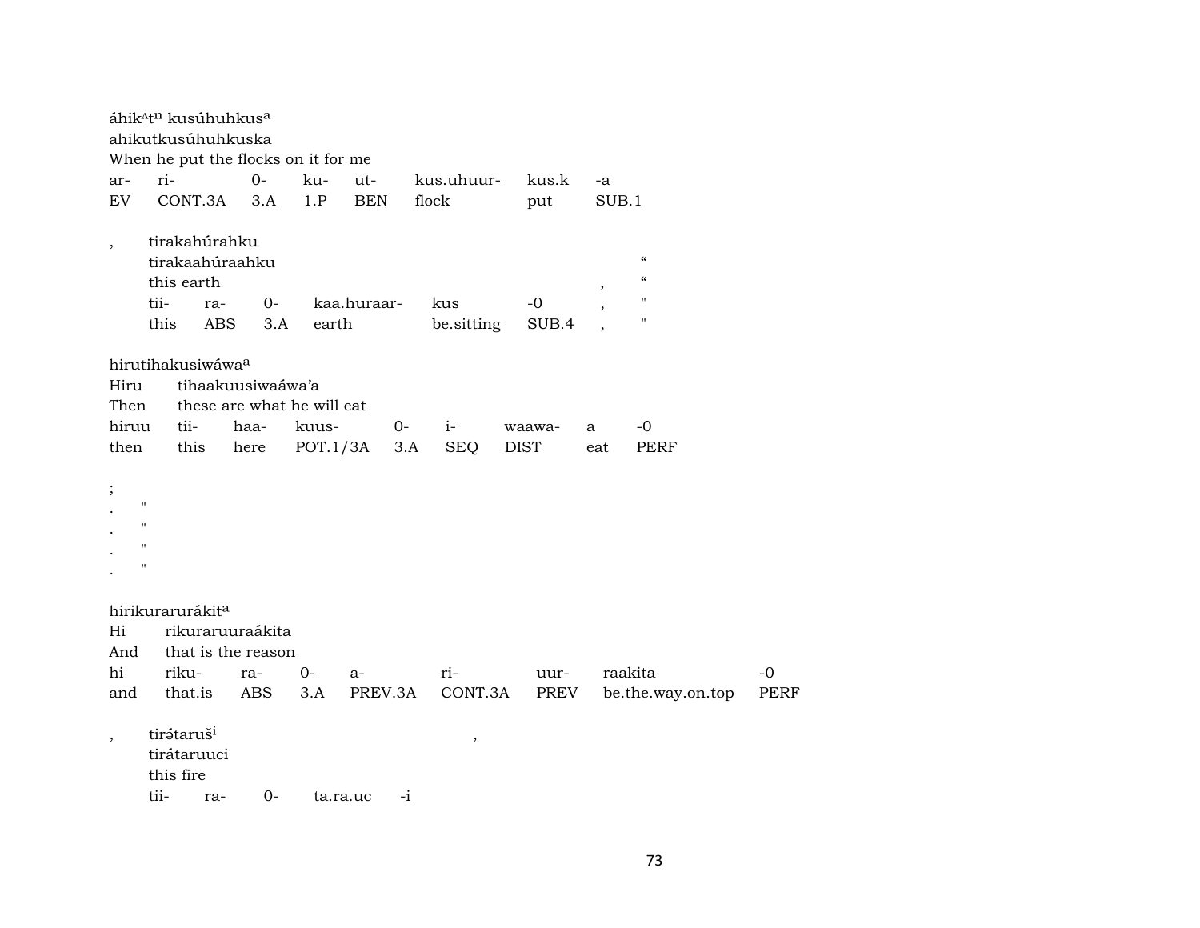áhik^t[n] kusúhuhkus[a]
ahikutkusúhuhkuska
When he put the flocks on it for me

| ar- | ri- | 0- | ku- | ut- | kus.uhuur- | kus.k | -a |
|---|---|---|---|---|---|---|---|
| EV | CONT.3A | 3.A | 1.P | BEN | flock | put | SUB.1 |

, tirakahúrahku
tirakaahúraahku "
this earth , "

| tii- | ra- | 0- | kaa.huraar- | kus | -0 | , | " |
|---|---|---|---|---|---|---|---|
| this | ABS | 3.A | earth | be.sitting | SUB.4 | , | " |

hirutihakusiwáwa[a]
Hiru tihaakuusiwaáwa'a
Then these are what he will eat

| hiruu | tii- | haa- | kuus- | 0- | i- | waawa- | a | -0 |
|---|---|---|---|---|---|---|---|---|
| then | this | here | POT.1/3A | 3.A | SEQ | DIST | eat | PERF |

;
. "
. "
. "
. "

hirikurarurákit[a]
Hi rikuraruuraákita
And that is the reason

| hi | riku- | ra- | 0- | a- | ri- | uur- | raakita | -0 |
|---|---|---|---|---|---|---|---|---|
| and | that.is | ABS | 3.A | PREV.3A | CONT.3A | PREV | be.the.way.on.top | PERF |

, tirə́taruš[i] ,
tirátaruuci
this fire

| tii- | ra- | 0- | ta.ra.uc | -i |
|---|---|---|---|---|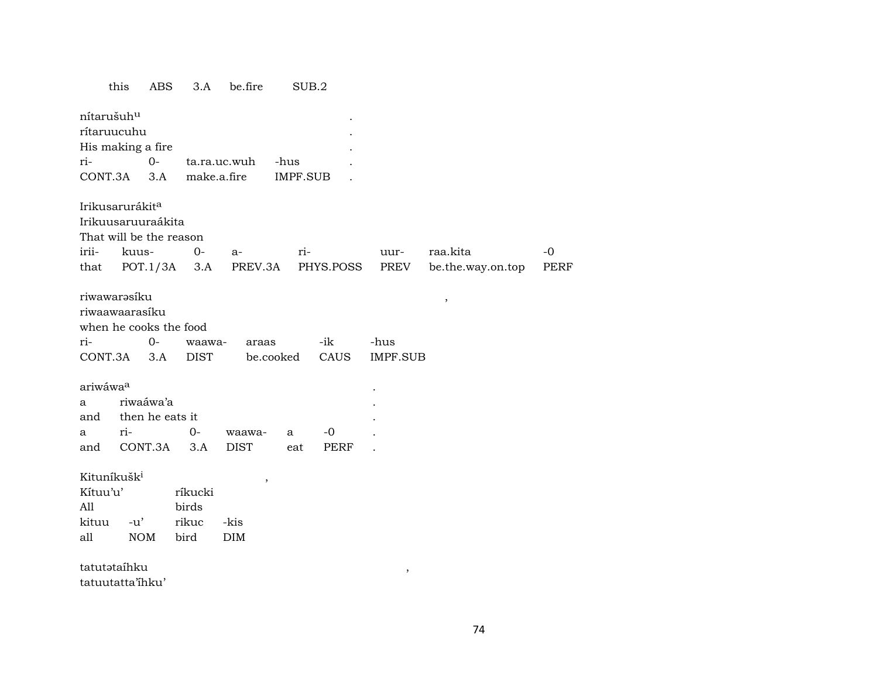| this | ABS | 3.A | be.fire | SUB.2 |
|---|---|---|---|---|

nítarušuh[u] .
rítaruucuhu .
His making a fire .

| ri- | 0- | ta.ra.uc.wuh | -hus | . |
|---|---|---|---|---|
| CONT.3A | 3.A | make.a.fire | IMPF.SUB | . |

Irikusarurákit[a]
Irikuusaruuraákita
That will be the reason

| irii- | kuus- | 0- | a- | ri- | uur- | raa.kita | -0 |
|---|---|---|---|---|---|---|---|
| that | POT.1/3A | 3.A | PREV.3A | PHYS.POSS | PREV | be.the.way.on.top | PERF |

riwawarəsíku ,
riwaawaarasíku
when he cooks the food

| ri- | 0- | waawa- | araas | -ik | -hus |
|---|---|---|---|---|---|
| CONT.3A | 3.A | DIST | be.cooked | CAUS | IMPF.SUB |

ariwáwa[a] .

| a | riwaáwa'a | | | | | . |
|---|---|---|---|---|---|---|
| and | then he eats it | | | | | . |
| a | ri- | 0- | waawa- | a | -0 | . |
| and | CONT.3A | 3.A | DIST | eat | PERF | . |

Kituníkušk[i] ,

| Kítuu'u' | | ríkucki | |
|---|---|---|---|
| All | | birds | |
| kituu | -u' | rikuc | -kis |
| all | NOM | bird | DIM |

tatutətaíhku ,
tatuutatta'íhku'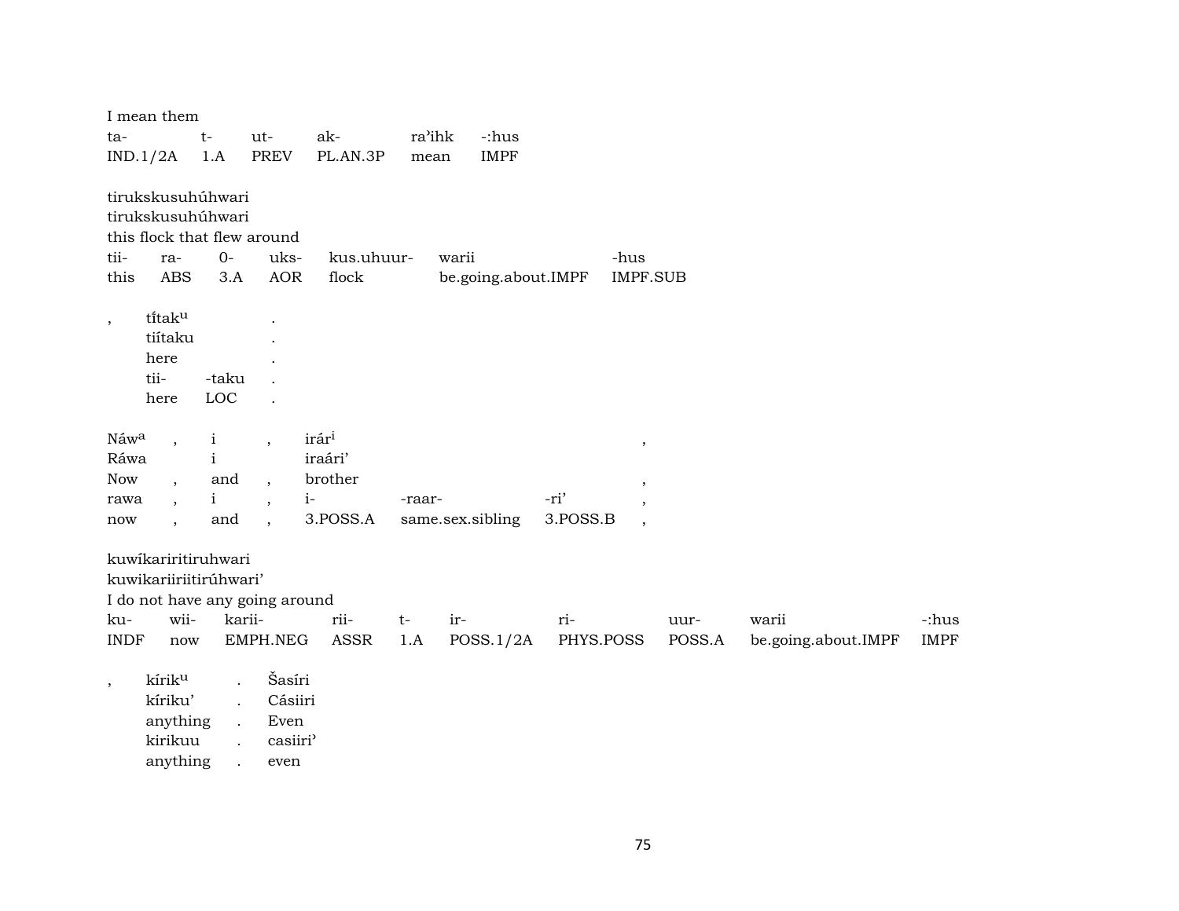I mean them

| ta- | t- | ut- | ak- | ra'ihk | -:hus |
|---|---|---|---|---|---|
| IND.1/2A | 1.A | PREV | PL.AN.3P | mean | IMPF |

tirukskusuhúhwari
tirukskusuhúhwari
this flock that flew around

| tii- | ra- | 0- | uks- | kus.uhuur- | warii | -hus |
|---|---|---|---|---|---|---|
| this | ABS | 3.A | AOR | flock | be.going.about.IMPF | IMPF.SUB |

| , | tíˀtak^u | | . |
|---|---|---|---|
| | tiítaku | | . |
| | here | | . |
| | tii- | -taku | . |
| | here | LOC | . |

| Náw^a | , | i | , | irár^i | | | , |
|---|---|---|---|---|---|---|---|
| Ráwa | | i | | iraári' | | | |
| Now | , | and | , | brother | | | , |
| rawa | , | i | , | i- | -raar- | -ri' | , |
| now | , | and | , | 3.POSS.A | same.sex.sibling | 3.POSS.B | , |

kuwíkaririitiruhwari
kuwikariiriitirúhwari'
I do not have any going around

| ku- | wii- | karii- | rii- | t- | ir- | ri- | uur- | warii | -:hus |
|---|---|---|---|---|---|---|---|---|---|
| INDF | now | EMPH.NEG | ASSR | 1.A | POSS.1/2A | PHYS.POSS | POSS.A | be.going.about.IMPF | IMPF |

| , | kírik^u | . | Šasíri |
|---|---|---|---|
| | kíriku' | . | Cásiiri |
| | anything | . | Even |
| | kirikuu | . | casiiri' |
| | anything | . | even |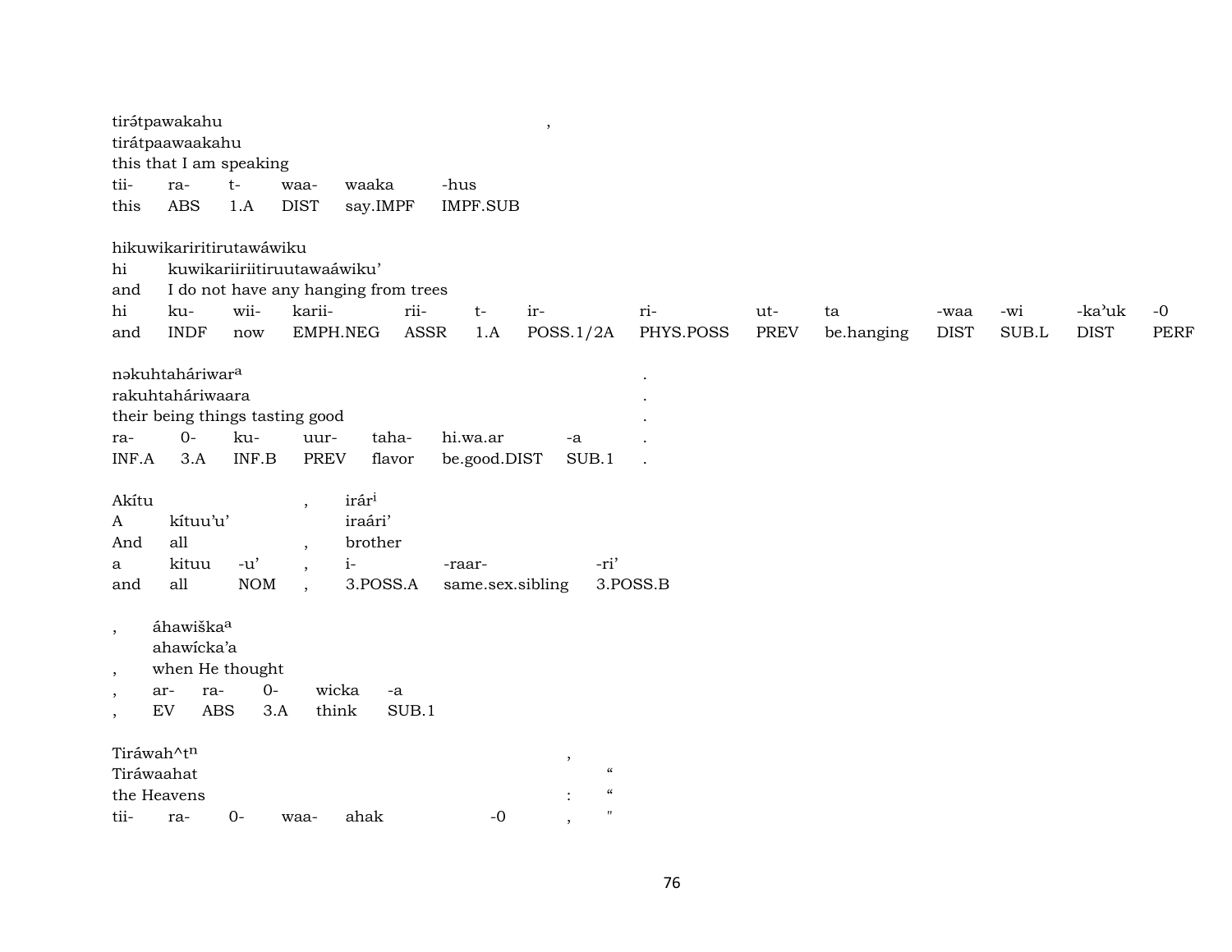tirə́tpawakahu ,
tirátpaawaakahu
this that I am speaking

| tii- | ra- | t- | waa- | waaka | -hus |
|---|---|---|---|---|---|
| this | ABS | 1.A | DIST | say.IMPF | IMPF.SUB |

hikuwikariritirutawáwiku
hi kuwikariiriitiruutawaáwiku'
and I do not have any hanging from trees

| hi | ku- | wii- | karii- | rii- | t- | ir- | ri- | ut- | ta | -waa | -wi | -ka'uk | -0 |
|---|---|---|---|---|---|---|---|---|---|---|---|---|---|
| and | INDF | now | EMPH.NEG | ASSR | 1.A | POSS.1/2A | PHYS.POSS | PREV | be.hanging | DIST | SUB.L | DIST | PERF |

nəkuhtaháriwar[a] .
rakuhtaháriwaara .
their being things tasting good .

| ra- | 0- | ku- | uur- | taha- | hi.wa.ar | -a | . |
|---|---|---|---|---|---|---|---|
| INF.A | 3.A | INF.B | PREV | flavor | be.good.DIST | SUB.1 | . |

Akítu , irár[i]
A kítuu'u' iraári'
And all , brother

| a | kituu | -u' | , | i- | -raar- | -ri' |
|---|---|---|---|---|---|---|
| and | all | NOM | , | 3.POSS.A | same.sex.sibling | 3.POSS.B |

, áhawiška[a]
ahawícka'a
, when He thought

| , | ar- | ra- | 0- | wicka | -a |
|---|---|---|---|---|---|
| , | EV | ABS | 3.A | think | SUB.1 |

Tiráwah^t[n] ,
Tiráwaahat "
the Heavens : "

| tii- | ra- | 0- | waa- | ahak | -0 | , | " |
|---|---|---|---|---|---|---|---|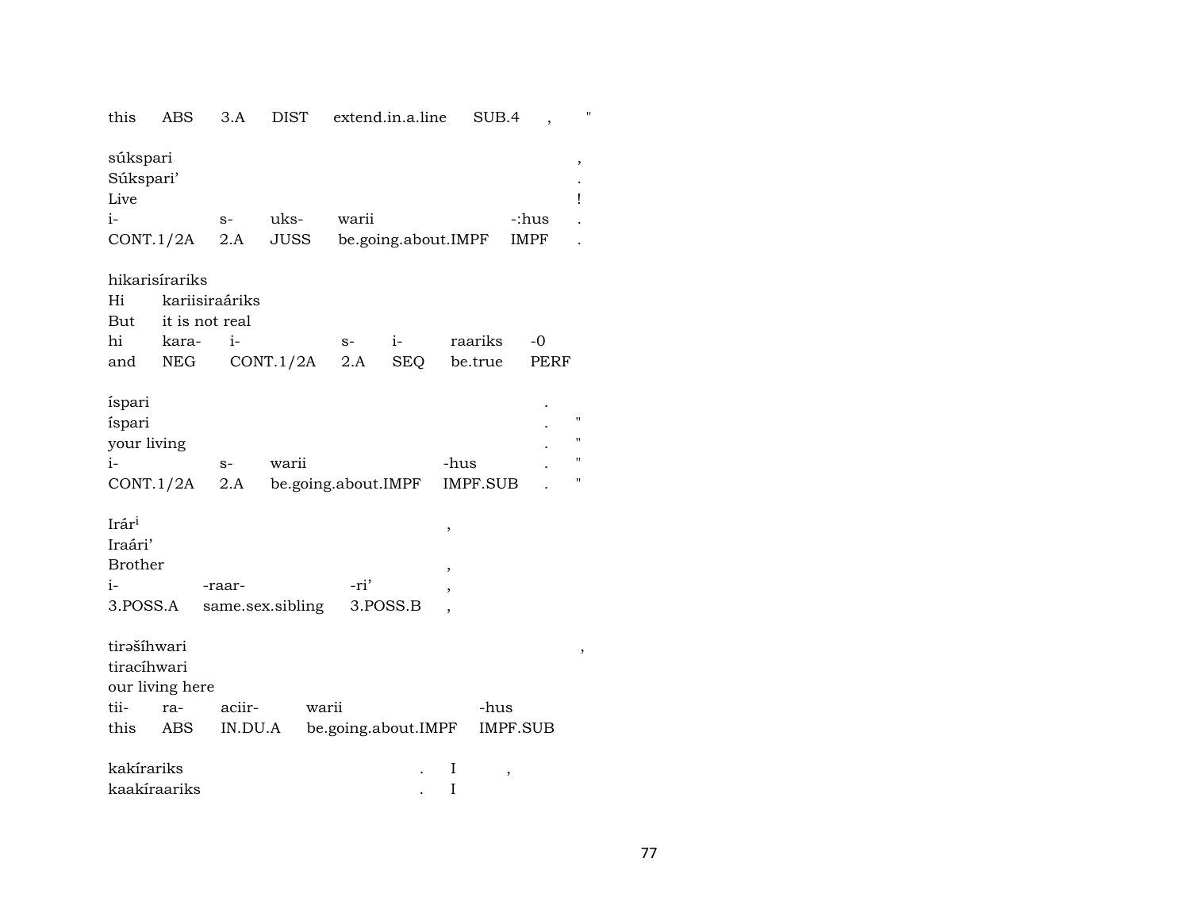this ABS 3.A DIST extend.in.a.line SUB.4 , "

súkspari ,
Súkspari' .
Live !

| i- | s- | uks- | warii | -:hus | . |
|---|---|---|---|---|---|
| CONT.1/2A | 2.A | JUSS | be.going.about.IMPF | IMPF | . |

hikarisírariks
Hi kariisiraáriks
But it is not real

| hi | kara- | i- | s- | i- | raariks | -0 |
|---|---|---|---|---|---|---|
| and | NEG | CONT.1/2A | 2.A | SEQ | be.true | PERF |

íspari .
íspari . "
your living . "

| i- | s- | warii | -hus | . | " |
|---|---|---|---|---|---|
| CONT.1/2A | 2.A | be.going.about.IMPF | IMPF.SUB | . | " |

Irár[i] ,
Iraári'
Brother ,

| i- | -raar- | -ri' | , |
|---|---|---|---|
| 3.POSS.A | same.sex.sibling | 3.POSS.B | , |

tirəšíhwari ,
tiracíhwari
our living here

| tii- | ra- | aciir- | warii | -hus |
|---|---|---|---|---|
| this | ABS | IN.DU.A | be.going.about.IMPF | IMPF.SUB |

kakírariks . I ,
kaakíraariks . I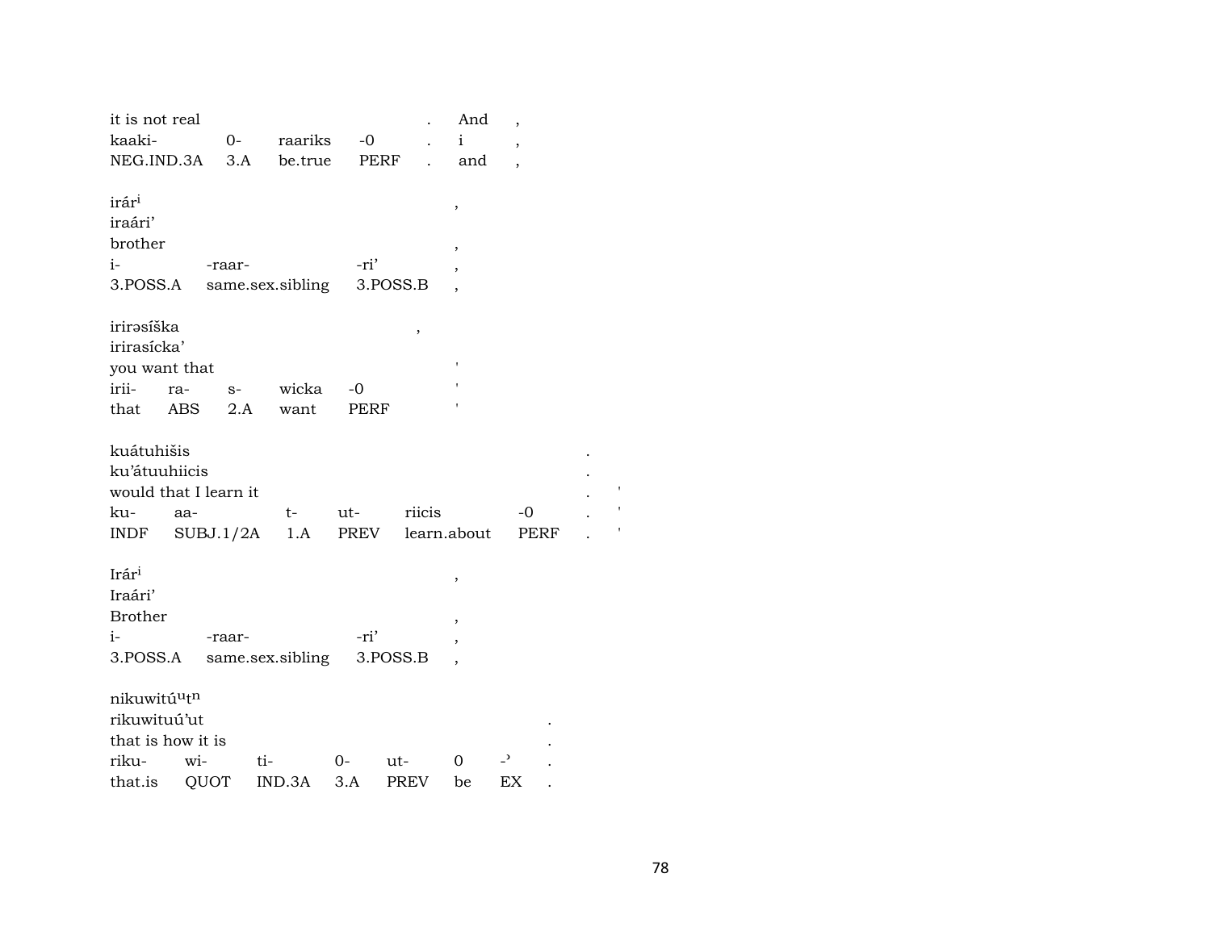| it is not real | | | | . | And | , |
|---|---|---|---|---|---|---|
| kaaki- | 0- | raariks | -0 | . | i | , |
| NEG.IND.3A | 3.A | be.true | PERF | . | and | , |

irárⁱ ,
iraári'
brother ,

| i- | -raar- | -ri' | , |
|---|---|---|---|
| 3.POSS.A | same.sex.sibling | 3.POSS.B | , |

irirəsíška ,
irirasícka'
you want that '

| irii- | ra- | s- | wicka | -0 | ' |
|---|---|---|---|---|---|
| that | ABS | 2.A | want | PERF | ' |

kuátuhišis .
ku'átuuhiicis .
would that I learn it . '

| ku- | aa- | t- | ut- | riicis | -0 | . | ' |
|---|---|---|---|---|---|---|---|
| INDF | SUBJ.1/2A | 1.A | PREV | learn.about | PERF | . | ' |

Irárⁱ ,
Iraári'
Brother ,

| i- | -raar- | -ri' | , |
|---|---|---|---|
| 3.POSS.A | same.sex.sibling | 3.POSS.B | , |

nikuwitúᵘtⁿ
rikuwituú'ut .
that is how it is .

| riku- | wi- | ti- | 0- | ut- | 0 | -ʾ | . |
|---|---|---|---|---|---|---|---|
| that.is | QUOT | IND.3A | 3.A | PREV | be | EX | . |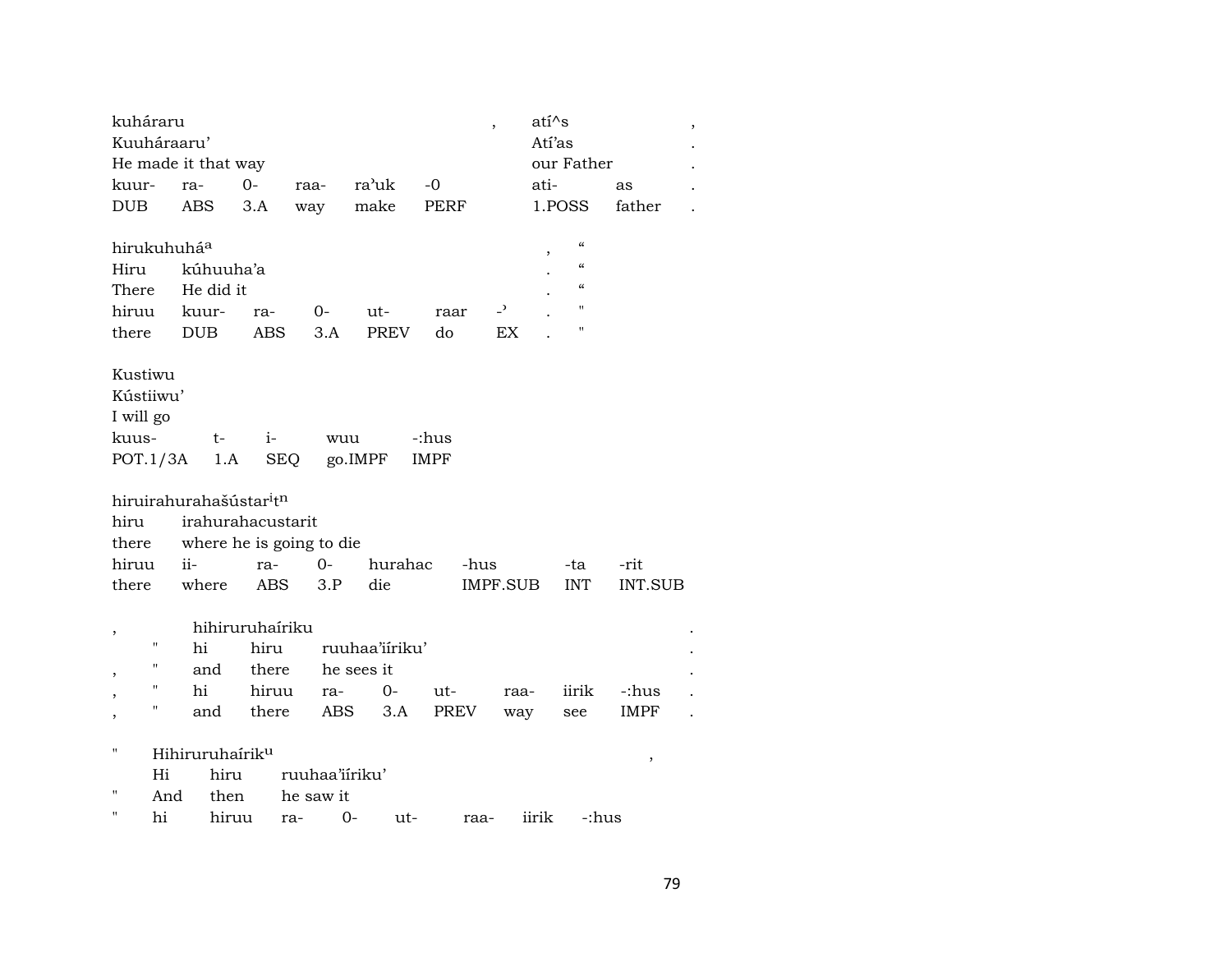| kuháraru | | | | | | , | atí^s | | , |
|---|---|---|---|---|---|---|---|---|---|
| Kuuháraaru' | | | | | | | Atí'as | | . |
| He made it that way | | | | | | | our Father | | . |
| kuur- | ra- | 0- | raa- | ra'uk | -0 | | ati- | as | . |
| DUB | ABS | 3.A | way | make | PERF | | 1.POSS | father | . |

| hirukuhuháa | | | | | | | , | " |
|---|---|---|---|---|---|---|---|---|
| Hiru | kúhuuha'a | | | | | | . | " |
| There | He did it | | | | | | . | " |
| hiruu | kuur- | ra- | 0- | ut- | raar | -' | . | " |
| there | DUB | ABS | 3.A | PREV | do | EX | . | " |

| Kustiwu | | | | |
|---|---|---|---|---|
| Kústiiwu' | | | | |
| I will go | | | | |
| kuus- | t- | i- | wuu | -:hus |
| POT.1/3A | 1.A | SEQ | go.IMPF | IMPF |

| hiruirahurahašústar^i t^n | | | | | | | |
|---|---|---|---|---|---|---|---|
| hiru | irahurahacustarit | | | | | | |
| there | where he is going to die | | | | | | |
| hiruu | ii- | ra- | 0- | hurahac | -hus | -ta | -rit |
| there | where | ABS | 3.P | die | IMPF.SUB | INT | INT.SUB |

| , | | hihiruruhaíriku | | | | | | | | . |
|---|---|---|---|---|---|---|---|---|---|---|
| | " | hi | hiru | ruuhaa'iíriku' | | | | | | . |
| , | " | and | there | he sees it | | | | | | . |
| , | " | hi | hiruu | ra- | 0- | ut- | raa- | iirik | -:hus | . |
| , | " | and | there | ABS | 3.A | PREV | way | see | IMPF | . |

| " | Hihiruruhaíriku | | | | | | | , |
|---|---|---|---|---|---|---|---|---|
| | Hi | hiru | ruuhaa'iíriku' | | | | | |
| " | And | then | he saw it | | | | | |
| " | hi | hiruu | ra- | 0- | ut- | raa- | iirik | -:hus |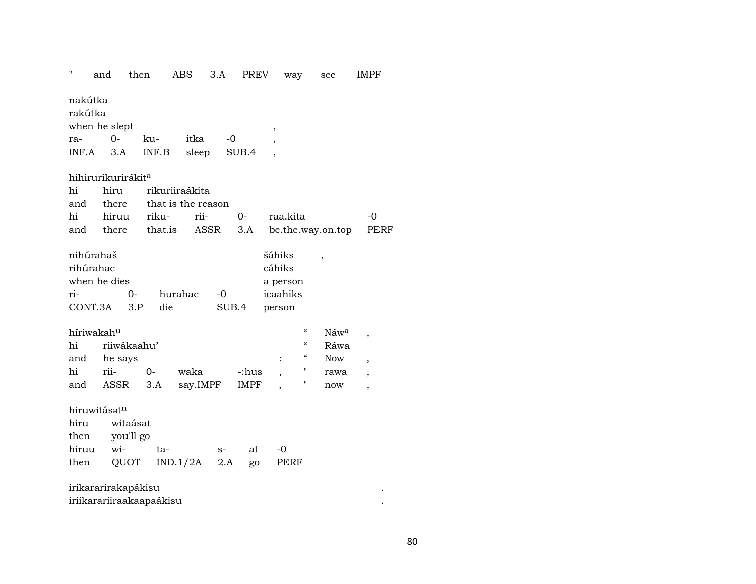" and then ABS 3.A PREV way see IMPF

nakútka
rakútka
when he slept ,
ra- 0- ku- itka -0 ,
INF.A 3.A INF.B sleep SUB.4 ,

hihirurikurirákit[a]
hi hiru rikuriiraákita
and there that is the reason
hi hiruu riku- rii- 0- raa.kita -0
and there that.is ASSR 3.A be.the.way.on.top PERF

nihúrahaš šáhiks ,
rihúrahac cáhiks
when he dies a person
ri- 0- hurahac -0 icaahiks
CONT.3A 3.P die SUB.4 person

híriwakah[u] " Náw[a] ,
hi riiwákaahu' " Ráwa
and he says : " Now ,
hi rii- 0- waka -:hus , " rawa ,
and ASSR 3.A say.IMPF IMPF , " now ,

hiruwitásət[n]
hiru witaásat
then you'll go
hiruu wi- ta- s- at -0
then QUOT IND.1/2A 2.A go PERF

irikararirakapákisu .
iriikarariiraakaapaákisu .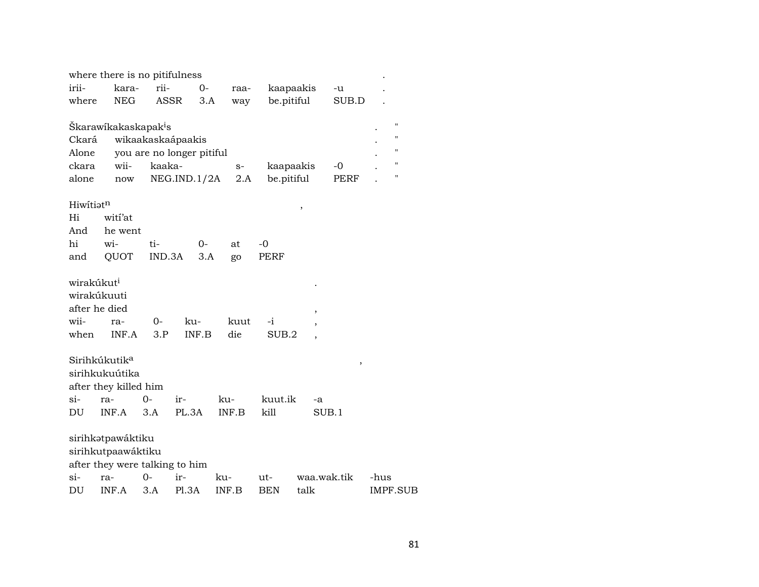where there is no pitifulness .

| irii- | kara- | rii- | 0- | raa- | kaapaakis | -u | . |
|---|---|---|---|---|---|---|---|
| where | NEG | ASSR | 3.A | way | be.pitiful | SUB.D | . |

Škarawíkakaskapak[i]s . "

Ckará wikaakaskaápaakis . "

Alone you are no longer pitiful . "

| ckara | wii- | kaaka- | s- | kaapaakis | -0 | . | " |
|---|---|---|---|---|---|---|---|
| alone | now | NEG.IND.1/2A | 2.A | be.pitiful | PERF | . | " |

Hiwítiət[n] ,

Hi witíʼat

And he went

| hi | wi- | ti- | 0- | at | -0 |
|---|---|---|---|---|---|
| and | QUOT | IND.3A | 3.A | go | PERF |

wirakúkut[i] .

wirakúkuuti

after he died ,

| wii- | ra- | 0- | ku- | kuut | -i | , |
|---|---|---|---|---|---|---|
| when | INF.A | 3.P | INF.B | die | SUB.2 | , |

Sirihkúkutik[a] ,

sirihkukuútika

after they killed him

| si- | ra- | 0- | ir- | ku- | kuut.ik | -a |
|---|---|---|---|---|---|---|
| DU | INF.A | 3.A | PL.3A | INF.B | kill | SUB.1 |

sirihkətpawáktiku

sirihkutpaawáktiku

after they were talking to him

| si- | ra- | 0- | ir- | ku- | ut- | waa.wak.tik | -hus |
|---|---|---|---|---|---|---|---|
| DU | INF.A | 3.A | Pl.3A | INF.B | BEN | talk | IMPF.SUB |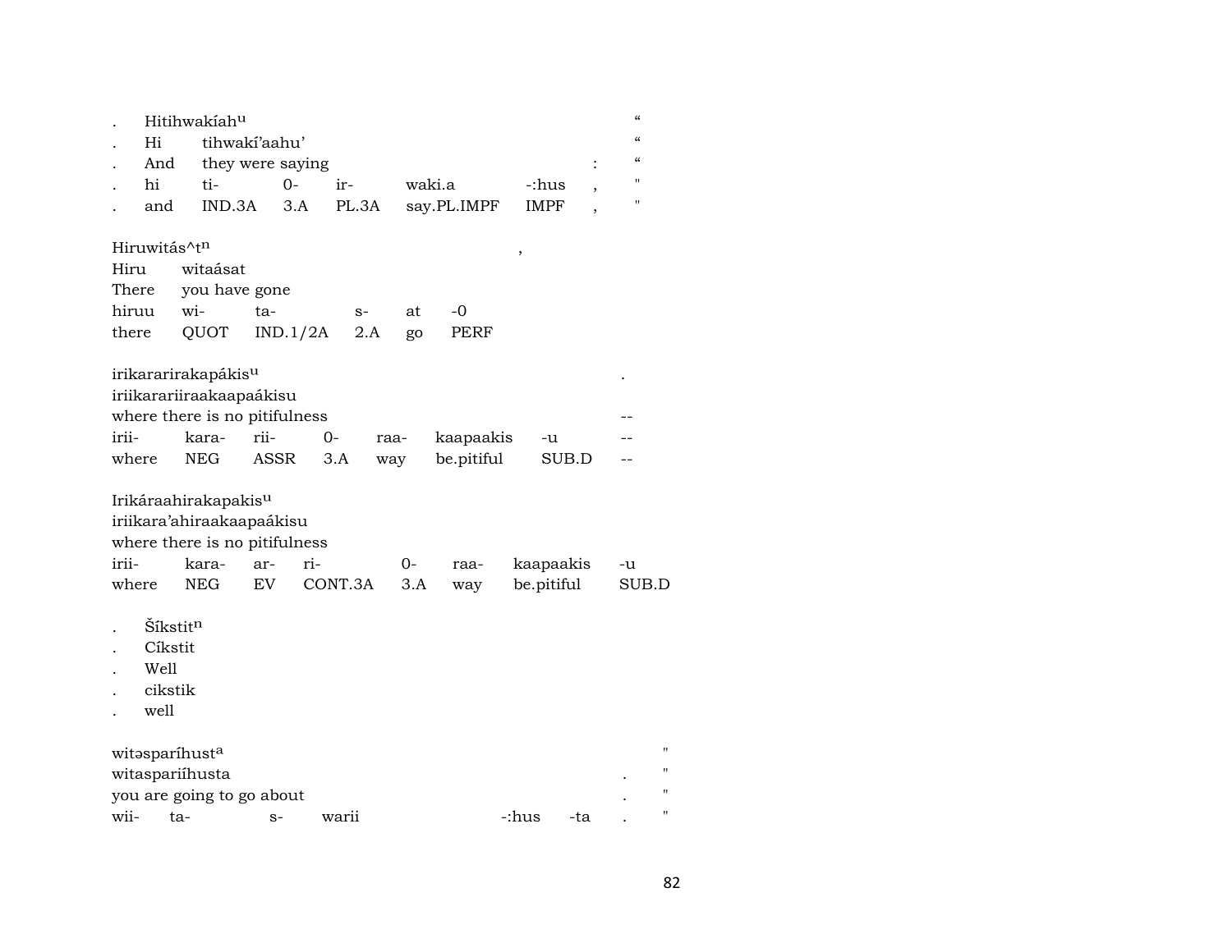| . | Hitihwakíah$^{u}$ | | | | | | | “ |
|---|---|---|---|---|---|---|---|---|
| . | Hi | tihwakí’aahu’ | | | | | | “ |
| . | And | they were saying | | | | | : | “ |
| . | hi | ti- | 0- | ir- | waki.a | -:hus | , | " |
| . | and | IND.3A | 3.A | PL.3A | say.PL.IMPF | IMPF | , | " |

| Hiruwitás^t$^{n}$ | | | | | | , |
|---|---|---|---|---|---|---|
| Hiru | witaásat | | | | | |
| There | you have gone | | | | | |
| hiruu | wi- | ta- | s- | at | -0 | |
| there | QUOT | IND.1/2A | 2.A | go | PERF | |

| irikararirakapákis$^{u}$ | | | | | | | . |
|---|---|---|---|---|---|---|---|
| iriikarariiraakaapaákisu | | | | | | | |
| where there is no pitifulness | | | | | | | -- |
| irii- | kara- | rii- | 0- | raa- | kaapaakis | -u | -- |
| where | NEG | ASSR | 3.A | way | be.pitiful | SUB.D | -- |

| Irikáraahirakapakis$^{u}$ | | | | | | | |
|---|---|---|---|---|---|---|---|
| iriikara’ahiraakaapaákisu | | | | | | | |
| where there is no pitifulness | | | | | | | |
| irii- | kara- | ar- | ri- | 0- | raa- | kaapaakis | -u |
| where | NEG | EV | CONT.3A | 3.A | way | be.pitiful | SUB.D |

| . | Šíkstit$^{n}$ |
|---|---|
| . | Cíkstit |
| . | Well |
| . | cikstik |
| . | well |

| witəsparíhust$^{a}$ | | | | | | | " |
|---|---|---|---|---|---|---|---|
| witaspariíhusta | | | | | | . | " |
| you are going to go about | | | | | | . | " |
| wii- | ta- | s- | warii | -:hus | -ta | . | " |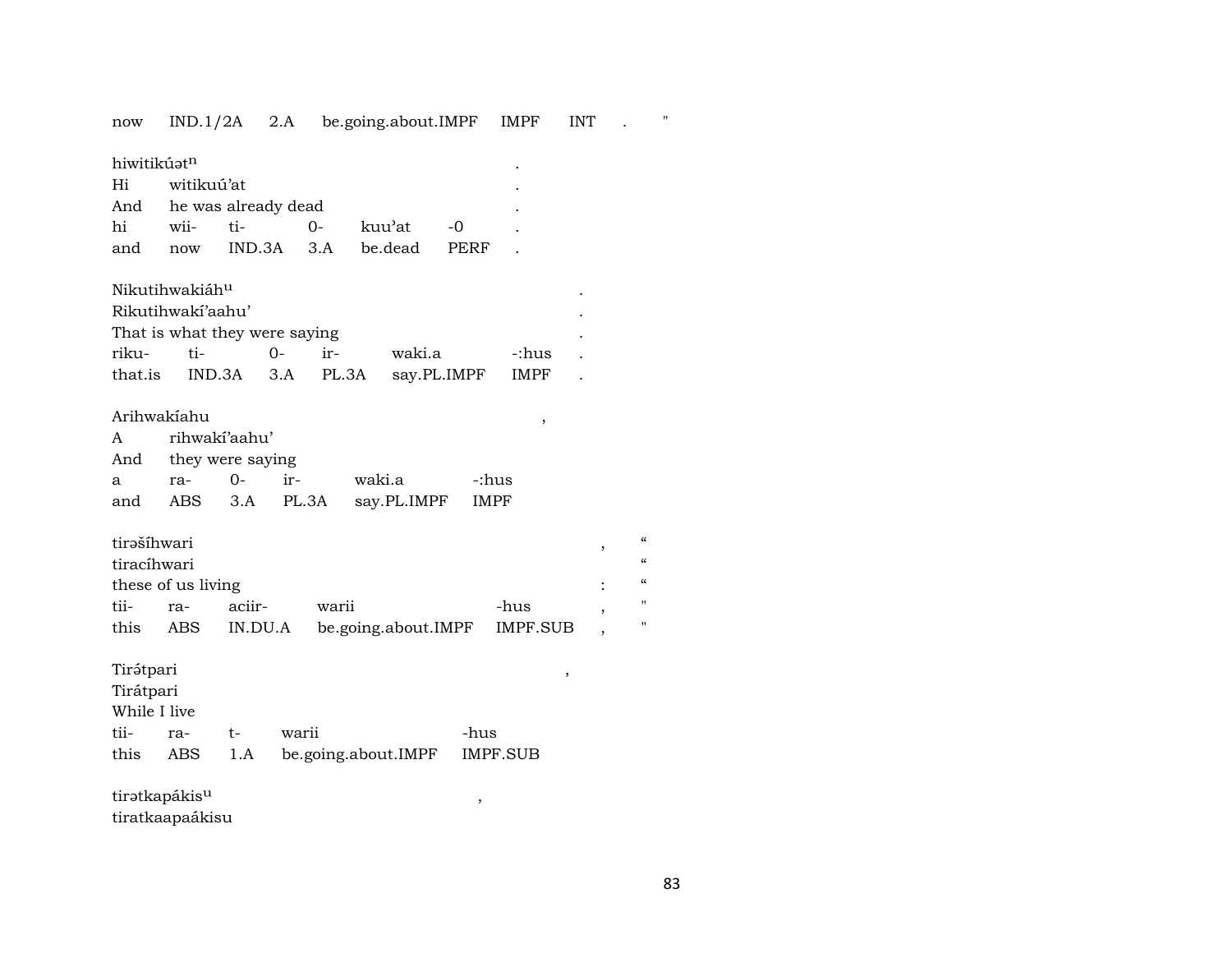now IND.1/2A 2.A be.going.about.IMPF IMPF INT . "

hiwitikúət$^{n}$ .
Hi witikuú'at .
And he was already dead .

| hi | wii- | ti- | 0- | kuu'at | -0 | . |
|---|---|---|---|---|---|---|
| and | now | IND.3A | 3.A | be.dead | PERF | . |

Nikutihwakiáh$^{u}$ .
Rikutihwakí'aahu' .
That is what they were saying .

| riku- | ti- | 0- | ir- | waki.a | -:hus | . |
|---|---|---|---|---|---|---|
| that.is | IND.3A | 3.A | PL.3A | say.PL.IMPF | IMPF | . |

Arihwakíahu ,
A rihwakí'aahu'
And they were saying

| a | ra- | 0- | ir- | waki.a | -:hus |
|---|---|---|---|---|---|
| and | ABS | 3.A | PL.3A | say.PL.IMPF | IMPF |

tirəšíhwari , “
tiracíhwari “
these of us living : “

| tii- | ra- | aciir- | warii | -hus | , | " |
|---|---|---|---|---|---|---|
| this | ABS | IN.DU.A | be.going.about.IMPF | IMPF.SUB | , | " |

Tirə́tpari ,
Tirátpari
While I live

| tii- | ra- | t- | warii | -hus |
|---|---|---|---|---|
| this | ABS | 1.A | be.going.about.IMPF | IMPF.SUB |

tirətkapákis$^{u}$ ,
tiratkaapaákisu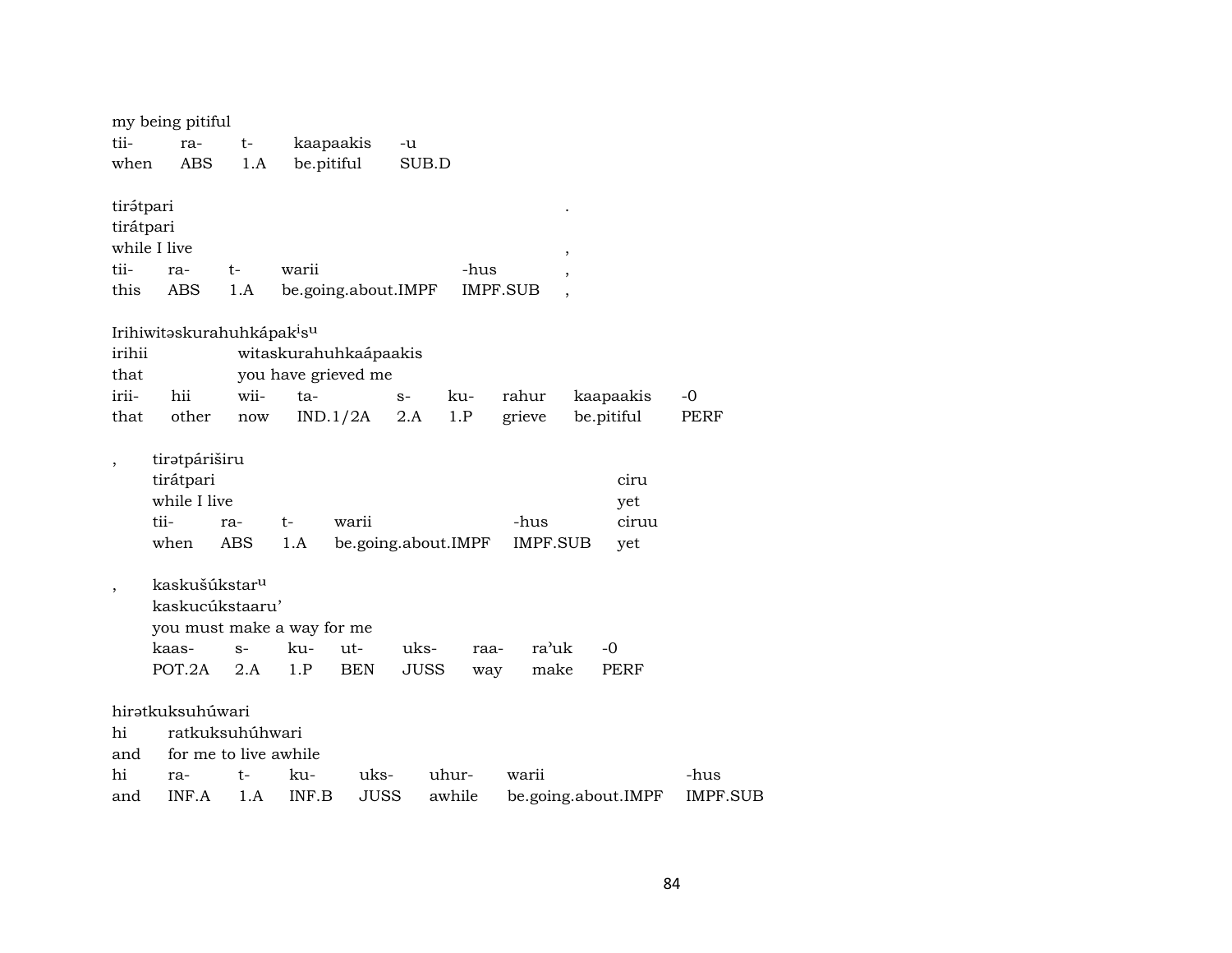my being pitiful

| tii- | ra- | t- | kaapaakis | -u |
|---|---|---|---|---|
| when | ABS | 1.A | be.pitiful | SUB.D |

tirə́tpari .
tirátpari
while I live ,

| tii- | ra- | t- | warii | -hus | , |
|---|---|---|---|---|---|
| this | ABS | 1.A | be.going.about.IMPF | IMPF.SUB | , |

Irihiwitəskurahuhkápak^i s^u
irihii witaskurahuhkaápaakis
that you have grieved me

| irii- | hii | wii- | ta- | s- | ku- | rahur | kaapaakis | -0 |
|---|---|---|---|---|---|---|---|---|
| that | other | now | IND.1/2A | 2.A | 1.P | grieve | be.pitiful | PERF |

, tirətpáriširu
tirátpari ciru
while I live yet

| tii- | ra- | t- | warii | -hus | ciruu |
|---|---|---|---|---|---|
| when | ABS | 1.A | be.going.about.IMPF | IMPF.SUB | yet |

, kaskušúkstar^u
kaskucúkstaaru'
you must make a way for me

| kaas- | s- | ku- | ut- | uks- | raa- | ra'uk | -0 |
|---|---|---|---|---|---|---|---|
| POT.2A | 2.A | 1.P | BEN | JUSS | way | make | PERF |

hirətkuksuhúwari
hi ratkuksuhúhwari
and for me to live awhile

| hi | ra- | t- | ku- | uks- | uhur- | warii | -hus |
|---|---|---|---|---|---|---|---|
| and | INF.A | 1.A | INF.B | JUSS | awhile | be.going.about.IMPF | IMPF.SUB |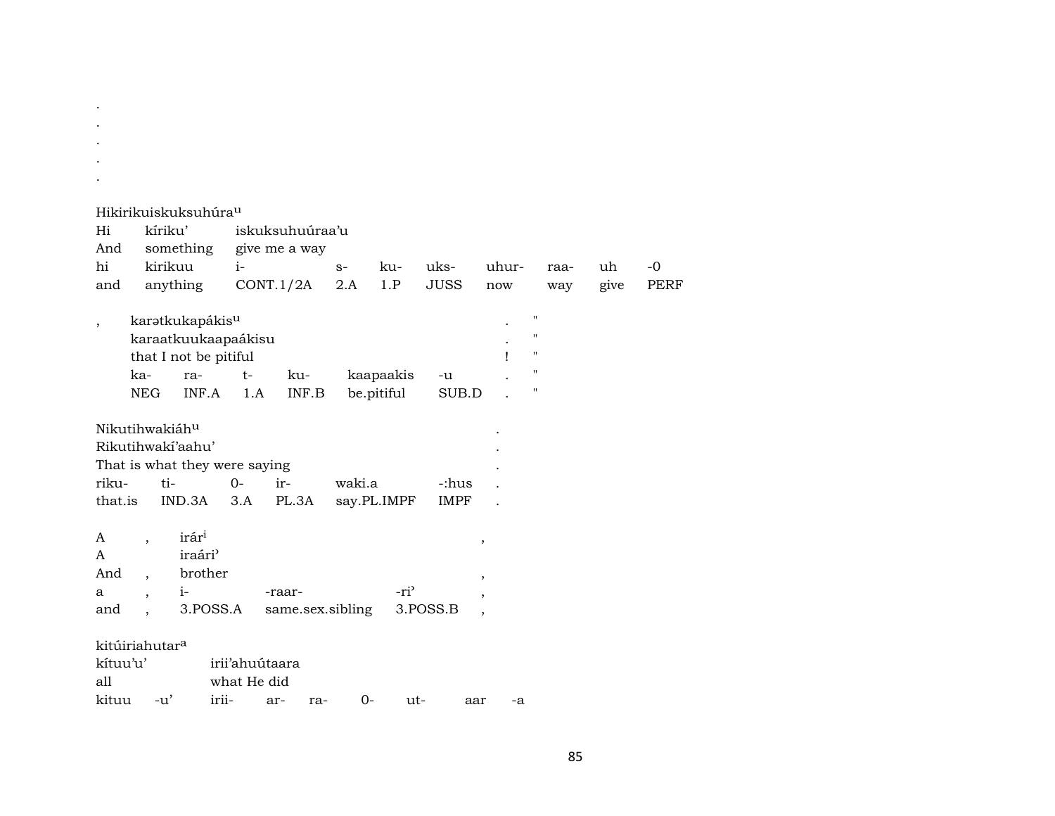.
.
.
.
.

Hikirikuiskuksuhúra[u]

| Hi | kíriku' | iskuksuhuúraa'u | | | | | | | |
|---|---|---|---|---|---|---|---|---|---|
| And | something | give me a way | | | | | | | |
| hi | kirikuu | i- | s- | ku- | uks- | uhur- | raa- | uh | -0 |
| and | anything | CONT.1/2A | 2.A | 1.P | JUSS | now | way | give | PERF |

| , | karətkukapákis[u] | | | | | | . | " |
|---|---|---|---|---|---|---|---|---|
| | karaatkuukaapaákisu | | | | | | . | " |
| | that I not be pitiful | | | | | | ! | " |
| | ka- | ra- | t- | ku- | kaapaakis | -u | . | " |
| | NEG | INF.A | 1.A | INF.B | be.pitiful | SUB.D | . | " |

| Nikutihwakiáh[u] | | | | | | . |
|---|---|---|---|---|---|---|
| Rikutihwakí'aahu' | | | | | | . |
| That is what they were saying | | | | | | . |
| riku- | ti- | 0- | ir- | waki.a | -:hus | . |
| that.is | IND.3A | 3.A | PL.3A | say.PL.IMPF | IMPF | . |

| A | , | irár[i] | | | , |
|---|---|---|---|---|---|
| A | | iraári' | | | |
| And | , | brother | | | , |
| a | , | i- | -raar- | -ri' | , |
| and | , | 3.POSS.A | same.sex.sibling | 3.POSS.B | , |

kitúiriahutar[a]

| kítuu'u' | | irii'ahuútaara | | | | | |
|---|---|---|---|---|---|---|---|
| all | | what He did | | | | | |
| kituu | -u' | irii- | ar- | ra- | 0- | ut- | aar | -a |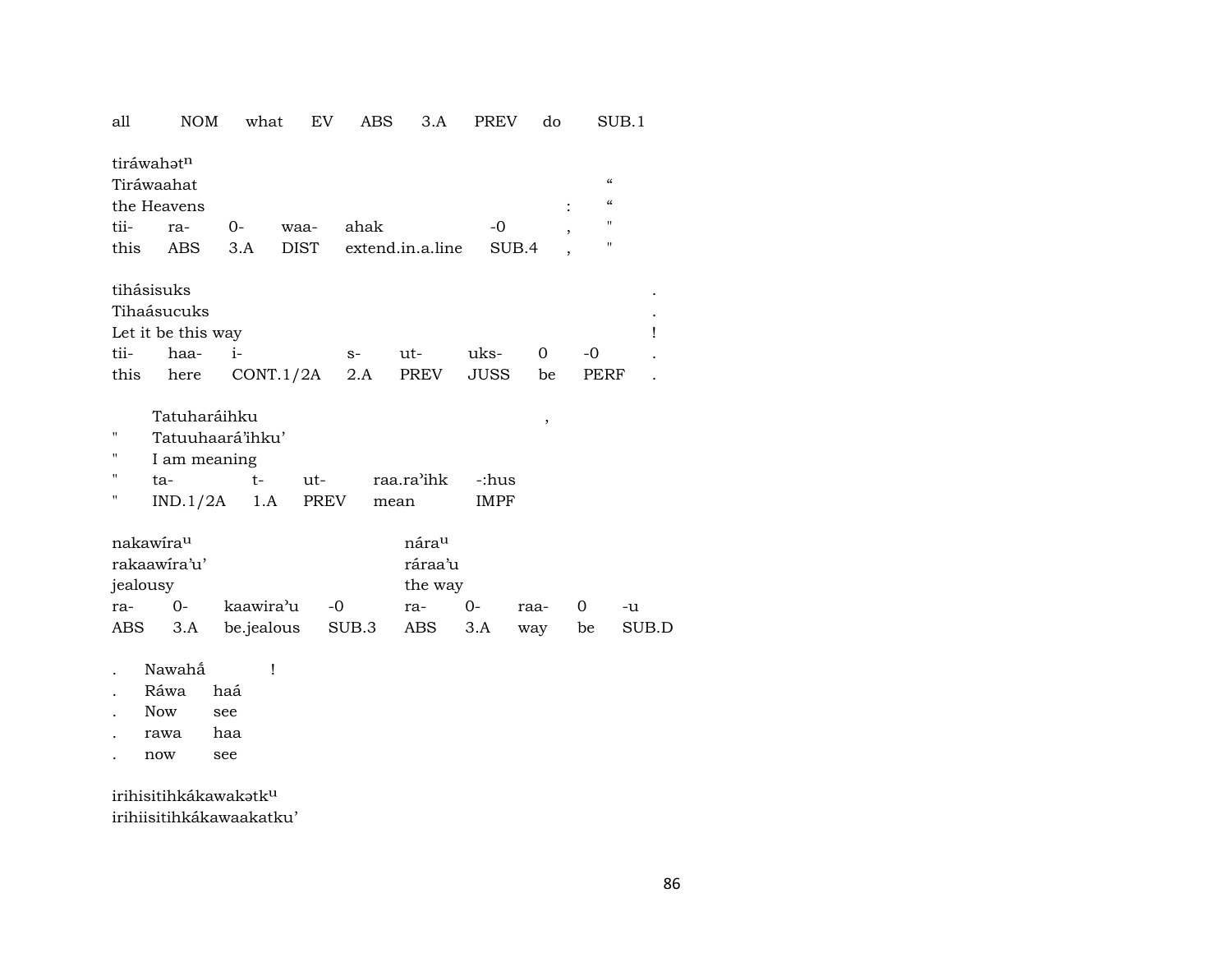all NOM what EV ABS 3.A PREV do SUB.1

tiráwahət$^{n}$
Tiráwaahat "
the Heavens : "
tii- ra- 0- waa- ahak -0 , "
this ABS 3.A DIST extend.in.a.line SUB.4 , "

tihásisuks .
Tihaásucuks .
Let it be this way !
tii- haa- i- s- ut- uks- 0 -0 .
this here CONT.1/2A 2.A PREV JUSS be PERF .

Tatuharáihku ,
" Tatuuhaará'ihku'
" I am meaning
" ta- t- ut- raa.ra'ihk -:hus
" IND.1/2A 1.A PREV mean IMPF

nakawíra$^{u}$ nára$^{u}$
rakaawíra'u' ráraa'u
jealousy the way
ra- 0- kaawira'u -0 ra- 0- raa- 0 -u
ABS 3.A be.jealous SUB.3 ABS 3.A way be SUB.D

. Nawahá̃ !
. Ráwa haá
. Now see
. rawa haa
. now see

irihisitihkákawakətk$^{u}$
irihiisitihkákawaakatku'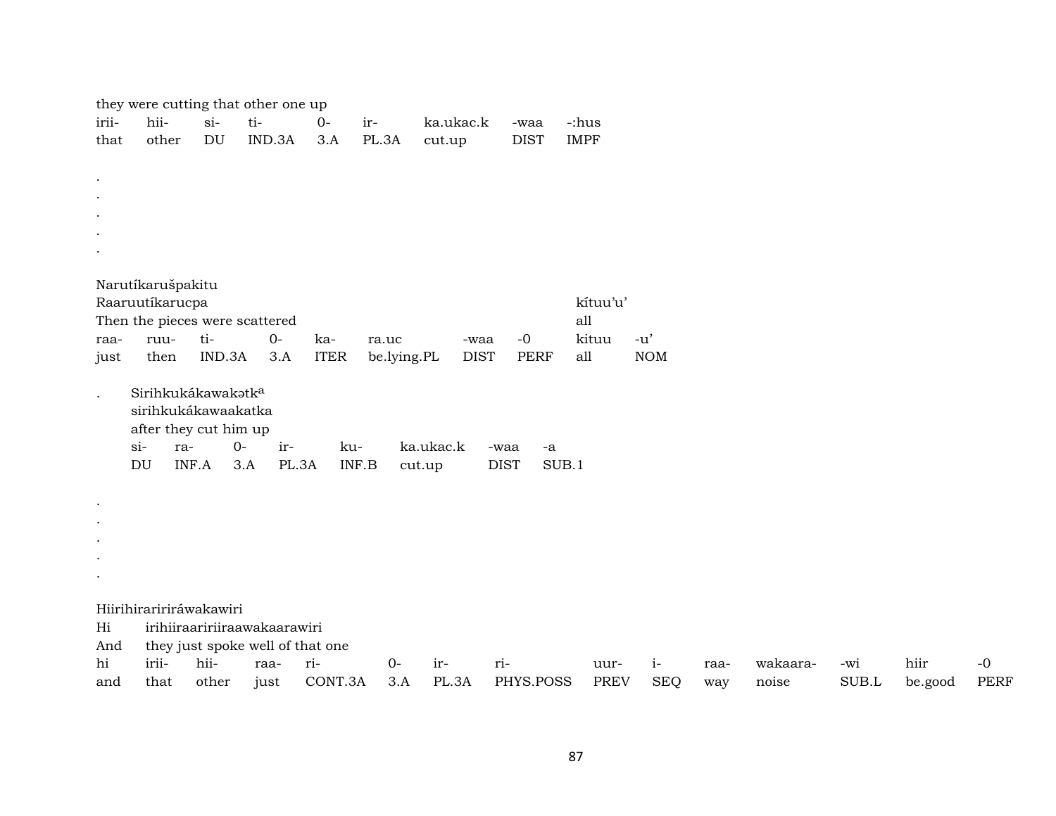they were cutting that other one up

| irii- | hii- | si- | ti- | 0- | ir- | ka.ukac.k | -waa | -:hus |
|---|---|---|---|---|---|---|---|---|
| that | other | DU | IND.3A | 3.A | PL.3A | cut.up | DIST | IMPF |

.
.
.
.
.

Narutíkarušpakitu
Raaruutíkarucpa                                                                                    kítuu'u'
Then the pieces were scattered                                                                all

| raa- | ruu- | ti- | 0- | ka- | ra.uc | -waa | -0 | kituu | -u' |
|---|---|---|---|---|---|---|---|---|---|
| just | then | IND.3A | 3.A | ITER | be.lying.PL | DIST | PERF | all | NOM |

. Sirihkukákawakətk[a]
sirihkukákawaakatka
after they cut him up

| si- | ra- | 0- | ir- | ku- | ka.ukac.k | -waa | -a |
|---|---|---|---|---|---|---|---|
| DU | INF.A | 3.A | PL.3A | INF.B | cut.up | DIST | SUB.1 |

.
.
.
.
.

Hiirihirariiráwakawiri
Hi irihiiraaririiraawakaarawiri
And they just spoke well of that one

| hi | irii- | hii- | raa- | ri- | 0- | ir- | ri- | uur- | i- | raa- | wakaara- | -wi | hiir | -0 |
|---|---|---|---|---|---|---|---|---|---|---|---|---|---|---|
| and | that | other | just | CONT.3A | 3.A | PL.3A | PHYS.POSS | PREV | SEQ | way | noise | SUB.L | be.good | PERF |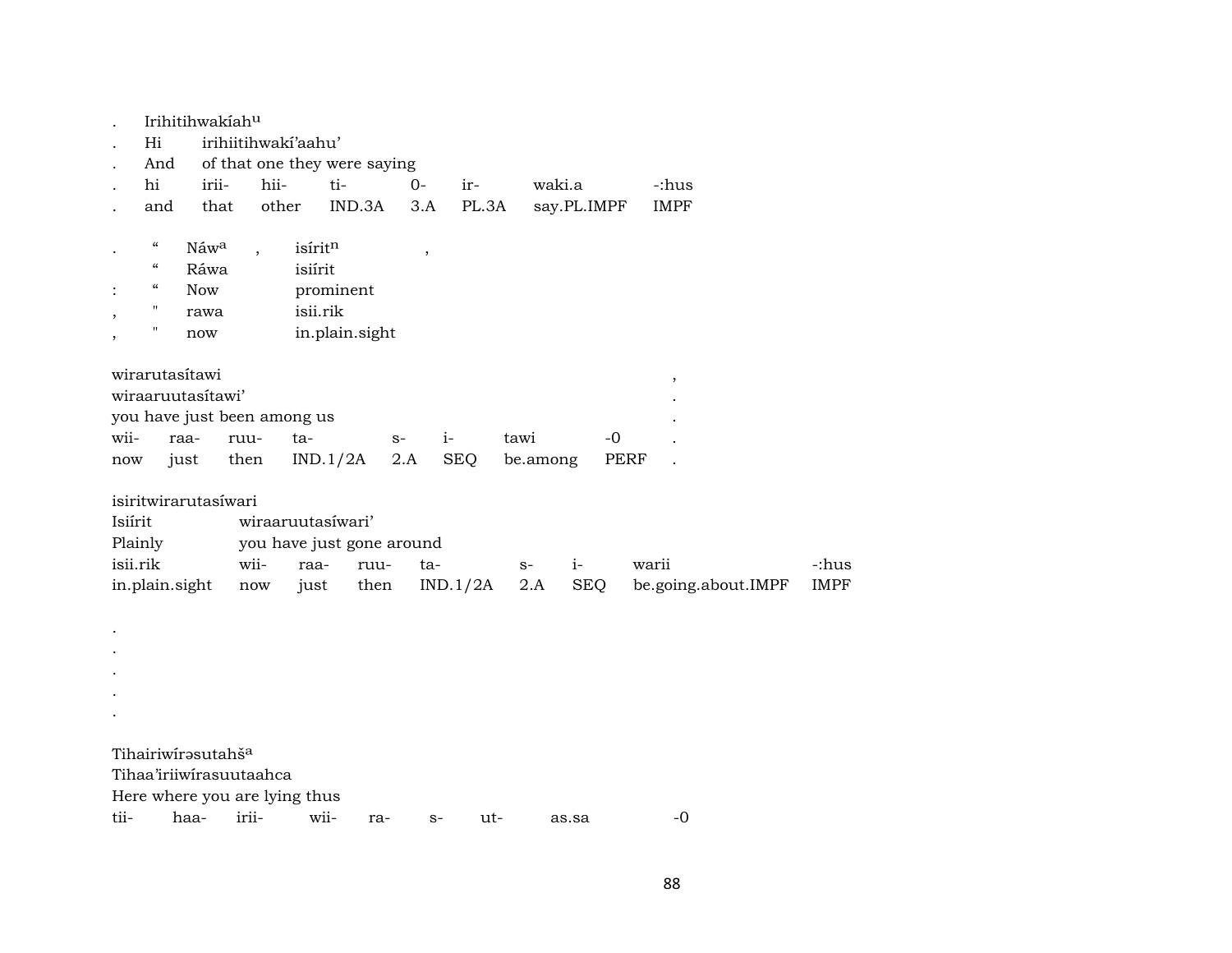. Irihitihwakíah^u^
. Hi irihiitihwakí'aahu'
. And of that one they were saying

| . | hi | irii- | hii- | ti- | 0- | ir- | waki.a | -:hus |
|---|---|---|---|---|---|---|---|---|
| . | and | that | other | IND.3A | 3.A | PL.3A | say.PL.IMPF | IMPF |

. " Náw^a^ , isírit^n^ ,
" Ráwa isiírit
: " Now prominent
, " rawa isii.rik
, " now in.plain.sight

wirarutasítawi ,
wiraaruutasítawi' .
you have just been among us .

| wii- | raa- | ruu- | ta- | s- | i- | tawi | -0 | . |
|---|---|---|---|---|---|---|---|---|
| now | just | then | IND.1/2A | 2.A | SEQ | be.among | PERF | . |

isiritwirarutasíwari
Isiírit wiraaruutasíwari'
Plainly you have just gone around

| isii.rik | wii- | raa- | ruu- | ta- | s- | i- | warii | -:hus |
|---|---|---|---|---|---|---|---|---|
| in.plain.sight | now | just | then | IND.1/2A | 2.A | SEQ | be.going.about.IMPF | IMPF |

.
.
.
.
.

Tihairiwírəsutahš^a^
Tihaa'iriiwírasuutaahca
Here where you are lying thus

| tii- | haa- | irii- | wii- | ra- | s- | ut- | as.sa | -0 |
|---|---|---|---|---|---|---|---|---|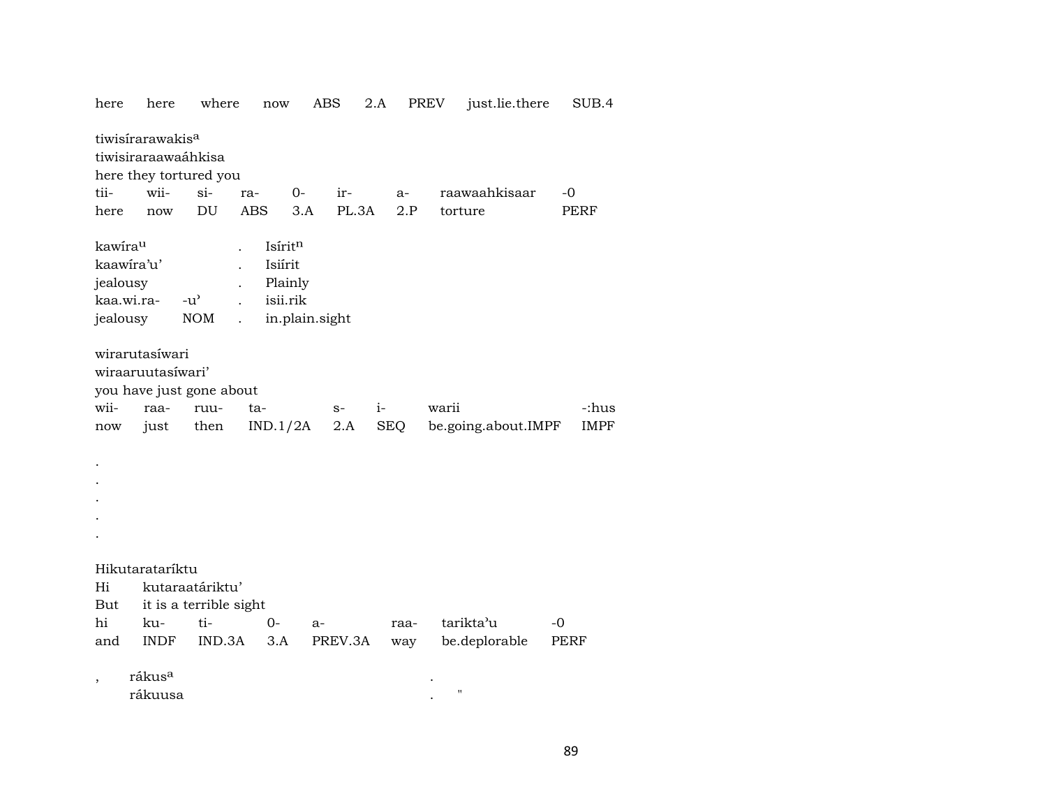here here where now ABS 2.A PREV just.lie.there SUB.4

tiwisírarawakis[a]
tiwisiraraawaáhkisa
here they tortured you

| tii- | wii- | si- | ra- | 0- | ir- | a- | raawaahkisaar | -0 |
|---|---|---|---|---|---|---|---|---|
| here | now | DU | ABS | 3.A | PL.3A | 2.P | torture | PERF |

kawíra[u] . Isírit[n]
kaawíra'u' . Isiírit
jealousy . Plainly

| kaa.wi.ra- | -u' | . | isii.rik |
|---|---|---|---|
| jealousy | NOM | . | in.plain.sight |

wirarutasíwari
wiraaruutasíwari'
you have just gone about

| wii- | raa- | ruu- | ta- | s- | i- | warii | -:hus |
|---|---|---|---|---|---|---|---|
| now | just | then | IND.1/2A | 2.A | SEQ | be.going.about.IMPF | IMPF |

.
.
.
.
.

Hikutaratariktu
Hi kutaraatáriktu'
But it is a terrible sight

| hi | ku- | ti- | 0- | a- | raa- | tarikta'u | -0 |
|---|---|---|---|---|---|---|---|
| and | INDF | IND.3A | 3.A | PREV.3A | way | be.deplorable | PERF |

, rákus[a] .
rákuusa . "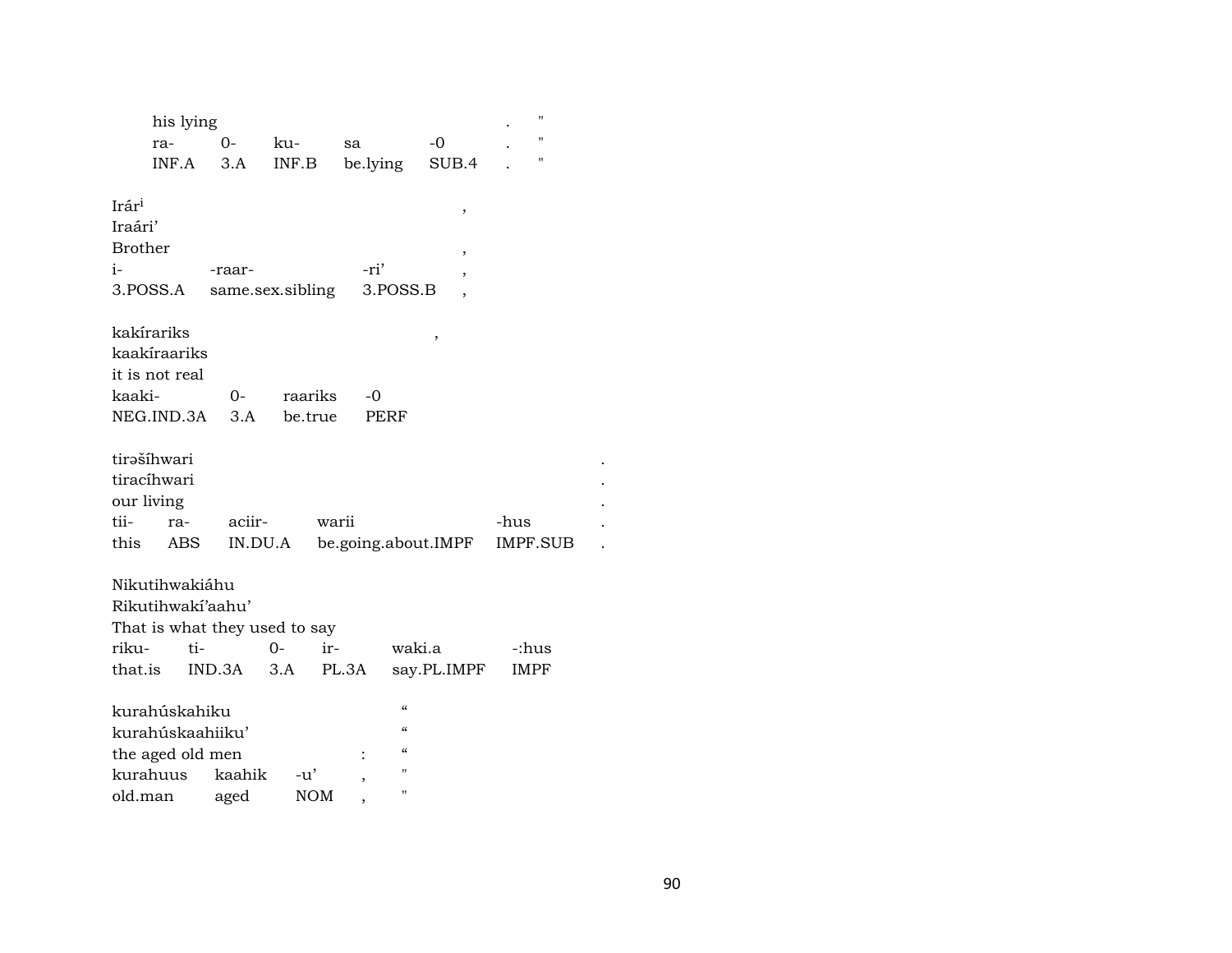| his lying | | | | | . | " |
|---|---|---|---|---|---|---|
| ra- | 0- | ku- | sa | -0 | . | " |
| INF.A | 3.A | INF.B | be.lying | SUB.4 | . | " |

Irár[i] ,
Iraári'
Brother ,

| i- | -raar- | -ri' | , |
|---|---|---|---|
| 3.POSS.A | same.sex.sibling | 3.POSS.B | , |

kakírariks ,
kaakíraariks
it is not real

| kaaki- | 0- | raariks | -0 |
|---|---|---|---|
| NEG.IND.3A | 3.A | be.true | PERF |

tirəšíhwari .
tiracíhwari .
our living .

| tii- | ra- | aciir- | warii | -hus | . |
|---|---|---|---|---|---|
| this | ABS | IN.DU.A | be.going.about.IMPF | IMPF.SUB | . |

Nikutihwakiáhu
Rikutihwakí'aahu'
That is what they used to say

| riku- | ti- | 0- | ir- | waki.a | -:hus |
|---|---|---|---|---|---|
| that.is | IND.3A | 3.A | PL.3A | say.PL.IMPF | IMPF |

kurahúskahiku "
kurahúskaahiiku' "
the aged old men : "

| kurahuus | kaahik | -u' | , | " |
|---|---|---|---|---|
| old.man | aged | NOM | , | " |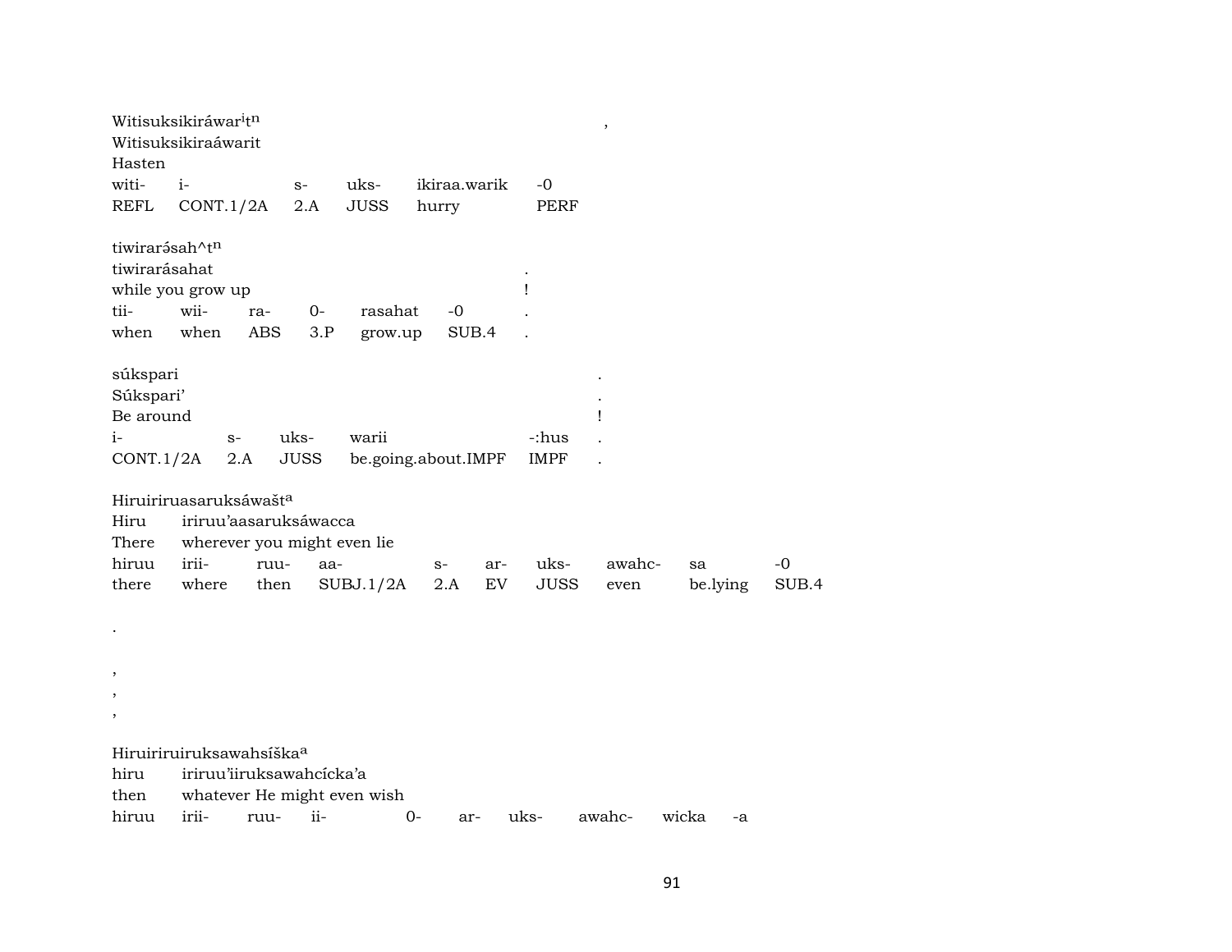Witisuksikiráwar[i]t[n] ,
Witisuksikiraáwarit
Hasten

| witi- | i- | s- | uks- | ikiraa.warik | -0 |
|---|---|---|---|---|---|
| REFL | CONT.1/2A | 2.A | JUSS | hurry | PERF |

tiwirarə́sah^t[n]
tiwirarásahat .
while you grow up !

| tii- | wii- | ra- | 0- | rasahat | -0 | . |
|---|---|---|---|---|---|---|
| when | when | ABS | 3.P | grow.up | SUB.4 | . |

súkspari .
Súkspari' .
Be around !

| i- | s- | uks- | warii | -:hus | . |
|---|---|---|---|---|---|
| CONT.1/2A | 2.A | JUSS | be.going.about.IMPF | IMPF | . |

Hiruiriruasaruksáwašt[a]
Hiru iriruu'aasaruksáwacca
There wherever you might even lie

| hiruu | irii- | ruu- | aa- | s- | ar- | uks- | awahc- | sa | -0 |
|---|---|---|---|---|---|---|---|---|---|
| there | where | then | SUBJ.1/2A | 2.A | EV | JUSS | even | be.lying | SUB.4 |

.

,
,
,

Hiruiriruiruksawahsíška[a]
hiru iriruu'iiruksawahcícka'a
then whatever He might even wish

| hiruu | irii- | ruu- | ii- | 0- | ar- | uks- | awahc- | wicka | -a |
|---|---|---|---|---|---|---|---|---|---|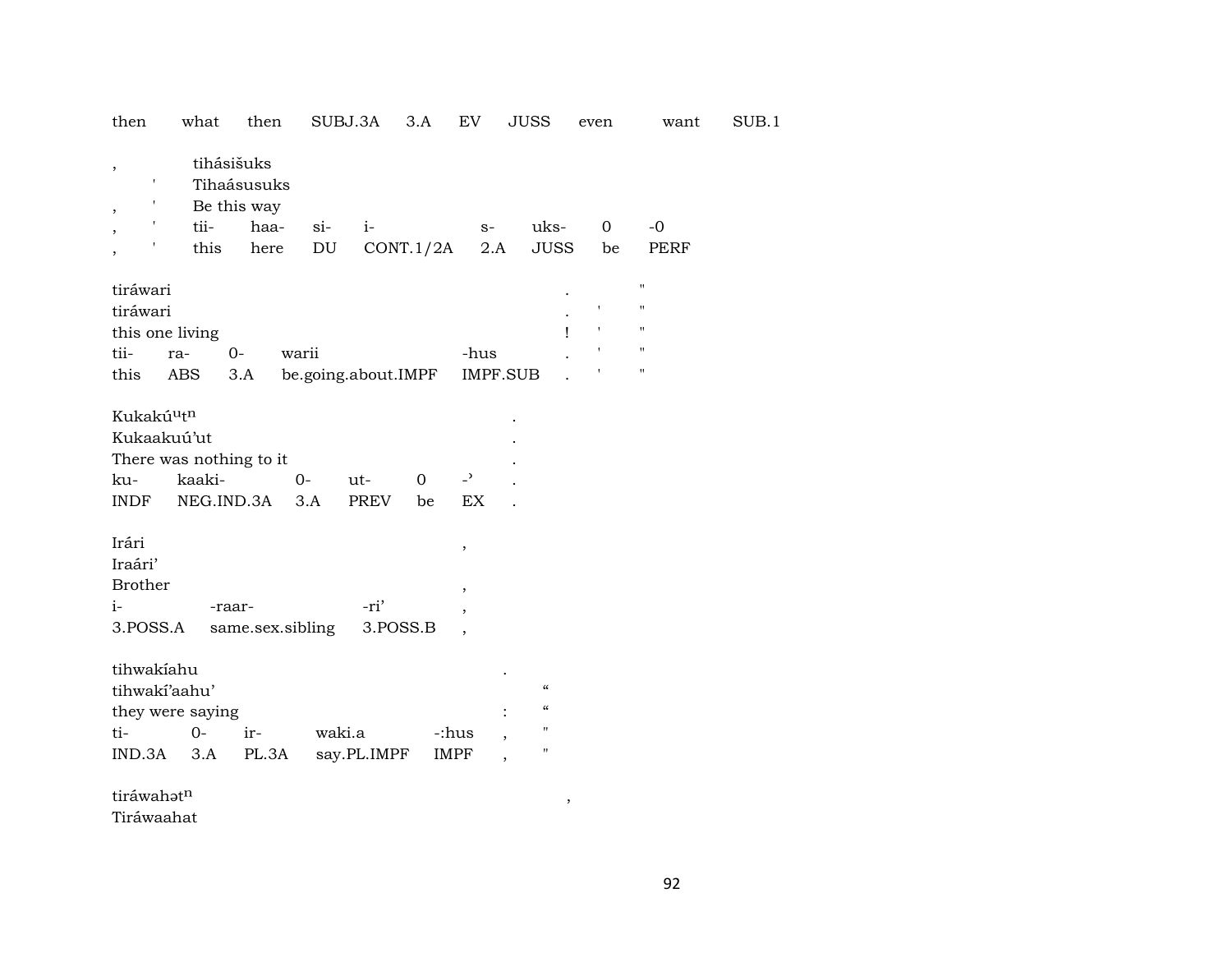then what then SUBJ.3A 3.A EV JUSS even want SUB.1

| , | | tihásišuks | | | | | | |
|---|---|---|---|---|---|---|---|---|
| | ' | Tihaásusuks | | | | | | |
| , | ' | Be this way | | | | | | |
| , | ' | tii- | haa- | si- | i- | s- | uks- | 0 | -0 |
| , | ' | this | here | DU | CONT.1/2A | 2.A | JUSS | be | PERF |

| tiráwari | | | | | . | | " |
|---|---|---|---|---|---|---|---|
| tiráwari | | | | | . | ' | " |
| this one living | | | | | ! | ' | " |
| tii- | ra- | 0- | warii | -hus | . | ' | " |
| this | ABS | 3.A | be.going.about.IMPF | IMPF.SUB | . | ' | " |

| Kukakú$^{u}$t$^{n}$ | | | | | | . |
|---|---|---|---|---|---|---|
| Kukaakuú'ut | | | | | | . |
| There was nothing to it | | | | | | . |
| ku- | kaaki- | 0- | ut- | 0 | -' | . |
| INDF | NEG.IND.3A | 3.A | PREV | be | EX | . |

| Irári | | | , |
|---|---|---|---|
| Iraári' | | | |
| Brother | | | , |
| i- | -raar- | -ri' | , |
| 3.POSS.A | same.sex.sibling | 3.POSS.B | , |

| tihwakíahu | | | | | . | |
|---|---|---|---|---|---|---|
| tihwakí'aahu' | | | | | | " |
| they were saying | | | | | : | " |
| ti- | 0- | ir- | waki.a | -:hus | , | " |
| IND.3A | 3.A | PL.3A | say.PL.IMPF | IMPF | , | " |

tiráwahət$^{n}$ ,
Tiráwaahat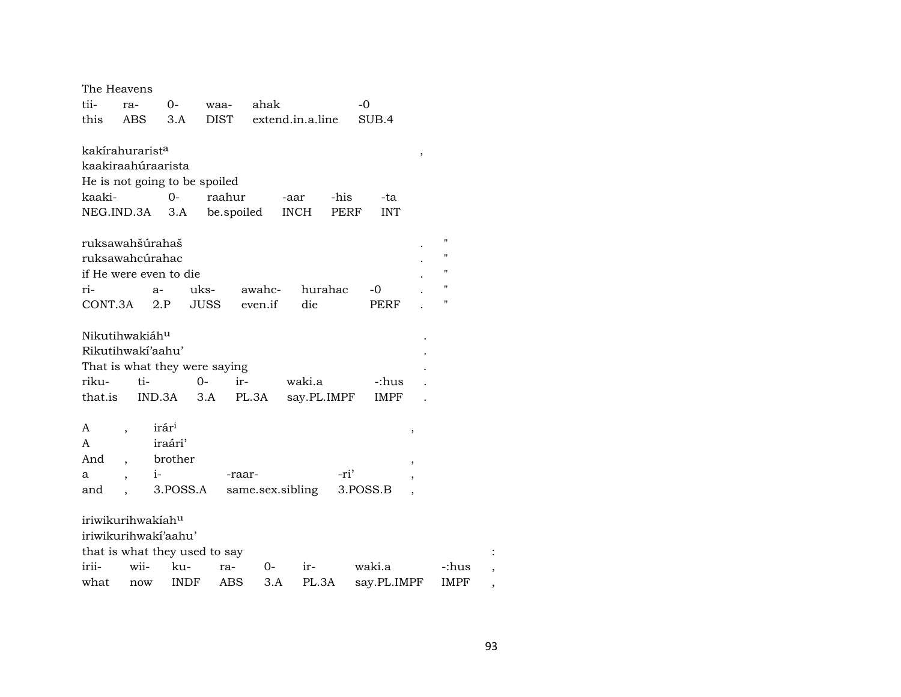The Heavens

| tii- | ra- | 0- | waa- | ahak | -0 |
|---|---|---|---|---|---|
| this | ABS | 3.A | DIST | extend.in.a.line | SUB.4 |

kakírahurarist[a] ,
kaakiraahúraarista
He is not going to be spoiled

| kaaki- | 0- | raahur | -aar | -his | -ta |
|---|---|---|---|---|---|
| NEG.IND.3A | 3.A | be.spoiled | INCH | PERF | INT |

ruksawahšúrahaš . "
ruksawahcúrahac . "
if He were even to die . "

| ri- | a- | uks- | awahc- | hurahac | -0 | . | " |
|---|---|---|---|---|---|---|---|
| CONT.3A | 2.P | JUSS | even.if | die | PERF | . | " |

Nikutihwakiáh[u] .
Rikutihwakí'aahu' .
That is what they were saying .

| riku- | ti- | 0- | ir- | waki.a | -:hus | . |
|---|---|---|---|---|---|---|
| that.is | IND.3A | 3.A | PL.3A | say.PL.IMPF | IMPF | . |

A , irár[i] ,
A iraári'
And , brother ,

| a | , | i- | -raar- | -ri' | , |
|---|---|---|---|---|---|
| and | , | 3.POSS.A | same.sex.sibling | 3.POSS.B | , |

iriwikurihwakíah[u]
iriwikurihwakí'aahu'
that is what they used to say :

| irii- | wii- | ku- | ra- | 0- | ir- | waki.a | -:hus | , |
|---|---|---|---|---|---|---|---|---|
| what | now | INDF | ABS | 3.A | PL.3A | say.PL.IMPF | IMPF | , |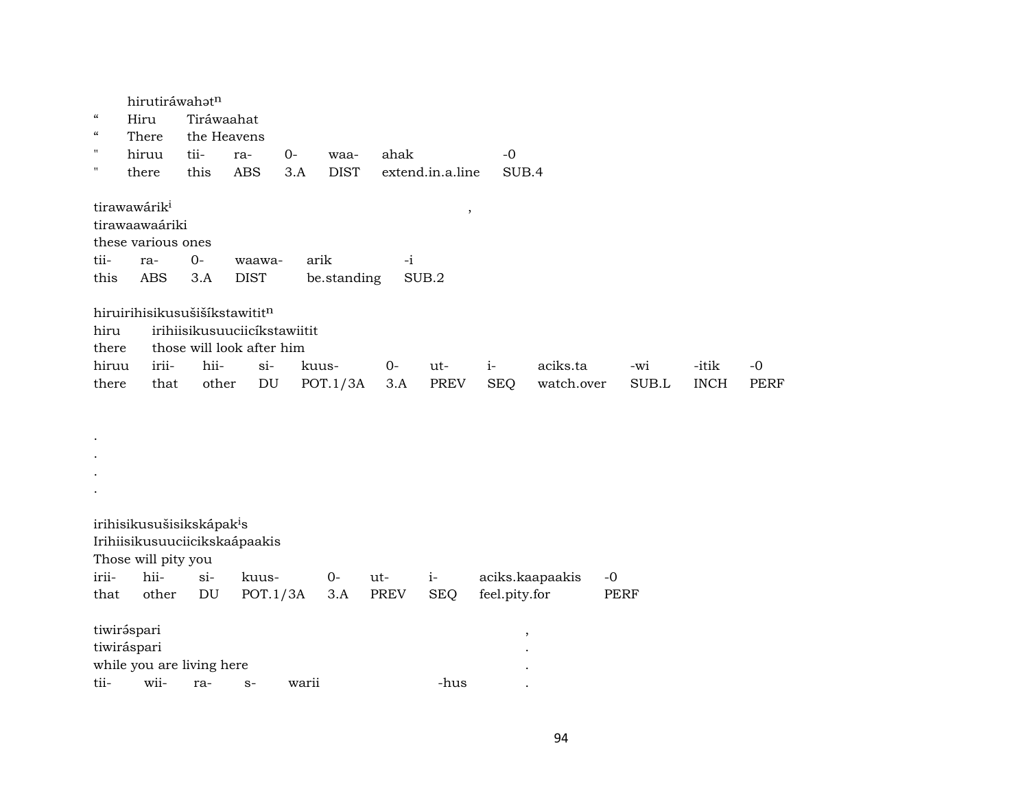| | hirutiráwahətⁿ | | | | | | |
|---|---|---|---|---|---|---|---|
| " | Hiru | Tiráwaahat | | | | | |
| " | There | the Heavens | | | | | |
| " | hiruu | tii- | ra- | 0- | waa- | ahak | -0 |
| " | there | this | ABS | 3.A | DIST | extend.in.a.line | SUB.4 |

| tirawawárikⁱ | | | | | , |
|---|---|---|---|---|---|
| tirawaawaáriki | | | | | |
| these various ones | | | | | |
| tii- | ra- | 0- | waawa- | arik | -i |
| this | ABS | 3.A | DIST | be.standing | SUB.2 |

| hiruirihisikusušišíkstawititⁿ | | | | | | | | | | | | |
|---|---|---|---|---|---|---|---|---|---|---|---|---|
| hiru | irihiisikusuuciicíkstawiitit | | | | | | | | | | | |
| there | those will look after him | | | | | | | | | | | |
| hiruu | irii- | hii- | si- | kuus- | 0- | ut- | i- | aciks.ta | -wi | -itik | -0 | |
| there | that | other | DU | POT.1/3A | 3.A | PREV | SEQ | watch.over | SUB.L | INCH | PERF | |

.
.
.
.

| irihisikusušisikskápakⁱs | | | | | | | | |
|---|---|---|---|---|---|---|---|---|
| Irihiisikusuuciicikskaápaakis | | | | | | | | |
| Those will pity you | | | | | | | | |
| irii- | hii- | si- | kuus- | 0- | ut- | i- | aciks.kaapaakis | -0 |
| that | other | DU | POT.1/3A | 3.A | PREV | SEQ | feel.pity.for | PERF |

| tiwirə́spari | | | | | | , |
|---|---|---|---|---|---|---|
| tiwiráspari | | | | | | . |
| while you are living here | | | | | | . |
| tii- | wii- | ra- | s- | warii | -hus | . |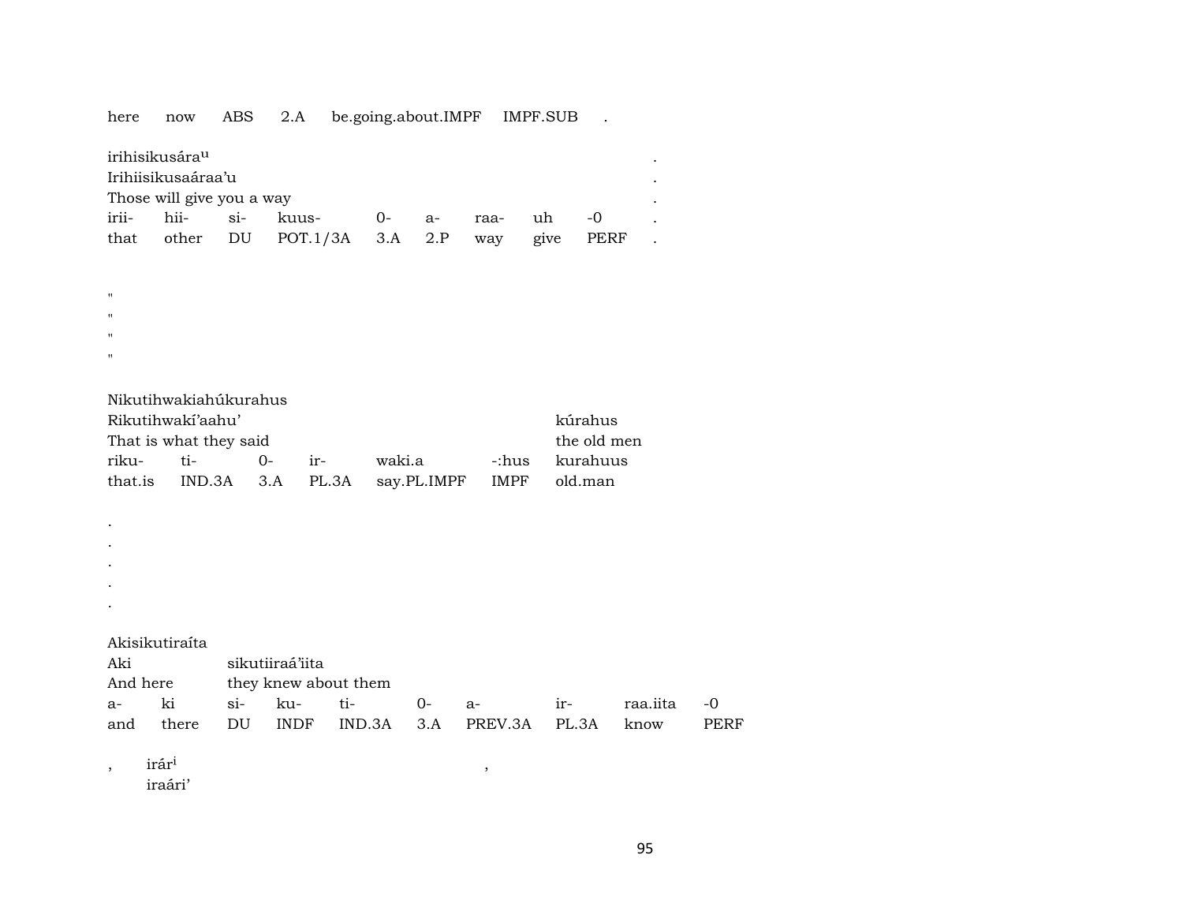| here | now | ABS | 2.A | be.going.about.IMPF | IMPF.SUB | . |
|---|---|---|---|---|---|---|

irihisikusára[u] .
Irihiisikusaáraa'u .
Those will give you a way .

| irii- | hii- | si- | kuus- | 0- | a- | raa- | uh | -0 | . |
|---|---|---|---|---|---|---|---|---|---|
| that | other | DU | POT.1/3A | 3.A | 2.P | way | give | PERF | . |

"
"
"
"

Nikutihwakiahúkurahus

| Rikutihwakí'aahu' | | | | | | kúrahus |
|---|---|---|---|---|---|---|
| That is what they said | | | | | | the old men |
| riku- | ti- | 0- | ir- | waki.a | -:hus | kurahuus |
| that.is | IND.3A | 3.A | PL.3A | say.PL.IMPF | IMPF | old.man |

.
.
.
.
.

Akisikutiraíta

| Aki | | sikutiiraá'iita | | | | | | | |
|---|---|---|---|---|---|---|---|---|---|
| And here | | they knew about them | | | | | | | |
| a- | ki | si- | ku- | ti- | 0- | a- | ir- | raa.iita | -0 |
| and | there | DU | INDF | IND.3A | 3.A | PREV.3A | PL.3A | know | PERF |

, irár[i] ,
iraári'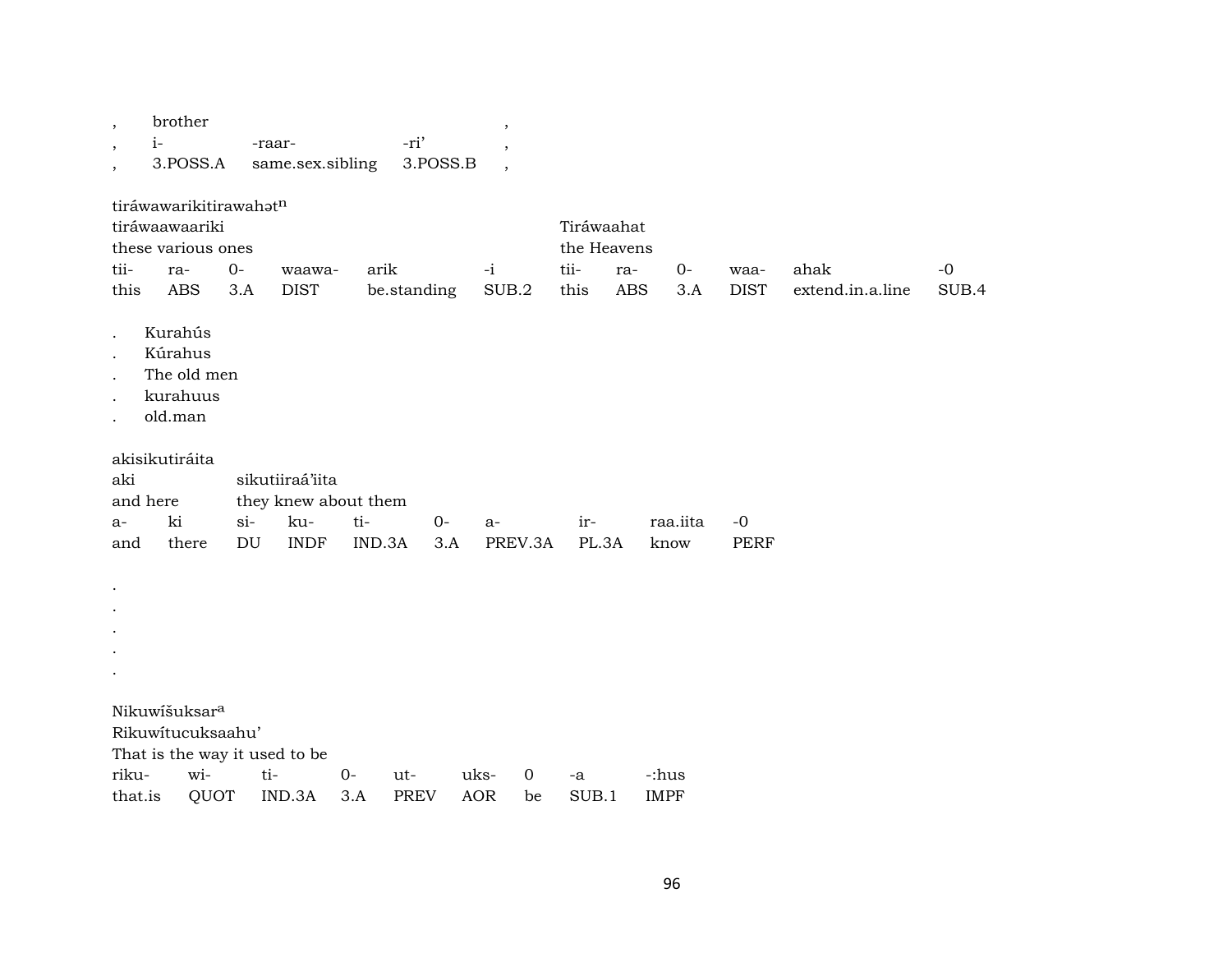| , | brother | | | , |
|---|---|---|---|---|
| , | i- | -raar- | -ri’ | , |
| , | 3.POSS.A | same.sex.sibling | 3.POSS.B | , |

tiráwawarikitirawahət[n]

| tiráwaawaariki | | | | | | Tiráwaahat | | | | | |
|---|---|---|---|---|---|---|---|---|---|---|---|
| these various ones | | | | | | the Heavens | | | | | |
| tii- | ra- | 0- | waawa- | arik | -i | tii- | ra- | 0- | waa- | ahak | -0 |
| this | ABS | 3.A | DIST | be.standing | SUB.2 | this | ABS | 3.A | DIST | extend.in.a.line | SUB.4 |

| . | Kurahús |
|---|---|
| . | Kúrahus |
| . | The old men |
| . | kurahuus |
| . | old.man |

akisikutiráita

| aki | | sikutiiraá’iita | | | | | | | |
|---|---|---|---|---|---|---|---|---|---|
| and here | | they knew about them | | | | | | | |
| a- | ki | si- | ku- | ti- | 0- | a- | ir- | raa.iita | -0 |
| and | there | DU | INDF | IND.3A | 3.A | PREV.3A | PL.3A | know | PERF |

.
.
.
.
.

Nikuwíšuksar[a]

| Rikuwítucuksaahu’ | | | | | | | | |
|---|---|---|---|---|---|---|---|---|
| That is the way it used to be | | | | | | | | |
| riku- | wi- | ti- | 0- | ut- | uks- | 0 | -a | -:hus |
| that.is | QUOT | IND.3A | 3.A | PREV | AOR | be | SUB.1 | IMPF |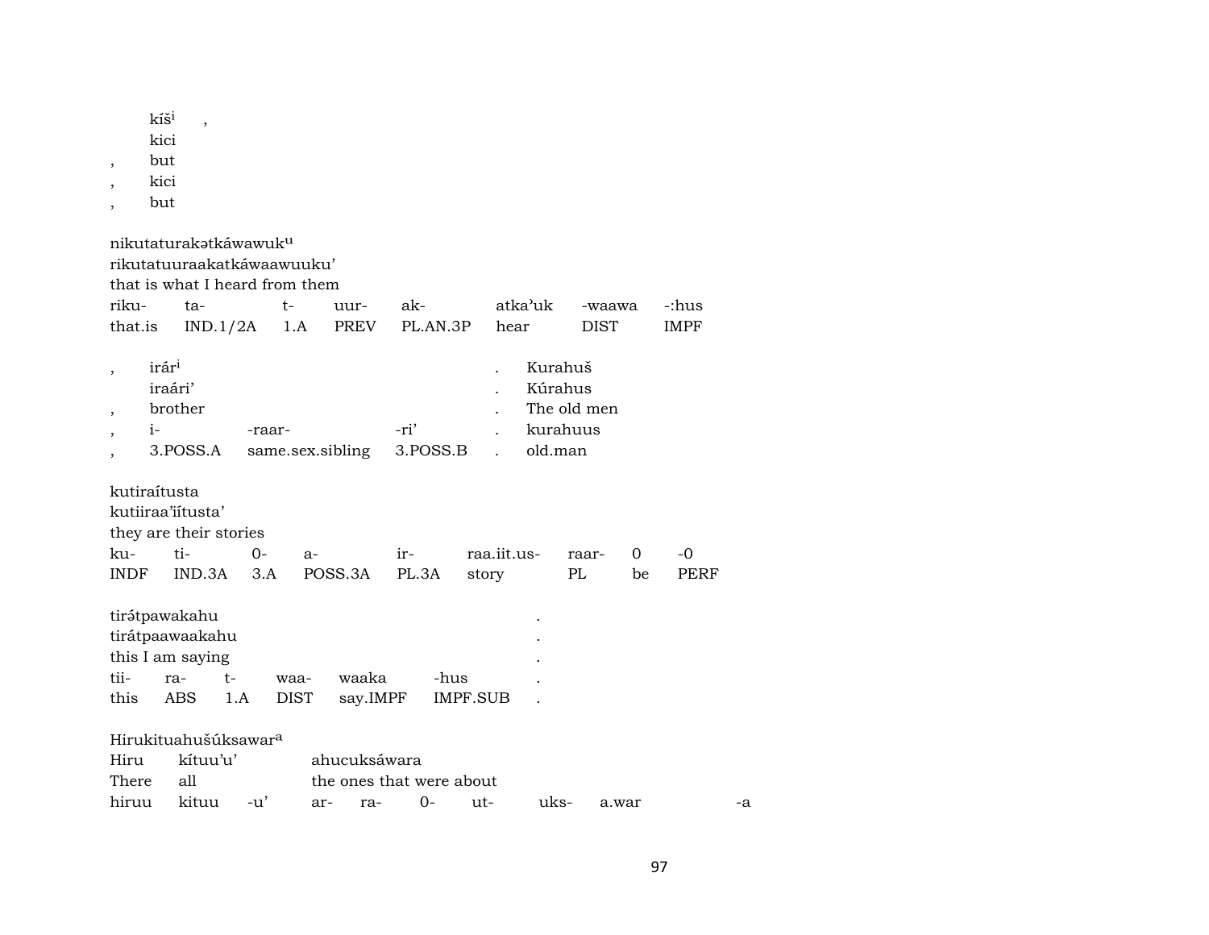kíši ,
kici
, but
, kici
, but

nikutaturakətkáwawukᵘ
rikutatuuraakatkáwaawuuku'
that is what I heard from them

| riku- | ta- | t- | uur- | ak- | atka'uk | -waawa | -:hus |
|---|---|---|---|---|---|---|---|
| that.is | IND.1/2A | 1.A | PREV | PL.AN.3P | hear | DIST | IMPF |

| , | irári | | | . | Kurahuš |
|---|---|---|---|---|---|
| | iraári' | | | . | Kúrahus |
| , | brother | | | . | The old men |
| , | i- | -raar- | -ri' | . | kurahuus |
| , | 3.POSS.A | same.sex.sibling | 3.POSS.B | . | old.man |

kutiraítusta
kutiiraa'iítusta'
they are their stories

| ku- | ti- | 0- | a- | ir- | raa.iit.us- | raar- | 0 | -0 |
|---|---|---|---|---|---|---|---|---|
| INDF | IND.3A | 3.A | POSS.3A | PL.3A | story | PL | be | PERF |

tirə́tpawakahu .
tirátpaawaakahu .
this I am saying .

| tii- | ra- | t- | waa- | waaka | -hus | . |
|---|---|---|---|---|---|---|
| this | ABS | 1.A | DIST | say.IMPF | IMPF.SUB | . |

Hirukituahušúksawarᵃ

| Hiru | kítuu'u' | | ahucuksáwara | | | | | | |
|---|---|---|---|---|---|---|---|---|---|
| There | all | | the ones that were about | | | | | | |
| hiruu | kituu | -u' | ar- | ra- | 0- | ut- | uks- | a.war | -a |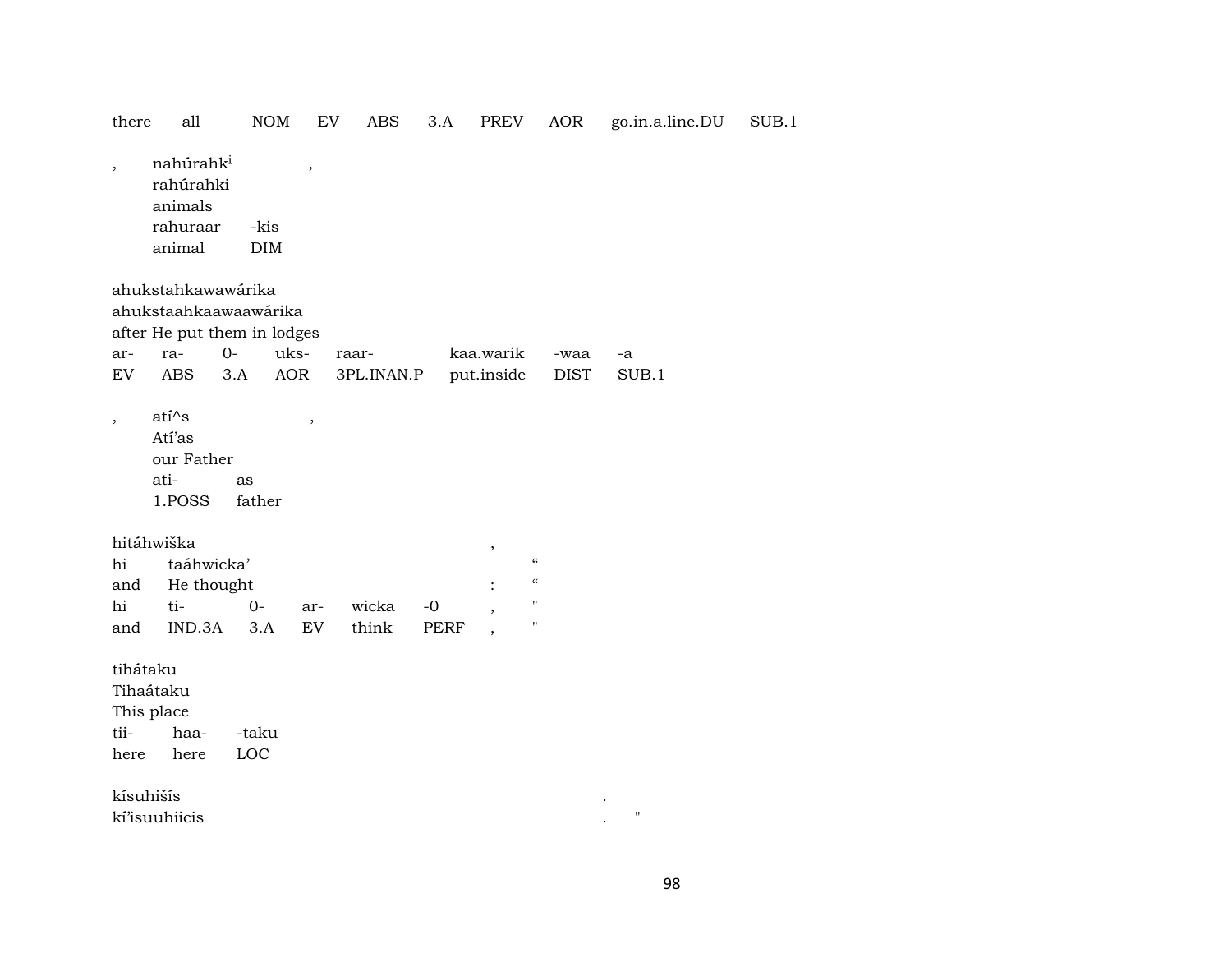there all NOM EV ABS 3.A PREV AOR go.in.a.line.DU SUB.1

| , | nahúrahk[i] | , |
|---|---|---|
| | rahúrahki | |
| | animals | |
| | rahuraar | -kis |
| | animal | DIM |

ahukstahkawawárika
ahukstaahkaawaawárika
after He put them in lodges

| ar- | ra- | 0- | uks- | raar- | kaa.warik | -waa | -a |
|---|---|---|---|---|---|---|---|
| EV | ABS | 3.A | AOR | 3PL.INAN.P | put.inside | DIST | SUB.1 |

| , | atí^s | , |
|---|---|---|
| | Atí'as | |
| | our Father | |
| | ati- | as |
| | 1.POSS | father |

hitáhwiška ,

| hi | taáhwicka' | | | | | | " |
|---|---|---|---|---|---|---|---|
| and | He thought | | | | | : | " |
| hi | ti- | 0- | ar- | wicka | -0 | , | " |
| and | IND.3A | 3.A | EV | think | PERF | , | " |

tiháṭaku
Tihaátaku
This place

| tii- | haa- | -taku |
|---|---|---|
| here | here | LOC |

kísuhišís .
kí'isuuhiicis . "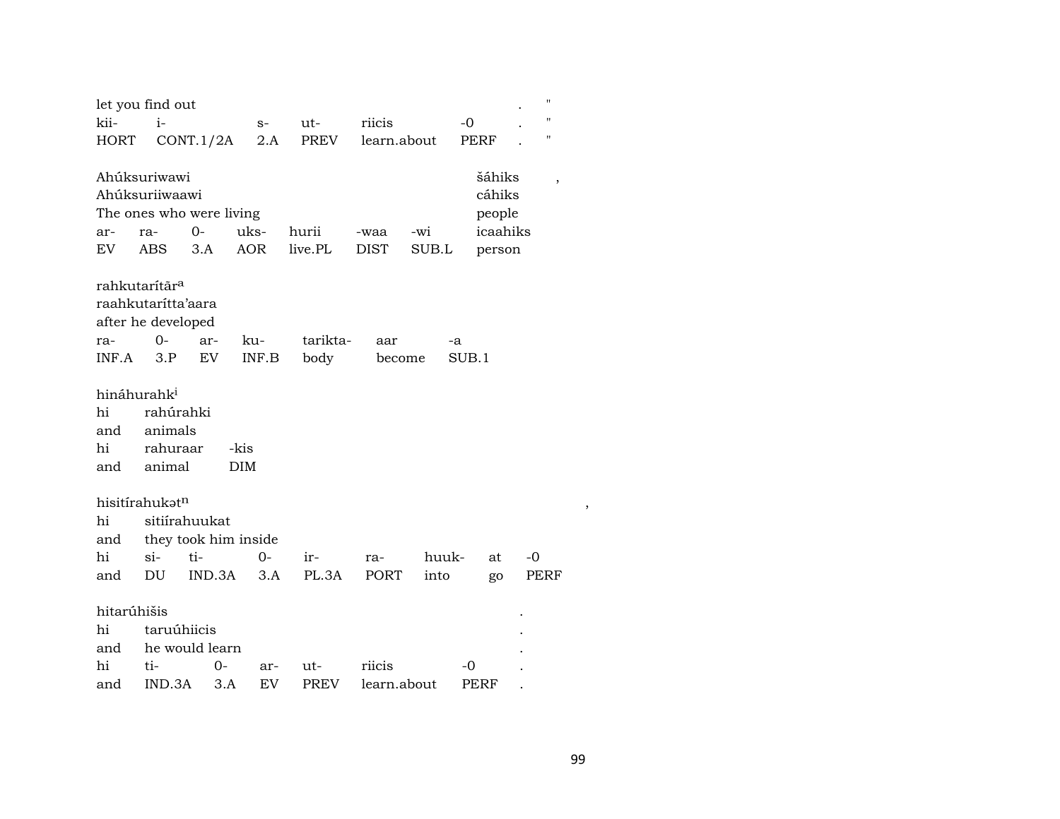let you find out . "
kii- i- s- ut- riicis -0 . "
HORT CONT.1/2A 2.A PREV learn.about PERF . "

Ahúksuriwawi šáhiks ,
Ahúksuriiwaawi cáhiks
The ones who were living people
ar- ra- 0- uks- hurii -waa -wi icaahiks
EV ABS 3.A AOR live.PL DIST SUB.L person

rahkutarítāra
raahkutarítta'aara
after he developed
ra- 0- ar- ku- tarikta- aar -a
INF.A 3.P EV INF.B body become SUB.1

hináhurahki
hi rahúrahki
and animals
hi rahuraar -kis
and animal DIM

hisitírahukətn ,
hi sitiírahuukat
and they took him inside
hi si- ti- 0- ir- ra- huuk- at -0
and DU IND.3A 3.A PL.3A PORT into go PERF

hitarúhišis .
hi taruúhiicis .
and he would learn .
hi ti- 0- ar- ut- riicis -0 .
and IND.3A 3.A EV PREV learn.about PERF .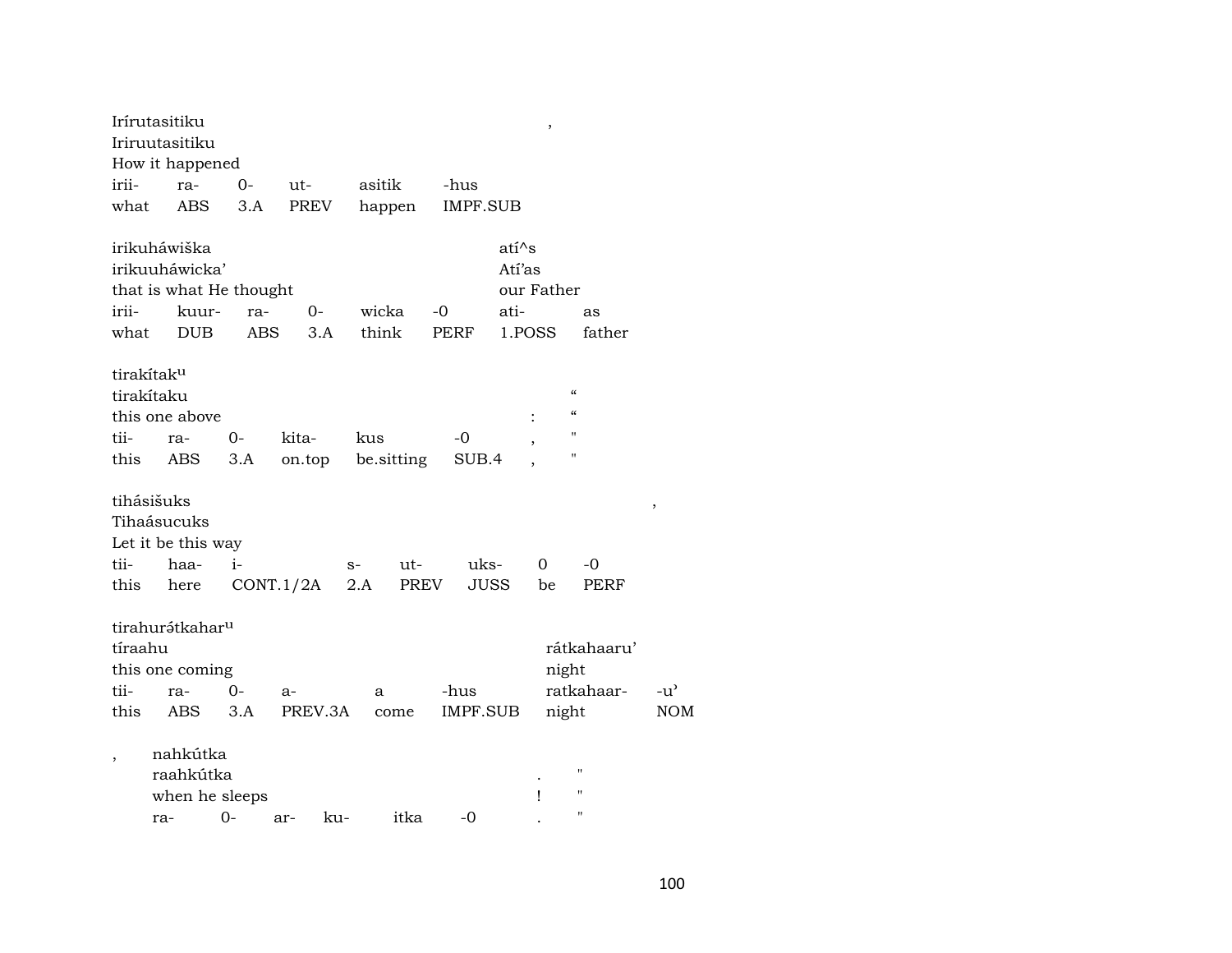Irírutasitiku ,
Iriruutasitiku
How it happened

| irii- | ra- | 0- | ut- | asitik | -hus |
|---|---|---|---|---|---|
| what | ABS | 3.A | PREV | happen | IMPF.SUB |

irikuháwiška atí^s
irikuuháwicka' Atí'as
that is what He thought our Father

| irii- | kuur- | ra- | 0- | wicka | -0 | ati- | as |
|---|---|---|---|---|---|---|---|
| what | DUB | ABS | 3.A | think | PERF | 1.POSS | father |

tirakítak^u
tirakítaku "
this one above : "

| tii- | ra- | 0- | kita- | kus | -0 | , | " |
|---|---|---|---|---|---|---|---|
| this | ABS | 3.A | on.top | be.sitting | SUB.4 | , | " |

tihásišuks ,
Tihaásucuks
Let it be this way

| tii- | haa- | i- | s- | ut- | uks- | 0 | -0 |
|---|---|---|---|---|---|---|---|
| this | here | CONT.1/2A | 2.A | PREV | JUSS | be | PERF |

tirahurátkahar^u
tíraahu rátkahaaru'
this one coming night

| tii- | ra- | 0- | a- | a | -hus | ratkahaar- | -u' |
|---|---|---|---|---|---|---|---|
| this | ABS | 3.A | PREV.3A | come | IMPF.SUB | night | NOM |

, nahkútka
raahkútka . "
when he sleeps ! "

| ra- | 0- | ar- | ku- | itka | -0 | . | " |
|---|---|---|---|---|---|---|---|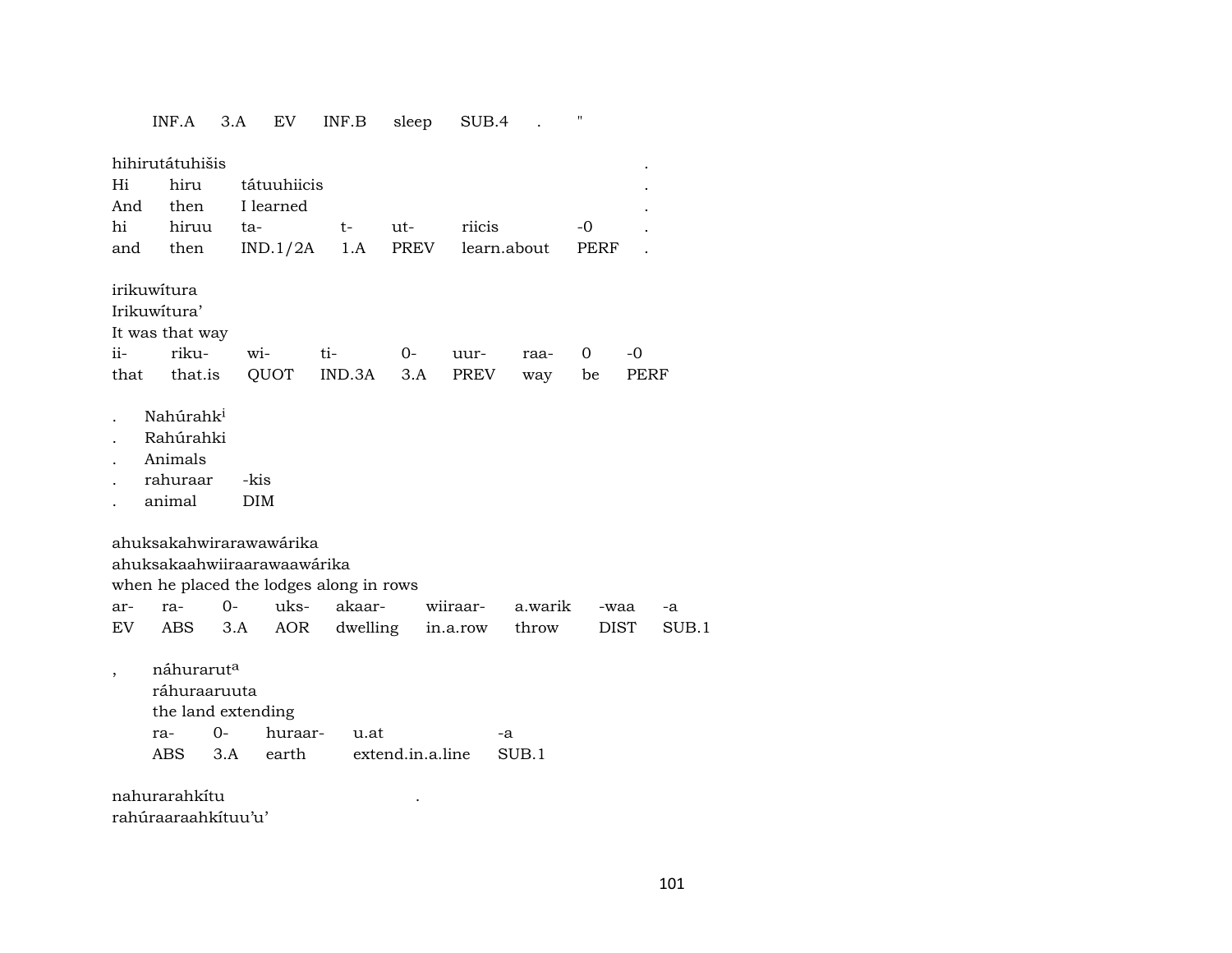INF.A 3.A EV INF.B sleep SUB.4 . "

hihirutátuhišis .
Hi hiru tátuuhiicis .
And then I learned .
hi hiruu ta- t- ut- riicis -0 .
and then IND.1/2A 1.A PREV learn.about PERF .

irikuwítura
Irikuwítura'
It was that way
ii- riku- wi- ti- 0- uur- raa- 0 -0
that that.is QUOT IND.3A 3.A PREV way be PERF

. Nahúrahk[i]
. Rahúrahki
. Animals
. rahuraar -kis
. animal DIM

ahuksakahwirarawawárika
ahuksakaahwiiraarawaawárika
when he placed the lodges along in rows
ar- ra- 0- uks- akaar- wiiraar- a.warik -waa -a
EV ABS 3.A AOR dwelling in.a.row throw DIST SUB.1

, náhurarut[a]
ráhuraaruuta
the land extending
ra- 0- huraar- u.at -a
ABS 3.A earth extend.in.a.line SUB.1

nahurarahkítu .
rahúraaraahkítuu'u'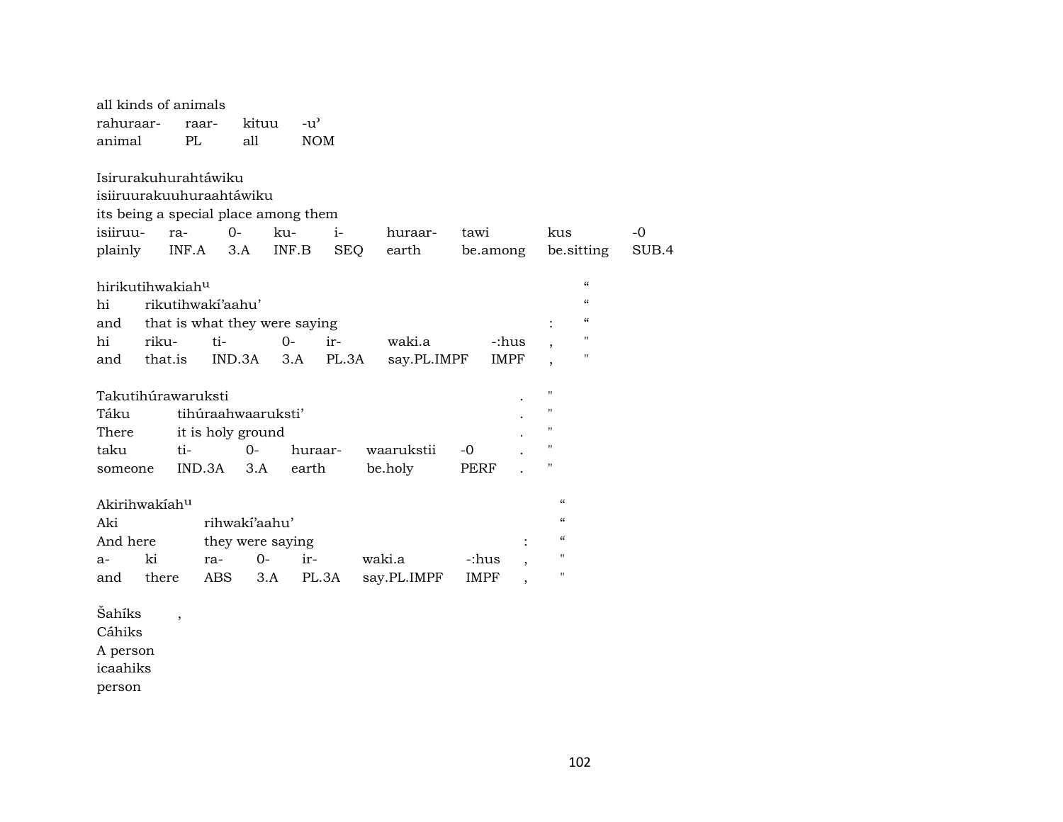all kinds of animals

| rahuraar- | raar- | kituu | -u' |
|---|---|---|---|
| animal | PL | all | NOM |

Isirurakuhurahtáwiku
isiiruurakuuhuraahtáwiku
its being a special place among them

| isiiruu- | ra- | 0- | ku- | i- | huraar- | tawi | kus | -0 |
|---|---|---|---|---|---|---|---|---|
| plainly | INF.A | 3.A | INF.B | SEQ | earth | be.among | be.sitting | SUB.4 |

hirikutihwakiah^u "
hi rikutihwakí'aahu' "
and that is what they were saying : "

| hi | riku- | ti- | 0- | ir- | waki.a | -:hus | , | " |
|---|---|---|---|---|---|---|---|---|
| and | that.is | IND.3A | 3.A | PL.3A | say.PL.IMPF | IMPF | , | " |

Takutihúrawaruksti . "
Táku tihúraahwaaruksti' . "
There it is holy ground . "

| taku | ti- | 0- | huraar- | waarukstii | -0 | . | " |
|---|---|---|---|---|---|---|---|
| someone | IND.3A | 3.A | earth | be.holy | PERF | . | " |

Akirihwakíah^u "
Aki rihwakí'aahu' "
And here they were saying : "

| a- | ki | ra- | 0- | ir- | waki.a | -:hus | , | " |
|---|---|---|---|---|---|---|---|---|
| and | there | ABS | 3.A | PL.3A | say.PL.IMPF | IMPF | , | " |

Šahíks ,
Cáhiks
A person
icaahiks
person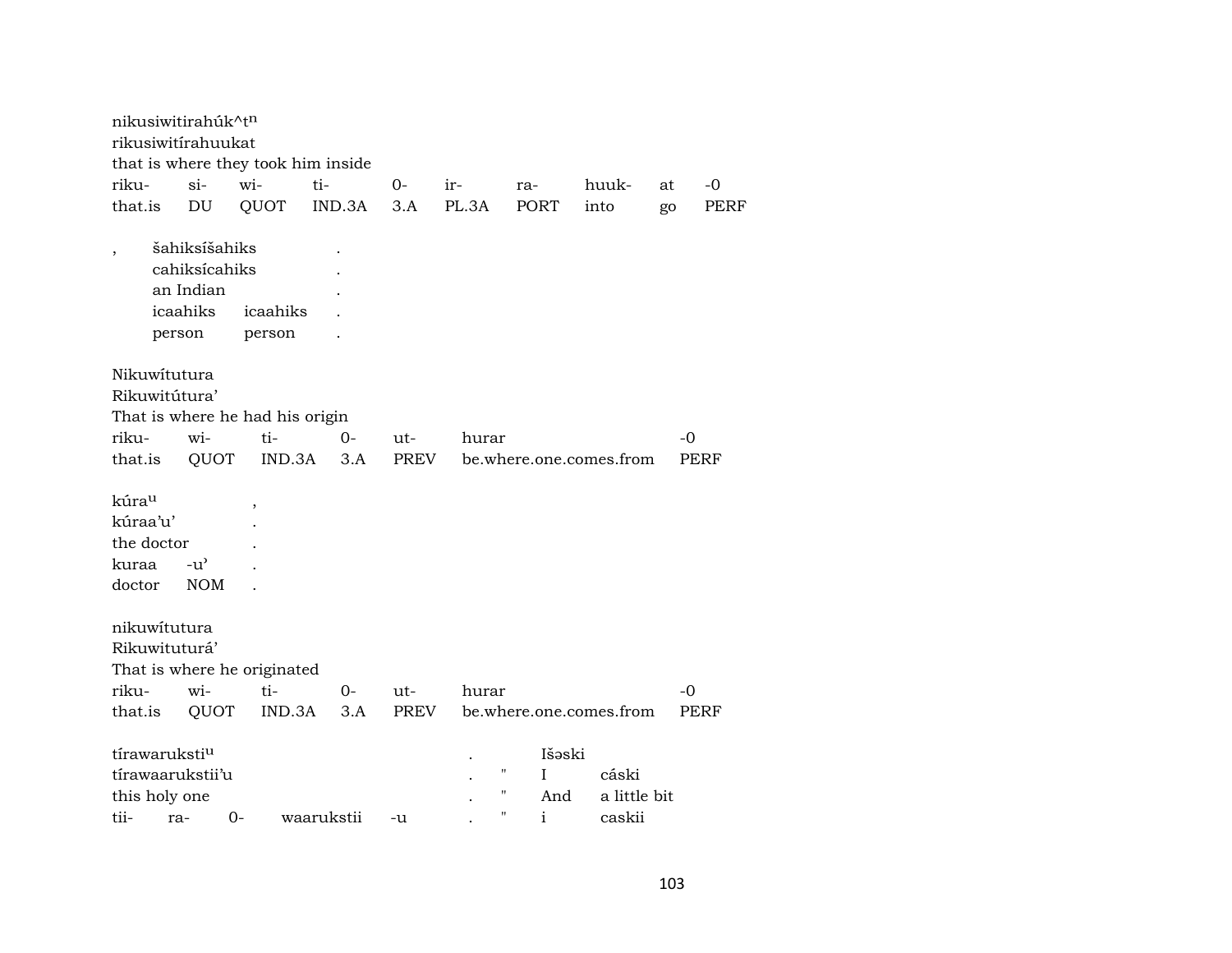nikusiwitirahúk^t$^{n}$
rikusiwitírahuukat
that is where they took him inside

| riku- | si- | wi- | ti- | 0- | ir- | ra- | huuk- | at | -0 |
|---|---|---|---|---|---|---|---|---|---|
| that.is | DU | QUOT | IND.3A | 3.A | PL.3A | PORT | into | go | PERF |

| , | šahiksíšahiks | | . |
|---|---|---|---|
| | cahiksícahiks | | . |
| | an Indian | | . |
| | icaahiks | icaahiks | . |
| | person | person | . |

Nikuwítutura
Rikuwitútura'
That is where he had his origin

| riku- | wi- | ti- | 0- | ut- | hurar | -0 |
|---|---|---|---|---|---|---|
| that.is | QUOT | IND.3A | 3.A | PREV | be.where.one.comes.from | PERF |

| kúra$^{u}$ | | , |
|---|---|---|
| kúraa'u' | | . |
| the doctor | | . |
| kuraa | -u' | . |
| doctor | NOM | . |

nikuwítutura
Rikuwituturá'
That is where he originated

| riku- | wi- | ti- | 0- | ut- | hurar | -0 |
|---|---|---|---|---|---|---|
| that.is | QUOT | IND.3A | 3.A | PREV | be.where.one.comes.from | PERF |

| tírawaruksti$^{u}$ | | | | | . | | Išəski | |
|---|---|---|---|---|---|---|---|---|
| tírawaarukstii'u | | | | | . | " | I | cáski |
| this holy one | | | | | . | " | And | a little bit |
| tii- | ra- | 0- | waarukstii | -u | . | " | i | caskii |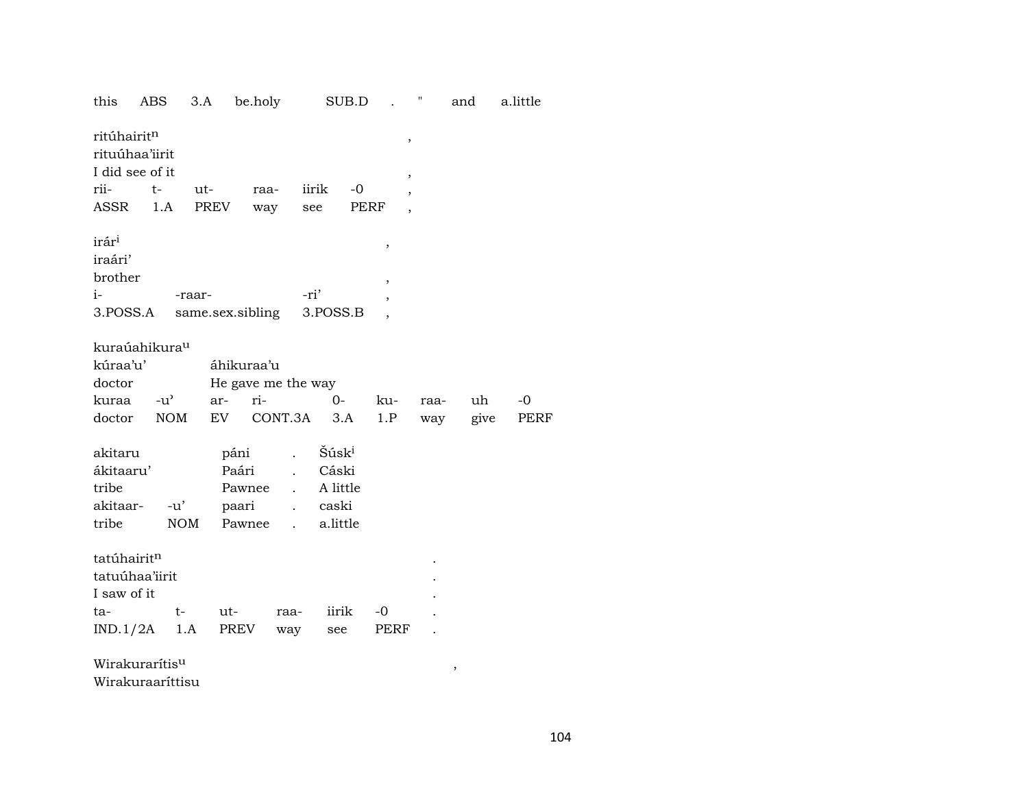this ABS 3.A be.holy SUB.D . " and a.little

ritúhairit$^{n}$ ,
rituúhaa’iirit
I did see of it ,
rii- t- ut- raa- iirik -0 ,
ASSR 1.A PREV way see PERF ,

irár$^{i}$ ,
iraári’
brother ,
i- -raar- -ri’ ,
3.POSS.A same.sex.sibling 3.POSS.B ,

kuraúahikura$^{u}$
kúraa’u’ áhikuraa’u
doctor He gave me the way
kuraa -u’ ar- ri- 0- ku- raa- uh -0
doctor NOM EV CONT.3A 3.A 1.P way give PERF

akitaru páni . Šúsk$^{i}$
ákitaaru’ Paári . Cáski
tribe Pawnee . A little
akitaar- -u’ paari . caski
tribe NOM Pawnee . a.little

tatúhairit$^{n}$ .
tatuúhaa’iirit .
I saw of it .
ta- t- ut- raa- iirik -0 .
IND.1/2A 1.A PREV way see PERF .

Wirakurarítis$^{u}$ ,
Wirakuraaríttisu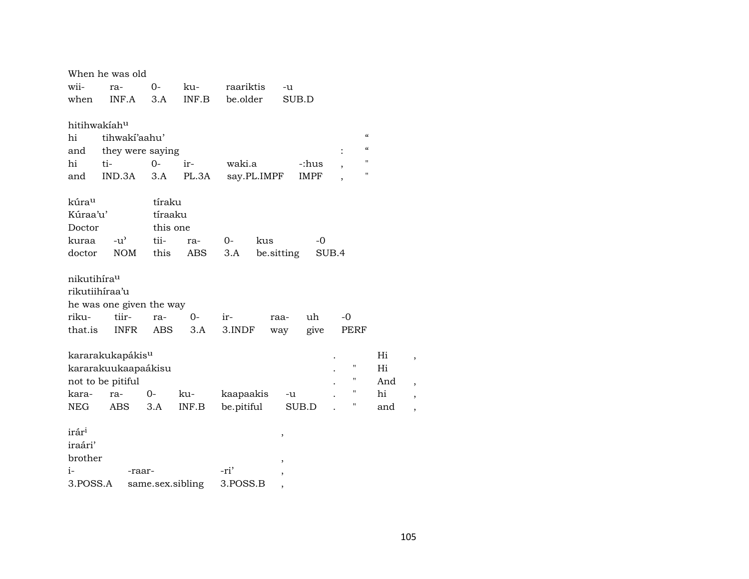When he was old

| wii- | ra- | 0- | ku- | raariktis | -u |
|---|---|---|---|---|---|
| when | INF.A | 3.A | INF.B | be.older | SUB.D |

hitihwakíah$^{u}$

| hi | tihwakí'aahu' | | | | | | “ |
|---|---|---|---|---|---|---|---|
| and | they were saying | | | | | : | “ |
| hi | ti- | 0- | ir- | waki.a | -:hus | , | " |
| and | IND.3A | 3.A | PL.3A | say.PL.IMPF | IMPF | , | " |

| kúra$^{u}$ | | tíraku | | | | |
|---|---|---|---|---|---|---|
| Kúraa'u' | | tíraaku | | | | |
| Doctor | | this one | | | | |
| kuraa | -u' | tii- | ra- | 0- | kus | -0 |
| doctor | NOM | this | ABS | 3.A | be.sitting | SUB.4 |

nikutihíra$^{u}$

rikutiihíraa'u

he was one given the way

| riku- | tiir- | ra- | 0- | ir- | raa- | uh | -0 |
|---|---|---|---|---|---|---|---|
| that.is | INFR | ABS | 3.A | 3.INDF | way | give | PERF |

| kararakukapákis$^{u}$ | | | | | | . | | Hi | , |
|---|---|---|---|---|---|---|---|---|---|
| kararakuukaapaákisu | | | | | | . | " | Hi | |
| not to be pitiful | | | | | | . | " | And | , |
| kara- | ra- | 0- | ku- | kaapaakis | -u | . | " | hi | , |
| NEG | ABS | 3.A | INF.B | be.pitiful | SUB.D | . | " | and | , |

| irár$^{i}$ | | | , |
|---|---|---|---|
| iraári' | | | |
| brother | | | , |
| i- | -raar- | -ri' | , |
| 3.POSS.A | same.sex.sibling | 3.POSS.B | , |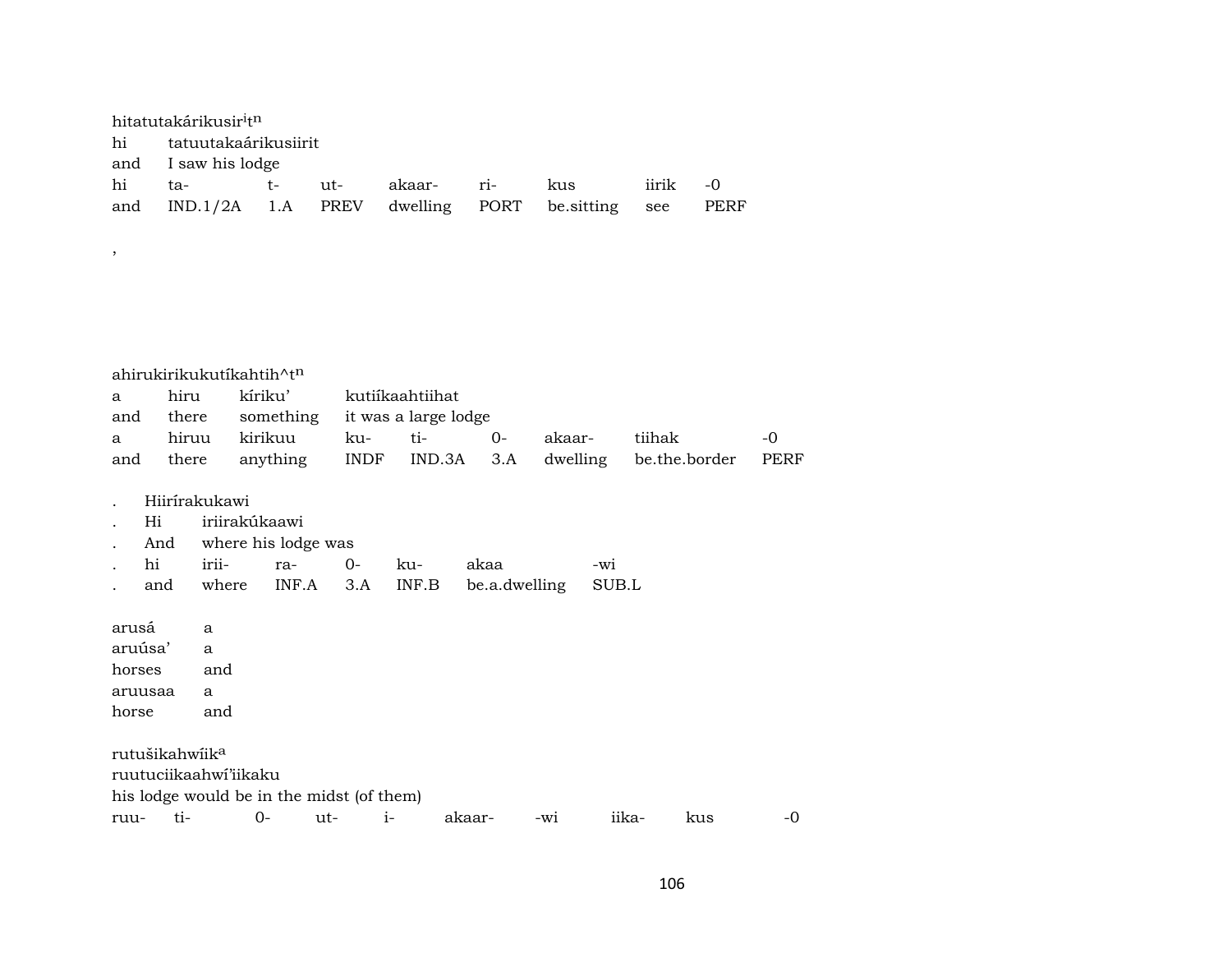hitatutakárikusir[i]t[n]
hi tatuutakaárikusiirit
and I saw his lodge

| hi | ta- | t- | ut- | akaar- | ri- | kus | iirik | -0 |
|---|---|---|---|---|---|---|---|---|
| and | IND.1/2A | 1.A | PREV | dwelling | PORT | be.sitting | see | PERF |

,

ahirukirikukutíkahtih^t[n]

| a | hiru | kíriku' | kutiíkaahtiihat | | | | | |
|---|---|---|---|---|---|---|---|---|
| and | there | something | it was a large lodge | | | | | |
| a | hiruu | kirikuu | ku- | ti- | 0- | akaar- | tiihak | -0 |
| and | there | anything | INDF | IND.3A | 3.A | dwelling | be.the.border | PERF |

| . | Hiirírakukawi | | | | | |
|---|---|---|---|---|---|---|
| . | Hi | iriirakúkaawi | | | | |
| . | And | where his lodge was | | | | |
| . | hi | irii- | ra- | 0- | ku- | akaa | -wi |
| . | and | where | INF.A | 3.A | INF.B | be.a.dwelling | SUB.L |

| arusá | a |
|---|---|
| aruúsa' | a |
| horses | and |
| aruusaa | a |
| horse | and |

rutušikahwíik[a]
ruutuciikaahwí'iikaku
his lodge would be in the midst (of them)

| ruu- | ti- | 0- | ut- | i- | akaar- | -wi | iika- | kus | -0 |
|---|---|---|---|---|---|---|---|---|---|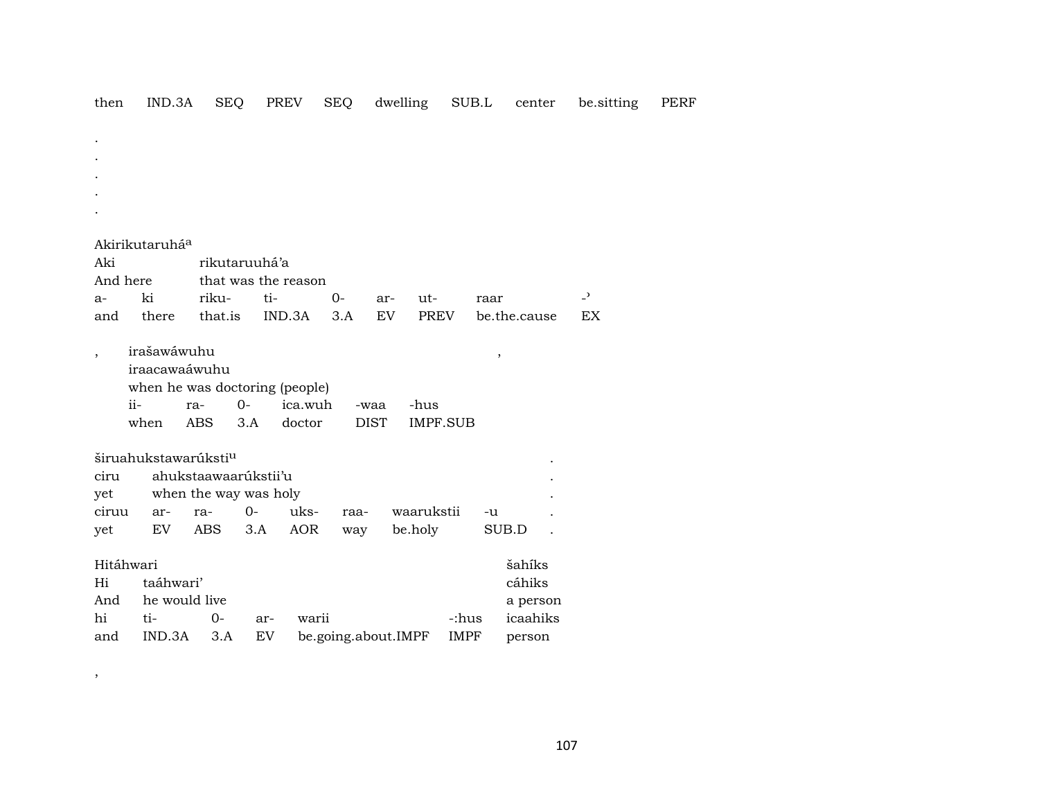then IND.3A SEQ PREV SEQ dwelling SUB.L center be.sitting PERF

.
.
.
.
.

Akirikutaruhá[a]
Aki rikutaruuhá'a
And here that was the reason
a- ki riku- ti- 0- ar- ut- raar -ˀ
and there that.is IND.3A 3.A EV PREV be.the.cause EX

, irašawáwuhu ,
iraacawaáwuhu
when he was doctoring (people)
ii- ra- 0- ica.wuh -waa -hus
when ABS 3.A doctor DIST IMPF.SUB

širuahukstawarúksti[u] .
ciru ahukstaawaarúkstii'u .
yet when the way was holy .
ciruu ar- ra- 0- uks- raa- waarukstii -u .
yet EV ABS 3.A AOR way be.holy SUB.D .

Hitáhwari šahíks
Hi taáhwari' cáhiks
And he would live a person
hi ti- 0- ar- warii -:hus icaahiks
and IND.3A 3.A EV be.going.about.IMPF IMPF person

,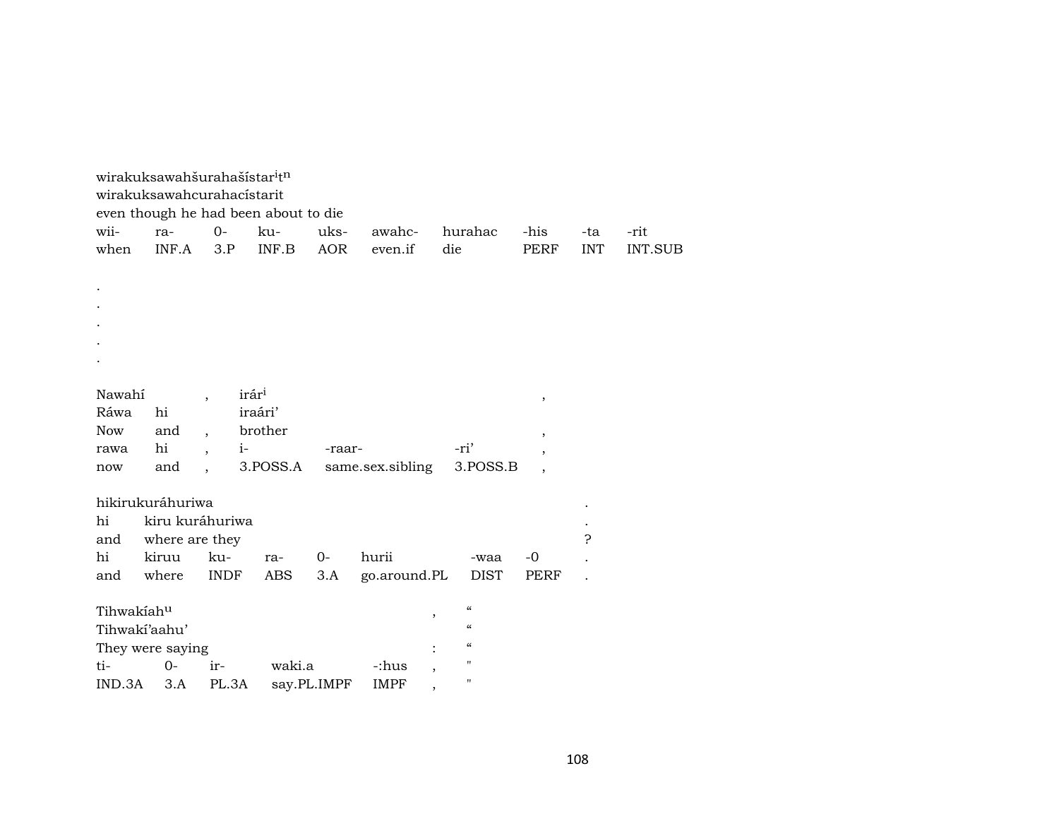wirakuksawahšurahašístar[i]t[n]
wirakuksawahcurahacístarit
even though he had been about to die

| wii- | ra- | 0- | ku- | uks- | awahc- | hurahac | -his | -ta | -rit |
|---|---|---|---|---|---|---|---|---|---|
| when | INF.A | 3.P | INF.B | AOR | even.if | die | PERF | INT | INT.SUB |

.
.
.
.
.

| Nawahí | | , | irár[i] | | | , |
|---|---|---|---|---|---|---|
| Ráwa | hi | | iraári’ | | | |
| Now | and | , | brother | | | , |
| rawa | hi | , | i- | -raar- | -ri’ | , |
| now | and | , | 3.POSS.A | same.sex.sibling | 3.POSS.B | , |

| hikirukuráhuriwa | | | | | | | | . |
|---|---|---|---|---|---|---|---|---|
| hi | kiru kuráhuriwa | | | | | | | . |
| and | where are they | | | | | | | ? |
| hi | kiruu | ku- | ra- | 0- | hurii | -waa | -0 | . |
| and | where | INDF | ABS | 3.A | go.around.PL | DIST | PERF | . |

| Tihwakíah[u] | | | | | , | “ |
|---|---|---|---|---|---|---|
| Tihwakí’aahu’ | | | | | | “ |
| They were saying | | | | | : | “ |
| ti- | 0- | ir- | waki.a | -:hus | , | " |
| IND.3A | 3.A | PL.3A | say.PL.IMPF | IMPF | , | " |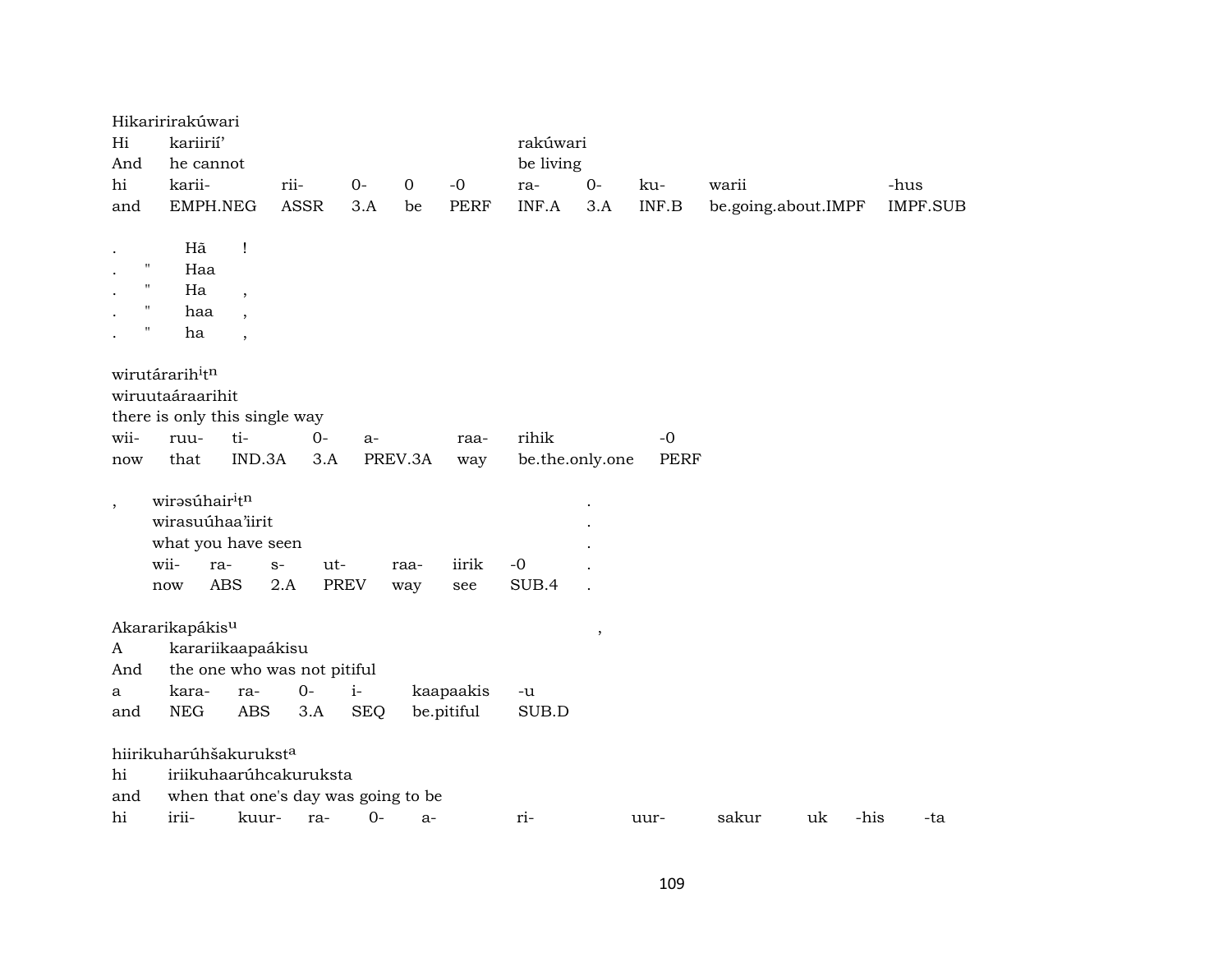Hikaririrakúwari

| Hi | kariirií’ | | | | | rakúwari | | | | |
|---|---|---|---|---|---|---|---|---|---|---|
| And | he cannot | | | | | be living | | | | |
| hi | karii- | rii- | 0- | 0 | -0 | ra- | 0- | ku- | warii | -hus |
| and | EMPH.NEG | ASSR | 3.A | be | PERF | INF.A | 3.A | INF.B | be.going.about.IMPF | IMPF.SUB |

.  Hā  !
.  "  Haa
.  "  Ha  ,
.  "  haa  ,
.  "  ha  ,

wirutárarih[i]t[n]
wiruutaáraarihit
there is only this single way

| wii- | ruu- | ti- | 0- | a- | raa- | rihik | -0 |
|---|---|---|---|---|---|---|---|
| now | that | IND.3A | 3.A | PREV.3A | way | be.the.only.one | PERF |

,  wirəsúhair[i]t[n]  .
wirasuúhaa’iirit  .
what you have seen  .

| wii- | ra- | s- | ut- | raa- | iirik | -0 | . |
|---|---|---|---|---|---|---|---|
| now | ABS | 2.A | PREV | way | see | SUB.4 | . |

Akararikapákis[u]  ,

| A | karariikaapaákisu | | | | | |
|---|---|---|---|---|---|---|
| And | the one who was not pitiful | | | | | |
| a | kara- | ra- | 0- | i- | kaapaakis | -u |
| and | NEG | ABS | 3.A | SEQ | be.pitiful | SUB.D |

hiirikuharúhšakurukst[a]

| hi | iriikuhaarúhcakuruksta | | | | | | | | | |
|---|---|---|---|---|---|---|---|---|---|---|
| and | when that one's day was going to be | | | | | | | | | |
| hi | irii- | kuur- | ra- | 0- | a- | ri- | uur- | sakur | uk | -his | -ta |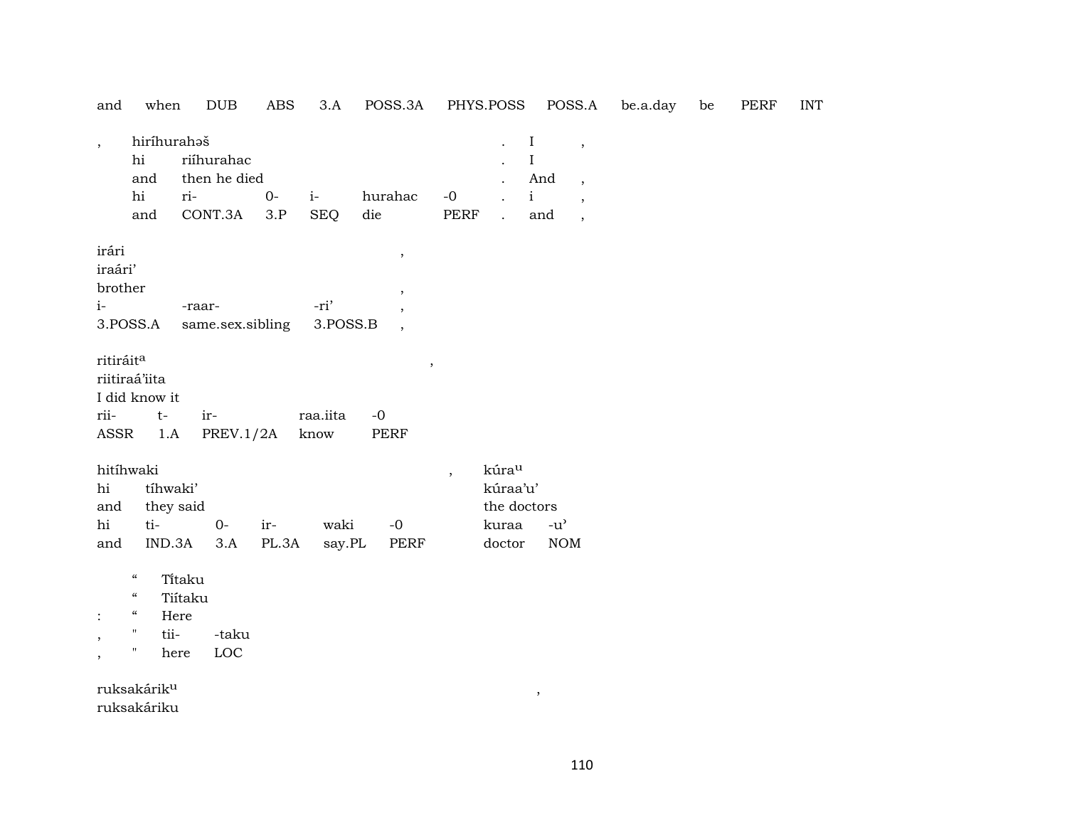and when DUB ABS 3.A POSS.3A PHYS.POSS POSS.A be.a.day be PERF INT

| , | hiríhurahəš | | | | | . | I | , |
|---|---|---|---|---|---|---|---|---|
| | hi | riíhurahac | | | | . | I | |
| | and | then he died | | | | . | And | , |
| | hi | ri- | 0- | i- | hurahac | -0 | . | i | , |
| | and | CONT.3A | 3.P | SEQ | die | PERF | . | and | , |

| irári | | | , |
|---|---|---|---|
| iraári' | | | |
| brother | | | , |
| i- | -raar- | -ri' | , |
| 3.POSS.A | same.sex.sibling | 3.POSS.B | , |

| ritiráit[a] | | | | , |
|---|---|---|---|---|
| riitiraá'iita | | | | |
| I did know it | | | | |
| rii- | t- | ir- | raa.iita | -0 |
| ASSR | 1.A | PREV.1/2A | know | PERF |

| hitíhwaki | | | | | | , | kúra[u] | |
|---|---|---|---|---|---|---|---|---|
| hi | tíhwaki' | | | | | | kúraa'u' | |
| and | they said | | | | | | the doctors | |
| hi | ti- | 0- | ir- | waki | -0 | | kuraa | -u' |
| and | IND.3A | 3.A | PL.3A | say.PL | PERF | | doctor | NOM |

| | " | Tĩtaku | |
|---|---|---|---|
| | " | Tiítaku | |
| : | " | Here | |
| , | " | tii- | -taku |
| , | " | here | LOC |

ruksakárik[u] ,
ruksakáriku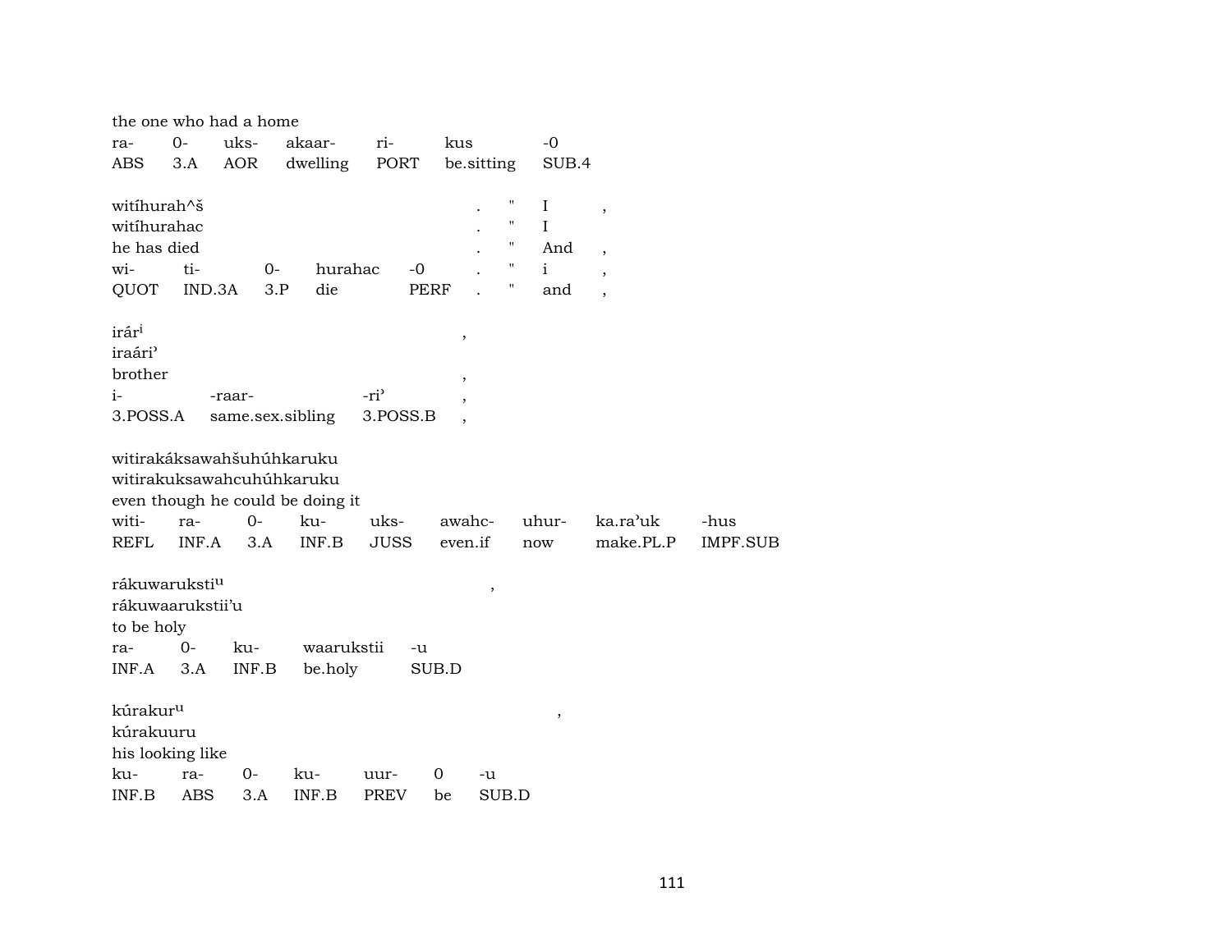the one who had a home

| ra- | 0- | uks- | akaar- | ri- | kus | -0 |
|---|---|---|---|---|---|---|
| ABS | 3.A | AOR | dwelling | PORT | be.sitting | SUB.4 |

witíhurah^š . " I ,
witíhurahac . " I
he has died . " And ,

| wi- | ti- | 0- | hurahac | -0 | . | " | i | , |
|---|---|---|---|---|---|---|---|---|
| QUOT | IND.3A | 3.P | die | PERF | . | " | and | , |

irár[i] ,
iraári'
brother ,

| i- | -raar- | -ri' | , |
|---|---|---|---|
| 3.POSS.A | same.sex.sibling | 3.POSS.B | , |

witirakáksawahšuhúhkaruku
witirakuksawahcuhúhkaruku
even though he could be doing it

| witi- | ra- | 0- | ku- | uks- | awahc- | uhur- | ka.ra'uk | -hus |
|---|---|---|---|---|---|---|---|---|
| REFL | INF.A | 3.A | INF.B | JUSS | even.if | now | make.PL.P | IMPF.SUB |

rákuwaruksti[u] ,
rákuwaarukstii'u
to be holy

| ra- | 0- | ku- | waarukstii | -u |
|---|---|---|---|---|
| INF.A | 3.A | INF.B | be.holy | SUB.D |

kúrakur[u] ,
kúrakuuru
his looking like

| ku- | ra- | 0- | ku- | uur- | 0 | -u |
|---|---|---|---|---|---|---|
| INF.B | ABS | 3.A | INF.B | PREV | be | SUB.D |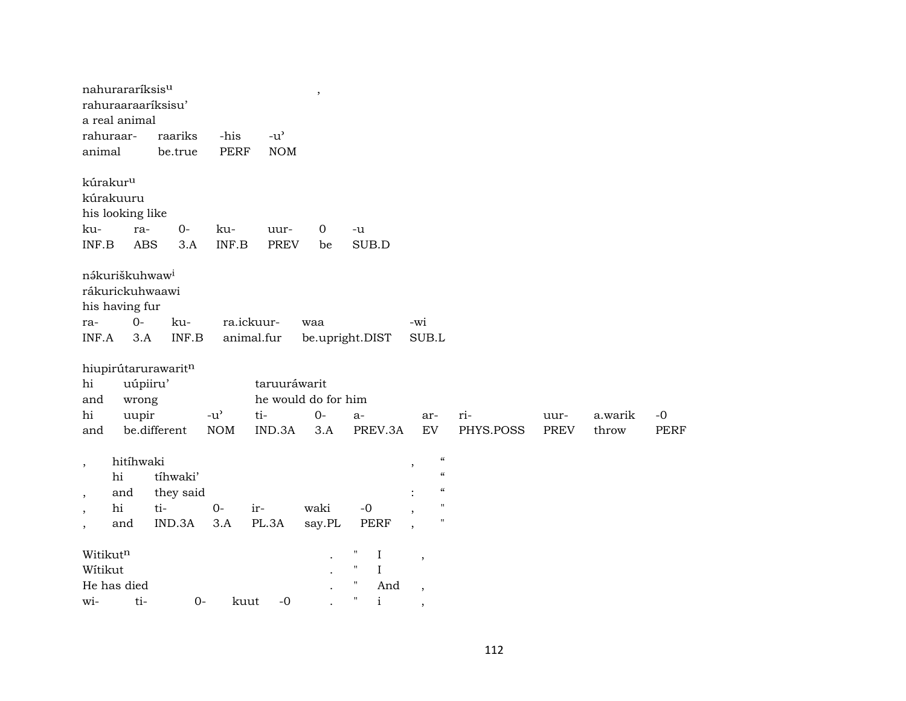nahurararíksis$^{u}$ ,
rahuraaraaríksisu'
a real animal

| rahuraar- | raariks | -his | -u' |
|---|---|---|---|
| animal | be.true | PERF | NOM |

kúrakur$^{u}$
kúrakuuru
his looking like

| ku- | ra- | 0- | ku- | uur- | 0 | -u |
|---|---|---|---|---|---|---|
| INF.B | ABS | 3.A | INF.B | PREV | be | SUB.D |

nə́kuriškuhwaw$^{i}$
rákurickuhwaawi
his having fur

| ra- | 0- | ku- | ra.ickuur- | waa | -wi |
|---|---|---|---|---|---|
| INF.A | 3.A | INF.B | animal.fur | be.upright.DIST | SUB.L |

hiupirútarurawarit$^{n}$

| hi | uúpiiru' | | taruuráwarit | | | | | | | |
|---|---|---|---|---|---|---|---|---|---|---|
| and | wrong | | he would do for him | | | | | | | |
| hi | uupir | -u' | ti- | 0- | a- | ar- | ri- | uur- | a.warik | -0 |
| and | be.different | NOM | IND.3A | 3.A | PREV.3A | EV | PHYS.POSS | PREV | throw | PERF |

| , | hitíhwaki | | | | | , | “ |
|---|---|---|---|---|---|---|---|
| | hi | tíhwaki' | | | | | “ |
| , | and | they said | | | | : | “ |
| , | hi | ti- | 0- | ir- | waki -0 | , | " |
| , | and | IND.3A | 3.A | PL.3A | say.PL PERF | , | " |

| Witikut$^{n}$ | | | | | . | " | I | , |
|---|---|---|---|---|---|---|---|---|
| Wítikut | | | | | . | " | I | |
| He has died | | | | | . | " | And | , |
| wi- | ti- | 0- | kuut | -0 | . | " | i | , |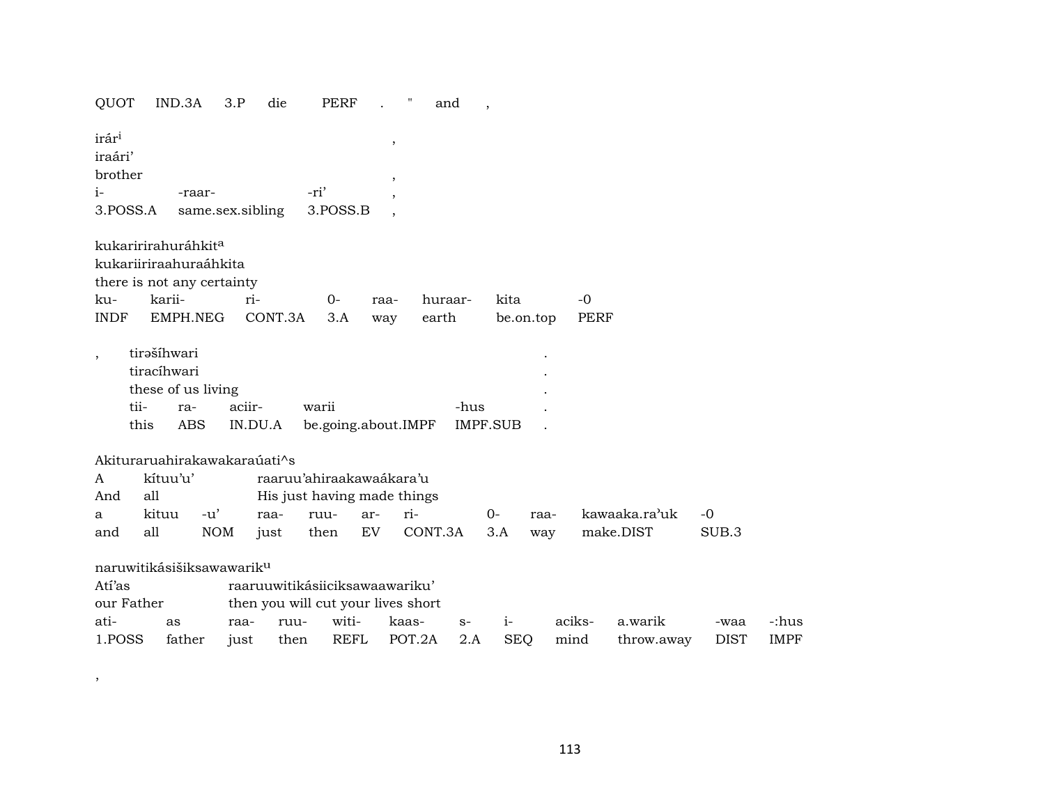| QUOT | IND.3A | 3.P | die | PERF | . | " | and | , |
|---|---|---|---|---|---|---|---|---|

irár[i] ,
iraári' ,
brother ,

| i- | -raar- | -ri' | , |
|---|---|---|---|
| 3.POSS.A | same.sex.sibling | 3.POSS.B | , |

kukaririrahuráhkit[a]
kukariiriraahuraáhkita
there is not any certainty

| ku- | karii- | ri- | 0- | raa- | huraar- | kita | -0 |
|---|---|---|---|---|---|---|---|
| INDF | EMPH.NEG | CONT.3A | 3.A | way | earth | be.on.top | PERF |

, tirəšíhwari .
tiracíhwari .
these of us living .

| tii- | ra- | aciir- | warii | -hus | . |
|---|---|---|---|---|---|
| this | ABS | IN.DU.A | be.going.about.IMPF | IMPF.SUB | . |

Akituraruahirakawakaraúati^s

| A | kítuu'u' | | raaruu'ahiraakawaákara'u | | | | | | |
|---|---|---|---|---|---|---|---|---|---|
| And | all | | His just having made things | | | | | | |
| a | kituu | -u' | raa- | ruu- | ar- | ri- | 0- | raa- | kawaaka.ra'uk | -0 |
| and | all | NOM | just | then | EV | CONT.3A | 3.A | way | make.DIST | SUB.3 |

naruwitikásišiksawawarik[u]

| Atí'as | | raaruuwitikásiiciksawaawariku' | | | | | | | | | |
|---|---|---|---|---|---|---|---|---|---|---|---|
| our Father | | then you will cut your lives short | | | | | | | | | |
| ati- | as | raa- | ruu- | witi- | kaas- | s- | i- | aciks- | a.warik | -waa | -:hus |
| 1.POSS | father | just | then | REFL | POT.2A | 2.A | SEQ | mind | throw.away | DIST | IMPF |

,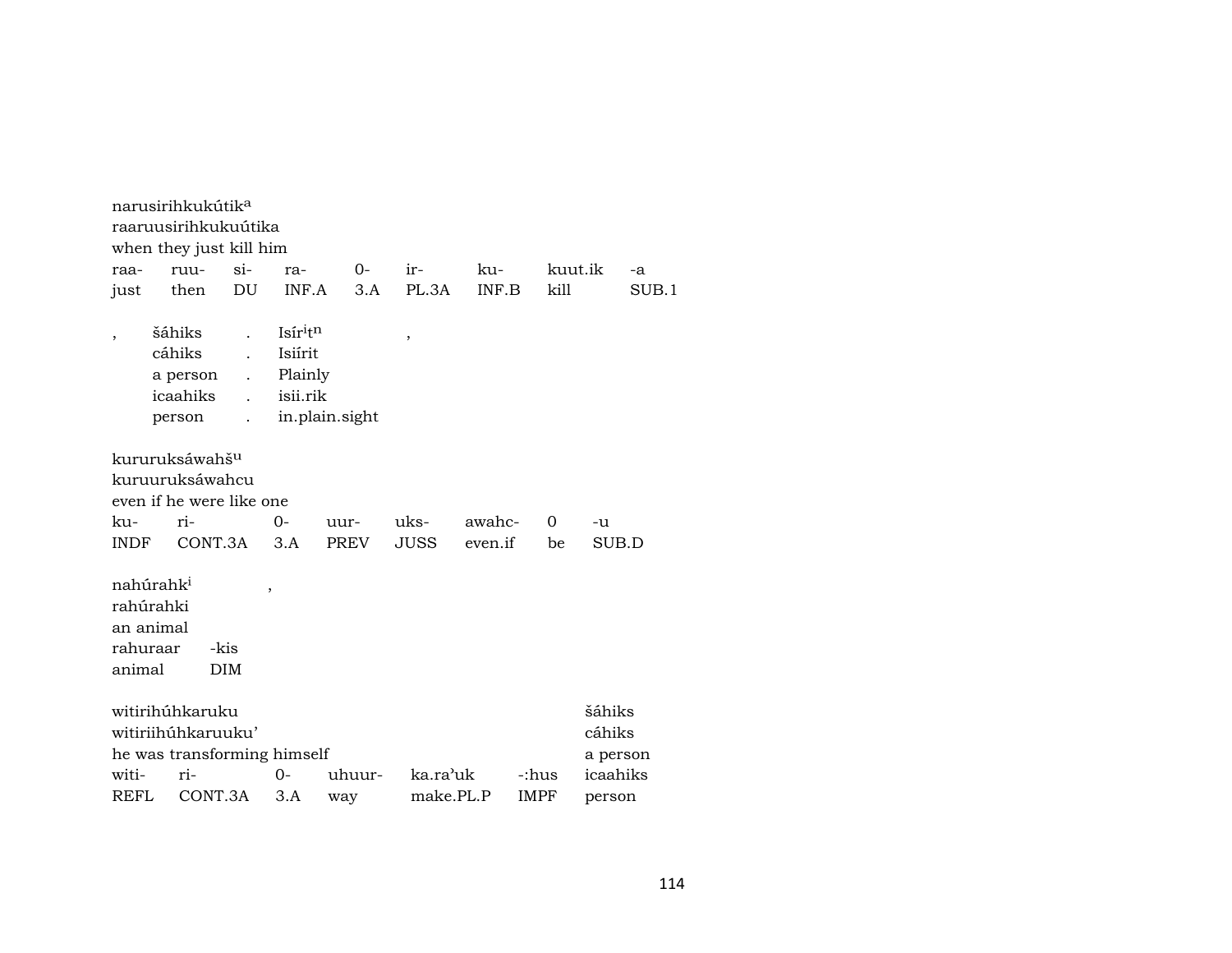narusirihkukútik[a]
raaruusirihkukuútika
when they just kill him

| raa- | ruu- | si- | ra- | 0- | ir- | ku- | kuut.ik | -a |
|---|---|---|---|---|---|---|---|---|
| just | then | DU | INF.A | 3.A | PL.3A | INF.B | kill | SUB.1 |

| , | šáhiks | . | Isír[i]t[n] | , |
|---|---|---|---|---|
| | cáhiks | . | Isiírit | |
| | a person | . | Plainly | |
| | icaahiks | . | isii.rik | |
| | person | . | in.plain.sight | |

kururuksáwahš[u]
kuruuruksáwahcu
even if he were like one

| ku- | ri- | 0- | uur- | uks- | awahc- | 0 | -u |
|---|---|---|---|---|---|---|---|
| INDF | CONT.3A | 3.A | PREV | JUSS | even.if | be | SUB.D |

nahúrahk[i] ,
rahúrahki
an animal

| rahuraar | -kis |
|---|---|
| animal | DIM |

witirihúhkaruku
witiriihúhkaruuku'
he was transforming himself

| witi- | ri- | 0- | uhuur- | ka.ra'uk | -:hus |
|---|---|---|---|---|---|
| REFL | CONT.3A | 3.A | way | make.PL.P | IMPF |

šáhiks
cáhiks
a person
icaahiks
person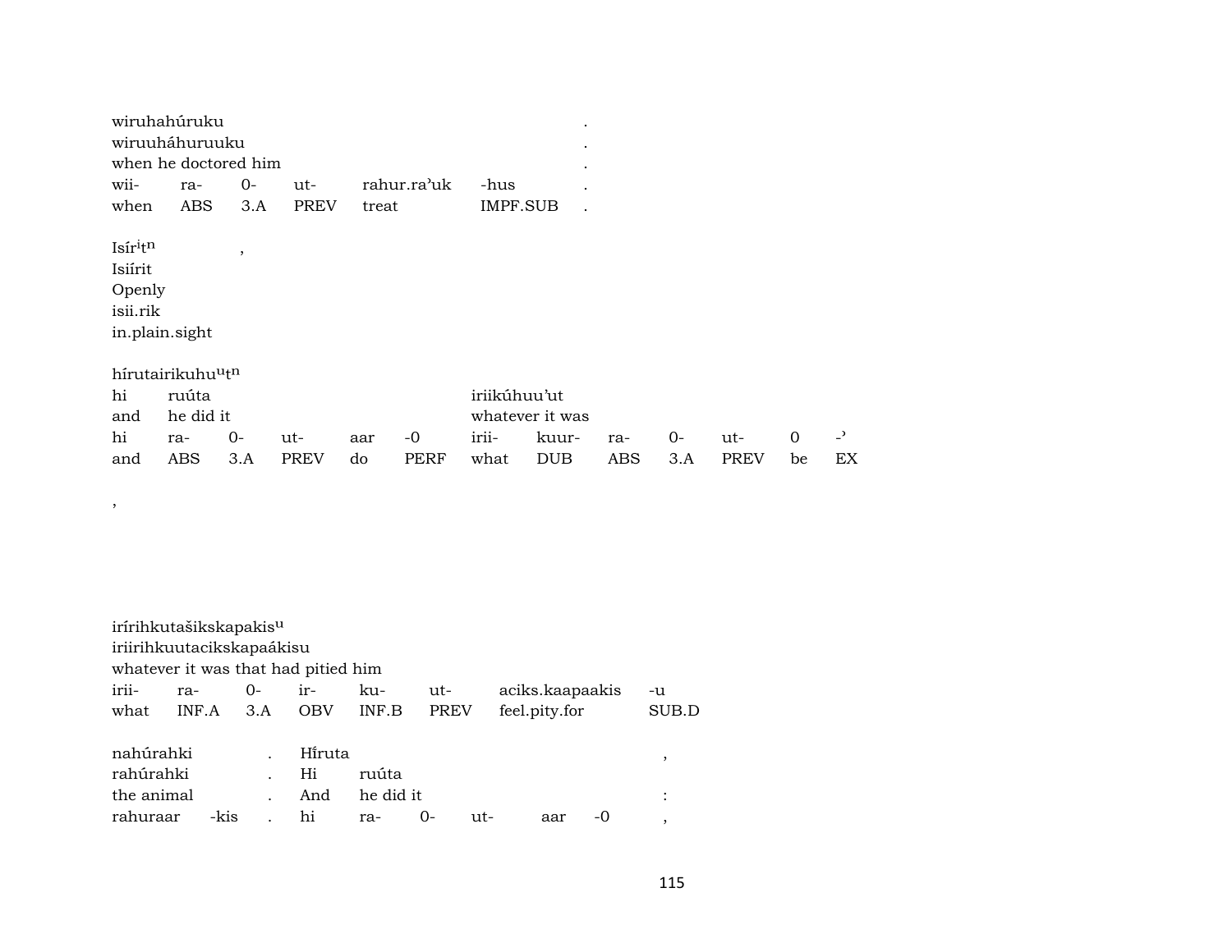wiruhahúruku .
wiruuháhuruuku .
when he doctored him .

| wii- | ra- | 0- | ut- | rahur.ra'uk | -hus | . |
|---|---|---|---|---|---|---|
| when | ABS | 3.A | PREV | treat | IMPF.SUB | . |

Isír$^{i}$t$^{n}$ ,
Isiírit
Openly
isii.rik
in.plain.sight

hírutairikuhu$^{u}$t$^{n}$

| hi | ruúta | | | | | iriikúhuu'ut | | | | | | |
|---|---|---|---|---|---|---|---|---|---|---|---|---|
| and | he did it | | | | | whatever it was | | | | | | |
| hi | ra- | 0- | ut- | aar | -0 | irii- | kuur- | ra- | 0- | ut- | 0 | -' |
| and | ABS | 3.A | PREV | do | PERF | what | DUB | ABS | 3.A | PREV | be | EX |

,

irírihkutašikskapakis$^{u}$
iriirihkuutacikskapaákisu
whatever it was that had pitied him

| irii- | ra- | 0- | ir- | ku- | ut- | aciks.kaapaakis | -u |
|---|---|---|---|---|---|---|---|
| what | INF.A | 3.A | OBV | INF.B | PREV | feel.pity.for | SUB.D |

| nahúrahki | | . | Hĩruta | | | | | , |
|---|---|---|---|---|---|---|---|---|
| rahúrahki | | . | Hi | ruúta | | | | |
| the animal | | . | And | he did it | | | | : |
| rahuraar | -kis | . | hi | ra- | 0- | ut- | aar | -0 , |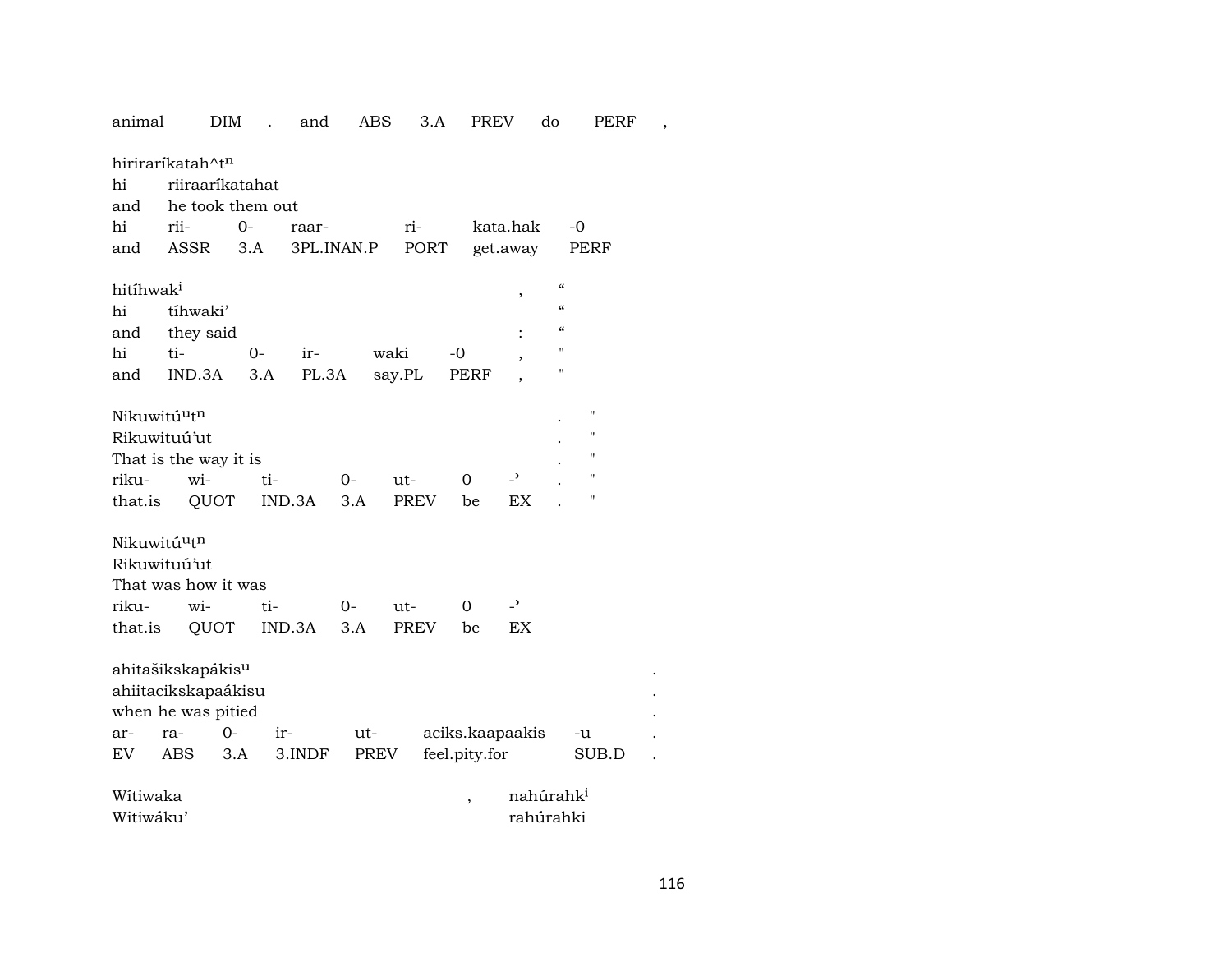animal DIM . and ABS 3.A PREV do PERF ,

hiriraríkatah^t[n]
hi riiraaríkatahat
and he took them out
hi rii- 0- raar- ri- kata.hak -0
and ASSR 3.A 3PL.INAN.P PORT get.away PERF

hitíhwak[i] , "
hi tíhwaki' "
and they said : "
hi ti- 0- ir- waki -0 , "
and IND.3A 3.A PL.3A say.PL PERF , "

Nikuwitú[u]t[n] . "
Rikuwituú'ut . "
That is the way it is . "
riku- wi- ti- 0- ut- 0 -ˀ . "
that.is QUOT IND.3A 3.A PREV be EX . "

Nikuwitú[u]t[n]
Rikuwituú'ut
That was how it was
riku- wi- ti- 0- ut- 0 -ˀ
that.is QUOT IND.3A 3.A PREV be EX

ahitašikskapákis[u] .
ahiitacikskapaákisu .
when he was pitied .
ar- ra- 0- ir- ut- aciks.kaapaakis -u .
EV ABS 3.A 3.INDF PREV feel.pity.for SUB.D .

Wítiwaka , nahúrahk[i]
Witiwáku' rahúrahki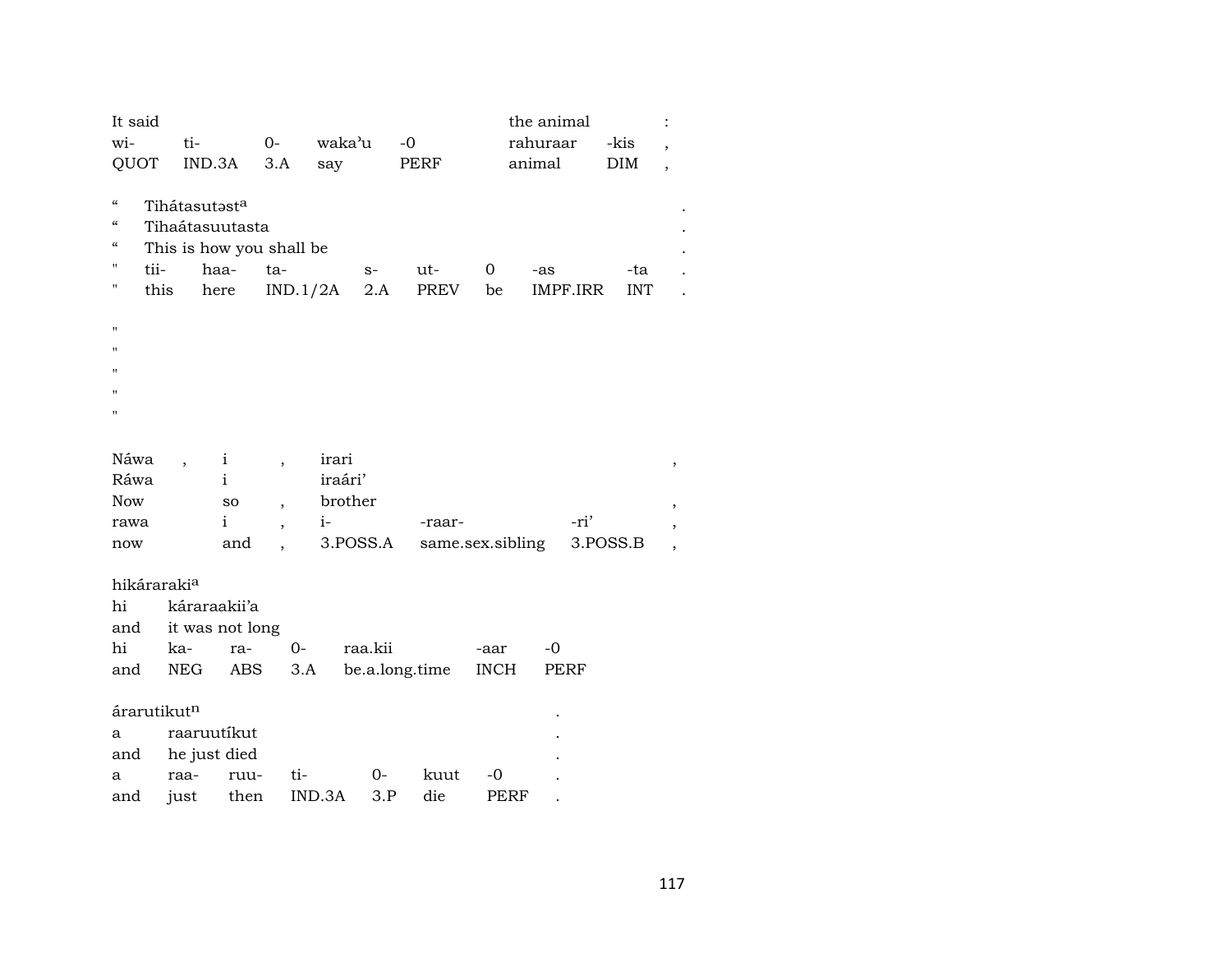| It said | | | | | the animal | | : |
|---|---|---|---|---|---|---|---|
| wi- | ti- | 0- | waka'u | -0 | rahuraar | -kis | , |
| QUOT | IND.3A | 3.A | say | PERF | animal | DIM | , |

| " | Tihátasutəst[a] | | | | | | | . |
|---|---|---|---|---|---|---|---|---|
| " | Tihaátasuutasta | | | | | | | . |
| " | This is how you shall be | | | | | | | . |
| " | tii- | haa- | ta- | s- | ut- | 0 | -as | -ta | . |
| " | this | here | IND.1/2A | 2.A | PREV | be | IMPF.IRR | INT | . |

"
"
"
"
"

| Náwa | , | i | , | irari | | | , |
|---|---|---|---|---|---|---|---|
| Ráwa | | i | | iraári' | | | |
| Now | | so | , | brother | | | , |
| rawa | | i | , | i- | -raar- | -ri' | , |
| now | | and | , | 3.POSS.A | same.sex.sibling | 3.POSS.B | , |

| hikáraraki[a] | | | | | | |
|---|---|---|---|---|---|---|
| hi | káraraakii'a | | | | | |
| and | it was not long | | | | | |
| hi | ka- | ra- | 0- | raa.kii | -aar | -0 |
| and | NEG | ABS | 3.A | be.a.long.time | INCH | PERF |

| árarutikut[n] | | | | | | | . |
|---|---|---|---|---|---|---|---|
| a | raaruutíkut | | | | | | . |
| and | he just died | | | | | | . |
| a | raa- | ruu- | ti- | 0- | kuut | -0 | . |
| and | just | then | IND.3A | 3.P | die | PERF | . |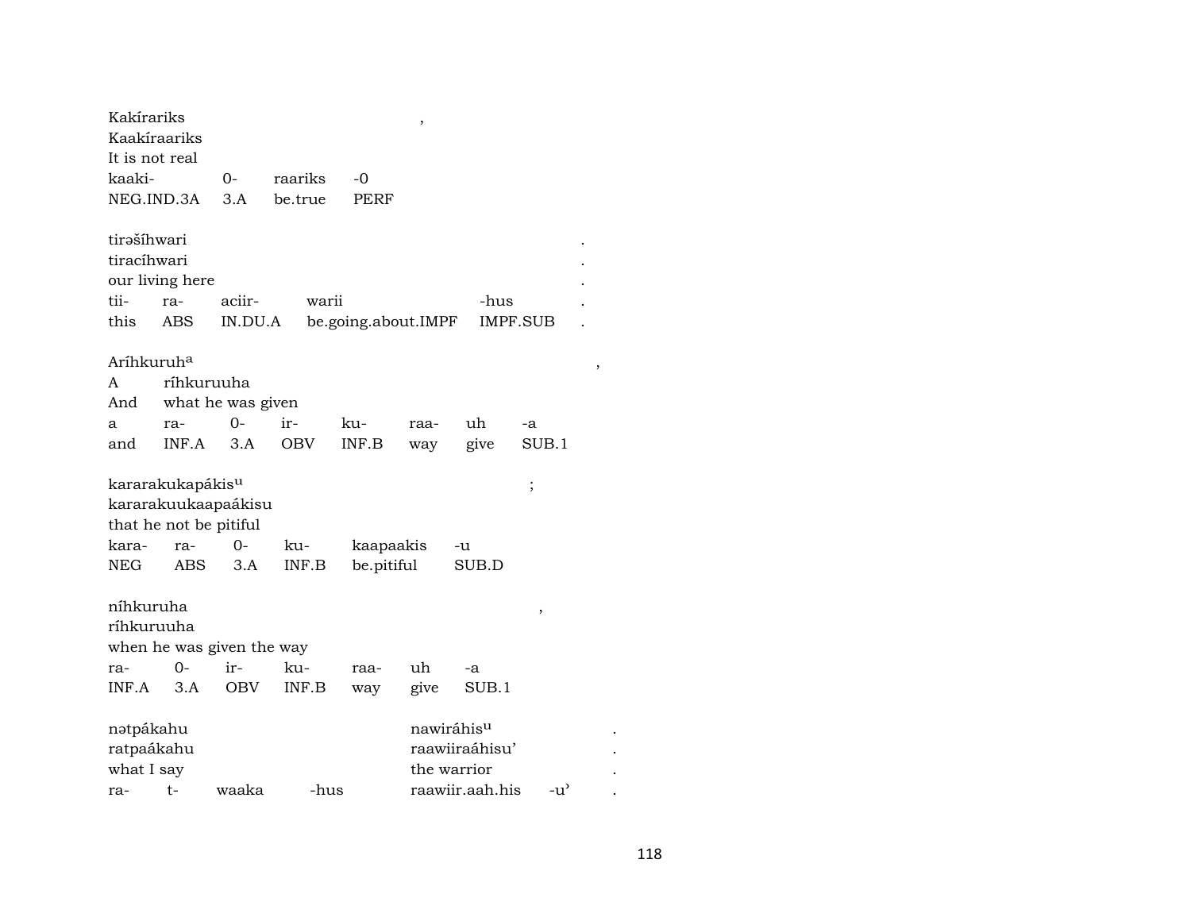Kakírariks ,
Kaakíraariks
It is not real

| kaaki- | 0- | raariks | -0 |
|---|---|---|---|
| NEG.IND.3A | 3.A | be.true | PERF |

tirəšíhwari .
tiracíhwari .
our living here .

| tii- | ra- | aciir- | warii | -hus | . |
|---|---|---|---|---|---|
| this | ABS | IN.DU.A | be.going.about.IMPF | IMPF.SUB | . |

Aríhkuruh[a] ,
A ríhkuruuha
And what he was given

| a | ra- | 0- | ir- | ku- | raa- | uh | -a |
|---|---|---|---|---|---|---|---|
| and | INF.A | 3.A | OBV | INF.B | way | give | SUB.1 |

kararakukapákis[u] ;
kararakuukaapaákisu
that he not be pitiful

| kara- | ra- | 0- | ku- | kaapaakis | -u |
|---|---|---|---|---|---|
| NEG | ABS | 3.A | INF.B | be.pitiful | SUB.D |

níhkuruha ,
ríhkuruuha
when he was given the way

| ra- | 0- | ir- | ku- | raa- | uh | -a |
|---|---|---|---|---|---|---|
| INF.A | 3.A | OBV | INF.B | way | give | SUB.1 |

nətpákahu nawiráhis[u] .
ratpaákahu raawiiraáhisu' .
what I say the warrior .

| ra- | t- | waaka | -hus | raawiir.aah.his | -u' | . |
|---|---|---|---|---|---|---|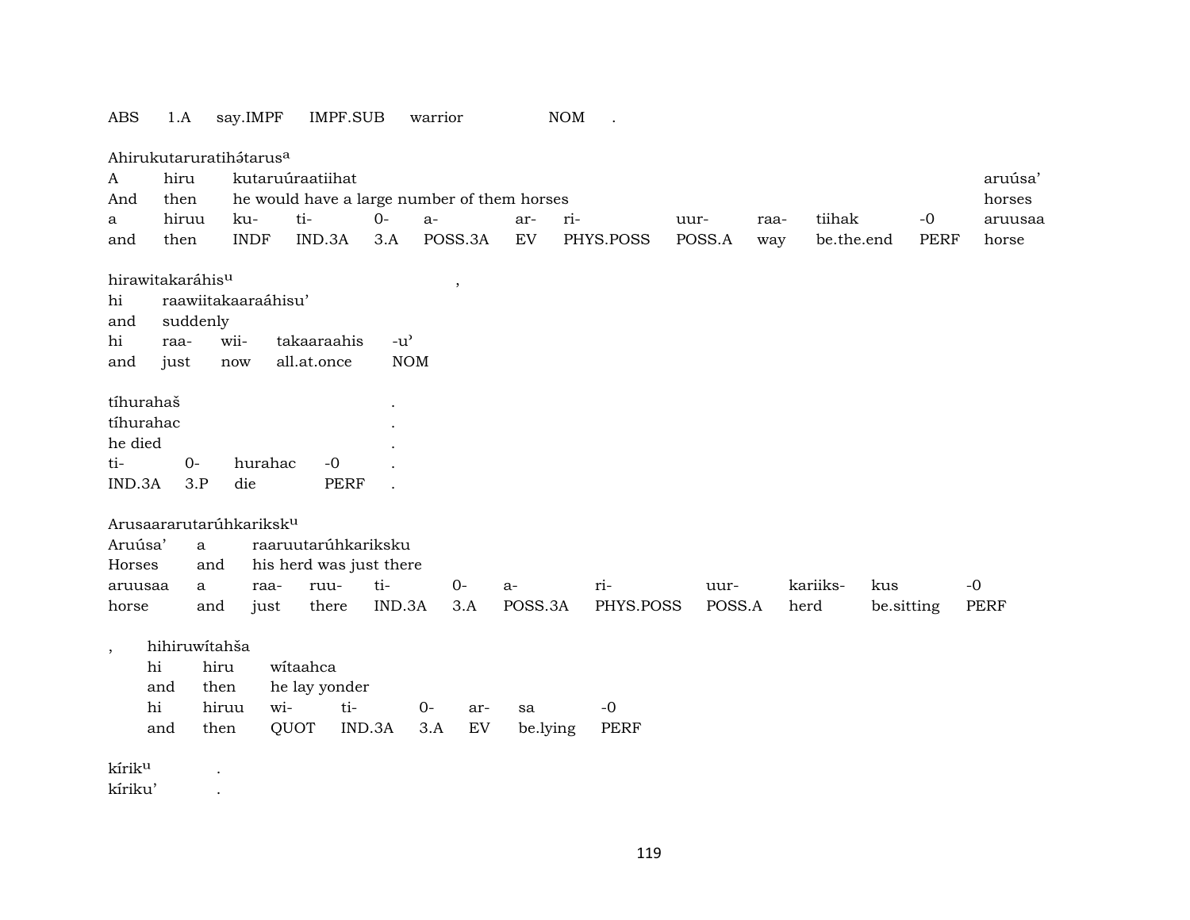| ABS | 1.A | say.IMPF | IMPF.SUB | warrior | NOM | . |
|---|---|---|---|---|---|---|

Ahirukutaruratihə́tarus[a]

| A | hiru | kutaruúraatiihat | | | | | | | | | | aruúsa’ |
|---|---|---|---|---|---|---|---|---|---|---|---|---|
| And | then | he would have a large number of them horses | | | | | | | | | | horses |
| a | hiruu | ku- | ti- | 0- | a- | ar- | ri- | uur- | raa- | tiihak | -0 | aruusaa |
| and | then | INDF | IND.3A | 3.A | POSS.3A | EV | PHYS.POSS | POSS.A | way | be.the.end | PERF | horse |

hirawitakaráhis[u] ,

| hi | raawiitakaaraáhisu’ | | | |
|---|---|---|---|---|
| and | suddenly | | | |
| hi | raa- | wii- | takaaraahis | -u’ |
| and | just | now | all.at.once | NOM |

| tíhurahaš | | | | . |
|---|---|---|---|---|
| tíhurahac | | | | . |
| he died | | | | . |
| ti- | 0- | hurahac | -0 | . |
| IND.3A | 3.P | die | PERF | . |

Arusaararutarúhkariksk[u]

| Aruúsa’ | a | raaruutarúhkariksku | | | | | | | | |
|---|---|---|---|---|---|---|---|---|---|---|
| Horses | and | his herd was just there | | | | | | | | |
| aruusaa | a | raa- | ruu- | ti- | 0- | a- | ri- | uur- | kariiks- | kus | -0 |
| horse | and | just | there | IND.3A | 3.A | POSS.3A | PHYS.POSS | POSS.A | herd | be.sitting | PERF |

, hihiruwítahša

| hi | hiru | wítaahca | | | | | |
|---|---|---|---|---|---|---|---|
| and | then | he lay yonder | | | | | |
| hi | hiruu | wi- | ti- | 0- | ar- | sa | -0 |
| and | then | QUOT | IND.3A | 3.A | EV | be.lying | PERF |

kírik[u] .

kíriku’ .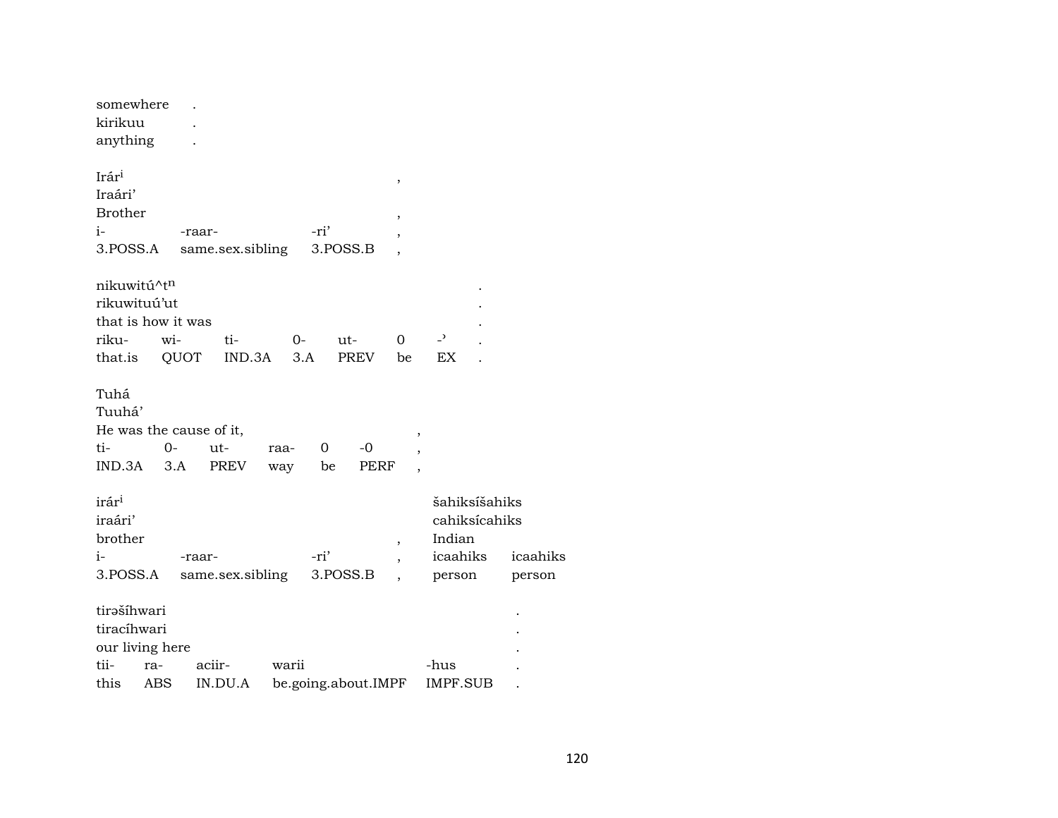somewhere .
kirikuu .
anything .

| Irárⁱ | | | , |
|---|---|---|---|
| Iraári’ | | | |
| Brother | | | , |
| i- | -raar- | -ri’ | , |
| 3.POSS.A | same.sex.sibling | 3.POSS.B | , |

| nikuwitú^tⁿ | | | | | | | . |
|---|---|---|---|---|---|---|---|
| rikuwituú’ut | | | | | | | . |
| that is how it was | | | | | | | . |
| riku- | wi- | ti- | 0- | ut- | 0 | -ʾ | . |
| that.is | QUOT | IND.3A | 3.A | PREV | be | EX | . |

| Tuhá | | | | | | |
|---|---|---|---|---|---|---|
| Tuuhá’ | | | | | | |
| He was the cause of it, | | | | | | , |
| ti- | 0- | ut- | raa- | 0 | -0 | , |
| IND.3A | 3.A | PREV | way | be | PERF | , |

| irárⁱ | | | | šahiksíšahiks | |
|---|---|---|---|---|---|
| iraári’ | | | | cahiksícahiks | |
| brother | | | , | Indian | |
| i- | -raar- | -ri’ | , | icaahiks | icaahiks |
| 3.POSS.A | same.sex.sibling | 3.POSS.B | , | person | person |

| tirəšíhwari | | | | | . |
|---|---|---|---|---|---|
| tiracíhwari | | | | | . |
| our living here | | | | | . |
| tii- | ra- | aciir- | warii | -hus | . |
| this | ABS | IN.DU.A | be.going.about.IMPF | IMPF.SUB | . |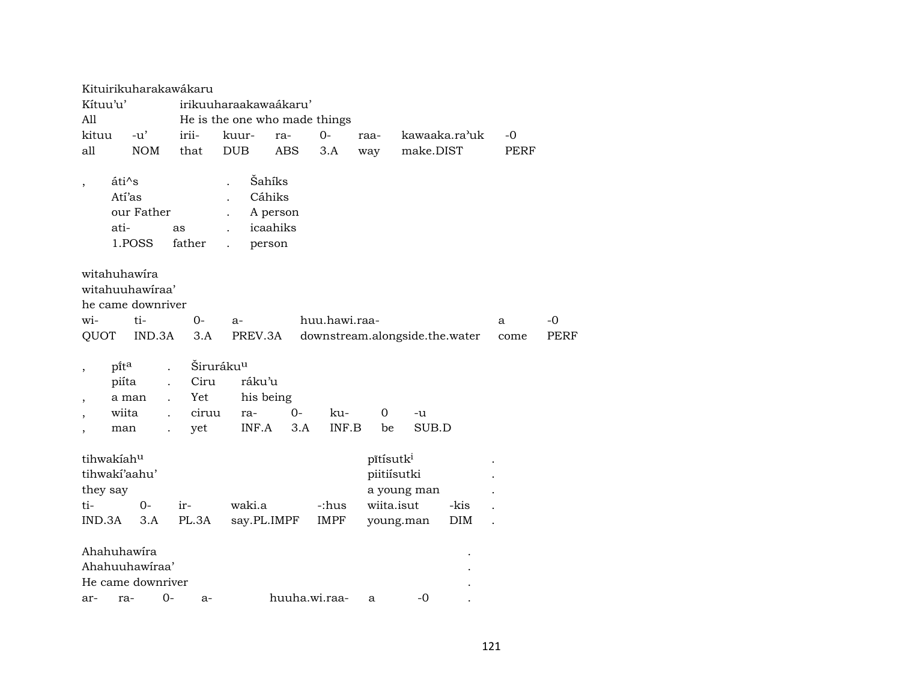Kituirikuharakawákaru

| Kítuu'u' | | irikuuharaakawaákaru' | | | | | | |
|---|---|---|---|---|---|---|---|---|
| All | | He is the one who made things | | | | | | |
| kituu | -u' | irii- | kuur- | ra- | 0- | raa- | kawaaka.ra'uk | -0 |
| all | NOM | that | DUB | ABS | 3.A | way | make.DIST | PERF |

| , | áti^s | | . | Šahíks |
|---|---|---|---|---|
| | Atí'as | | . | Cáhiks |
| | our Father | | . | A person |
| | ati- | as | . | icaahiks |
| | 1.POSS | father | . | person |

witahuhawíra

| witahuuhawíraa' | | | | | | |
|---|---|---|---|---|---|---|
| he came downriver | | | | | | |
| wi- | ti- | 0- | a- | huu.hawi.raa- | a | -0 |
| QUOT | IND.3A | 3.A | PREV.3A | downstream.alongside.the.water | come | PERF |

| , | pítᵃ | . | Širurákuᵘ | | | | | |
|---|---|---|---|---|---|---|---|---|
| | piíta | . | Ciru | ráku'u | | | | |
| , | a man | . | Yet | his being | | | | |
| , | wiita | . | ciruu | ra- | 0- | ku- | 0 | -u |
| , | man | . | yet | INF.A | 3.A | INF.B | be | SUB.D |

| tihwakíahᵘ | | | | | pītísutkⁱ | | . |
|---|---|---|---|---|---|---|---|
| tihwakí'aahu' | | | | | piitiísutki | | . |
| they say | | | | | a young man | | . |
| ti- | 0- | ir- | waki.a | -:hus | wiita.isut | -kis | . |
| IND.3A | 3.A | PL.3A | say.PL.IMPF | IMPF | young.man | DIM | . |

Ahahuhawíra .

| Ahahuuhawíraa' | | | | | | | . |
|---|---|---|---|---|---|---|---|
| He came downriver | | | | | | | . |
| ar- | ra- | 0- | a- | huuha.wi.raa- | a | -0 | . |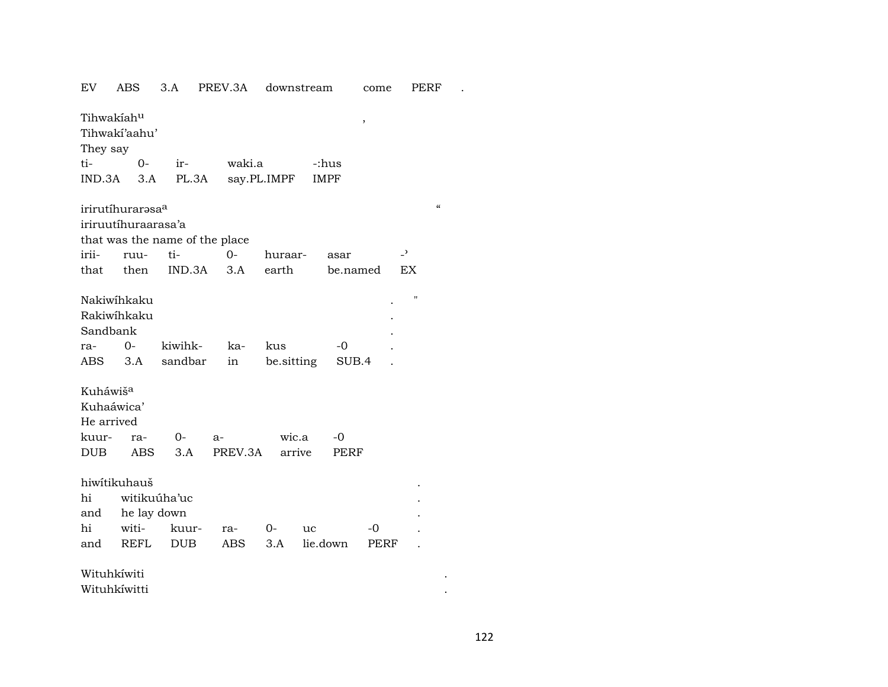EV ABS 3.A PREV.3A downstream come PERF .

Tihwakíah^u ,
Tihwakí'aahu'
They say

| ti- | 0- | ir- | waki.a | -:hus |
|---|---|---|---|---|
| IND.3A | 3.A | PL.3A | say.PL.IMPF | IMPF |

irirutíhurarəsa^a "
iriruutíhuraarasa'a
that was the name of the place

| irii- | ruu- | ti- | 0- | huraar- | asar | -ʾ |
|---|---|---|---|---|---|---|
| that | then | IND.3A | 3.A | earth | be.named | EX |

Nakiwíhkaku . "
Rakiwíhkaku .
Sandbank .

| ra- | 0- | kiwihk- | ka- | kus | -0 | . |
|---|---|---|---|---|---|---|
| ABS | 3.A | sandbar | in | be.sitting | SUB.4 | . |

Kuháwiš^a
Kuhaáwica'
He arrived

| kuur- | ra- | 0- | a- | wic.a | -0 |
|---|---|---|---|---|---|
| DUB | ABS | 3.A | PREV.3A | arrive | PERF |

hiwítikuhauš .
hi witikuúha'uc .
and he lay down .

| hi | witi- | kuur- | ra- | 0- | uc | -0 | . |
|---|---|---|---|---|---|---|---|
| and | REFL | DUB | ABS | 3.A | lie.down | PERF | . |

Wituhkíwiti .
Wituhkíwitti .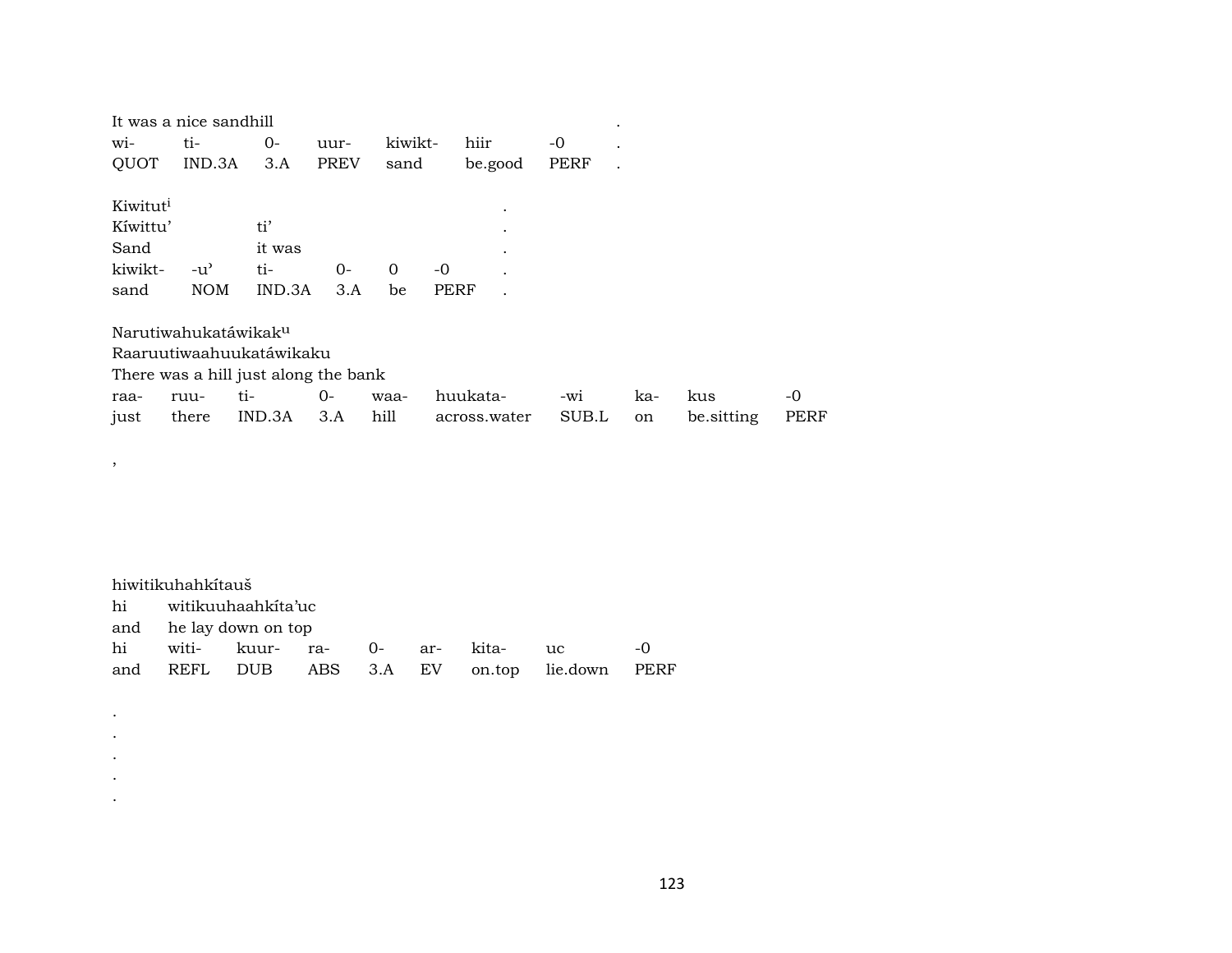It was a nice sandhill .

| wi- | ti- | 0- | uur- | kiwikt- | hiir | -0 | . |
|---|---|---|---|---|---|---|---|
| QUOT | IND.3A | 3.A | PREV | sand | be.good | PERF | . |

Kiwitut[i] .
Kíwittu' ti' .
Sand it was .

| kiwikt- | -u' | ti- | 0- | 0 | -0 | . |
|---|---|---|---|---|---|---|
| sand | NOM | IND.3A | 3.A | be | PERF | . |

Narutiwahukatáwikak[u]
Raaruutiwaahuukatáwikaku
There was a hill just along the bank

| raa- | ruu- | ti- | 0- | waa- | huukata- | -wi | ka- | kus | -0 |
|---|---|---|---|---|---|---|---|---|---|
| just | there | IND.3A | 3.A | hill | across.water | SUB.L | on | be.sitting | PERF |

,

hiwitikuhahkítauš
hi witikuuhaahkíta'uc
and he lay down on top

| hi | witi- | kuur- | ra- | 0- | ar- | kita- | uc | -0 |
|---|---|---|---|---|---|---|---|---|
| and | REFL | DUB | ABS | 3.A | EV | on.top | lie.down | PERF |

.
.
.
.
.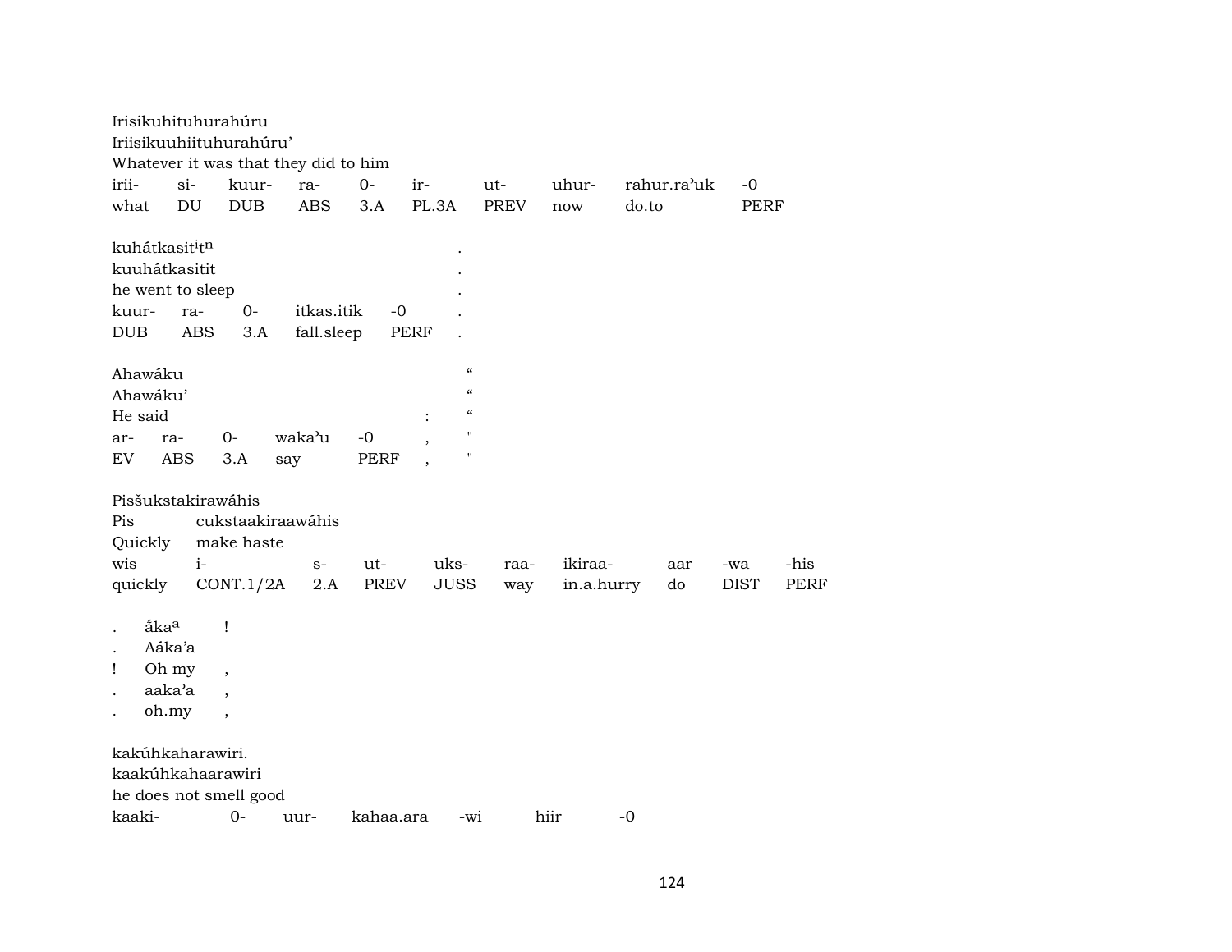Irisikuhituhurahúru
Iriisikuuhiituhurahúru'
Whatever it was that they did to him

| irii- | si- | kuur- | ra- | 0- | ir- | ut- | uhur- | rahur.ra'uk | -0 |
|---|---|---|---|---|---|---|---|---|---|
| what | DU | DUB | ABS | 3.A | PL.3A | PREV | now | do.to | PERF |

kuhátkasit$^{i}$t$^{n}$ .
kuuhátkasitit .
he went to sleep .

| kuur- | ra- | 0- | itkas.itik | -0 | . |
|---|---|---|---|---|---|
| DUB | ABS | 3.A | fall.sleep | PERF | . |

Ahawáku "
Ahawáku' "
He said : "

| ar- | ra- | 0- | waka'u | -0 | , | " |
|---|---|---|---|---|---|---|
| EV | ABS | 3.A | say | PERF | , | " |

Pisšukstakirawáhis
Pis cukstaakiraawáhis
Quickly make haste

| wis | i- | s- | ut- | uks- | raa- | ikiraa- | aar | -wa | -his |
|---|---|---|---|---|---|---|---|---|---|
| quickly | CONT.1/2A | 2.A | PREV | JUSS | way | in.a.hurry | do | DIST | PERF |

. ắka$^{a}$ !
. Aáka'a
! Oh my ,
. aaka'a ,
. oh.my ,

kakúhkaharawiri.
kaakúhkahaarawiri
he does not smell good

| kaaki- | 0- | uur- | kahaa.ara | -wi | hiir | -0 |
|---|---|---|---|---|---|---|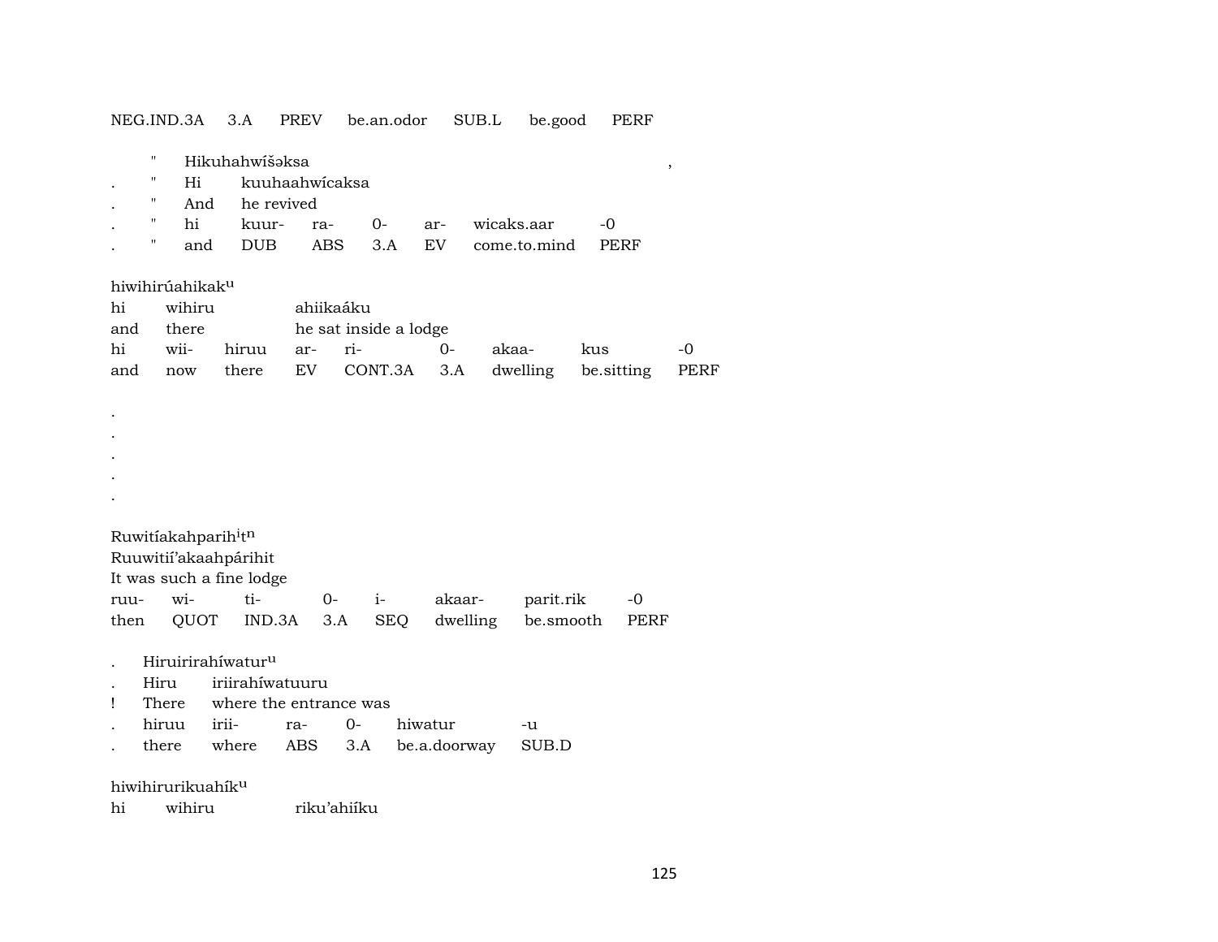NEG.IND.3A  3.A  PREV  be.an.odor  SUB.L  be.good  PERF

| | | | | | | | | |
|---|---|---|---|---|---|---|---|---|
| | " | Hikuhahwíšəksa | | | | | | , |
| . | " | Hi | kuuhaahwícaksa | | | | | |
| . | " | And | he revived | | | | | |
| . | " | hi | kuur- | ra- | 0- | ar- | wicaks.aar | -0 |
| . | " | and | DUB | ABS | 3.A | EV | come.to.mind | PERF |

hiwihirúahikak^u

| | | | | | | | | |
|---|---|---|---|---|---|---|---|---|
| hi | wihiru | | ahiikaáku | | | | | |
| and | there | | he sat inside a lodge | | | | | |
| hi | wii- | hiruu | ar- | ri- | 0- | akaa- | kus | -0 |
| and | now | there | EV | CONT.3A | 3.A | dwelling | be.sitting | PERF |

.
.
.
.
.

Ruwitíakahparih^it^n
Ruuwitií'akaahpárihit
It was such a fine lodge

| | | | | | | | |
|---|---|---|---|---|---|---|---|
| ruu- | wi- | ti- | 0- | i- | akaar- | parit.rik | -0 |
| then | QUOT | IND.3A | 3.A | SEQ | dwelling | be.smooth | PERF |

| | | | | | | |
|---|---|---|---|---|---|---|
| . | Hiruirirahíwatur^u | | | | | |
| . | Hiru | iriirahíwatuuru | | | | |
| ! | There | where the entrance was | | | | |
| . | hiruu | irii- | ra- | 0- | hiwatur | -u |
| . | there | where | ABS | 3.A | be.a.doorway | SUB.D |

hiwihirurikuahík^u

hi  wihiru  riku'ahiíku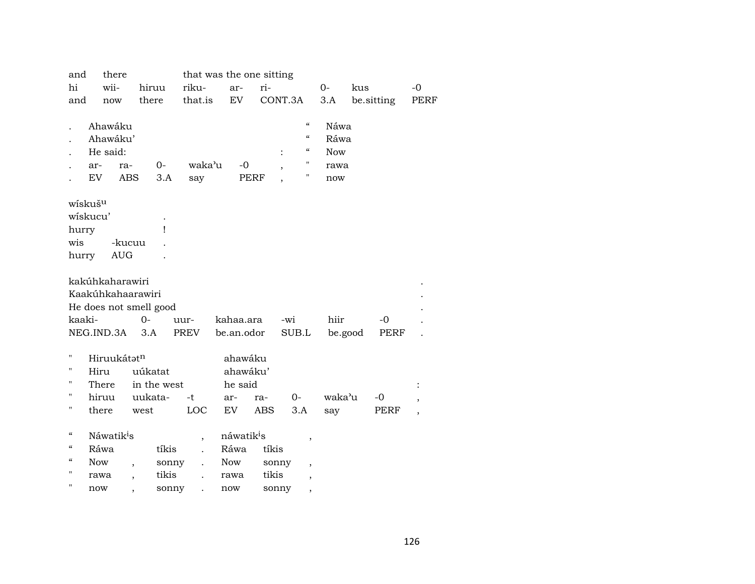| and | there | | that was the one sitting | | | | | |
|---|---|---|---|---|---|---|---|---|
| hi | wii- | hiruu | riku- | ar- | ri- | 0- | kus | -0 |
| and | now | there | that.is | EV | CONT.3A | 3.A | be.sitting | PERF |

| . | Ahawáku | | | | | | “ | Náwa |
|---|---|---|---|---|---|---|---|---|
| . | Ahawáku’ | | | | | | “ | Ráwa |
| . | He said: | | | | | : | “ | Now |
| . | ar- | ra- | 0- | waka’u | -0 | , | " | rawa |
| . | EV | ABS | 3.A | say | PERF | , | " | now |

| wískuš$^{u}$ | | |
|---|---|---|
| wískucu’ | | . |
| hurry | | ! |
| wis | -kucuu | . |
| hurry | AUG | . |

| kakúhkaharawiri | | | | | | | . |
|---|---|---|---|---|---|---|---|
| Kaakúhkahaarawiri | | | | | | | . |
| He does not smell good | | | | | | | . |
| kaaki- | 0- | uur- | kahaa.ara | -wi | hiir | -0 | . |
| NEG.IND.3A | 3.A | PREV | be.an.odor | SUB.L | be.good | PERF | . |

| " | Hiruukátət$^{n}$ | | | ahawáku | | | | | |
|---|---|---|---|---|---|---|---|---|---|
| " | Hiru | uúkatat | | ahawáku’ | | | | | |
| " | There | in the west | | he said | | | | | : |
| " | hiruu | uukata- | -t | ar- | ra- | 0- | waka’u | -0 | , |
| " | there | west | LOC | EV | ABS | 3.A | say | PERF | , |

| “ | Náwatik$^{i}$s | | | náwatik$^{i}$s | | , |
|---|---|---|---|---|---|---|
| “ | Ráwa | | tíkis | . | Ráwa | tíkis | |
| “ | Now | , | sonny | . | Now | sonny | , |
| " | rawa | , | tikis | . | rawa | tikis | , |
| " | now | , | sonny | . | now | sonny | , |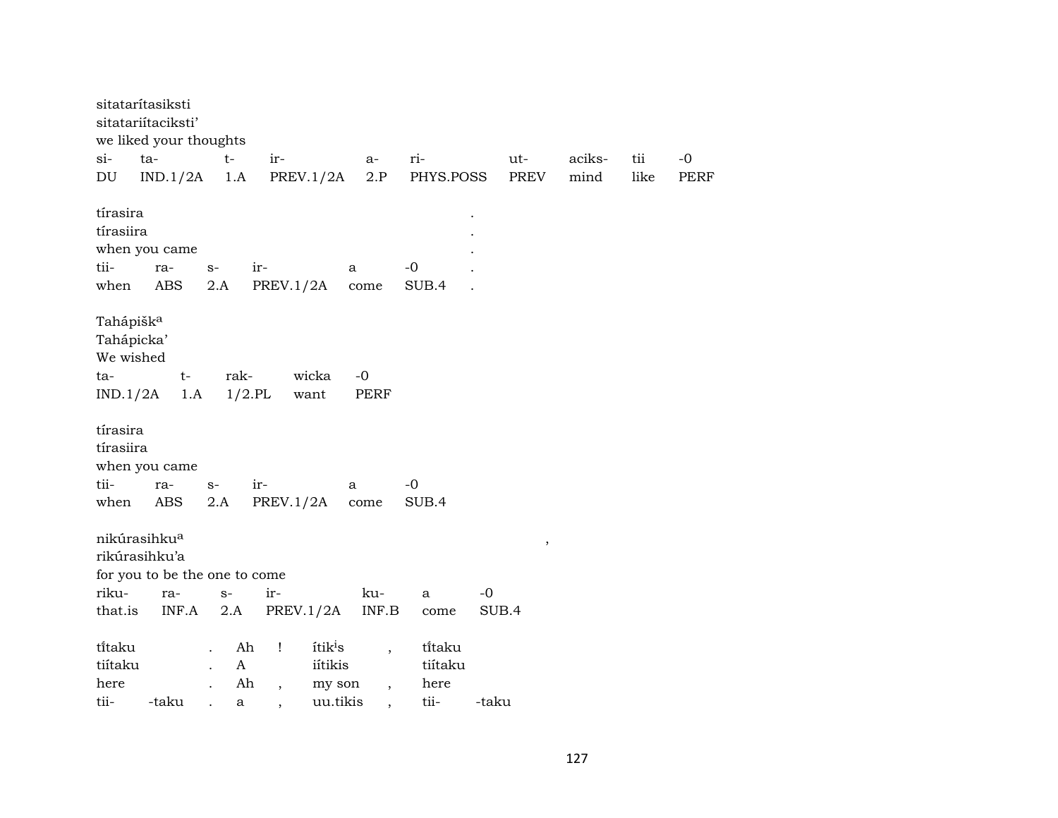sitataritasiksti
sitatariítaciksti'
we liked your thoughts

| si- | ta- | t- | ir- | a- | ri- | ut- | aciks- | tii | -0 |
|---|---|---|---|---|---|---|---|---|---|
| DU | IND.1/2A | 1.A | PREV.1/2A | 2.P | PHYS.POSS | PREV | mind | like | PERF |

tírasira .
tírasiira .
when you came .

| tii- | ra- | s- | ir- | a | -0 | . |
|---|---|---|---|---|---|---|
| when | ABS | 2.A | PREV.1/2A | come | SUB.4 | . |

Tahápišk[a]
Tahápicka'
We wished

| ta- | t- | rak- | wicka | -0 |
|---|---|---|---|---|
| IND.1/2A | 1.A | 1/2.PL | want | PERF |

tírasira
tírasiira
when you came

| tii- | ra- | s- | ir- | a | -0 |
|---|---|---|---|---|---|
| when | ABS | 2.A | PREV.1/2A | come | SUB.4 |

nikúrasihku[a] ,
rikúrasihku'a
for you to be the one to come

| riku- | ra- | s- | ir- | ku- | a | -0 |
|---|---|---|---|---|---|---|
| that.is | INF.A | 2.A | PREV.1/2A | INF.B | come | SUB.4 |

| tı̃taku | | . | Ah | ! | ítik[i]s | , | tı̃taku | |
|---|---|---|---|---|---|---|---|---|
| tiítaku | | . | A | | iítikis | | tiítaku | |
| here | | . | Ah | , | my son | , | here | |
| tii- | -taku | . | a | , | uu.tikis | , | tii- | -taku |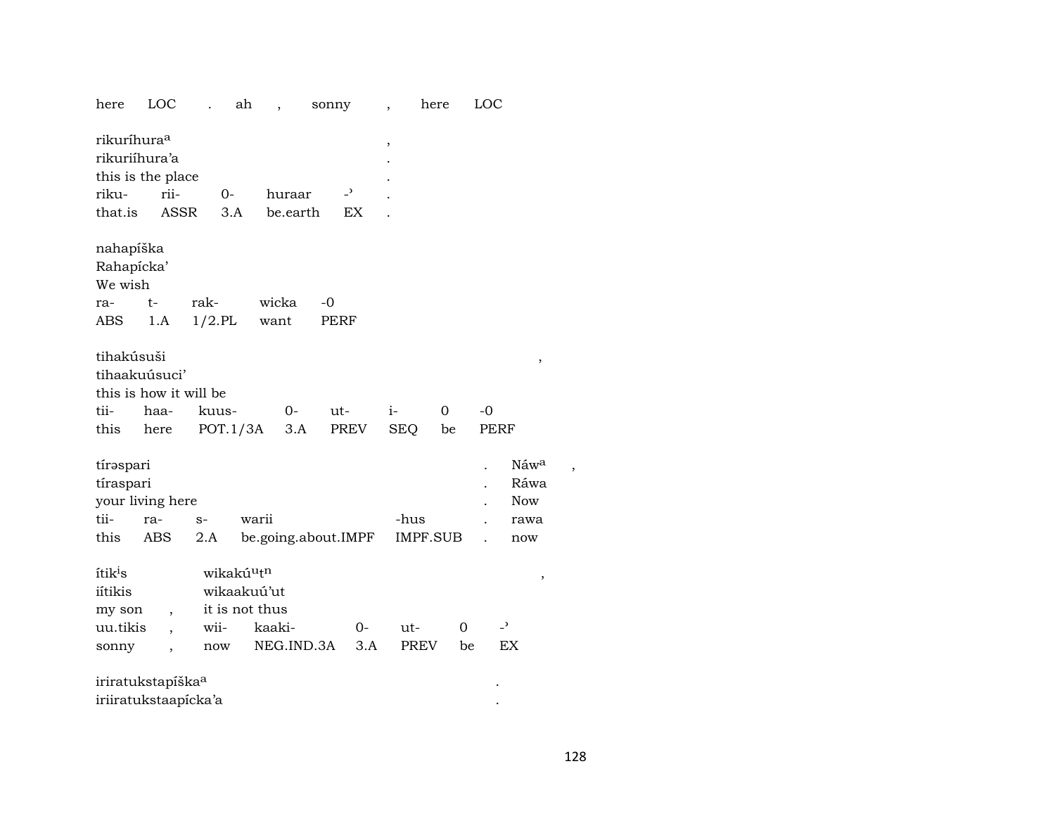here LOC . ah , sonny , here LOC

rikuríhura[a] ,
rikuriíhura'a .
this is the place .
riku- rii- 0- huraar -ʾ .
that.is ASSR 3.A be.earth EX .

nahapíška
Rahapícka'
We wish
ra- t- rak- wicka -0
ABS 1.A 1/2.PL want PERF

tihakúsuši ,
tihaakuúsuci'
this is how it will be
tii- haa- kuus- 0- ut- i- 0 -0
this here POT.1/3A 3.A PREV SEQ be PERF

tírəspari . Náw[a] ,
tíraspari . Ráwa
your living here . Now
tii- ra- s- warii -hus . rawa
this ABS 2.A be.going.about.IMPF IMPF.SUB . now

ítik[i]s wikakú[u]t[n] ,
iítikis wikaakuú'ut
my son , it is not thus
uu.tikis , wii- kaaki- 0- ut- 0 -ʾ
sonny , now NEG.IND.3A 3.A PREV be EX

iriratukstapíška[a] .
iriiratukstaapícka'a .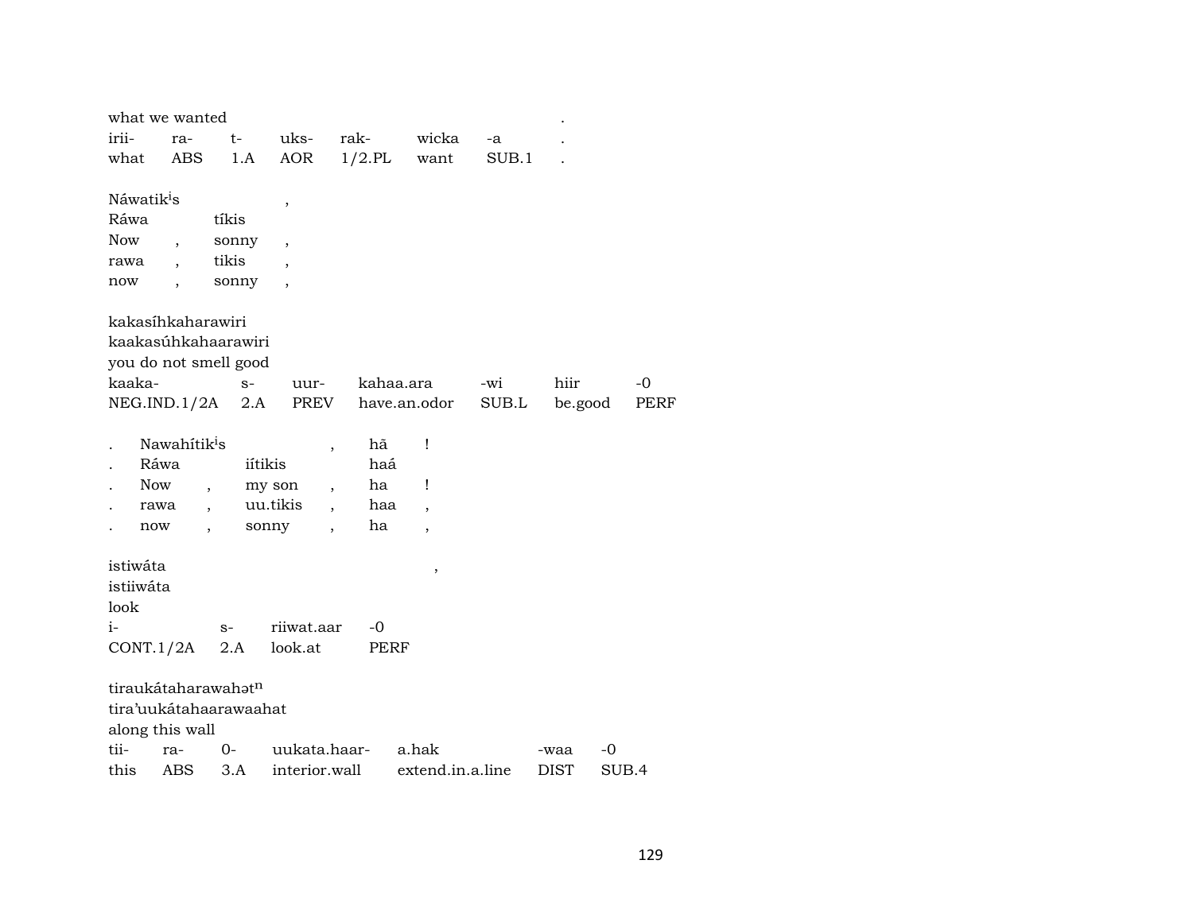what we wanted .

| irii- | ra- | t- | uks- | rak- | wicka | -a | . |
|---|---|---|---|---|---|---|---|
| what | ABS | 1.A | AOR | 1/2.PL | want | SUB.1 | . |

Náwatik[i]s ,

| Ráwa | | tíkis | |
|---|---|---|---|
| Now | , | sonny | , |
| rawa | , | tikis | , |
| now | , | sonny | , |

kakasíhkaharawiri
kaakasúhkahaarawiri
you do not smell good

| kaaka- | s- | uur- | kahaa.ara | -wi | hiir | -0 |
|---|---|---|---|---|---|---|
| NEG.IND.1/2A | 2.A | PREV | have.an.odor | SUB.L | be.good | PERF |

| . | Nawahítik[i]s | | | , | hã | ! |
|---|---|---|---|---|---|---|
| . | Ráwa | | iítikis | | haá | |
| . | Now | , | my son | , | ha | ! |
| . | rawa | , | uu.tikis | , | haa | , |
| . | now | , | sonny | , | ha | , |

istiwáta ,
istiiwáta
look

| i- | s- | riiwat.aar | -0 |
|---|---|---|---|
| CONT.1/2A | 2.A | look.at | PERF |

tiraukátaharawahət[n]
tira'uukátahaarawaahat
along this wall

| tii- | ra- | 0- | uukata.haar- | a.hak | -waa | -0 |
|---|---|---|---|---|---|---|
| this | ABS | 3.A | interior.wall | extend.in.a.line | DIST | SUB.4 |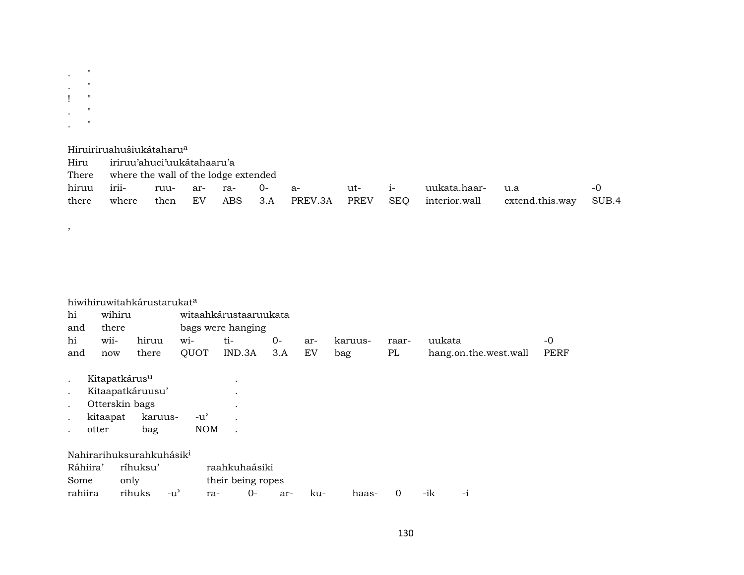. "
. "
! "
. "
. "

Hiruiriruahušiukátaharu[a]

| | | | | | | | | | | | |
|---|---|---|---|---|---|---|---|---|---|---|---|
| Hiru | iriruu'ahuci'uukátahaaru'a | | | | | | | | | | |
| There | where the wall of the lodge extended | | | | | | | | | | |
| hiruu | irii- | ruu- | ar- | ra- | 0- | a- | ut- | i- | uukata.haar- | u.a | -0 |
| there | where | then | EV | ABS | 3.A | PREV.3A | PREV | SEQ | interior.wall | extend.this.way | SUB.4 |

,

hiwihiruwitahkárustarukat[a]

| | | | | | | | | | | |
|---|---|---|---|---|---|---|---|---|---|---|
| hi | wihiru | | witaahkárustaaruukata | | | | | | | |
| and | there | | bags were hanging | | | | | | | |
| hi | wii- | hiruu | wi- | ti- | 0- | ar- | karuus- | raar- | uukata | -0 |
| and | now | there | QUOT | IND.3A | 3.A | EV | bag | PL | hang.on.the.west.wall | PERF |

| | | | | |
|---|---|---|---|---|
| . | Kitapatkárus[u] | | | . |
| . | Kitaapatkáruusu' | | | . |
| . | Otterskin bags | | | . |
| . | kitaapat | karuus- | -u' | . |
| . | otter | bag | NOM | . |

Nahirarihuksurahkuhásik[i]

| | | | | | | | | | | |
|---|---|---|---|---|---|---|---|---|---|---|
| Ráhiira' | ríhuksu' | | raahkuhaásiki | | | | | | | |
| Some | only | | their being ropes | | | | | | | |
| rahiira | rihuks | -u' | ra- | 0- | ar- | ku- | haas- | 0 | -ik | -i |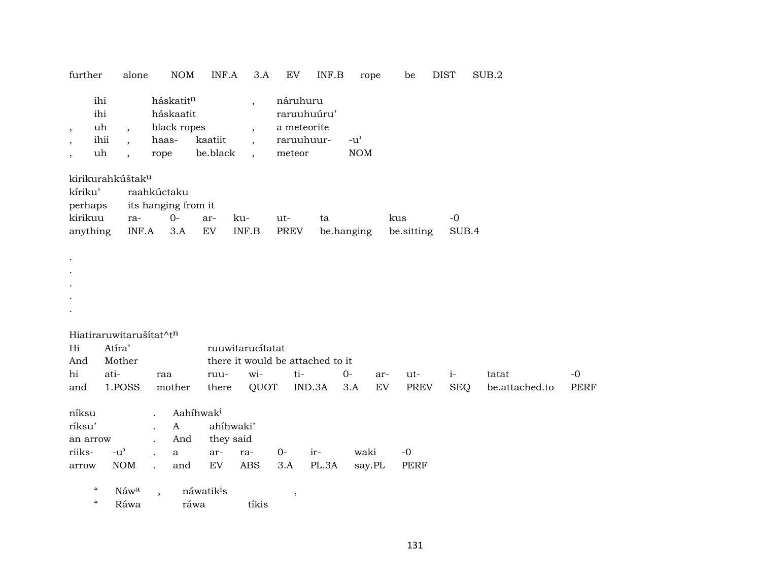further alone NOM INF.A 3.A EV INF.B rope be DIST SUB.2

| | | | | | | |
|---|---|---|---|---|---|---|
| | ihi | | háskatit^n | | , | náruhuru |
| | ihi | | háskaatit | | | raruuhuúru' |
| , | uh | , | black ropes | | , | a meteorite |
| , | ihii | , | haas- | kaatiit | , | raruuhuur- -u' |
| , | uh | , | rope | be.black | , | meteor NOM |

kirikurahkúštak^u

| | | | | | | | | |
|---|---|---|---|---|---|---|---|---|
| kíriku' | raahkúctaku | | | | | | | |
| perhaps | its hanging from it | | | | | | | |
| kirikuu | ra- | 0- | ar- | ku- | ut- | ta | kus | -0 |
| anything | INF.A | 3.A | EV | INF.B | PREV | be.hanging | be.sitting | SUB.4 |

.
.
.
.
.

Hiatiraruwitarušítat^t^n

| | | | | | | | | | | | |
|---|---|---|---|---|---|---|---|---|---|---|---|
| Hi | Atíra' | | ruuwitarucítatat | | | | | | | | |
| And | Mother | | there it would be attached to it | | | | | | | | |
| hi | ati- | raa | ruu- | wi- | ti- | 0- | ar- | ut- | i- | tatat | -0 |
| and | 1.POSS | mother | there | QUOT | IND.3A | 3.A | EV | PREV | SEQ | be.attached.to | PERF |

| | | | | | | | | | |
|---|---|---|---|---|---|---|---|---|---|
| níksu | | . | Aahíhwak^i | | | | | | |
| ríksu' | | . | A | ahíhwaki' | | | | | |
| an arrow | | . | And | they said | | | | | |
| riiks- | -u' | . | a | ar- | ra- | 0- | ir- | waki | -0 |
| arrow | NOM | . | and | EV | ABS | 3.A | PL.3A | say.PL | PERF |

| | | | | |
|---|---|---|---|---|
| " | Náw^a | , | náwatik^is | , |
| " | Ráwa | | ráwa | tíkis |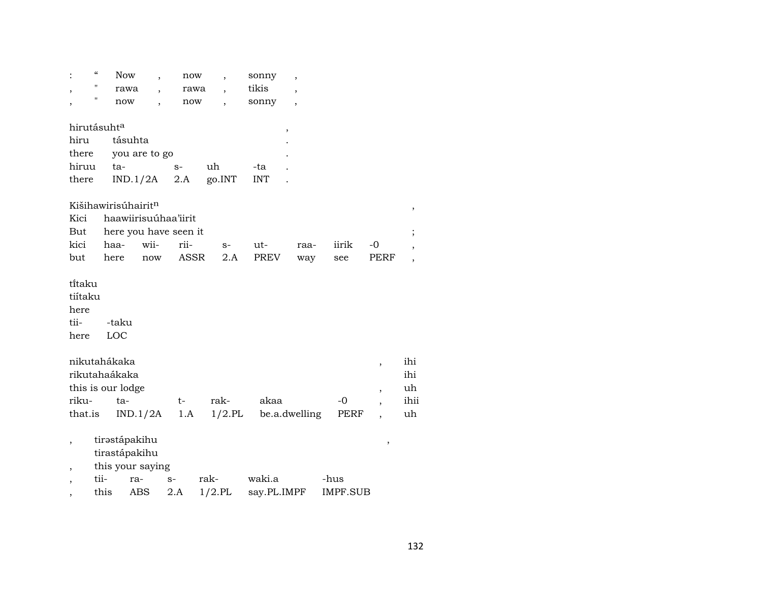| : | “ | Now | , | now | , | sonny | , |
|---|---|---|---|---|---|---|---|
| , | " | rawa | , | rawa | , | tikis | , |
| , | " | now | , | now | , | sonny | , |

| hirutásuht[a] | | | | | , |
|---|---|---|---|---|---|
| hiru | tásuhta | | | | . |
| there | you are to go | | | | . |
| hiruu | ta- | s- | uh | -ta | . |
| there | IND.1/2A | 2.A | go.INT | INT | . |

| Kišihawirisúhairit[n] | | | | | | | | | , |
|---|---|---|---|---|---|---|---|---|---|
| Kici | haawiirisuúhaa’iirit | | | | | | | | |
| But | here you have seen it | | | | | | | | ; |
| kici | haa- | wii- | rii- | s- | ut- | raa- | iirik | -0 | , |
| but | here | now | ASSR | 2.A | PREV | way | see | PERF | , |

| tíitaku | |
|---|---|
| tiítaku | |
| here | |
| tii- | -taku |
| here | LOC |

| nikutahákaka | | | | | , | ihi |
|---|---|---|---|---|---|---|
| rikutahaákaka | | | | | | ihi |
| this is our lodge | | | | | , | uh |
| riku- | ta- | t- | rak- | akaa | -0 | , | ihii |
| that.is | IND.1/2A | 1.A | 1/2.PL | be.a.dwelling | PERF | , | uh |

| , | tirəstápakihu | | | | | , |
|---|---|---|---|---|---|---|
| | tirastápakihu | | | | | |
| , | this your saying | | | | | |
| , | tii- | ra- | s- | rak- | waki.a | -hus |
| , | this | ABS | 2.A | 1/2.PL | say.PL.IMPF | IMPF.SUB |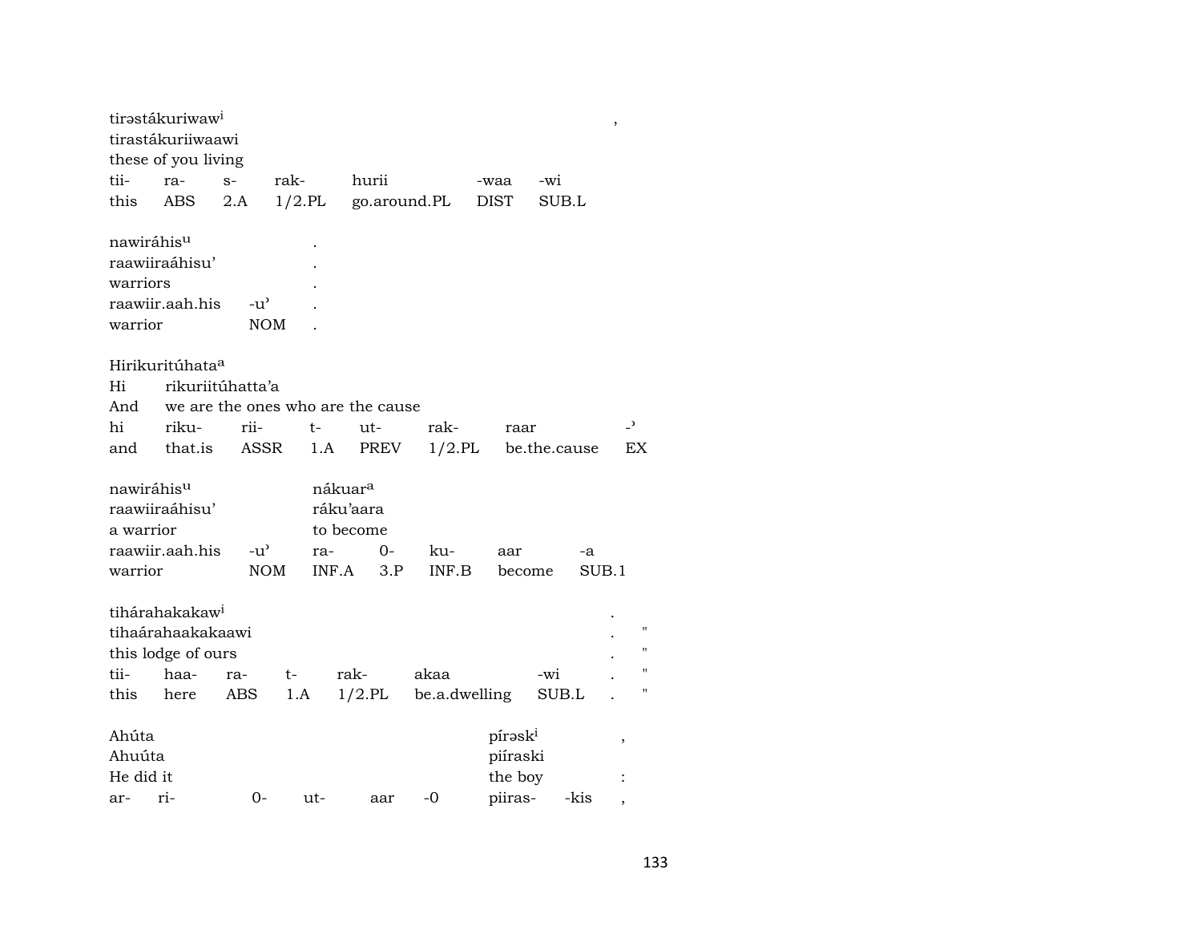tirəstákuriwaw[i] ,
tirastákuriiwaawi
these of you living

| tii- | ra- | s- | rak- | hurii | -waa | -wi |
|---|---|---|---|---|---|---|
| this | ABS | 2.A | 1/2.PL | go.around.PL | DIST | SUB.L |

nawiráhis[u] .
raawiiraáhisu' .
warriors .

| raawiir.aah.his | -u' | . |
|---|---|---|
| warrior | NOM | . |

Hirikuritúhata[a]
Hi rikuriitúhatta'a
And we are the ones who are the cause

| hi | riku- | rii- | t- | ut- | rak- | raar | -' |
|---|---|---|---|---|---|---|---|
| and | that.is | ASSR | 1.A | PREV | 1/2.PL | be.the.cause | EX |

nawiráhis[u] nákuar[a]
raawiiraáhisu' ráku'aara
a warrior to become

| raawiir.aah.his | -u' | ra- | 0- | ku- | aar | -a |
|---|---|---|---|---|---|---|
| warrior | NOM | INF.A | 3.P | INF.B | become | SUB.1 |

tihárahakakaw[i] .
tihaárahaakakaawi . "
this lodge of ours . "

| tii- | haa- | ra- | t- | rak- | akaa | -wi | . | " |
|---|---|---|---|---|---|---|---|---|
| this | here | ABS | 1.A | 1/2.PL | be.a.dwelling | SUB.L | . | " |

Ahúta pírəsk[i] ,
Ahuúta piíraski
He did it the boy :

| ar- | ri- | 0- | ut- | aar | -0 | piiras- | -kis | , |
|---|---|---|---|---|---|---|---|---|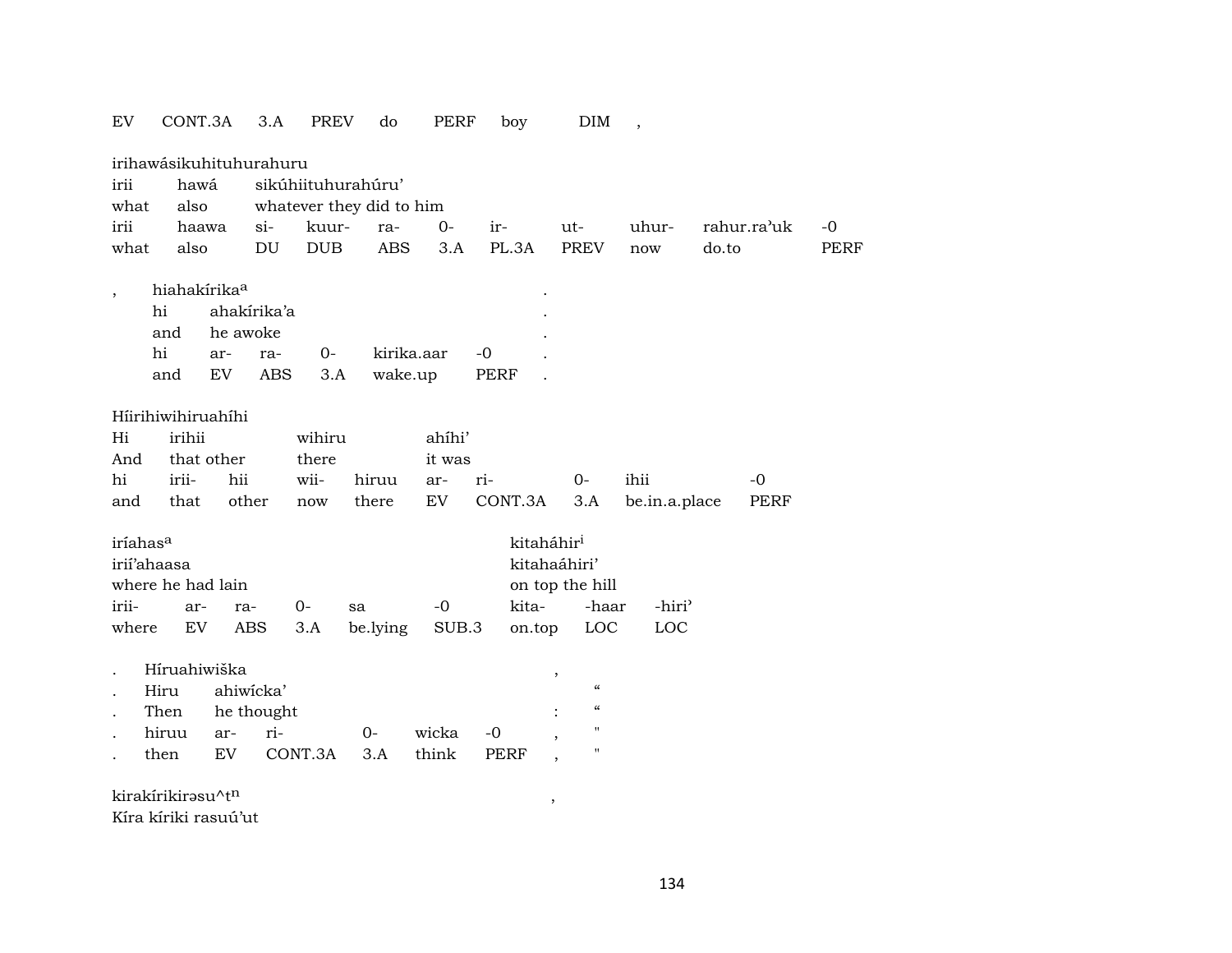| EV | CONT.3A | 3.A | PREV | do | PERF | boy | DIM | , |
|---|---|---|---|---|---|---|---|---|

irihawásikuhituhurahuru

| irii | hawá | sikúhiituhurahúru' | | | | | | | | |
|---|---|---|---|---|---|---|---|---|---|---|
| what | also | whatever they did to him | | | | | | | | |
| irii | haawa | si- | kuur- | ra- | 0- | ir- | ut- | uhur- | rahur.ra'uk | -0 |
| what | also | DU | DUB | ABS | 3.A | PL.3A | PREV | now | do.to | PERF |

| , | hiahakírika[a] | | | | | | . |
|---|---|---|---|---|---|---|---|
| | hi | ahakírika'a | | | | | . |
| | and | he awoke | | | | | . |
| | hi | ar- | ra- | 0- | kirika.aar | -0 | . |
| | and | EV | ABS | 3.A | wake.up | PERF | . |

Híirihiwihiruahíhi

| Hi | irihii | | wihiru | | ahíhi' | | | | |
|---|---|---|---|---|---|---|---|---|---|
| And | that other | | there | | it was | | | | |
| hi | irii- | hii | wii- | hiruu | ar- | ri- | 0- | ihii | -0 |
| and | that | other | now | there | EV | CONT.3A | 3.A | be.in.a.place | PERF |

| iríahas[a] | | | | | | kitaháhir[i] | | |
|---|---|---|---|---|---|---|---|---|
| irií'ahaasa | | | | | | kitahaáhiri' | | |
| where he had lain | | | | | | on top the hill | | |
| irii- | ar- | ra- | 0- | sa | -0 | kita- | -haar | -hiri' |
| where | EV | ABS | 3.A | be.lying | SUB.3 | on.top | LOC | LOC |

| . | Híruahiwiška | | | | | , | |
|---|---|---|---|---|---|---|---|
| . | Hiru | ahiwícka' | | | | | " |
| . | Then | he thought | | | | : | " |
| . | hiruu | ar- | ri- | 0- | wicka | -0 | , | " |
| . | then | EV | CONT.3A | 3.A | think | PERF | , | " |

kirakírikirəsu^t[n] ,
Kíra kíriki rasuú'ut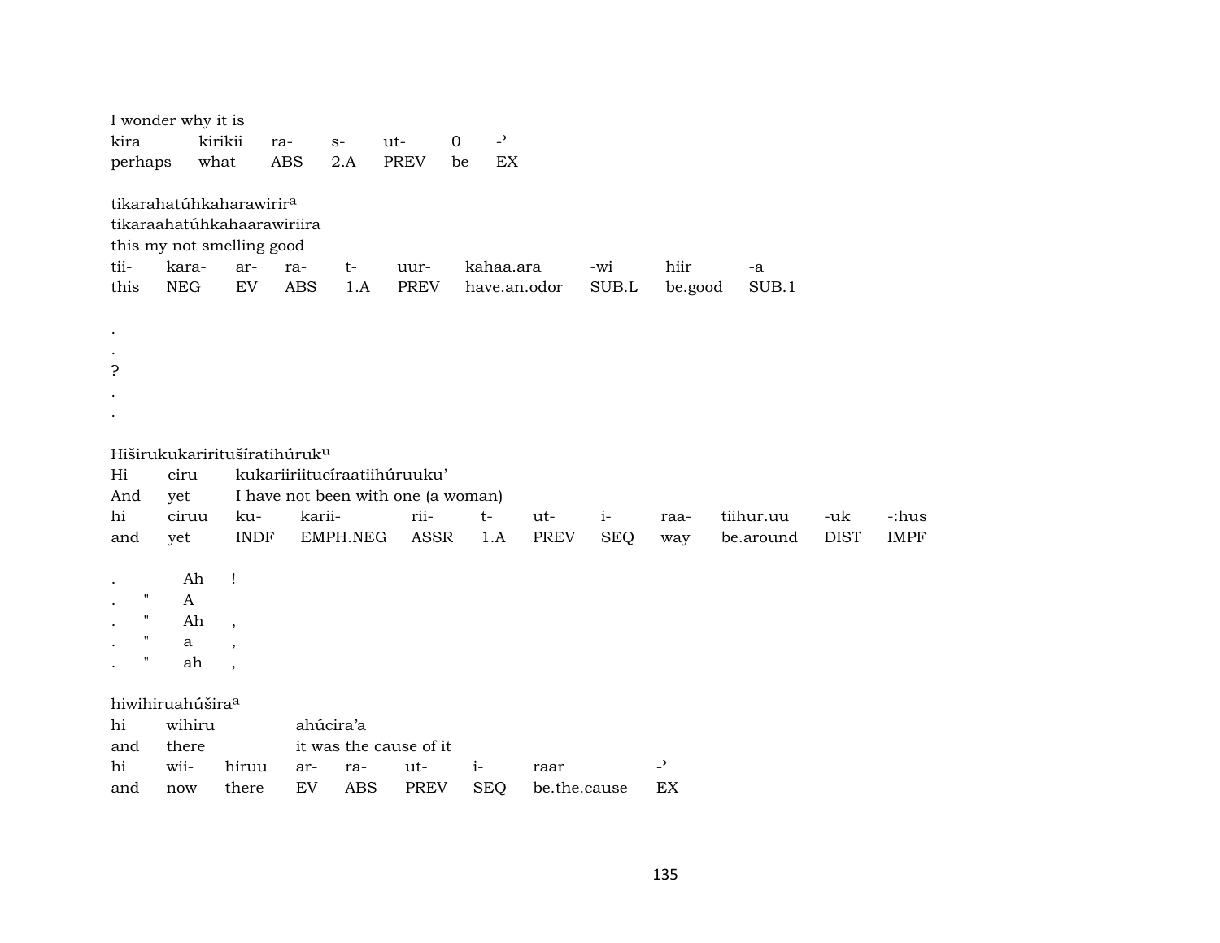I wonder why it is

| kira | kirikii | ra- | s- | ut- | 0 | -ʾ |
|---|---|---|---|---|---|---|
| perhaps | what | ABS | 2.A | PREV | be | EX |

tikarahatúhkaharawirir[a]
tikaraahatúhkahaarawiriira
this my not smelling good

| tii- | kara- | ar- | ra- | t- | uur- | kahaa.ara | -wi | hiir | -a |
|---|---|---|---|---|---|---|---|---|---|
| this | NEG | EV | ABS | 1.A | PREV | have.an.odor | SUB.L | be.good | SUB.1 |

.
.
?
.
.

Hiširukukariritušíratihúruk[u]

| Hi | ciru | kukariiriitucíraatiihúruuku’ |
|---|---|---|
| And | yet | I have not been with one (a woman) |

| hi | ciruu | ku- | karii- | rii- | t- | ut- | i- | raa- | tiihur.uu | -uk | -:hus |
|---|---|---|---|---|---|---|---|---|---|---|---|
| and | yet | INDF | EMPH.NEG | ASSR | 1.A | PREV | SEQ | way | be.around | DIST | IMPF |

| . | | Ah | ! |
|---|---|---|---|
| . | " | A | |
| . | " | Ah | , |
| . | " | a | , |
| . | " | ah | , |

hiwihiruahúšira[a]

| hi | wihiru | ahúcira’a |
|---|---|---|
| and | there | it was the cause of it |

| hi | wii- | hiruu | ar- | ra- | ut- | i- | raar | -ʾ |
|---|---|---|---|---|---|---|---|---|
| and | now | there | EV | ABS | PREV | SEQ | be.the.cause | EX |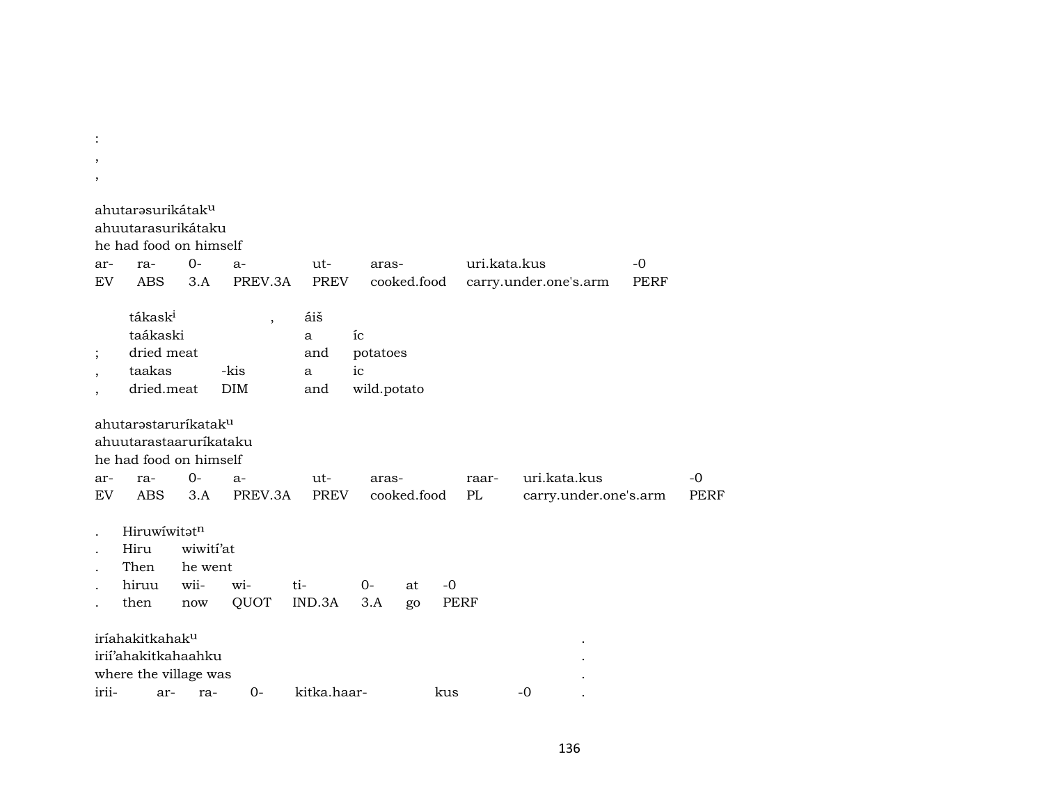:

,

,

ahutarəsurikátak^u
ahuutarasurikátaku
he had food on himself

| ar- | ra- | 0- | a- | ut- | aras- | uri.kata.kus | -0 |
|---|---|---|---|---|---|---|---|
| EV | ABS | 3.A | PREV.3A | PREV | cooked.food | carry.under.one's.arm | PERF |

| | tákask^i | | , | áiš | |
|---|---|---|---|---|---|
| | taákaski | | | a | íc |
| ; | dried meat | | | and | potatoes |
| , | taakas | -kis | | a | ic |
| , | dried.meat | DIM | | and | wild.potato |

ahutarəstarurikatak^u
ahuutarastaarurikataku
he had food on himself

| ar- | ra- | 0- | a- | ut- | aras- | raar- | uri.kata.kus | -0 |
|---|---|---|---|---|---|---|---|---|
| EV | ABS | 3.A | PREV.3A | PREV | cooked.food | PL | carry.under.one's.arm | PERF |

| . | Hiruwíwitət^n | | | | | | |
|---|---|---|---|---|---|---|---|
| . | Hiru | wiwití'at | | | | | |
| . | Then | he went | | | | | |
| . | hiruu | wii- | wi- | ti- | 0- | at | -0 |
| . | then | now | QUOT | IND.3A | 3.A | go | PERF |

iríahakitkahak^u .
irií'ahakitkahaahku .
where the village was .

| irii- | ar- | ra- | 0- | kitka.haar- | kus | -0 | . |
|---|---|---|---|---|---|---|---|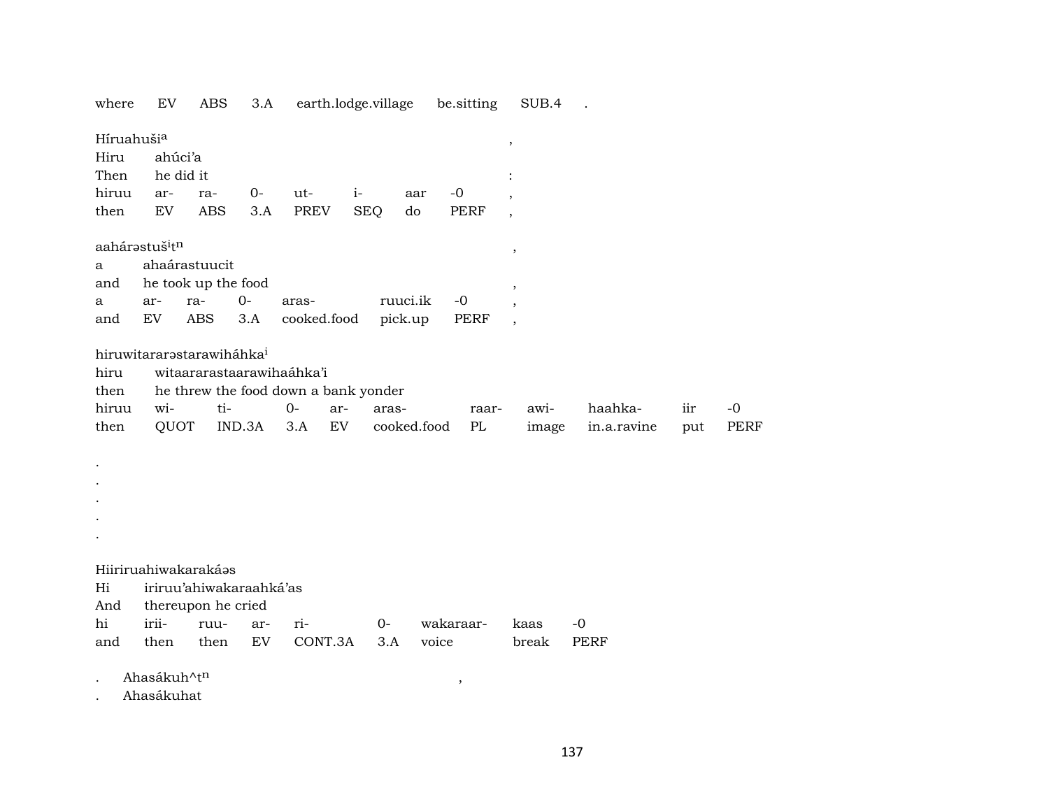where EV ABS 3.A earth.lodge.village be.sitting SUB.4 .

Híruahuši[a] ,
Hiru ahúci'a
Then he did it :
hiruu ar- ra- 0- ut- i- aar -0 ,
then EV ABS 3.A PREV SEQ do PERF ,

aahárəstuš[i]t[n] ,
a ahaárastuucit
and he took up the food ,
a ar- ra- 0- aras- ruuci.ik -0 ,
and EV ABS 3.A cooked.food pick.up PERF ,

hiruwitararəstarawiháhka[i]
hiru witaararastaarawihaáhka'i
then he threw the food down a bank yonder
hiruu wi- ti- 0- ar- aras- raar- awi- haahka- iir -0
then QUOT IND.3A 3.A EV cooked.food PL image in.a.ravine put PERF

.
.
.
.
.

Hiiriruahiwakarakáəs
Hi iriruu'ahiwakaraahká'as
And thereupon he cried
hi irii- ruu- ar- ri- 0- wakaraar- kaas -0
and then then EV CONT.3A 3.A voice break PERF

. Ahasákuh^t[n] ,
. Ahasákuhat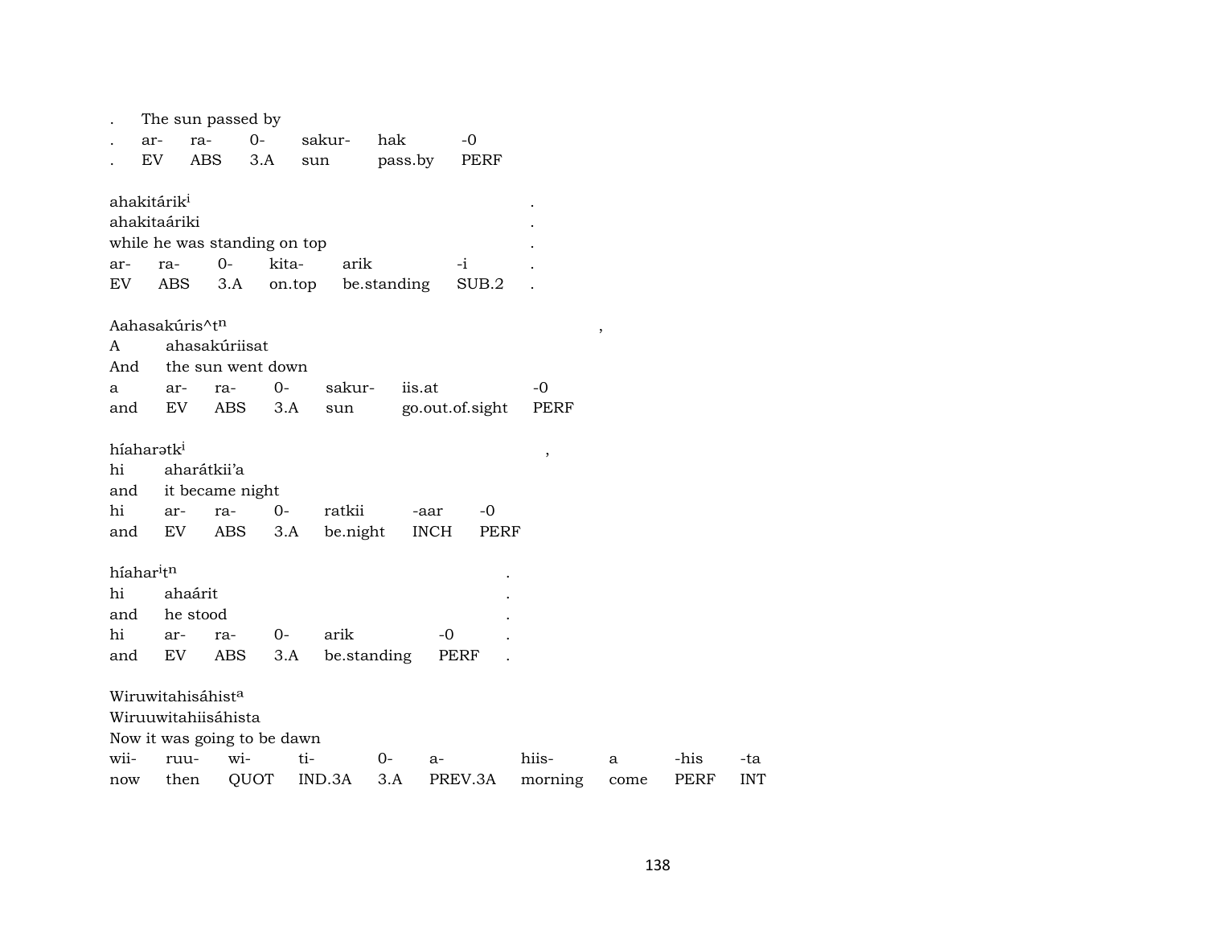. The sun passed by

| . | ar- | ra- | 0- | sakur- | hak | -0 |
|---|---|---|---|---|---|---|
| . | EV | ABS | 3.A | sun | pass.by | PERF |

ahakitárik[i] .
ahakitaáriki .
while he was standing on top .

| ar- | ra- | 0- | kita- | arik | -i | . |
|---|---|---|---|---|---|---|
| EV | ABS | 3.A | on.top | be.standing | SUB.2 | . |

Aahasakúris^t[n] ,
A ahasakúriisat
And the sun went down

| a | ar- | ra- | 0- | sakur- | iis.at | -0 |
|---|---|---|---|---|---|---|
| and | EV | ABS | 3.A | sun | go.out.of.sight | PERF |

híaharətk[i] ,
hi aharátkii'a
and it became night

| hi | ar- | ra- | 0- | ratkii | -aar | -0 |
|---|---|---|---|---|---|---|
| and | EV | ABS | 3.A | be.night | INCH | PERF |

híahar[i]t[n] .
hi ahaárit .
and he stood .

| hi | ar- | ra- | 0- | arik | -0 | . |
|---|---|---|---|---|---|---|
| and | EV | ABS | 3.A | be.standing | PERF | . |

Wiruwitahisáhist[a]
Wiruuwitahiisáhista
Now it was going to be dawn

| wii- | ruu- | wi- | ti- | 0- | a- | hiis- | a | -his | -ta |
|---|---|---|---|---|---|---|---|---|---|
| now | then | QUOT | IND.3A | 3.A | PREV.3A | morning | come | PERF | INT |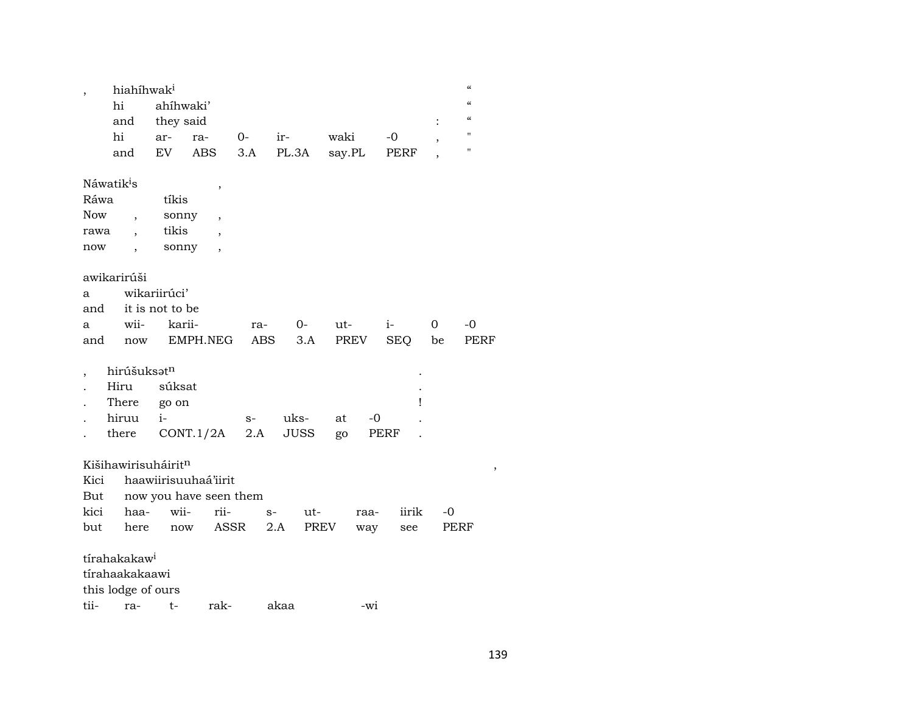| , | hiahíhwak$^{i}$ | | | | | | | " |
|---|---|---|---|---|---|---|---|---|
| | hi | ahíhwaki' | | | | | | " |
| | and | they said | | | | | : | " |
| | hi | ar- | ra- | 0- | ir- | waki | -0 | , | " |
| | and | EV | ABS | 3.A | PL.3A | say.PL | PERF | , | " |

| Náwatik$^{i}$s | | | , |
|---|---|---|---|
| Ráwa | | tíkis | |
| Now | , | sonny | , |
| rawa | , | tikis | , |
| now | , | sonny | , |

| awikarirúši | | | | | | | | |
|---|---|---|---|---|---|---|---|---|
| a | wikariirúci' | | | | | | | |
| and | it is not to be | | | | | | | |
| a | wii- | karii- | ra- | 0- | ut- | i- | 0 | -0 |
| and | now | EMPH.NEG | ABS | 3.A | PREV | SEQ | be | PERF |

| , | hirúšuksət$^{n}$ | | | | | | . |
|---|---|---|---|---|---|---|---|
| . | Hiru | súksat | | | | | . |
| . | There | go on | | | | | ! |
| . | hiruu | i- | s- | uks- | at | -0 | . |
| . | there | CONT.1/2A | 2.A | JUSS | go | PERF | . |

| Kišihawirisuháirit$^{n}$ | | | | | | | | , |
|---|---|---|---|---|---|---|---|---|
| Kici | haawiirisuuhaá'iirit | | | | | | | |
| But | now you have seen them | | | | | | | |
| kici | haa- | wii- | rii- | s- | ut- | raa- | iirik | -0 |
| but | here | now | ASSR | 2.A | PREV | way | see | PERF |

| tírahakakaw$^{i}$ | | | | | |
|---|---|---|---|---|---|
| tírahaakakaawi | | | | | |
| this lodge of ours | | | | | |
| tii- | ra- | t- | rak- | akaa | -wi |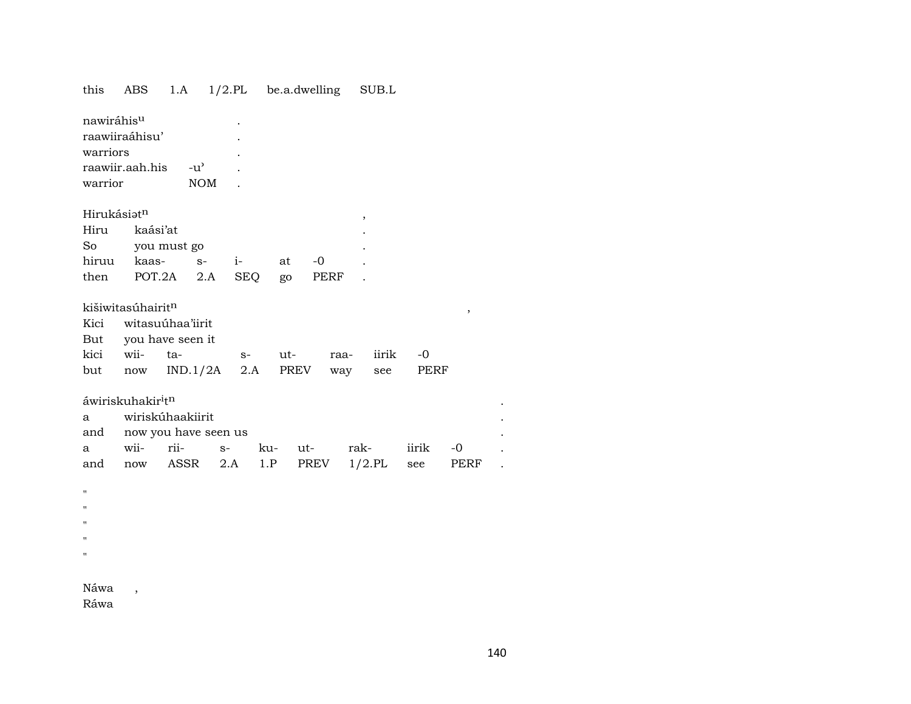| this | ABS | 1.A | 1/2.PL | be.a.dwelling | SUB.L |
|---|---|---|---|---|---|

| nawiráhis$^{u}$ | | . |
|---|---|---|
| raawiiraáhisu’ | | . |
| warriors | | . |
| raawiir.aah.his | -u’ | . |
| warrior | NOM | . |

| Hirukásiət$^{n}$ | | | | | | , |
|---|---|---|---|---|---|---|
| Hiru | kaási’at | | | | | . |
| So | you must go | | | | | . |
| hiruu | kaas- | s- | i- | at | -0 | . |
| then | POT.2A | 2.A | SEQ | go | PERF | . |

| kišiwitasúhairit$^{n}$ | | | | | | | , |
|---|---|---|---|---|---|---|---|
| Kici | witasuúhaa’iirit | | | | | | |
| But | you have seen it | | | | | | |
| kici | wii- | ta- | s- | ut- | raa- | iirik | -0 |
| but | now | IND.1/2A | 2.A | PREV | way | see | PERF |

| áwiriskuhakir$^{i}$t$^{n}$ | | | | | | | | | . |
|---|---|---|---|---|---|---|---|---|---|
| a | wiriskúhaakiirit | | | | | | | | . |
| and | now you have seen us | | | | | | | | . |
| a | wii- | rii- | s- | ku- | ut- | rak- | iirik | -0 | . |
| and | now | ASSR | 2.A | 1.P | PREV | 1/2.PL | see | PERF | . |

"
"
"
"
"

Náwa ,
Ráwa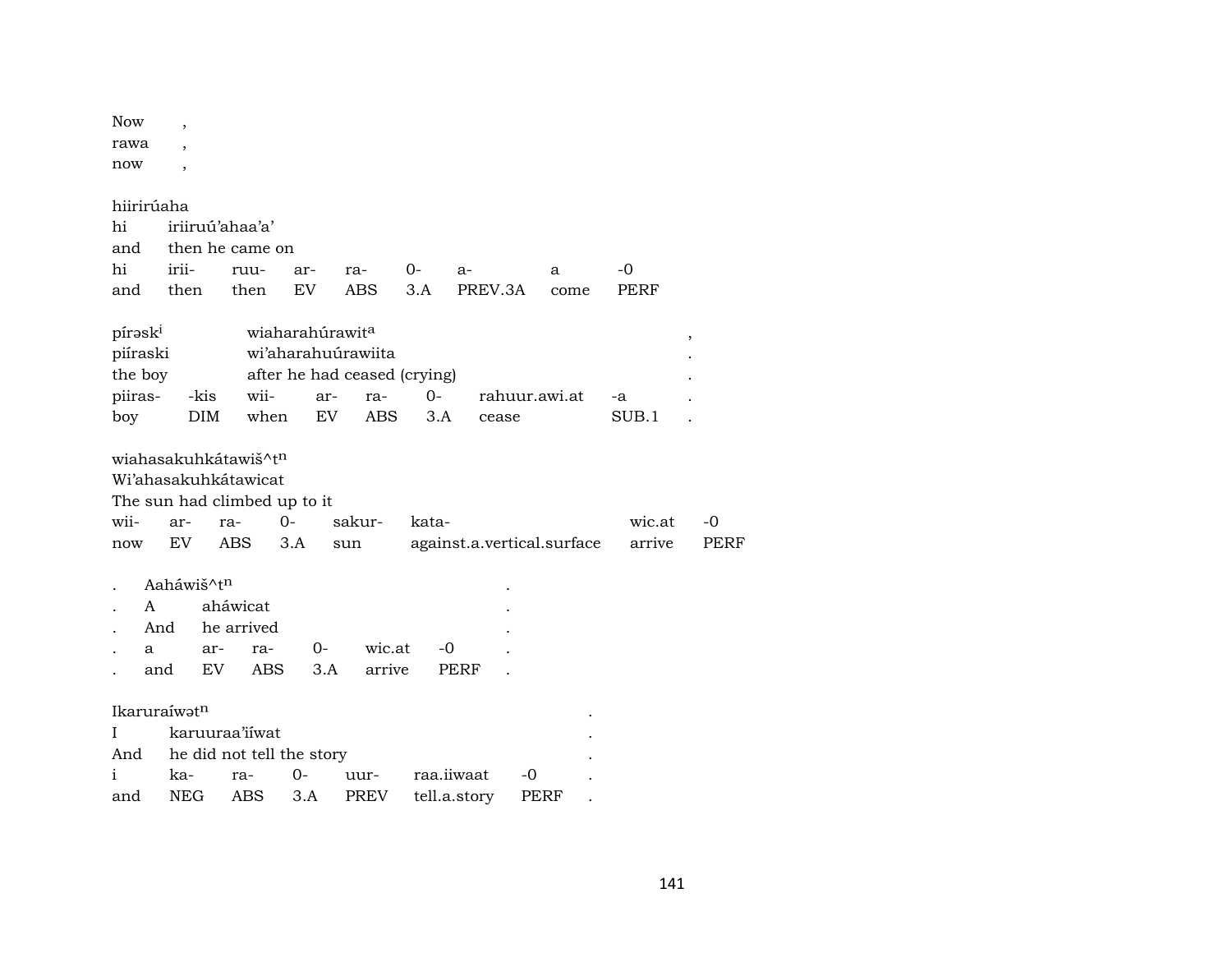Now ,
rawa ,
now ,

hiirirúaha
hi iriiruú'ahaa'a'
and then he came on

| hi | irii- | ruu- | ar- | ra- | 0- | a- | a | -0 |
|---|---|---|---|---|---|---|---|---|
| and | then | then | EV | ABS | 3.A | PREV.3A | come | PERF |

píraski wiaharahúrawit[a] ,
piíraski wi'aharahuúrawiita .
the boy after he had ceased (crying) .

| piiras- | -kis | wii- | ar- | ra- | 0- | rahuur.awi.at | -a | . |
|---|---|---|---|---|---|---|---|---|
| boy | DIM | when | EV | ABS | 3.A | cease | SUB.1 | . |

wiahasakuhkátawiš^t[n]
Wi'ahasakuhkátawicat
The sun had climbed up to it

| wii- | ar- | ra- | 0- | sakur- | kata- | wic.at | -0 |
|---|---|---|---|---|---|---|---|
| now | EV | ABS | 3.A | sun | against.a.vertical.surface | arrive | PERF |

. Aaháwiš^t[n] .
. A aháwicat .
. And he arrived .

| . | a | ar- | ra- | 0- | wic.at | -0 | . |
|---|---|---|---|---|---|---|---|
| . | and | EV | ABS | 3.A | arrive | PERF | . |

Ikaruraíwət[n] .
I karuuraa'iíwat .
And he did not tell the story .

| i | ka- | ra- | 0- | uur- | raa.iiwaat | -0 | . |
|---|---|---|---|---|---|---|---|
| and | NEG | ABS | 3.A | PREV | tell.a.story | PERF | . |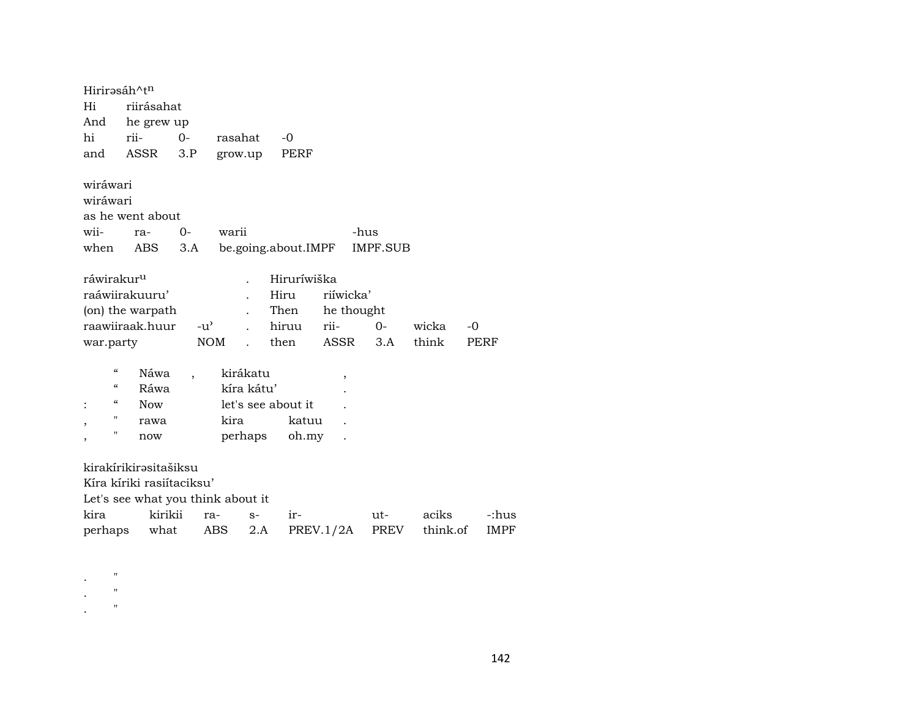Hirirəsáh^tⁿ
Hi riirásahat
And he grew up

| hi | rii- | 0- | rasahat | -0 |
|---|---|---|---|---|
| and | ASSR | 3.P | grow.up | PERF |

wiráwari
wiráwari
as he went about

| wii- | ra- | 0- | warii | -hus |
|---|---|---|---|---|
| when | ABS | 3.A | be.going.about.IMPF | IMPF.SUB |

| ráwirakurᵘ | | . | Hiruríwiška | | | | |
|---|---|---|---|---|---|---|---|
| raáwiirakuuru’ | | . | Hiru | riíwicka’ | | | |
| (on) the warpath | | . | Then | he thought | | | |
| raawiiraak.huur | -u’ | . | hiruu | rii- | 0- | wicka | -0 |
| war.party | NOM | . | then | ASSR | 3.A | think | PERF |

| | “ | Náwa | , | kirákatu | | , |
|---|---|---|---|---|---|---|
| | “ | Ráwa | | kíra kátu’ | | . |
| : | “ | Now | | let's see about it | | . |
| , | " | rawa | | kira | katuu | . |
| , | " | now | | perhaps | oh.my | . |

kirakírikirəsitašiksu
Kíra kíriki rasiítaciksu’
Let's see what you think about it

| kira | kirikii | ra- | s- | ir- | ut- | aciks | -:hus |
|---|---|---|---|---|---|---|---|
| perhaps | what | ABS | 2.A | PREV.1/2A | PREV | think.of | IMPF |

. "
. "
. "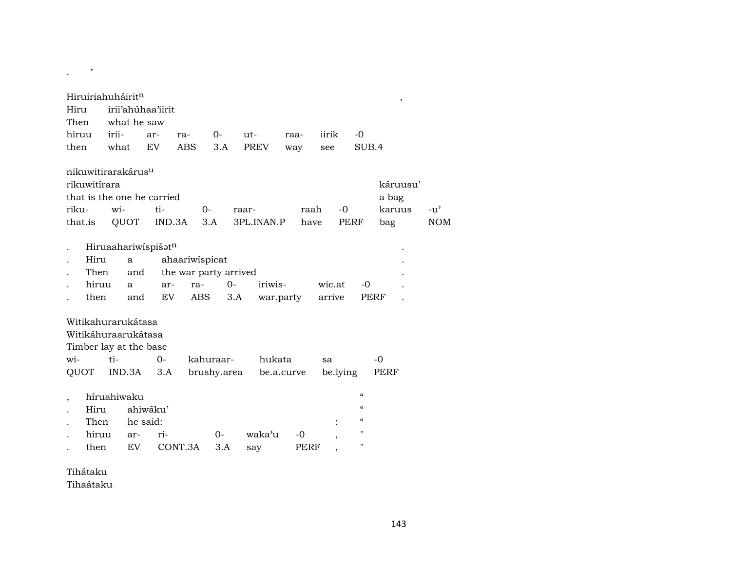.      "

Hiruiriahuháirit$^{n}$ ,

| Hiru | irii'ahúhaa'iirit | | | | | | | |
|---|---|---|---|---|---|---|---|---|
| Then | what he saw | | | | | | | |
| hiruu | irii- | ar- | ra- | 0- | ut- | raa- | iirik | -0 |
| then | what | EV | ABS | 3.A | PREV | way | see | SUB.4 |

nikuwitirarakárus$^{u}$

| rikuwitírara | | | | | | | káruusu' | |
|---|---|---|---|---|---|---|---|---|
| that is the one he carried | | | | | | | a bag | |
| riku- | wi- | ti- | 0- | raar- | raah | -0 | karuus | -u' |
| that.is | QUOT | IND.3A | 3.A | 3PL.INAN.P | have | PERF | bag | NOM |

. Hiruaahariwíspišət$^{n}$ .

| . | Hiru | a | ahaariwíspicat | | | | | | . |
|---|---|---|---|---|---|---|---|---|---|
| . | Then | and | the war party arrived | | | | | | . |
| . | hiruu | a | ar- | ra- | 0- | iriwis- | wic.at | -0 | . |
| . | then | and | EV | ABS | 3.A | war.party | arrive | PERF | . |

Witikahurarukátasa

| Witikáhuraarukátasa | | | | | | |
|---|---|---|---|---|---|---|
| Timber lay at the base | | | | | | |
| wi- | ti- | 0- | kahuraar- | hukata | sa | -0 |
| QUOT | IND.3A | 3.A | brushy.area | be.a.curve | be.lying | PERF |

, híruahiwaku "

| . | Hiru | ahiwáku' | | | | | " |
|---|---|---|---|---|---|---|---|
| . | Then | he said: | | | | : | " |
| . | hiruu | ar- | ri- | 0- | waka'u | -0 , | " |
| . | then | EV | CONT.3A | 3.A | say | PERF , | " |

Tihátaku

Tihaátaku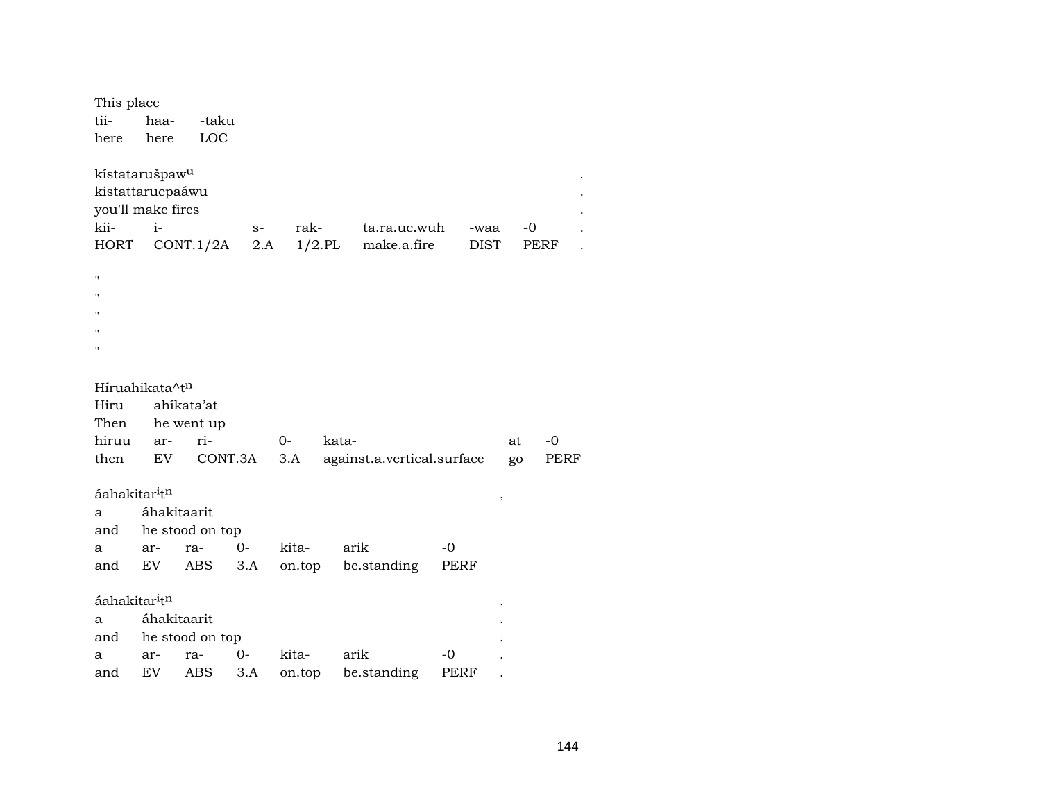This place

| tii- | haa- | -taku |
|---|---|---|
| here | here | LOC |

kístatarušpaw^u .
kistattarucpaáwu .
you'll make fires .

| kii- | i- | s- | rak- | ta.ra.uc.wuh | -waa | -0 | . |
|---|---|---|---|---|---|---|---|
| HORT | CONT.1/2A | 2.A | 1/2.PL | make.a.fire | DIST | PERF | . |

"
"
"
"
"

Híruahikata^t^n
Hiru ahíkata’at
Then he went up

| hiruu | ar- | ri- | 0- | kata- | at | -0 |
|---|---|---|---|---|---|---|
| then | EV | CONT.3A | 3.A | against.a.vertical.surface | go | PERF |

áahakitar^i t^n ,
a áhakitaarit
and he stood on top

| a | ar- | ra- | 0- | kita- | arik | -0 |
|---|---|---|---|---|---|---|
| and | EV | ABS | 3.A | on.top | be.standing | PERF |

áahakitar^i t^n .
a áhakitaarit .
and he stood on top .

| a | ar- | ra- | 0- | kita- | arik | -0 | . |
|---|---|---|---|---|---|---|---|
| and | EV | ABS | 3.A | on.top | be.standing | PERF | . |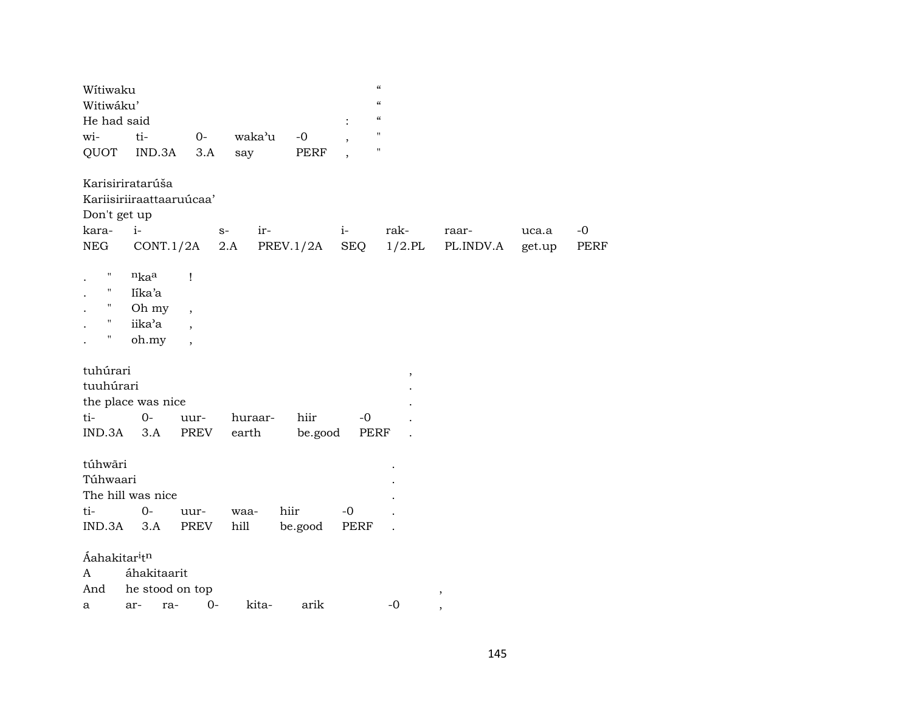Wítiwaku "
Witiwáku' "
He had said : "

| wi- | ti- | 0- | waka'u | -0 | , | " |
|---|---|---|---|---|---|---|
| QUOT | IND.3A | 3.A | say | PERF | , | " |

Karisiriratarúša
Kariisiriiraattaaruúcaa'
Don't get up

| kara- | i- | s- | ir- | i- | rak- | raar- | uca.a | -0 |
|---|---|---|---|---|---|---|---|---|
| NEG | CONT.1/2A | 2.A | PREV.1/2A | SEQ | 1/2.PL | PL.INDV.A | get.up | PERF |

. " $^{n}$ka$^{a}$ !
. " Iíka'a
. " Oh my ,
. " iika'a ,
. " oh.my ,

tuhúrari ,
tuuhúrari .
the place was nice .

| ti- | 0- | uur- | huraar- | hiir | -0 | . |
|---|---|---|---|---|---|---|
| IND.3A | 3.A | PREV | earth | be.good | PERF | . |

túhwãri .
Túhwaari .
The hill was nice .

| ti- | 0- | uur- | waa- | hiir | -0 | . |
|---|---|---|---|---|---|---|
| IND.3A | 3.A | PREV | hill | be.good | PERF | . |

Áahakitar$^{i}$t$^{n}$
A áhakitaarit
And he stood on top ,

| a | ar- | ra- | 0- | kita- | arik | -0 | , |
|---|---|---|---|---|---|---|---|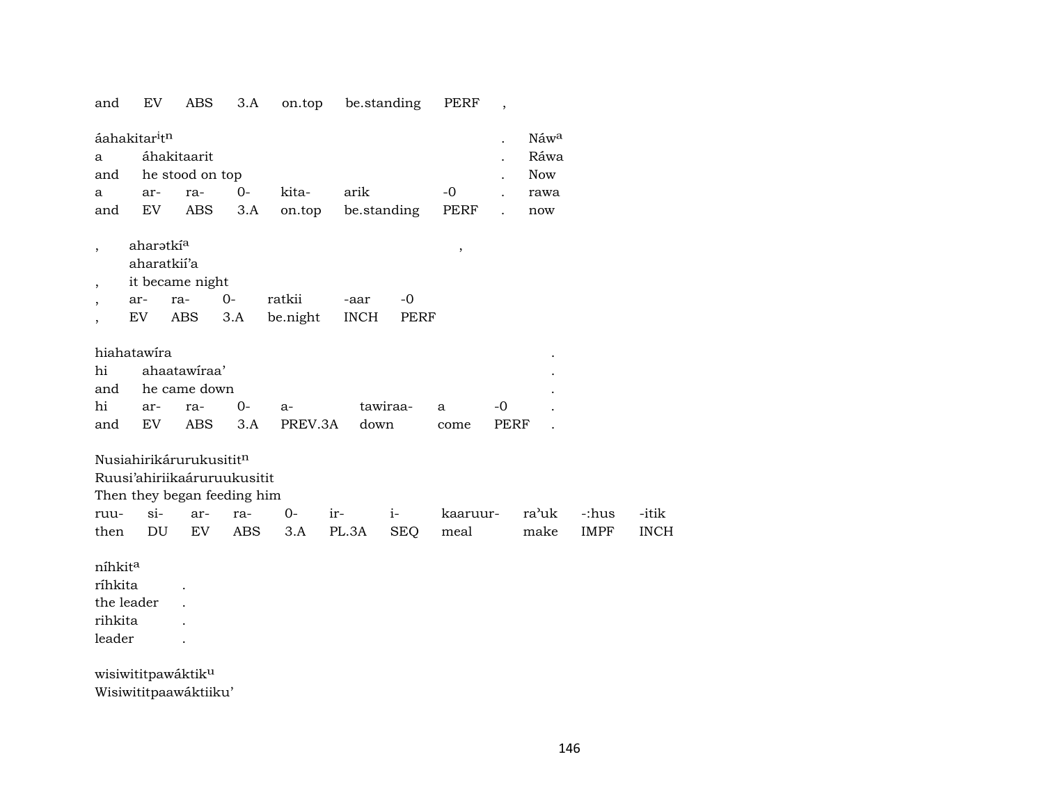and EV ABS 3.A on.top be.standing PERF ,

| áahakitar$^{i}$t$^{n}$ | | | | | | | . | Náw$^{a}$ |
|---|---|---|---|---|---|---|---|---|
| a | áhakitaarit | | | | | | . | Ráwa |
| and | he stood on top | | | | | | . | Now |
| a | ar- | ra- | 0- | kita- | arik | -0 | . | rawa |
| and | EV | ABS | 3.A | on.top | be.standing | PERF | . | now |

| , | aharətkí$^{a}$ | | | | | | , |
|---|---|---|---|---|---|---|---|
| | aharatkií'a | | | | | | |
| , | it became night | | | | | | |
| , | ar- | ra- | 0- | ratkii | -aar | -0 | |
| , | EV | ABS | 3.A | be.night | INCH | PERF | |

| hiahatawíra | | | | | | | | . |
|---|---|---|---|---|---|---|---|---|
| hi | ahaatawíraa' | | | | | | | . |
| and | he came down | | | | | | | . |
| hi | ar- | ra- | 0- | a- | tawiraa- | a | -0 | . |
| and | EV | ABS | 3.A | PREV.3A | down | come | PERF | . |

| Nusiahirikárurukusitit$^{n}$ | | | | | | | | | | |
|---|---|---|---|---|---|---|---|---|---|---|
| Ruusi'ahiriikaáruruukusitit | | | | | | | | | | |
| Then they began feeding him | | | | | | | | | | |
| ruu- | si- | ar- | ra- | 0- | ir- | i- | kaaruur- | ra'uk | -:hus | -itik |
| then | DU | EV | ABS | 3.A | PL.3A | SEQ | meal | make | IMPF | INCH |

| níhkit$^{a}$ | |
|---|---|
| ríhkita | . |
| the leader | . |
| rihkita | . |
| leader | . |

wisiwititpawáktik$^{u}$
Wisiwititpaawáktiiku'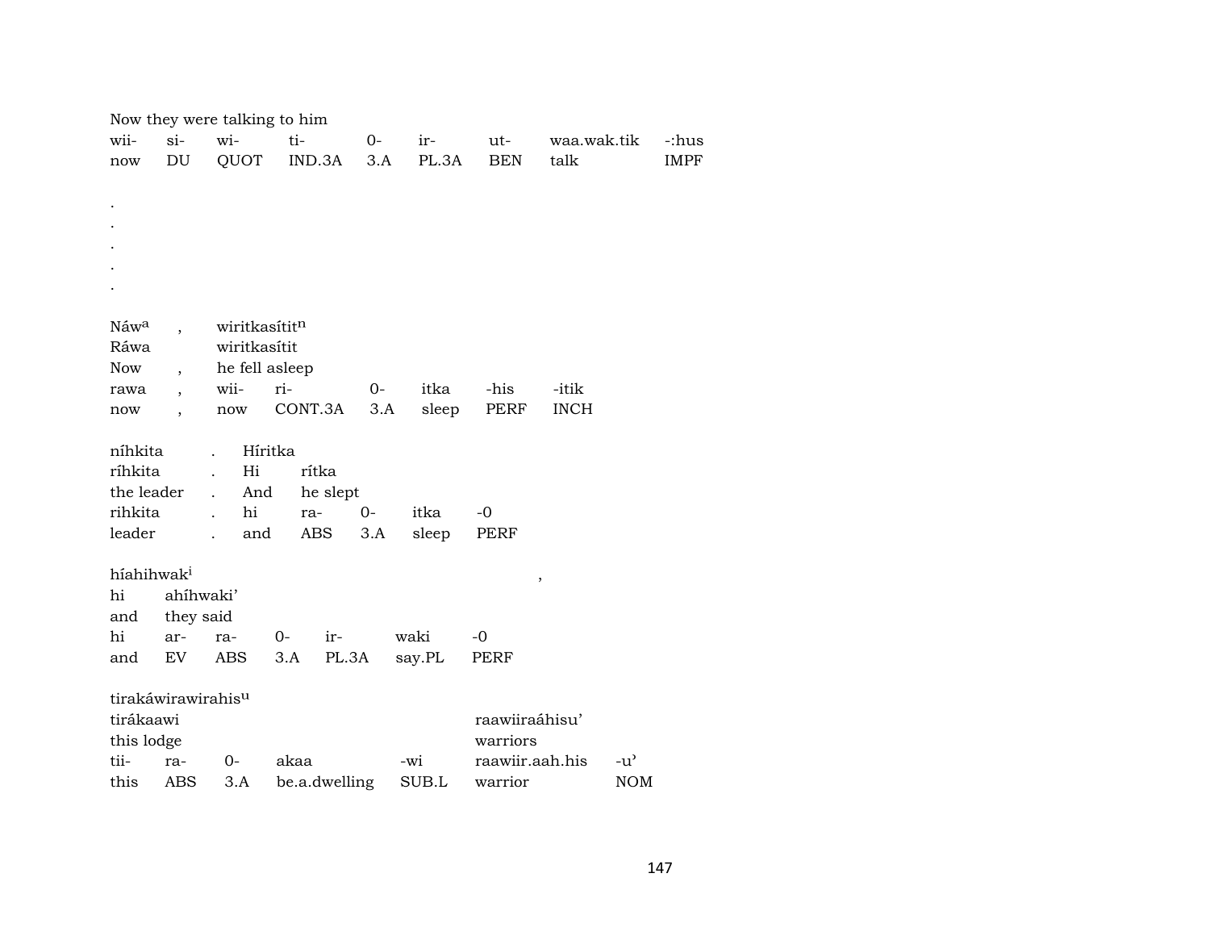Now they were talking to him

| wii- | si- | wi- | ti- | 0- | ir- | ut- | waa.wak.tik | -:hus |
|---|---|---|---|---|---|---|---|---|
| now | DU | QUOT | IND.3A | 3.A | PL.3A | BEN | talk | IMPF |

.
.
.
.
.

| Náw[a] | , | wiritkasítit[n] | | | | | |
|---|---|---|---|---|---|---|---|
| Ráwa | | wiritkasítit | | | | | |
| Now | , | he fell asleep | | | | | |
| rawa | , | wii- | ri- | 0- | itka | -his | -itik |
| now | , | now | CONT.3A | 3.A | sleep | PERF | INCH |

| níhkita | . | Híritka | | | | |
|---|---|---|---|---|---|---|
| ríhkita | . | Hi | rítka | | | |
| the leader | . | And | he slept | | | |
| rihkita | . | hi | ra- | 0- | itka | -0 |
| leader | . | and | ABS | 3.A | sleep | PERF |

| híahihwak[i] | | | | | | | , |
|---|---|---|---|---|---|---|---|
| hi | ahíhwaki' | | | | | | |
| and | they said | | | | | | |
| hi | ar- | ra- | 0- | ir- | waki | -0 | |
| and | EV | ABS | 3.A | PL.3A | say.PL | PERF | |

| tirakáwirawirahis[u] | | | | | | |
|---|---|---|---|---|---|---|
| tirákaawi | | | | | raawiiraáhisu' | |
| this lodge | | | | | warriors | |
| tii- | ra- | 0- | akaa | -wi | raawiir.aah.his | -u' |
| this | ABS | 3.A | be.a.dwelling | SUB.L | warrior | NOM |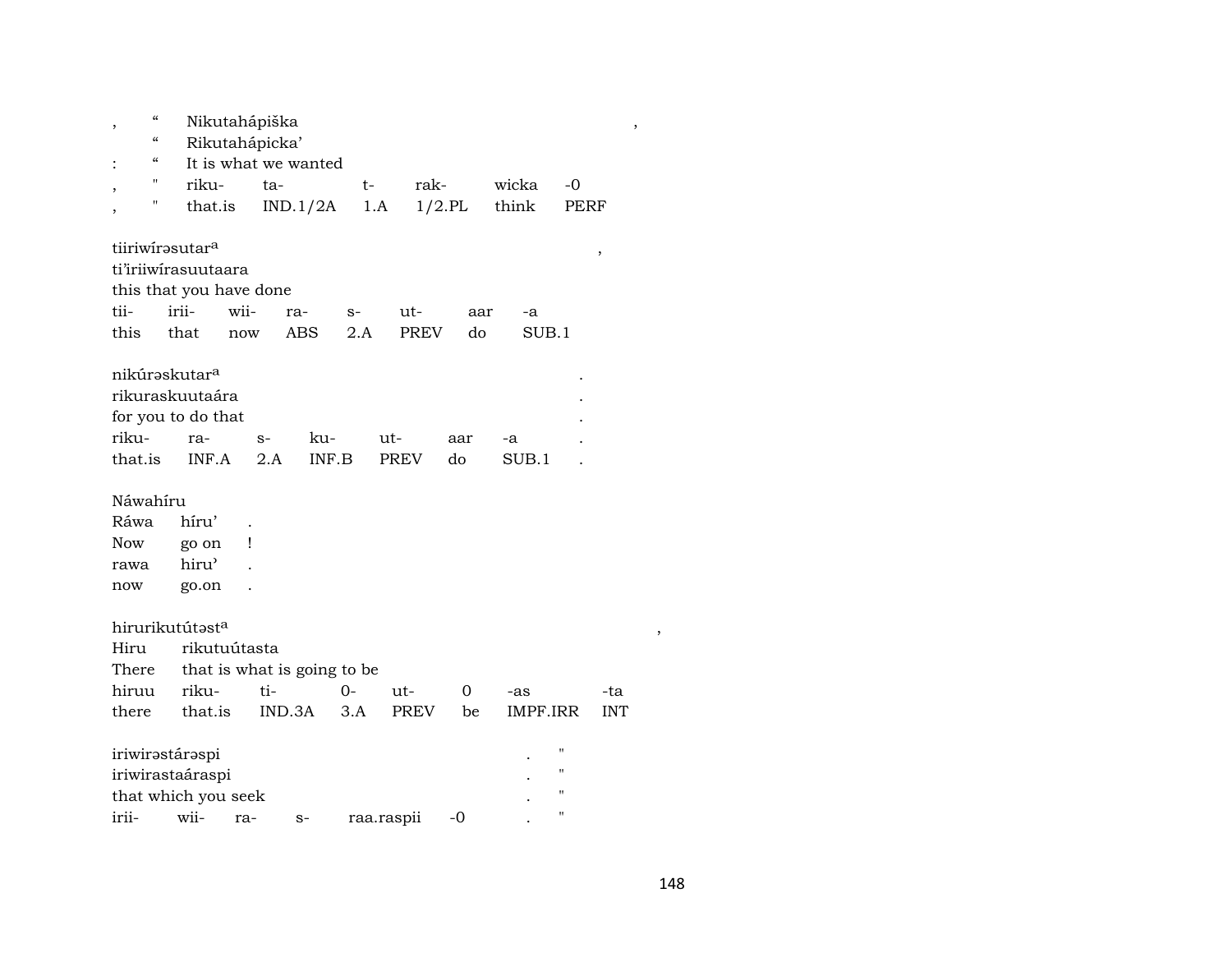| , | “ | Nikutahápiška | | | | | , |
|---|---|---|---|---|---|---|---|
| | “ | Rikutahápicka’ | | | | | |
| : | “ | It is what we wanted | | | | | |
| , | " | riku- | ta- | t- | rak- | wicka | -0 |
| , | " | that.is | IND.1/2A | 1.A | 1/2.PL | think | PERF |

| tiiriwírəsutar^a | | | | | | | | , |
|---|---|---|---|---|---|---|---|---|
| ti’iriiwírasuutaara | | | | | | | | |
| this that you have done | | | | | | | | |
| tii- | irii- | wii- | ra- | s- | ut- | aar | -a | |
| this | that | now | ABS | 2.A | PREV | do | SUB.1 | |

| nikúrəskutar^a | | | | | | | . |
|---|---|---|---|---|---|---|---|
| rikuraskuutaára | | | | | | | . |
| for you to do that | | | | | | | . |
| riku- | ra- | s- | ku- | ut- | aar | -a | . |
| that.is | INF.A | 2.A | INF.B | PREV | do | SUB.1 | . |

| Náwahíru | | |
|---|---|---|
| Ráwa | híru’ | . |
| Now | go on | ! |
| rawa | hiru’ | . |
| now | go.on | . |

| hirurikutútəst^a | | | | | | | | , |
|---|---|---|---|---|---|---|---|---|
| Hiru | rikutuútasta | | | | | | | |
| There | that is what is going to be | | | | | | | |
| hiruu | riku- | ti- | 0- | ut- | 0 | -as | -ta | |
| there | that.is | IND.3A | 3.A | PREV | be | IMPF.IRR | INT | |

| iriwirəstárəspi | | | | | | . | " |
|---|---|---|---|---|---|---|---|
| iriwirastaáraspi | | | | | | . | " |
| that which you seek | | | | | | . | " |
| irii- | wii- | ra- | s- | raa.raspii | -0 | . | " |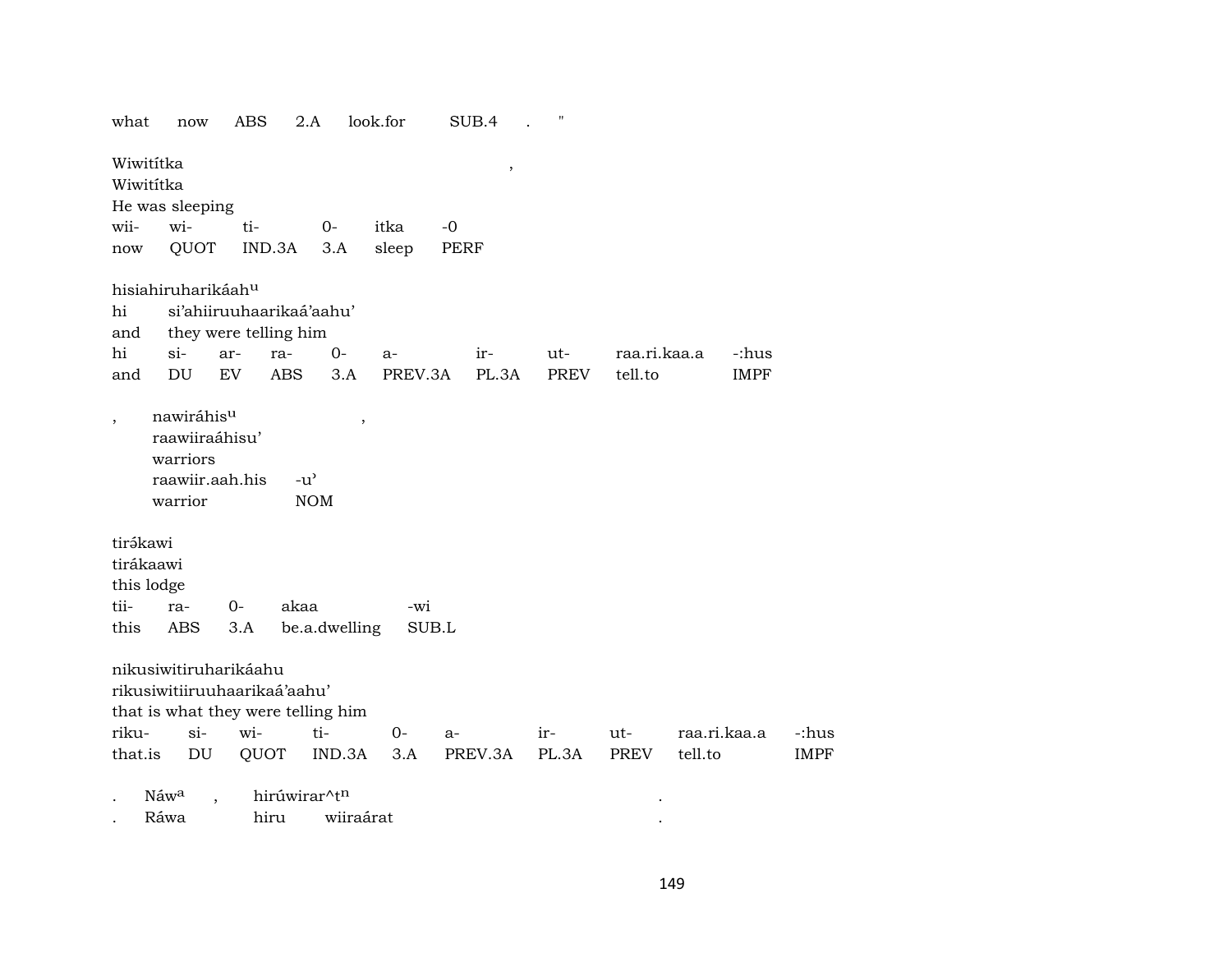what now ABS 2.A look.for SUB.4 . "

Wiwitítka ,
Wiwitítka
He was sleeping

| wii- | wi- | ti- | 0- | itka | -0 |
|---|---|---|---|---|---|
| now | QUOT | IND.3A | 3.A | sleep | PERF |

hisiahiruharikáah^u
hi si'ahiiruuhaarikaá'aahu'
and they were telling him

| hi | si- | ar- | ra- | 0- | a- | ir- | ut- | raa.ri.kaa.a | -:hus |
|---|---|---|---|---|---|---|---|---|---|
| and | DU | EV | ABS | 3.A | PREV.3A | PL.3A | PREV | tell.to | IMPF |

, nawiráhis^u ,
raawiiraáhisu'
warriors

| raawiir.aah.his | -u' |
|---|---|
| warrior | NOM |

tirə́kawi
tirákaawi
this lodge

| tii- | ra- | 0- | akaa | -wi |
|---|---|---|---|---|
| this | ABS | 3.A | be.a.dwelling | SUB.L |

nikusiwitiruharikáahu
rikusiwitiiruuhaarikaá'aahu'
that is what they were telling him

| riku- | si- | wi- | ti- | 0- | a- | ir- | ut- | raa.ri.kaa.a | -:hus |
|---|---|---|---|---|---|---|---|---|---|
| that.is | DU | QUOT | IND.3A | 3.A | PREV.3A | PL.3A | PREV | tell.to | IMPF |

. Náw^a , hirúwirar^t^n .
. Ráwa hiru wiiraárat .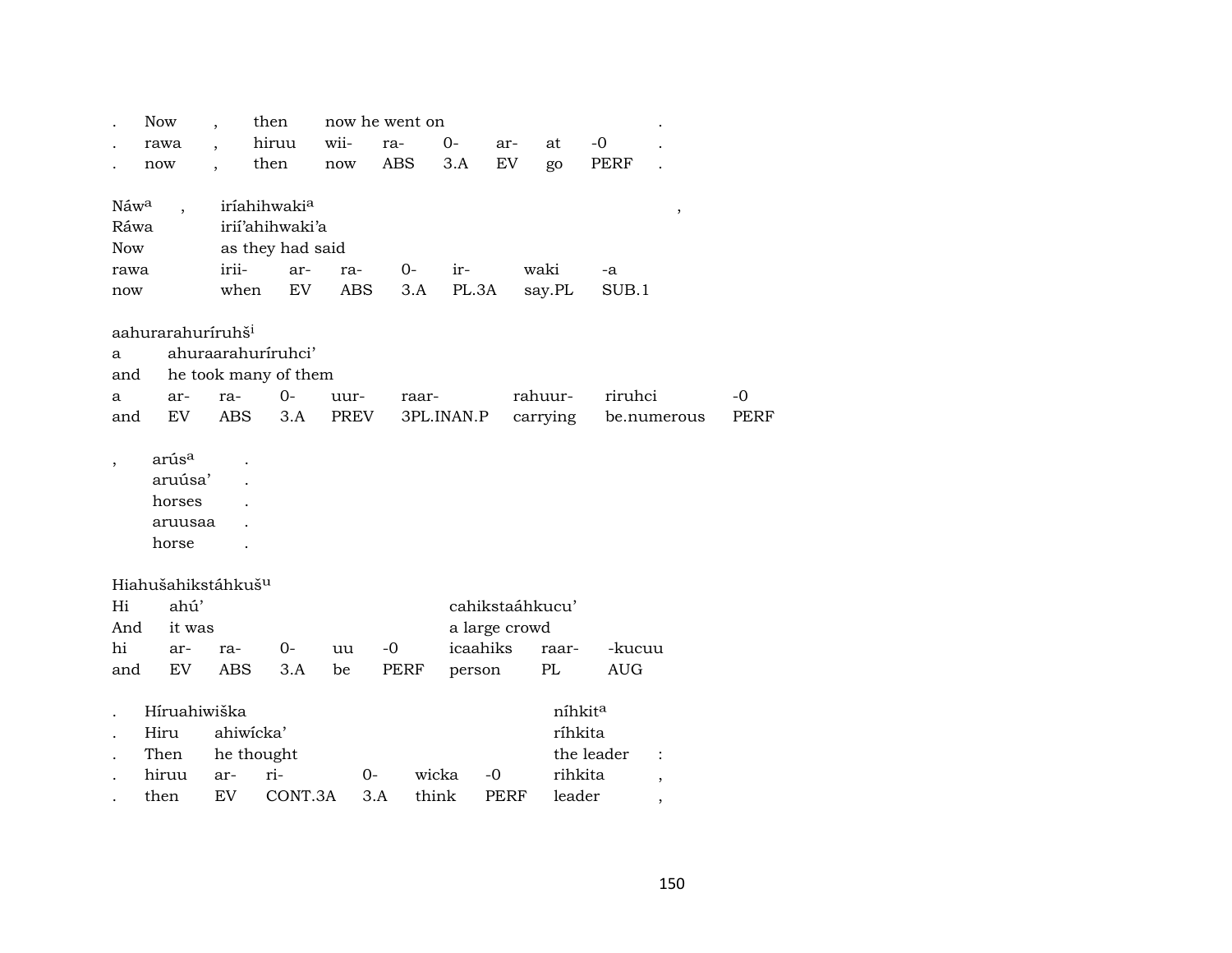| . | Now | , | then | now he went on | | | | | . |
|---|---|---|---|---|---|---|---|---|---|
| . | rawa | , | hiruu | wii- | ra- | 0- | ar- | at | -0 | . |
| . | now | , | then | now | ABS | 3.A | EV | go | PERF | . |

| Náw[a] | , | iríahihwaki[a] | | | | | | , |
|---|---|---|---|---|---|---|---|---|
| Ráwa | | irií'ahihwaki'a | | | | | | |
| Now | | as they had said | | | | | | |
| rawa | | irii- | ar- | ra- | 0- | ir- | waki | -a |
| now | | when | EV | ABS | 3.A | PL.3A | say.PL | SUB.1 |

| aahurarahuríruhš[i] | | | | | | | | |
|---|---|---|---|---|---|---|---|---|
| a | ahuraarahuríruhci' | | | | | | | |
| and | he took many of them | | | | | | | |
| a | ar- | ra- | 0- | uur- | raar- | rahuur- | riruhci | -0 |
| and | EV | ABS | 3.A | PREV | 3PL.INAN.P | carrying | be.numerous | PERF |

| , | arús[a] | . |
|---|---|---|
| | aruúsa' | . |
| | horses | . |
| | aruusaa | . |
| | horse | . |

| Hiahušahikstáhkuš[u] | | | | | | | | |
|---|---|---|---|---|---|---|---|---|
| Hi | ahú' | | | | | cahikstaáhkucu' | | |
| And | it was | | | | | a large crowd | | |
| hi | ar- | ra- | 0- | uu | -0 | icaahiks | raar- | -kucuu |
| and | EV | ABS | 3.A | be | PERF | person | PL | AUG |

| . | Híruahiwiška | | | | | níhkit[a] | |
|---|---|---|---|---|---|---|---|
| . | Hiru | ahiwícka' | | | | ríhkita | |
| . | Then | he thought | | | | the leader | : |
| . | hiruu | ar- | ri- | 0- | wicka | -0 | rihkita | , |
| . | then | EV | CONT.3A | 3.A | think | PERF | leader | , |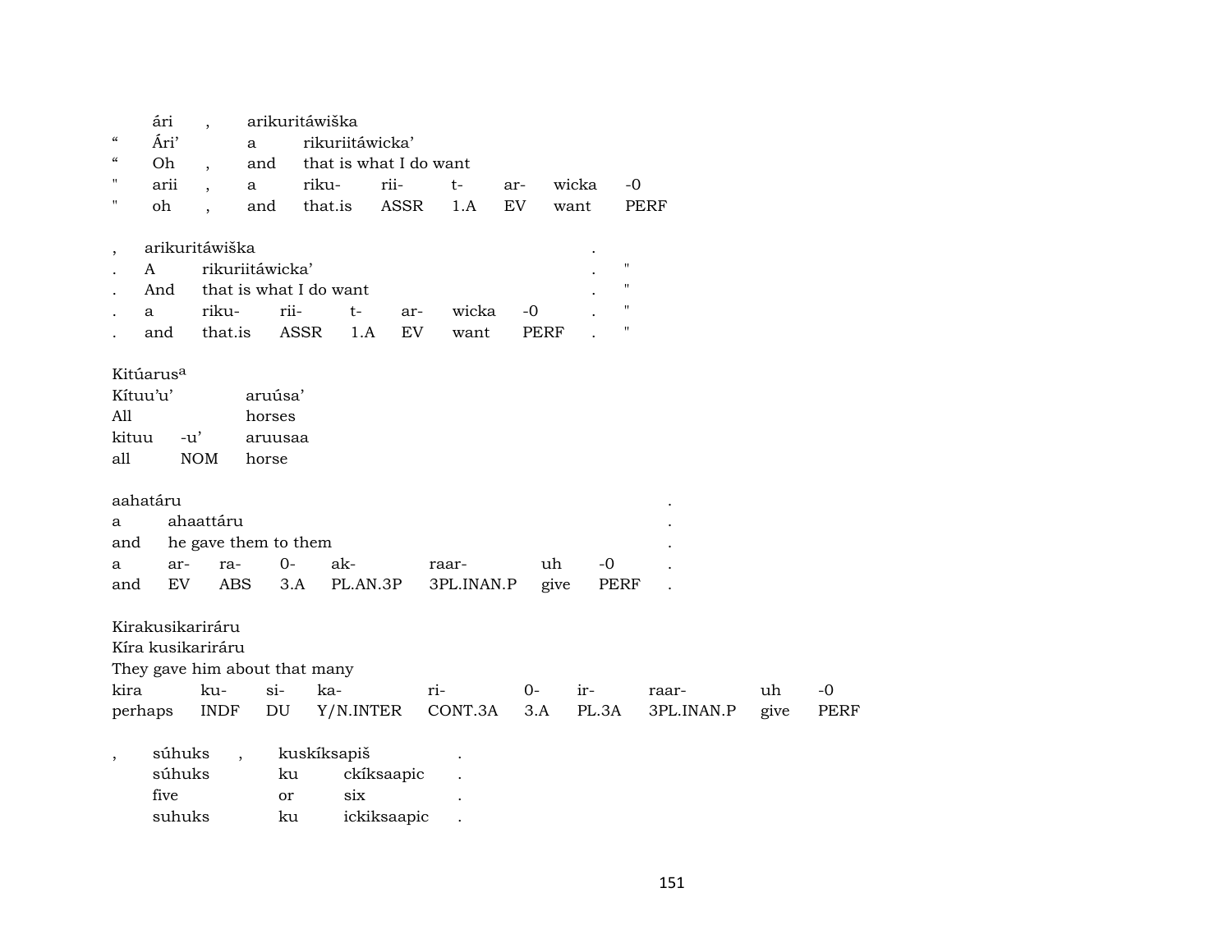| | ári | , | arikuritáwiška | | | | | |
|---|---|---|---|---|---|---|---|---|
| “ | Ári’ | | a | rikuriitáwicka’ | | | | |
| “ | Oh | , | and | that is what I do want | | | | |
| " | arii | , | a | riku- | rii- | t- | ar- | wicka | -0 |
| " | oh | , | and | that.is | ASSR | 1.A | EV | want | PERF |

| , | arikuritáwiška | | | | | | | . | |
|---|---|---|---|---|---|---|---|---|---|
| . | A | rikuriitáwicka’ | | | | | | . | " |
| . | And | that is what I do want | | | | | | . | " |
| . | a | riku- | rii- | t- | ar- | wicka | -0 | . | " |
| . | and | that.is | ASSR | 1.A | EV | want | PERF | . | " |

| Kitúarus[a] | | |
|---|---|---|
| Kítuu’u’ | | aruúsa’ |
| All | | horses |
| kituu | -u’ | aruusaa |
| all | NOM | horse |

| aahatáru | | | | | | | | . |
|---|---|---|---|---|---|---|---|---|
| a | ahaattáru | | | | | | | . |
| and | he gave them to them | | | | | | | . |
| a | ar- | ra- | 0- | ak- | raar- | uh | -0 | . |
| and | EV | ABS | 3.A | PL.AN.3P | 3PL.INAN.P | give | PERF | . |

| Kirakusikariráru | | | | | | | | | |
|---|---|---|---|---|---|---|---|---|---|
| Kíra kusikariráru | | | | | | | | | |
| They gave him about that many | | | | | | | | | |
| kira | ku- | si- | ka- | ri- | 0- | ir- | raar- | uh | -0 |
| perhaps | INDF | DU | Y/N.INTER | CONT.3A | 3.A | PL.3A | 3PL.INAN.P | give | PERF |

| , | súhuks | , | kuskíksapiš | | . |
|---|---|---|---|---|---|
| | súhuks | | ku | ckíksaapic | . |
| | five | | or | six | . |
| | suhuks | | ku | ickiksaapic | . |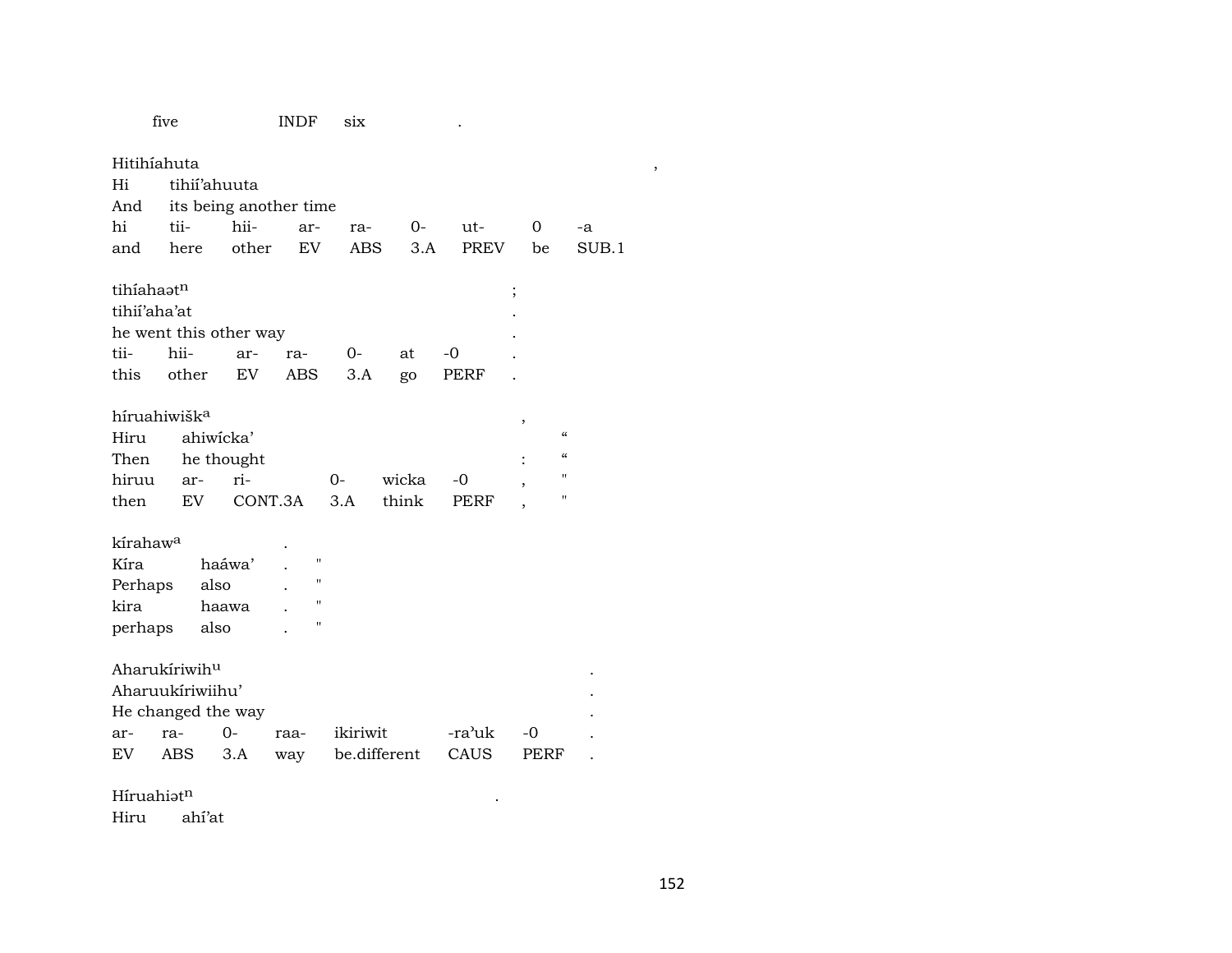five INDF six .

Hitihíahuta ,
Hi tihií'ahuuta
And its being another time
hi tii- hii- ar- ra- 0- ut- 0 -a
and here other EV ABS 3.A PREV be SUB.1

tihíahaət$^{n}$ ;
tihií'aha'at .
he went this other way .
tii- hii- ar- ra- 0- at -0 .
this other EV ABS 3.A go PERF .

híruahiwišk$^{a}$ ,
Hiru ahiwícka' "
Then he thought : "
hiruu ar- ri- 0- wicka -0 , "
then EV CONT.3A 3.A think PERF , "

kírahaw$^{a}$ .
Kíra haáwa' . "
Perhaps also . "
kira haawa . "
perhaps also . "

Aharukíriwih$^{u}$ .
Aharuukíriwiihu' .
He changed the way .
ar- ra- 0- raa- ikiriwit -ra'uk -0 .
EV ABS 3.A way be.different CAUS PERF .

Híruahiət$^{n}$ .
Hiru ahí'at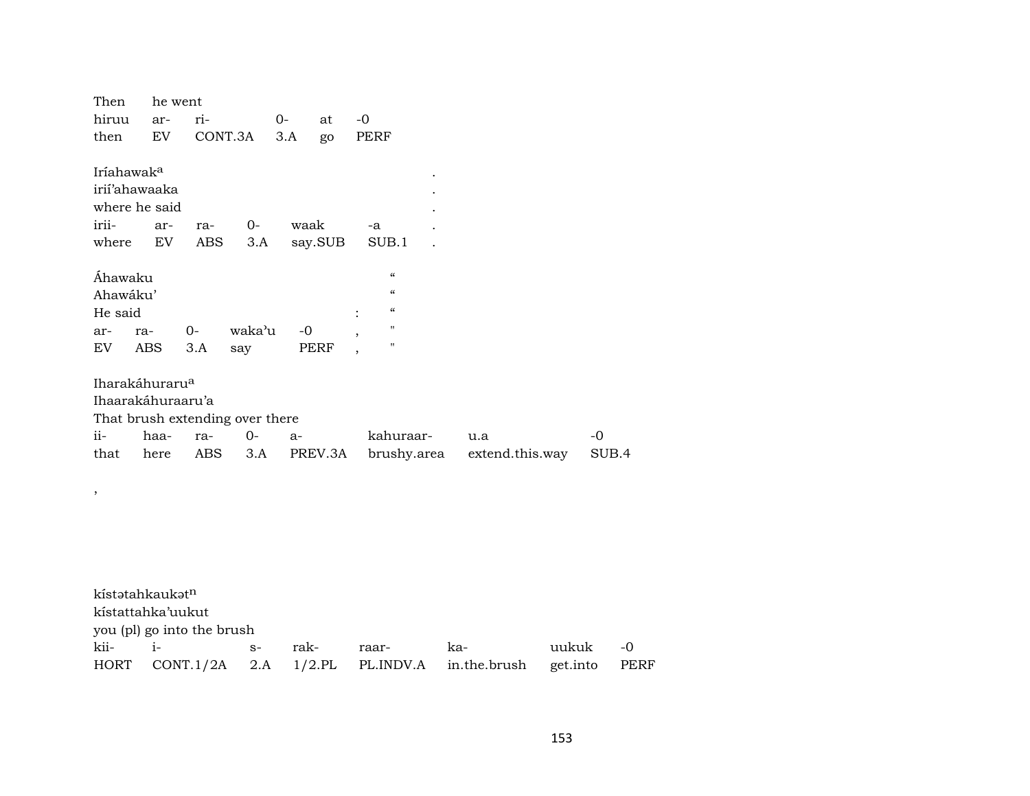Then he went

| hiruu | ar- | ri- | 0- | at | -0 |
|---|---|---|---|---|---|
| then | EV | CONT.3A | 3.A | go | PERF |

Iríahawak[a] .

irií'ahawaaka .

where he said .

| irii- | ar- | ra- | 0- | waak | -a | . |
|---|---|---|---|---|---|---|
| where | EV | ABS | 3.A | say.SUB | SUB.1 | . |

Áhawaku "

Ahawáku' "

He said : "

| ar- | ra- | 0- | waka'u | -0 | , | " |
|---|---|---|---|---|---|---|
| EV | ABS | 3.A | say | PERF | , | " |

Iharakáhuraru[a]

Ihaarakáhuraaru'a

That brush extending over there

| ii- | haa- | ra- | 0- | a- | kahuraar- | u.a | -0 |
|---|---|---|---|---|---|---|---|
| that | here | ABS | 3.A | PREV.3A | brushy.area | extend.this.way | SUB.4 |

,

kístətahkaukət[n]

kístattahka'uukut

you (pl) go into the brush

| kii- | i- | s- | rak- | raar- | ka- | uukuk | -0 |
|---|---|---|---|---|---|---|---|
| HORT | CONT.1/2A | 2.A | 1/2.PL | PL.INDV.A | in.the.brush | get.into | PERF |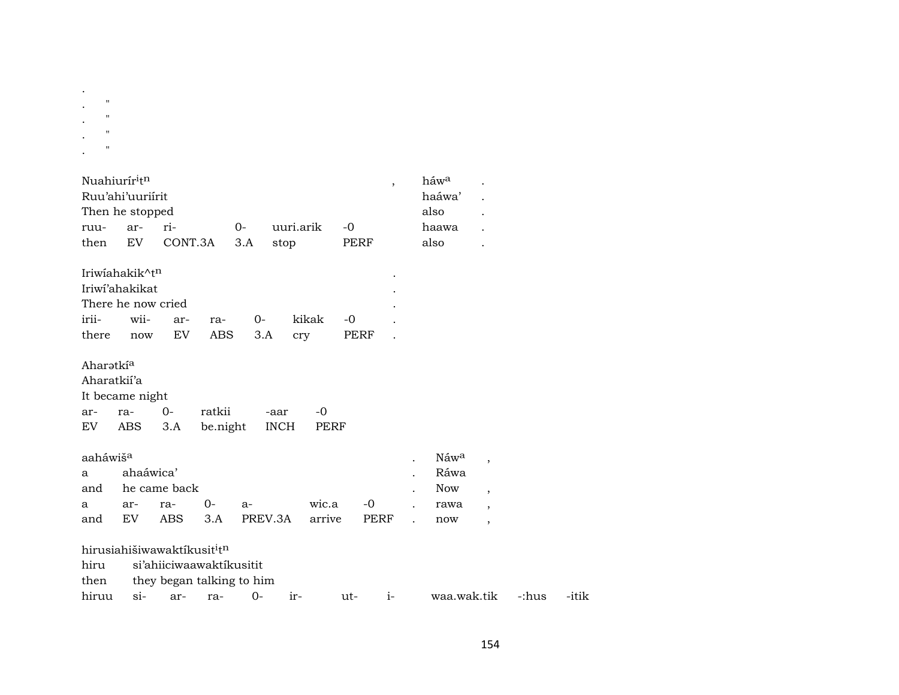.
. "
. "
. "
. "

| Nuahiurír$^{i}$t$^{n}$ | | | | | | , | háw$^{a}$ | . |
|---|---|---|---|---|---|---|---|---|
| Ruu'ahi'uuriírit | | | | | | | haáwa' | . |
| Then he stopped | | | | | | | also | . |
| ruu- | ar- | ri- | 0- | uuri.arik | -0 | | haawa | . |
| then | EV | CONT.3A | 3.A | stop | PERF | | also | . |

| Iriwíahakik^t$^{n}$ | | | | | | | . |
|---|---|---|---|---|---|---|---|
| Iriwí'ahakikat | | | | | | | . |
| There he now cried | | | | | | | . |
| irii- | wii- | ar- | ra- | 0- | kikak | -0 | . |
| there | now | EV | ABS | 3.A | cry | PERF | . |

| Aharətkí$^{a}$ | | | | | |
|---|---|---|---|---|---|
| Aharatkií'a | | | | | |
| It became night | | | | | |
| ar- | ra- | 0- | ratkii | -aar | -0 |
| EV | ABS | 3.A | be.night | INCH | PERF |

| aaháwiš$^{a}$ | | | | | | | . | Náw$^{a}$ | , |
|---|---|---|---|---|---|---|---|---|---|
| a | ahaáwica' | | | | | | . | Ráwa | |
| and | he came back | | | | | | . | Now | , |
| a | ar- | ra- | 0- | a- | wic.a | -0 | . | rawa | , |
| and | EV | ABS | 3.A | PREV.3A | arrive | PERF | . | now | , |

| hirusiahišiwawaktíkusit$^{i}$t$^{n}$ | | | | | | | | | | |
|---|---|---|---|---|---|---|---|---|---|---|
| hiru | si'ahiiciwaawaktíkusitit | | | | | | | | | |
| then | they began talking to him | | | | | | | | | |
| hiruu | si- | ar- | ra- | 0- | ir- | ut- | i- | waa.wak.tik | -:hus | -itik |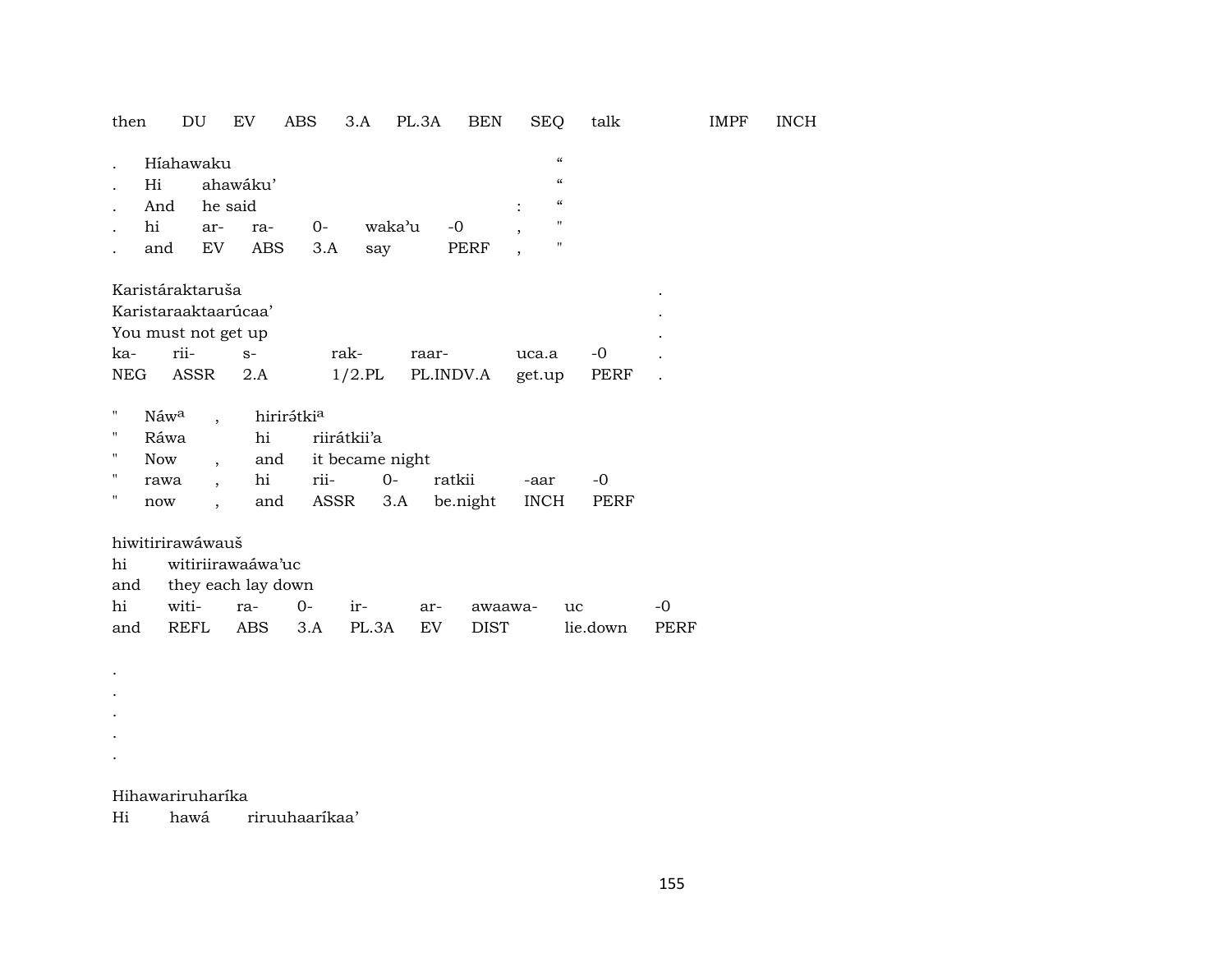then DU EV ABS 3.A PL.3A BEN SEQ talk IMPF INCH

| . | Híahawaku | | | | | | “ |
|---|---|---|---|---|---|---|---|
| . | Hi | ahawáku’ | | | | | “ |
| . | And | he said | | | | : | “ |
| . | hi | ar- | ra- | 0- | waka’u | -0 , | " |
| . | and | EV | ABS | 3.A | say | PERF , | " |

| Karistáraktaruša | | | | | | . |
|---|---|---|---|---|---|---|
| Karistaraaktaarúcaa’ | | | | | | . |
| You must not get up | | | | | | . |
| ka- | rii- | s- | rak- | raar- | uca.a | -0 . |
| NEG | ASSR | 2.A | 1/2.PL | PL.INDV.A | get.up | PERF . |

| " | Náwᵃ | , | hirirətkiᵃ | | | | |
|---|---|---|---|---|---|---|---|
| " | Ráwa | | hi | riirátkii’a | | | |
| " | Now | , | and | it became night | | | |
| " | rawa | , | hi | rii- | 0- | ratkii | -aar -0 |
| " | now | , | and | ASSR | 3.A | be.night | INCH PERF |

| hiwitiririrawáwauš | | | | | | | | |
|---|---|---|---|---|---|---|---|---|
| hi | witiriirawaáwa’uc | | | | | | | |
| and | they each lay down | | | | | | | |
| hi | witi- | ra- | 0- | ir- | ar- | awaawa- | uc | -0 |
| and | REFL | ABS | 3.A | PL.3A | EV | DIST | lie.down | PERF |

.
.
.
.
.

Hihawariruharíka
Hi hawá riruuhaarikaa’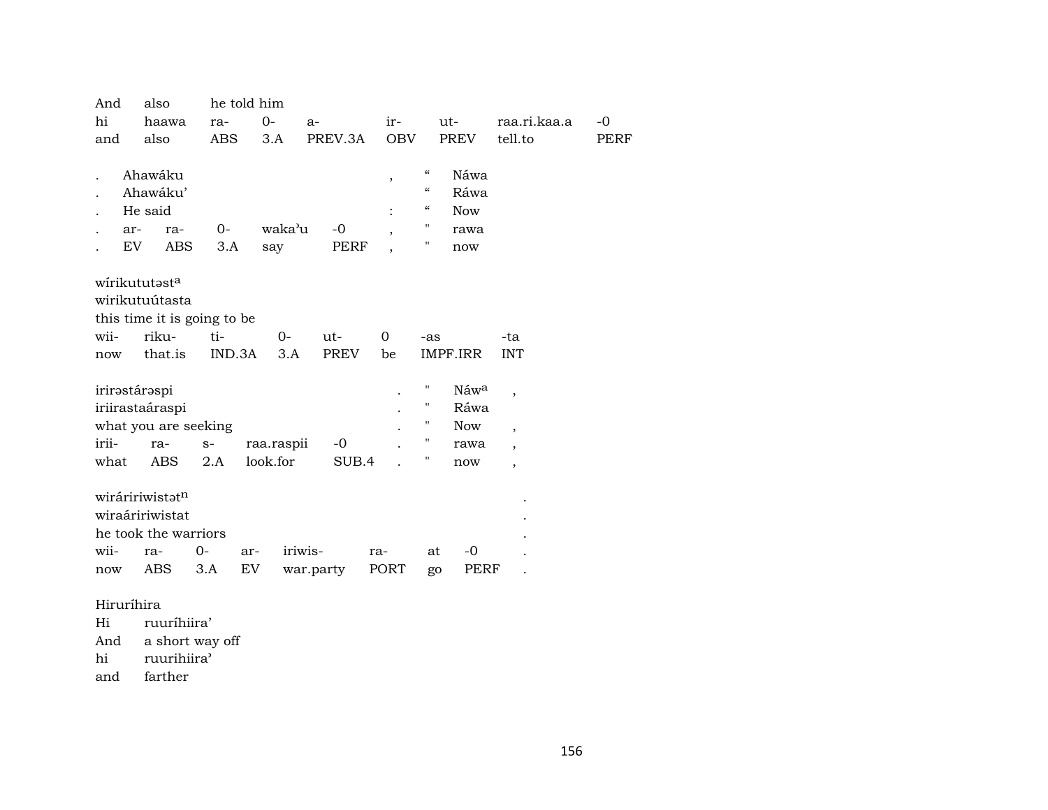| And | also | he told him | | | | | | |
|---|---|---|---|---|---|---|---|---|
| hi | haawa | ra- | 0- | a- | ir- | ut- | raa.ri.kaa.a | -0 |
| and | also | ABS | 3.A | PREV.3A | OBV | PREV | tell.to | PERF |

| . | Ahawáku | | | | | , | “ | Náwa |
|---|---|---|---|---|---|---|---|---|
| . | Ahawáku’ | | | | | | “ | Ráwa |
| . | He said | | | | | : | “ | Now |
| . | ar- | ra- | 0- | waka’u | -0 | , | " | rawa |
| . | EV | ABS | 3.A | say | PERF | , | " | now |

| wírikututəst[a] | | | | | | | |
|---|---|---|---|---|---|---|---|
| wirikutuútasta | | | | | | | |
| this time it is going to be | | | | | | | |
| wii- | riku- | ti- | 0- | ut- | 0 | -as | -ta |
| now | that.is | IND.3A | 3.A | PREV | be | IMPF.IRR | INT |

| irirəstárəspi | | | | | . | " | Náw[a] | , |
|---|---|---|---|---|---|---|---|---|
| iriirastaáraspi | | | | | . | " | Ráwa | |
| what you are seeking | | | | | . | " | Now | , |
| irii- | ra- | s- | raa.raspii | -0 | . | " | rawa | , |
| what | ABS | 2.A | look.for | SUB.4 | . | " | now | , |

| wiráririwistət[n] | | | | | | | | . |
|---|---|---|---|---|---|---|---|---|
| wiraáririwistat | | | | | | | | . |
| he took the warriors | | | | | | | | . |
| wii- | ra- | 0- | ar- | iriwis- | ra- | at | -0 | . |
| now | ABS | 3.A | EV | war.party | PORT | go | PERF | . |

| Hiruríhira | |
|---|---|
| Hi | ruuríhiira’ |
| And | a short way off |
| hi | ruurihiira’ |
| and | farther |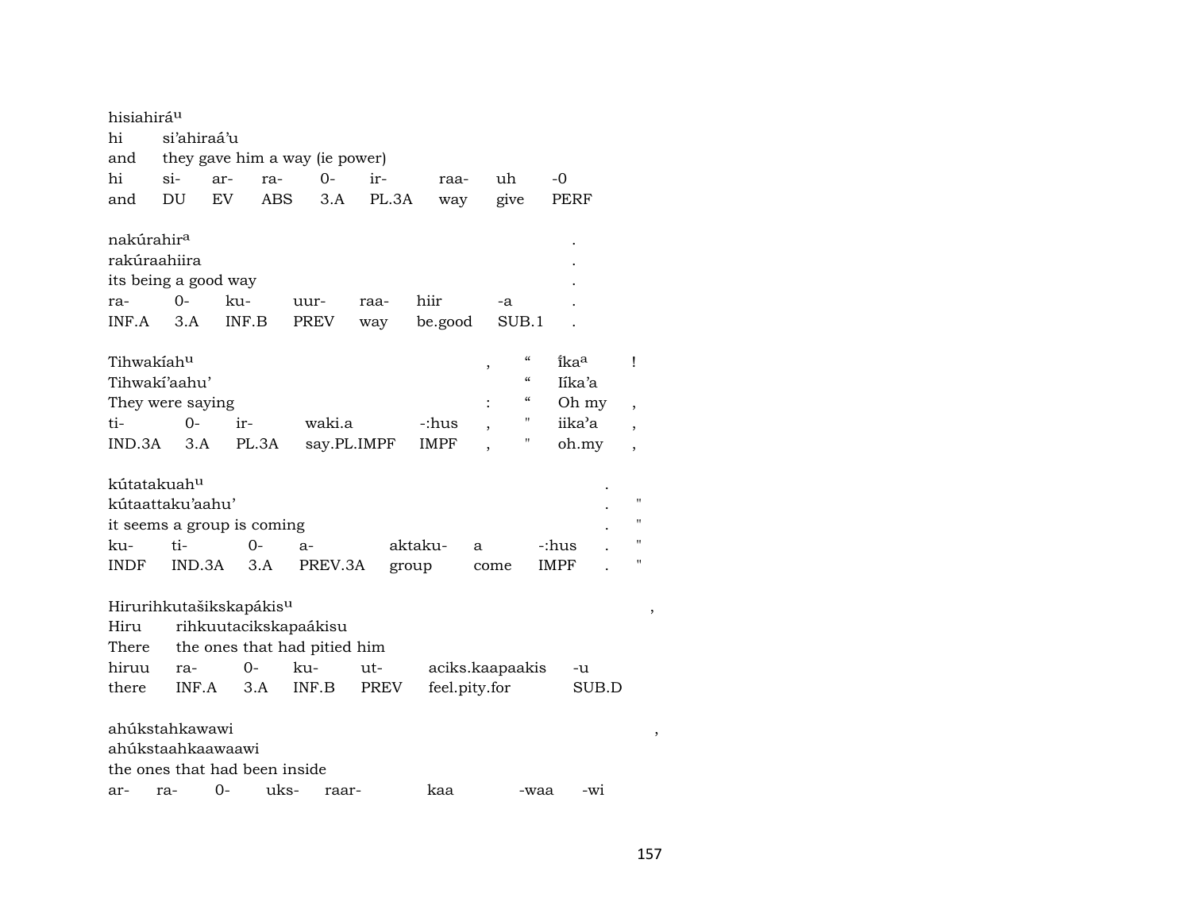hisiahirá^u
hi si'ahiraá'u
and they gave him a way (ie power)

| hi | si- | ar- | ra- | 0- | ir- | raa- | uh | -0 |
|---|---|---|---|---|---|---|---|---|
| and | DU | EV | ABS | 3.A | PL.3A | way | give | PERF |

nakúrahir^a .
rakúraahiira .
its being a good way .

| ra- | 0- | ku- | uur- | raa- | hiir | -a | . |
|---|---|---|---|---|---|---|---|
| INF.A | 3.A | INF.B | PREV | way | be.good | SUB.1 | . |

Tihwakíah^u , " íka^a !
Tihwakí'aahu' " Iíka'a
They were saying : " Oh my ,

| ti- | 0- | ir- | waki.a | -:hus | , | " | iika'a | , |
|---|---|---|---|---|---|---|---|---|
| IND.3A | 3.A | PL.3A | say.PL.IMPF | IMPF | , | " | oh.my | , |

kútatakuah^u .
kútaattaku'aahu' . "
it seems a group is coming . "

| ku- | ti- | 0- | a- | aktaku- | a | -:hus | . | " |
|---|---|---|---|---|---|---|---|---|
| INDF | IND.3A | 3.A | PREV.3A | group | come | IMPF | . | " |

Hirurihkutašikskapákis^u ,
Hiru rihkuutacikskapaákisu
There the ones that had pitied him

| hiruu | ra- | 0- | ku- | ut- | aciks.kaapaakis | -u |
|---|---|---|---|---|---|---|
| there | INF.A | 3.A | INF.B | PREV | feel.pity.for | SUB.D |

ahúkstahkawawi ,
ahúkstaahkaawaawi
the ones that had been inside

| ar- | ra- | 0- | uks- | raar- | kaa | -waa | -wi |
|---|---|---|---|---|---|---|---|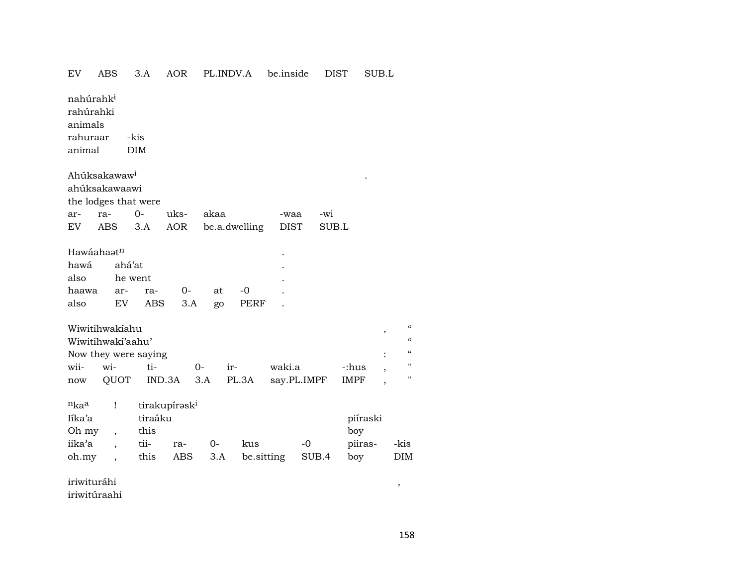| EV | ABS | 3.A | AOR | PL.INDV.A | be.inside | DIST | SUB.L |
|---|---|---|---|---|---|---|---|

nahúrahk[i]
rahúrahki
animals

| rahuraar | -kis |
|---|---|
| animal | DIM |

Ahúksakawaw[i] .
ahúksakawaawi
the lodges that were

| ar- | ra- | 0- | uks- | akaa | -waa | -wi |
|---|---|---|---|---|---|---|
| EV | ABS | 3.A | AOR | be.a.dwelling | DIST | SUB.L |

Hawáahaətⁿ .

| hawá | ahá'at | | | | . |
|---|---|---|---|---|---|
| also | he went | | | | . |
| haawa | ar- | ra- | 0- | at | -0 | . |
| also | EV | ABS | 3.A | go | PERF | . |

Wiwitihwakíahu , "
Wiwitihwakí'aahu' "
Now they were saying : "

| wii- | wi- | ti- | 0- | ir- | waki.a | -:hus | , | " |
|---|---|---|---|---|---|---|---|---|
| now | QUOT | IND.3A | 3.A | PL.3A | say.PL.IMPF | IMPF | , | " |

ⁿkaᵃ ! tirakupírəsk[i]

| Iíka'a | | tiraáku | | | | | piíraski | |
|---|---|---|---|---|---|---|---|---|
| Oh my | , | this | | | | | boy | |
| iika'a | , | tii- | ra- | 0- | kus | -0 | piiras- | -kis |
| oh.my | , | this | ABS | 3.A | be.sitting | SUB.4 | boy | DIM |

iriwituráhi ,
iriwitúraahi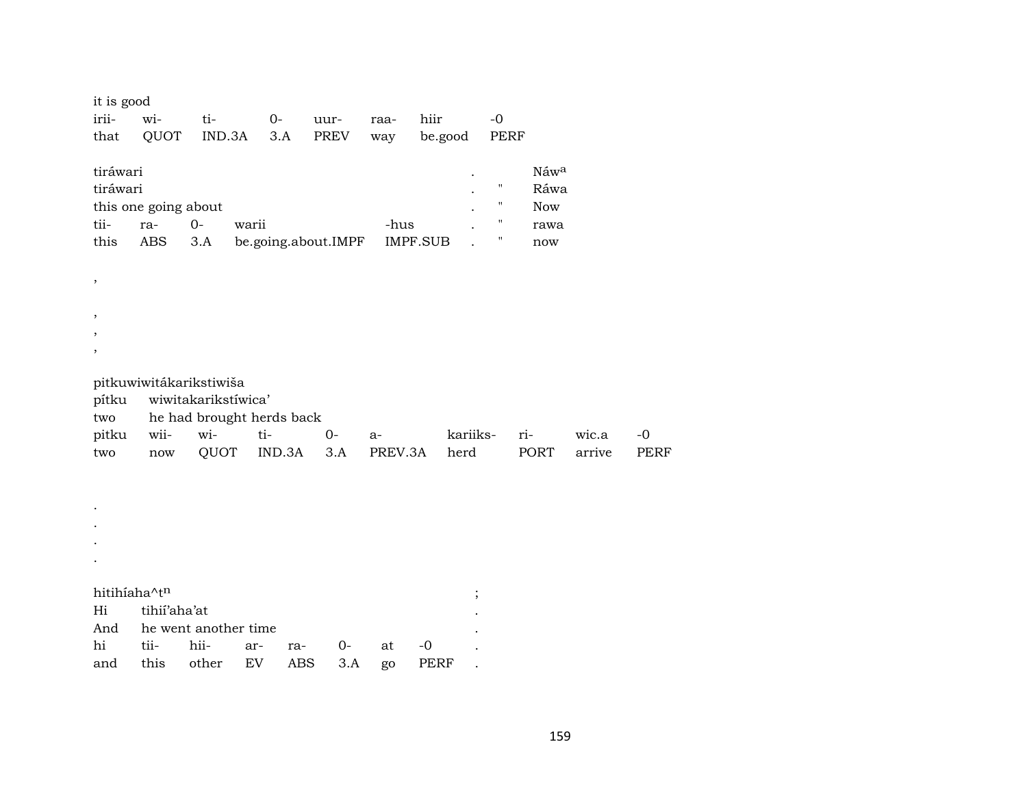it is good

| irii- | wi- | ti- | 0- | uur- | raa- | hiir | -0 |
|---|---|---|---|---|---|---|---|
| that | QUOT | IND.3A | 3.A | PREV | way | be.good | PERF |

| tiráwari | | | | | . | | Náw[a] |
|---|---|---|---|---|---|---|---|
| tiráwari | | | | | . | " | Ráwa |
| this one going about | | | | | . | " | Now |
| tii- | ra- | 0- | warii | -hus | . | " | rawa |
| this | ABS | 3.A | be.going.about.IMPF | IMPF.SUB | . | " | now |

,

,
,
,

pitkuwiwitákarikstiwiša

| pítku | wiwitakarikstíwica' | | | | | | | | |
|---|---|---|---|---|---|---|---|---|---|
| two | he had brought herds back | | | | | | | | |
| pitku | wii- | wi- | ti- | 0- | a- | kariiks- | ri- | wic.a | -0 |
| two | now | QUOT | IND.3A | 3.A | PREV.3A | herd | PORT | arrive | PERF |

.
.
.
.

hitihíaha^t[n] ;

| Hi | tihií'aha'at | | | | | | | . |
|---|---|---|---|---|---|---|---|---|
| And | he went another time | | | | | | | . |
| hi | tii- | hii- | ar- | ra- | 0- | at | -0 | . |
| and | this | other | EV | ABS | 3.A | go | PERF | . |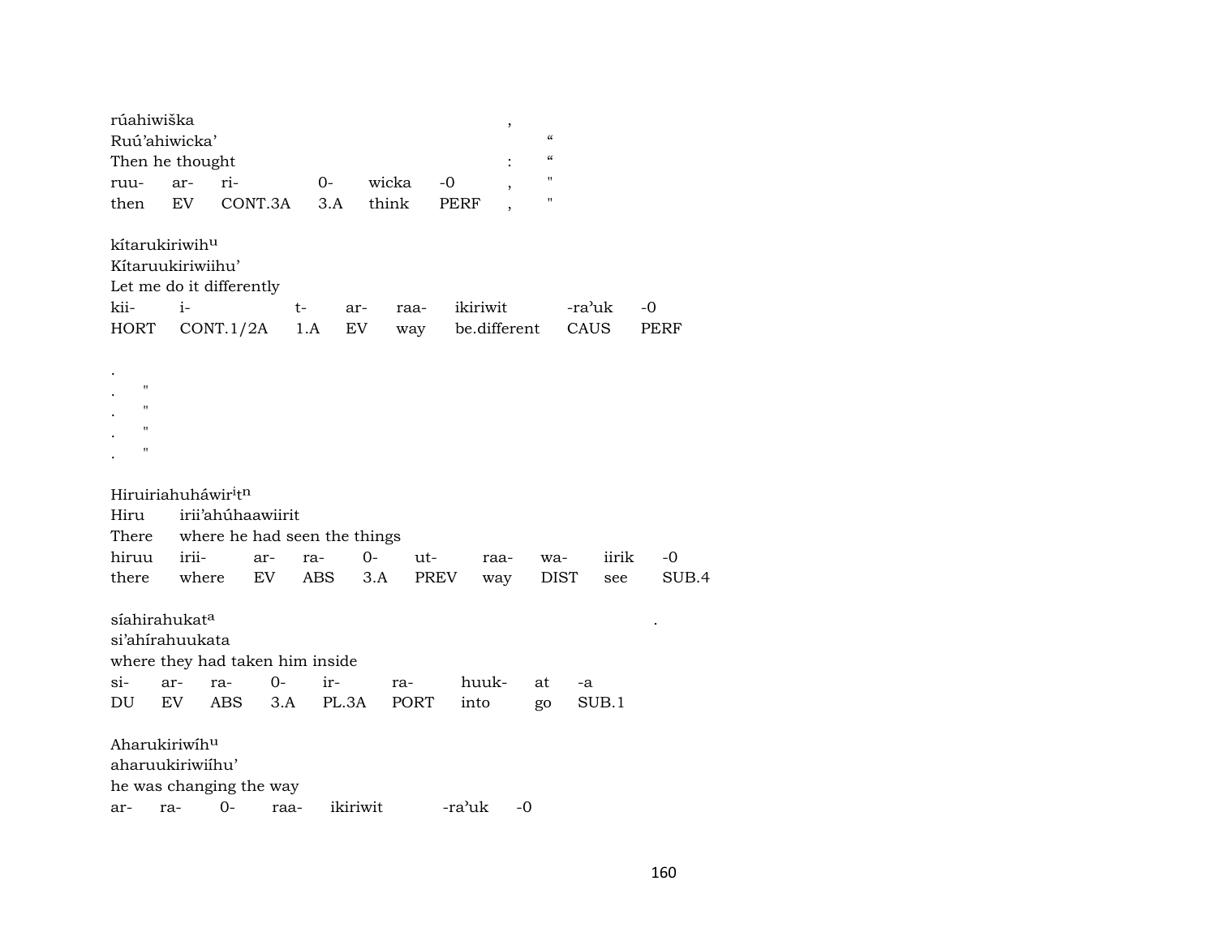rúahiwiška ,
Ruú'ahiwicka' "
Then he thought : "

| ruu- | ar- | ri- | 0- | wicka | -0 | , | " |
|---|---|---|---|---|---|---|---|
| then | EV | CONT.3A | 3.A | think | PERF | , | " |

kítarukiriwih$^{u}$
Kítaruukiriwiihu'
Let me do it differently

| kii- | i- | t- | ar- | raa- | ikiriwit | -ra'uk | -0 |
|---|---|---|---|---|---|---|---|
| HORT | CONT.1/2A | 1.A | EV | way | be.different | CAUS | PERF |

.
. "
. "
. "
. "

Hiruiriahuháwir$^{i}$t$^{n}$
Hiru irii'ahúhaawiirit
There where he had seen the things

| hiruu | irii- | ar- | ra- | 0- | ut- | raa- | wa- | iirik | -0 |
|---|---|---|---|---|---|---|---|---|---|
| there | where | EV | ABS | 3.A | PREV | way | DIST | see | SUB.4 |

síahirahukat$^{a}$ .
si'ahírahuukata
where they had taken him inside

| si- | ar- | ra- | 0- | ir- | ra- | huuk- | at | -a |
|---|---|---|---|---|---|---|---|---|
| DU | EV | ABS | 3.A | PL.3A | PORT | into | go | SUB.1 |

Aharukiriwíh$^{u}$
aharuukiriwiíhu'
he was changing the way

| ar- | ra- | 0- | raa- | ikiriwit | -ra'uk | -0 |
|---|---|---|---|---|---|---|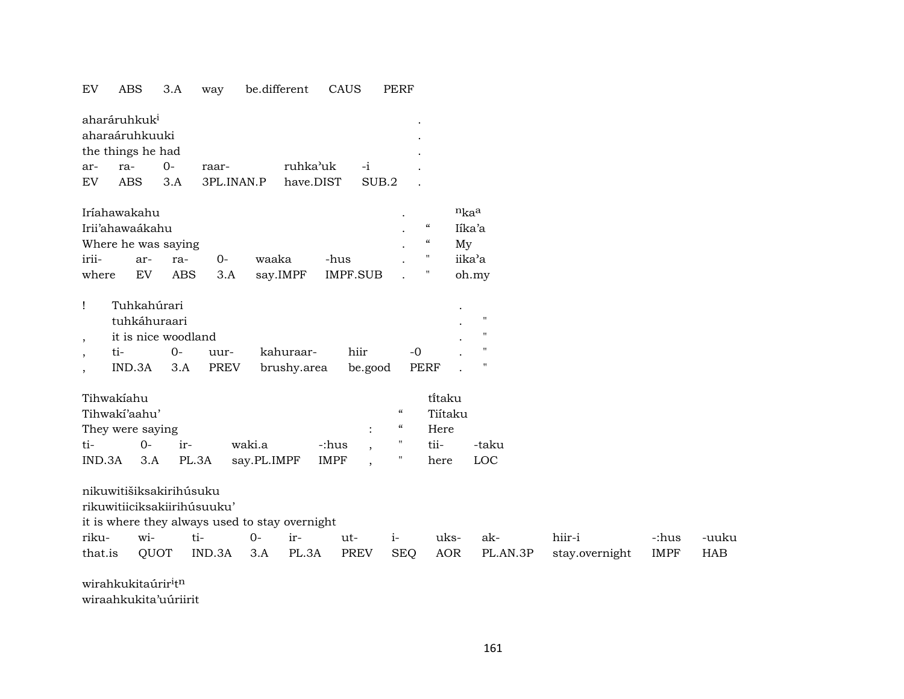| EV | ABS | 3.A | way | be.different | CAUS | PERF |
|---|---|---|---|---|---|---|

aharáruhkuk[i] .
aharaáruhkuuki .
the things he had .

| ar- | ra- | 0- | raar- | ruhka'uk | -i | . |
|---|---|---|---|---|---|---|
| EV | ABS | 3.A | 3PL.INAN.P | have.DIST | SUB.2 | . |

Iríahawakahu . [n]ka[a]
Irii'ahawaákahu . " Iíka'a
Where he was saying . " My

| irii- | ar- | ra- | 0- | waaka | -hus | . | " | iika'a |
|---|---|---|---|---|---|---|---|---|
| where | EV | ABS | 3.A | say.IMPF | IMPF.SUB | . | " | oh.my |

! Tuhkahúrari .
tuhkáhuraari . "
, it is nice woodland . "

| , | ti- | 0- | uur- | kahuraar- | hiir | -0 | . | " |
|---|---|---|---|---|---|---|---|---|
| , | IND.3A | 3.A | PREV | brushy.area | be.good | PERF | . | " |

Tihwakíahu tí̃taku
Tihwakí'aahu' " Tiítaku
They were saying : " Here

| ti- | 0- | ir- | waki.a | -:hus | , | " | tii- | -taku |
|---|---|---|---|---|---|---|---|---|
| IND.3A | 3.A | PL.3A | say.PL.IMPF | IMPF | , | " | here | LOC |

nikuwitišiksakirihúsuku
rikuwitiiciksakiirihúsuuku'
it is where they always used to stay overnight

| riku- | wi- | ti- | 0- | ir- | ut- | i- | uks- | ak- | hiir-i | -:hus | -uuku |
|---|---|---|---|---|---|---|---|---|---|---|---|
| that.is | QUOT | IND.3A | 3.A | PL.3A | PREV | SEQ | AOR | PL.AN.3P | stay.overnight | IMPF | HAB |

wirahkukitaúrir[i]t[n]
wiraahkukita'uúriirit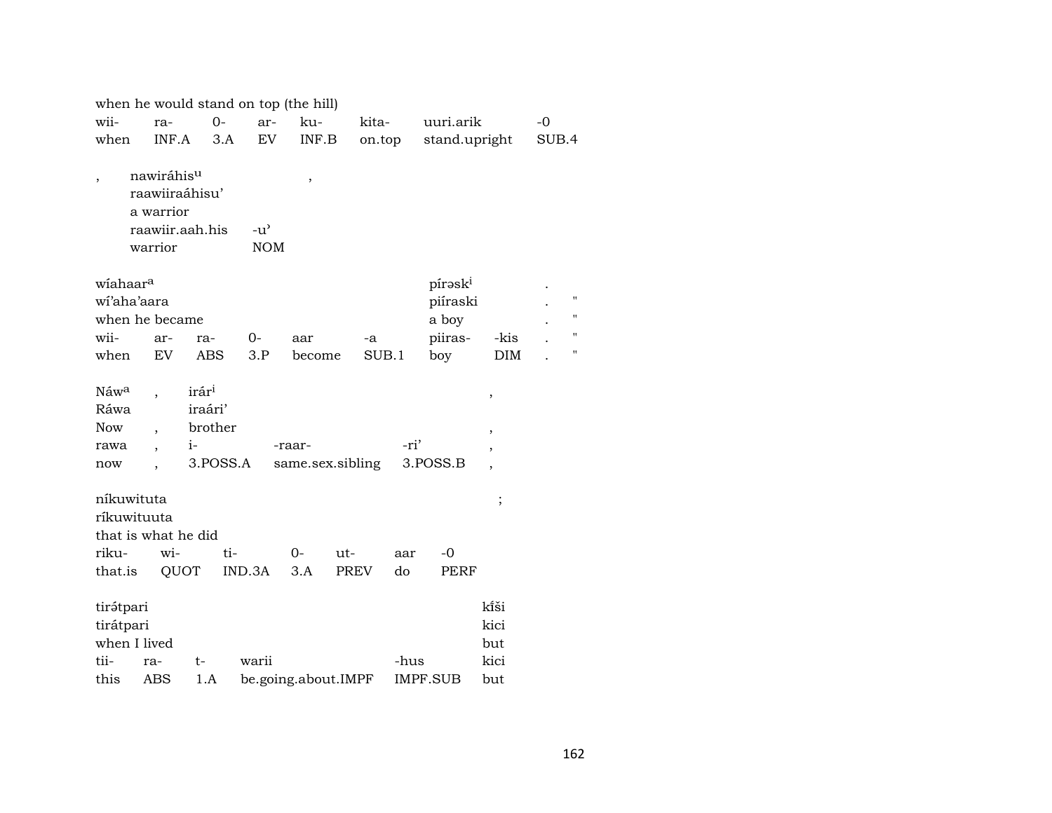when he would stand on top (the hill)

| wii- | ra- | 0- | ar- | ku- | kita- | uuri.arik | -0 |
|---|---|---|---|---|---|---|---|
| when | INF.A | 3.A | EV | INF.B | on.top | stand.upright | SUB.4 |

| , | nawiráhis^u | | , |
|---|---|---|---|
| | raawiiraáhisu' | | |
| | a warrior | | |
| | raawiir.aah.his | -u' | |
| | warrior | NOM | |

| wíahaar^a | | | | | | píraskⁱ | | . | |
|---|---|---|---|---|---|---|---|---|---|
| wí'aha'aara | | | | | | piíraski | | . | " |
| when he became | | | | | | a boy | | . | " |
| wii- | ar- | ra- | 0- | aar | -a | piiras- | -kis | . | " |
| when | EV | ABS | 3.P | become | SUB.1 | boy | DIM | . | " |

| Náw^a | , | irárⁱ | | | , |
|---|---|---|---|---|---|
| Ráwa | | iraári' | | | |
| Now | , | brother | | | , |
| rawa | , | i- | -raar- | -ri' | , |
| now | , | 3.POSS.A | same.sex.sibling | 3.POSS.B | , |

| níkuwituta | | | | | | ; |
|---|---|---|---|---|---|---|
| ríkuwituuta | | | | | | |
| that is what he did | | | | | | |
| riku- | wi- | ti- | 0- | ut- | aar | -0 |
| that.is | QUOT | IND.3A | 3.A | PREV | do | PERF |

| tirə́tpari | | | | | kĩ́ši |
|---|---|---|---|---|---|
| tirátpari | | | | | kici |
| when I lived | | | | | but |
| tii- | ra- | t- | warii | -hus | kici |
| this | ABS | 1.A | be.going.about.IMPF | IMPF.SUB | but |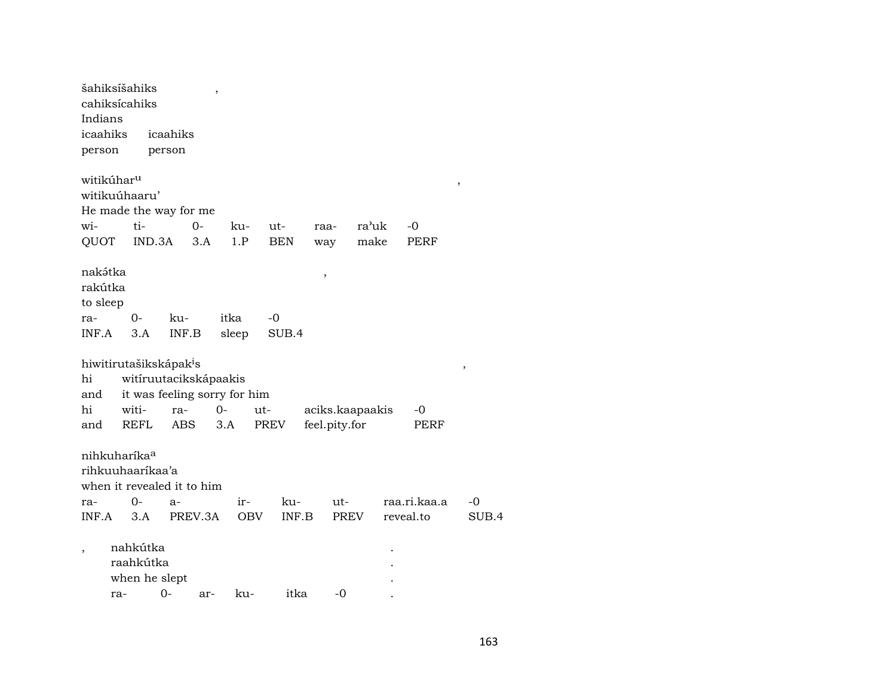šahiksíšahiks ,
cahiksícahiks
Indians

| icaahiks | icaahiks |
|---|---|
| person | person |

witikúhar^u ,
witikuúhaaru'
He made the way for me

| wi- | ti- | 0- | ku- | ut- | raa- | ra'uk | -0 |
|---|---|---|---|---|---|---|---|
| QUOT | IND.3A | 3.A | 1.P | BEN | way | make | PERF |

nakə́tka ,
rakútka
to sleep

| ra- | 0- | ku- | itka | -0 |
|---|---|---|---|---|
| INF.A | 3.A | INF.B | sleep | SUB.4 |

hiwitirutašikskápak^is ,
hi witíruutacikskápaakis
and it was feeling sorry for him

| hi | witi- | ra- | 0- | ut- | aciks.kaapaakis | -0 |
|---|---|---|---|---|---|---|
| and | REFL | ABS | 3.A | PREV | feel.pity.for | PERF |

nihkuharíka^a
rihkuuhaaríkaa'a
when it revealed it to him

| ra- | 0- | a- | ir- | ku- | ut- | raa.ri.kaa.a | -0 |
|---|---|---|---|---|---|---|---|
| INF.A | 3.A | PREV.3A | OBV | INF.B | PREV | reveal.to | SUB.4 |

, nahkútka .
raahkútka .
when he slept .

| ra- | 0- | ar- | ku- | itka | -0 | . |
|---|---|---|---|---|---|---|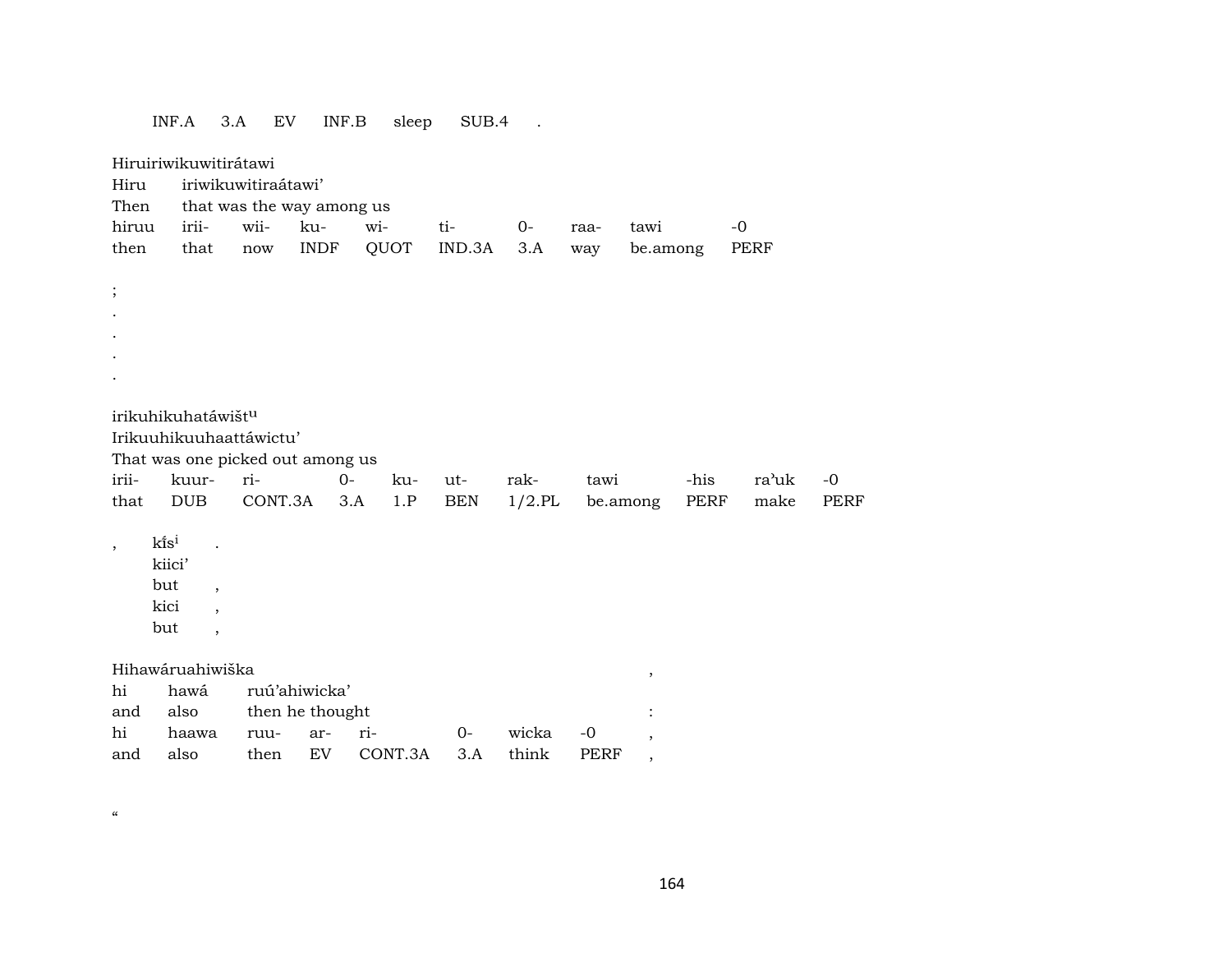| INF.A | 3.A | EV | INF.B | sleep | SUB.4 | . |
|---|---|---|---|---|---|---|

Hiruiriwikuwitirátawi
Hiru iriwikuwitiraátawi’
Then that was the way among us

| hiruu | irii- | wii- | ku- | wi- | ti- | 0- | raa- | tawi | -0 |
|---|---|---|---|---|---|---|---|---|---|
| then | that | now | INDF | QUOT | IND.3A | 3.A | way | be.among | PERF |

;
.
.
.
.

irikuhikuhatáwištᵘ
Irikuuhikuuhaattáwictu’
That was one picked out among us

| irii- | kuur- | ri- | 0- | ku- | ut- | rak- | tawi | -his | ra’uk | -0 |
|---|---|---|---|---|---|---|---|---|---|---|
| that | DUB | CONT.3A | 3.A | 1.P | BEN | 1/2.PL | be.among | PERF | make | PERF |

, kı̃sⁱ .
kiici’
but ,
kici ,
but ,

Hihawáruahiwiška ,
hi hawá ruú’ahiwicka’
and also then he thought :

| hi | haawa | ruu- | ar- | ri- | 0- | wicka | -0 | , |
|---|---|---|---|---|---|---|---|---|
| and | also | then | EV | CONT.3A | 3.A | think | PERF | , |

“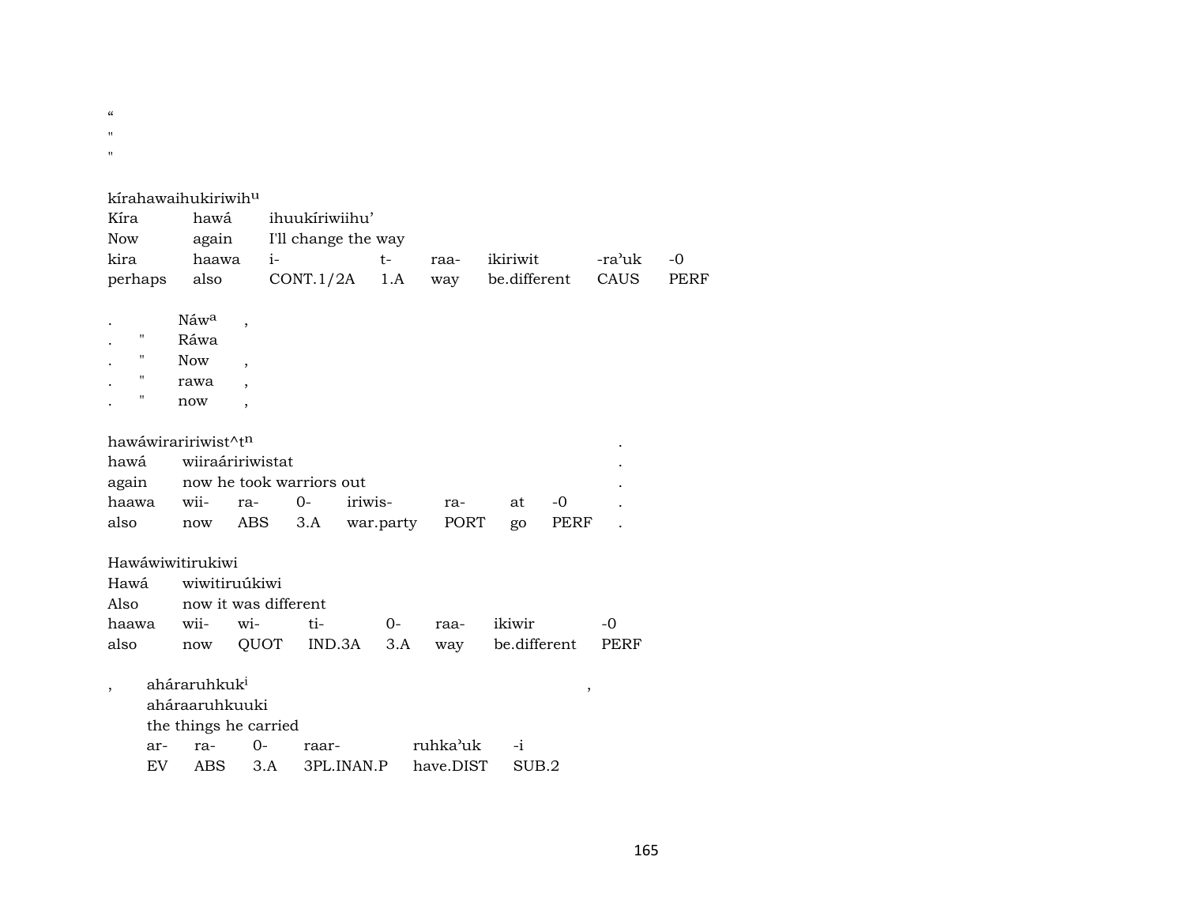“
"
"

kírahawaihukiriwih^u

| Kíra | hawá | ihuukíriwiihu’ | | | | | |
|---|---|---|---|---|---|---|---|
| Now | again | I'll change the way | | | | | |
| kira | haawa | i- | t- | raa- | ikiriwit | -ra’uk | -0 |
| perhaps | also | CONT.1/2A | 1.A | way | be.different | CAUS | PERF |

. Náw^a ,
. " Ráwa
. " Now ,
. " rawa ,
. " now ,

hawáwirariáriwist^t^n .

| hawá | wiiraáririwistat | | | | | | | . |
|---|---|---|---|---|---|---|---|---|
| again | now he took warriors out | | | | | | | . |
| haawa | wii- | ra- | 0- | iriwis- | ra- | at | -0 | . |
| also | now | ABS | 3.A | war.party | PORT | go | PERF | . |

Hawáwiwitirukiwi

| Hawá | wiwitiruúkiwi | | | | | | |
|---|---|---|---|---|---|---|---|
| Also | now it was different | | | | | | |
| haawa | wii- | wi- | ti- | 0- | raa- | ikiwir | -0 |
| also | now | QUOT | IND.3A | 3.A | way | be.different | PERF |

, aháraruhkuk^i ,

| aháraaruhkuuki | | | | | |
|---|---|---|---|---|---|
| the things he carried | | | | | |
| ar- | ra- | 0- | raar- | ruhka’uk | -i |
| EV | ABS | 3.A | 3PL.INAN.P | have.DIST | SUB.2 |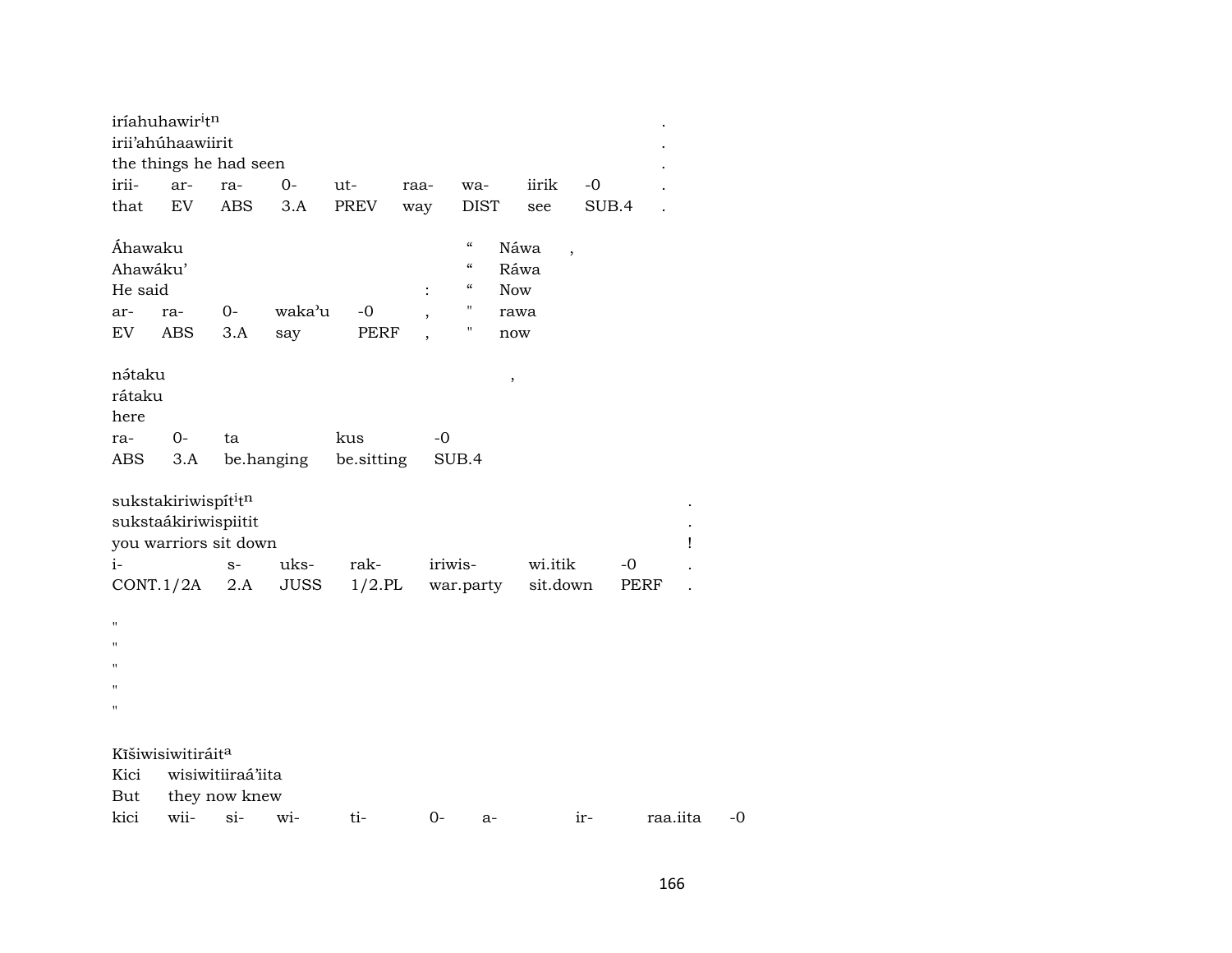iríahuhawir$^{i}$t$^{n}$ .
irii'ahúhaawiirit .
the things he had seen .

| irii- | ar- | ra- | 0- | ut- | raa- | wa- | iirik | -0 | . |
|---|---|---|---|---|---|---|---|---|---|
| that | EV | ABS | 3.A | PREV | way | DIST | see | SUB.4 | . |

Áhawaku " Náwa ,
Ahawáku' " Ráwa
He said : " Now

| ar- | ra- | 0- | waka'u | -0 | , | " | rawa |
|---|---|---|---|---|---|---|---|
| EV | ABS | 3.A | say | PERF | , | " | now |

nə́taku ,
rátaku
here

| ra- | 0- | ta | kus | -0 |
|---|---|---|---|---|
| ABS | 3.A | be.hanging | be.sitting | SUB.4 |

sukstakiriwispít$^{i}$t$^{n}$ .
sukstaákiriwispiitit .
you warriors sit down !

| i- | s- | uks- | rak- | iriwis- | wi.itik | -0 | . |
|---|---|---|---|---|---|---|---|
| CONT.1/2A | 2.A | JUSS | 1/2.PL | war.party | sit.down | PERF | . |

"
"
"
"
"

Kĩšiwisiwitiráit$^{a}$
Kici wisiwitiiraá'iita
But they now knew

| kici | wii- | si- | wi- | ti- | 0- | a- | ir- | raa.iita | -0 |
|---|---|---|---|---|---|---|---|---|---|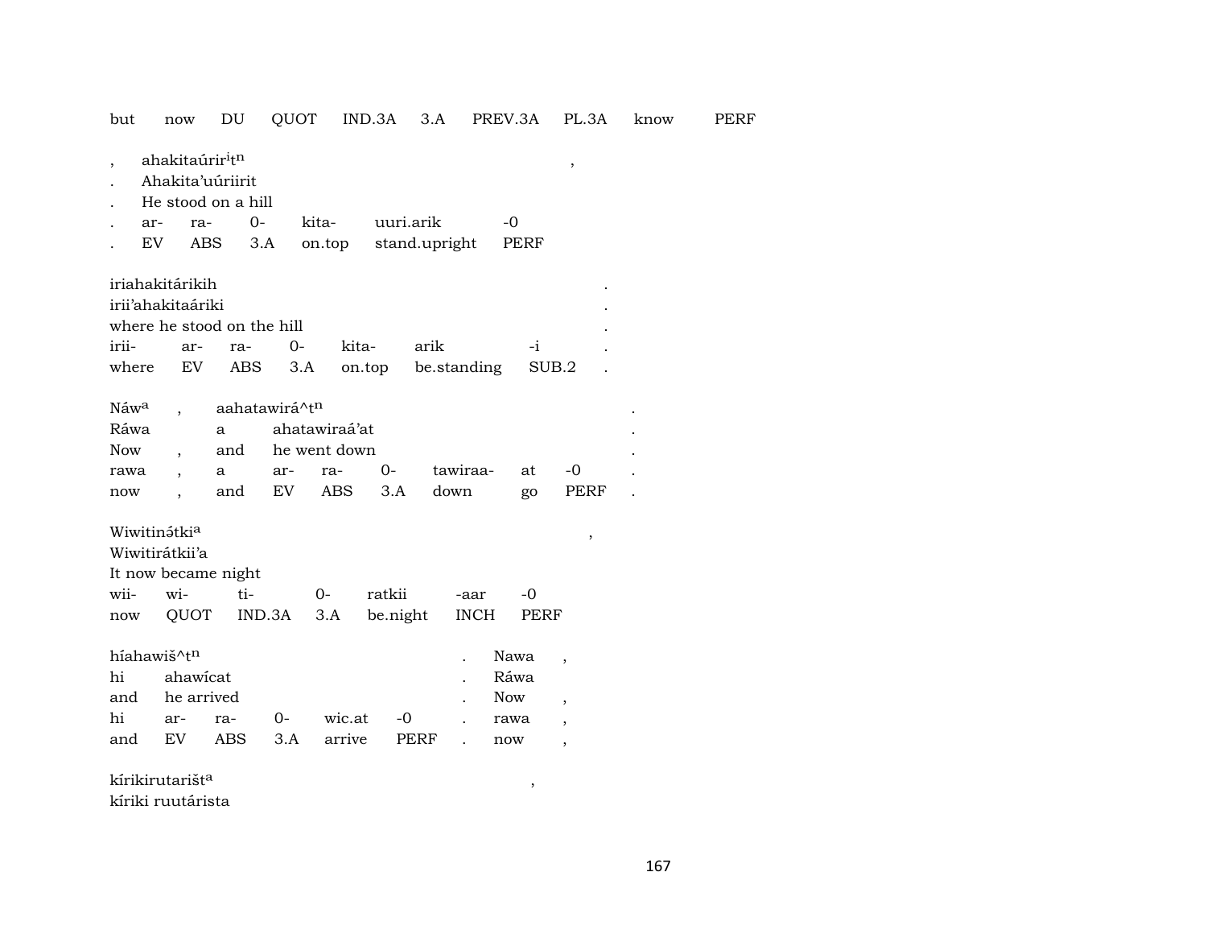but now DU QUOT IND.3A 3.A PREV.3A PL.3A know PERF

, ahakitaúrir[i]t[n] ,
. Ahakita'uúriirit
. He stood on a hill
. ar- ra- 0- kita- uuri.arik -0
. EV ABS 3.A on.top stand.upright PERF

iriahakitárikih .
irii'ahakitaáriki .
where he stood on the hill .
irii- ar- ra- 0- kita- arik -i .
where EV ABS 3.A on.top be.standing SUB.2 .

Náw[a] , aahatawirá^t[n] .
Ráwa a ahatawiraá'at .
Now , and he went down .
rawa , a ar- ra- 0- tawiraa- at -0 .
now , and EV ABS 3.A down go PERF .

Wiwitinə́tki[a] ,
Wiwitirátkii'a
It now became night
wii- wi- ti- 0- ratkii -aar -0
now QUOT IND.3A 3.A be.night INCH PERF

híahawiš^t[n] . Nawa ,
hi ahawícat . Ráwa
and he arrived . Now ,
hi ar- ra- 0- wic.at -0 . rawa ,
and EV ABS 3.A arrive PERF . now ,

kírikirutarišt[a] ,
kíriki ruutárista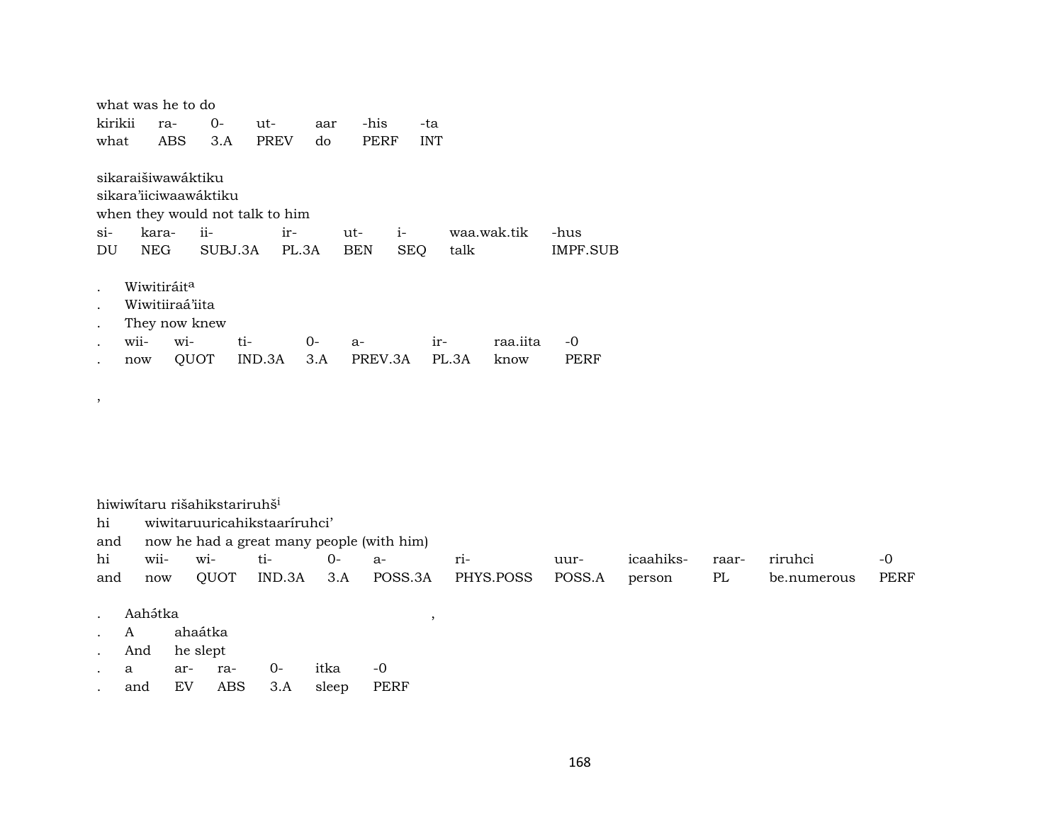what was he to do

| kirikii | ra- | 0- | ut- | aar | -his | -ta |
|---|---|---|---|---|---|---|
| what | ABS | 3.A | PREV | do | PERF | INT |

sikaraišiwawáktiku
sikara'iiciwaawáktiku
when they would not talk to him

| si- | kara- | ii- | ir- | ut- | i- | waa.wak.tik | -hus |
|---|---|---|---|---|---|---|---|
| DU | NEG | SUBJ.3A | PL.3A | BEN | SEQ | talk | IMPF.SUB |

. Wiwitiráit[a]
. Wiwitiiraá'iita
. They now knew

| . | wii- | wi- | ti- | 0- | a- | ir- | raa.iita | -0 |
|---|---|---|---|---|---|---|---|---|
| . | now | QUOT | IND.3A | 3.A | PREV.3A | PL.3A | know | PERF |

,

hiwiwítaru rišahikstariruhš[i]
hi wiwitaruuricahikstaaríruhci'
and now he had a great many people (with him)

| hi | wii- | wi- | ti- | 0- | a- | ri- | uur- | icaahiks- | raar- | riruhci | -0 |
|---|---|---|---|---|---|---|---|---|---|---|---|
| and | now | QUOT | IND.3A | 3.A | POSS.3A | PHYS.POSS | POSS.A | person | PL | be.numerous | PERF |

. Aahə́tka ,
. A ahaátka
. And he slept

| . | a | ar- | ra- | 0- | itka | -0 |
|---|---|---|---|---|---|---|
| . | and | EV | ABS | 3.A | sleep | PERF |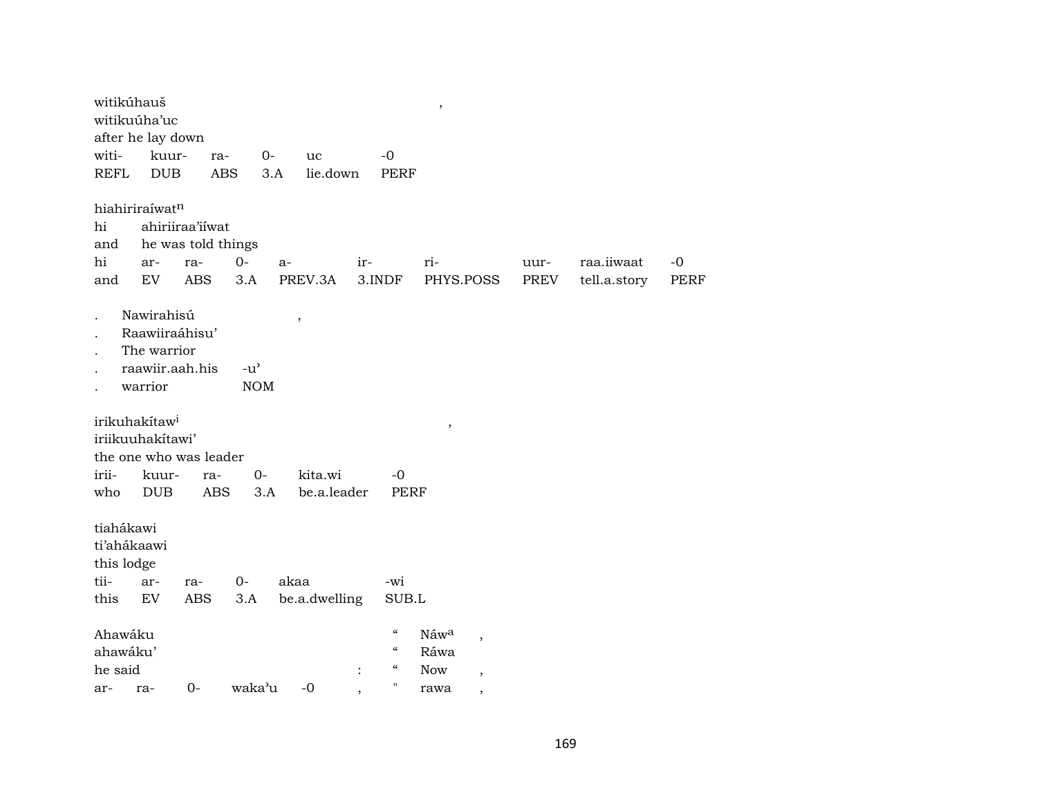witikúhauš ,
witikuúha'uc
after he lay down

| witi- | kuur- | ra- | 0- | uc | -0 |
|---|---|---|---|---|---|
| REFL | DUB | ABS | 3.A | lie.down | PERF |

hiahiriraíwat$^{n}$

| hi | ahiriiraa'iíwat | | | | | | | | |
|---|---|---|---|---|---|---|---|---|---|
| and | he was told things | | | | | | | | |
| hi | ar- | ra- | 0- | a- | ir- | ri- | uur- | raa.iiwaat | -0 |
| and | EV | ABS | 3.A | PREV.3A | 3.INDF | PHYS.POSS | PREV | tell.a.story | PERF |

| . | Nawirahisú | , |
|---|---|---|
| . | Raawiiraáhisu' | |
| . | The warrior | |
| . | raawiir.aah.his | -u' |
| . | warrior | NOM |

irikuhakítaw$^{i}$ ,
iriikuuhakítawi'
the one who was leader

| irii- | kuur- | ra- | 0- | kita.wi | -0 |
|---|---|---|---|---|---|
| who | DUB | ABS | 3.A | be.a.leader | PERF |

tiahákawi
ti'ahákaawi
this lodge

| tii- | ar- | ra- | 0- | akaa | -wi |
|---|---|---|---|---|---|
| this | EV | ABS | 3.A | be.a.dwelling | SUB.L |

| Ahawáku | | | | | | " | Náw$^{a}$ | , |
|---|---|---|---|---|---|---|---|---|
| ahawáku' | | | | | | " | Ráwa | |
| he said | | | | | : | " | Now | , |
| ar- | ra- | 0- | waka'u | -0 | , | " | rawa | , |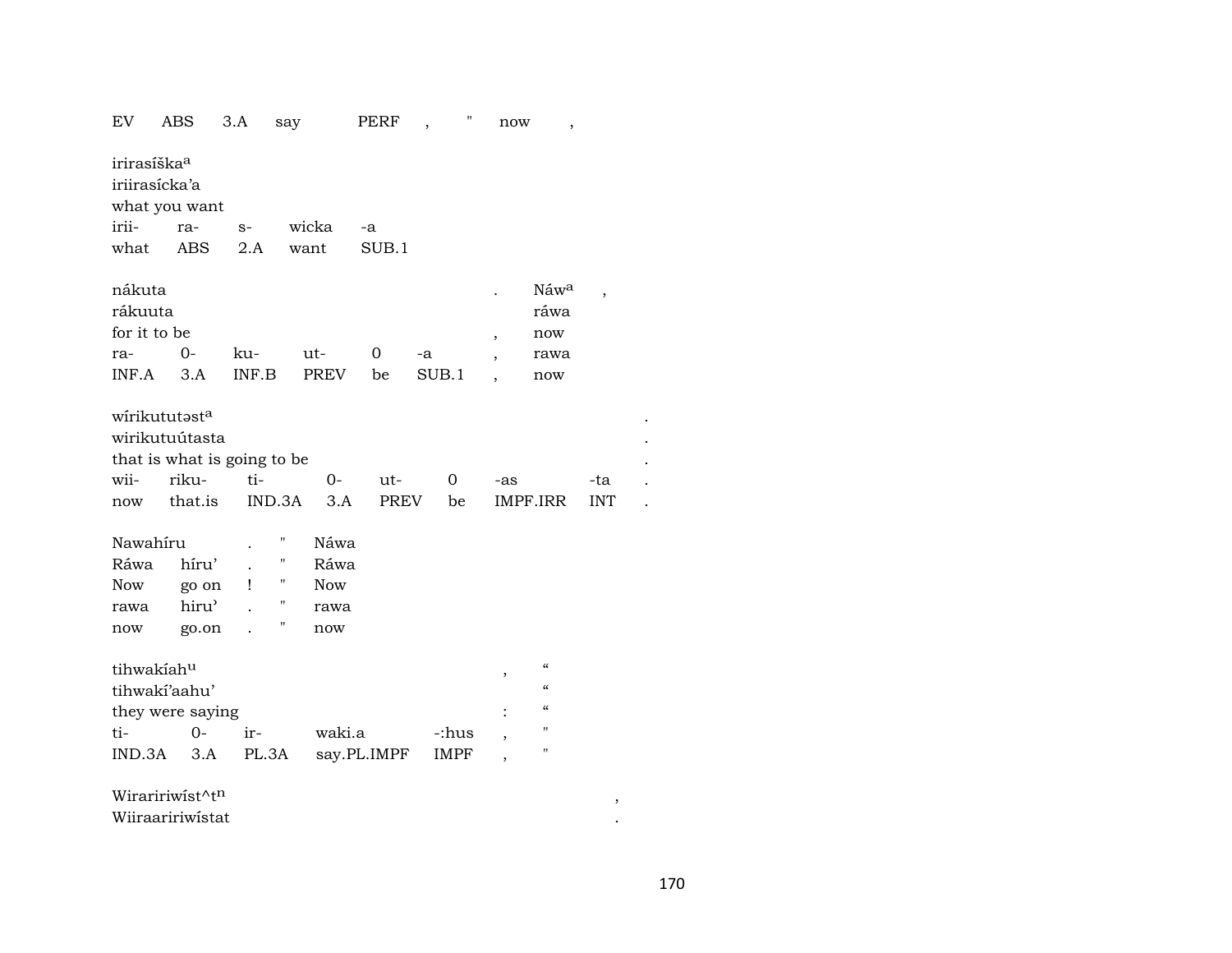EV ABS 3.A say PERF , " now ,

irirasíška$^{a}$
iriirasícka'a
what you want
irii- ra- s- wicka -a
what ABS 2.A want SUB.1

nákuta . Náw$^{a}$ ,
rákuuta ráwa
for it to be , now
ra- 0- ku- ut- 0 -a , rawa
INF.A 3.A INF.B PREV be SUB.1 , now

wírikututəst$^{a}$ .
wirikutuútasta .
that is what is going to be .
wii- riku- ti- 0- ut- 0 -as -ta .
now that.is IND.3A 3.A PREV be IMPF.IRR INT .

Nawahíru . " Náwa
Ráwa híru' . " Ráwa
Now go on ! " Now
rawa hiru' . " rawa
now go.on . " now

tihwakíah$^{u}$ , “
tihwakí'aahu' “
they were saying : “
ti- 0- ir- waki.a -:hus , "
IND.3A 3.A PL.3A say.PL.IMPF IMPF , "

Wirariri­wíst^t$^{n}$ ,
Wiiraaririwístat .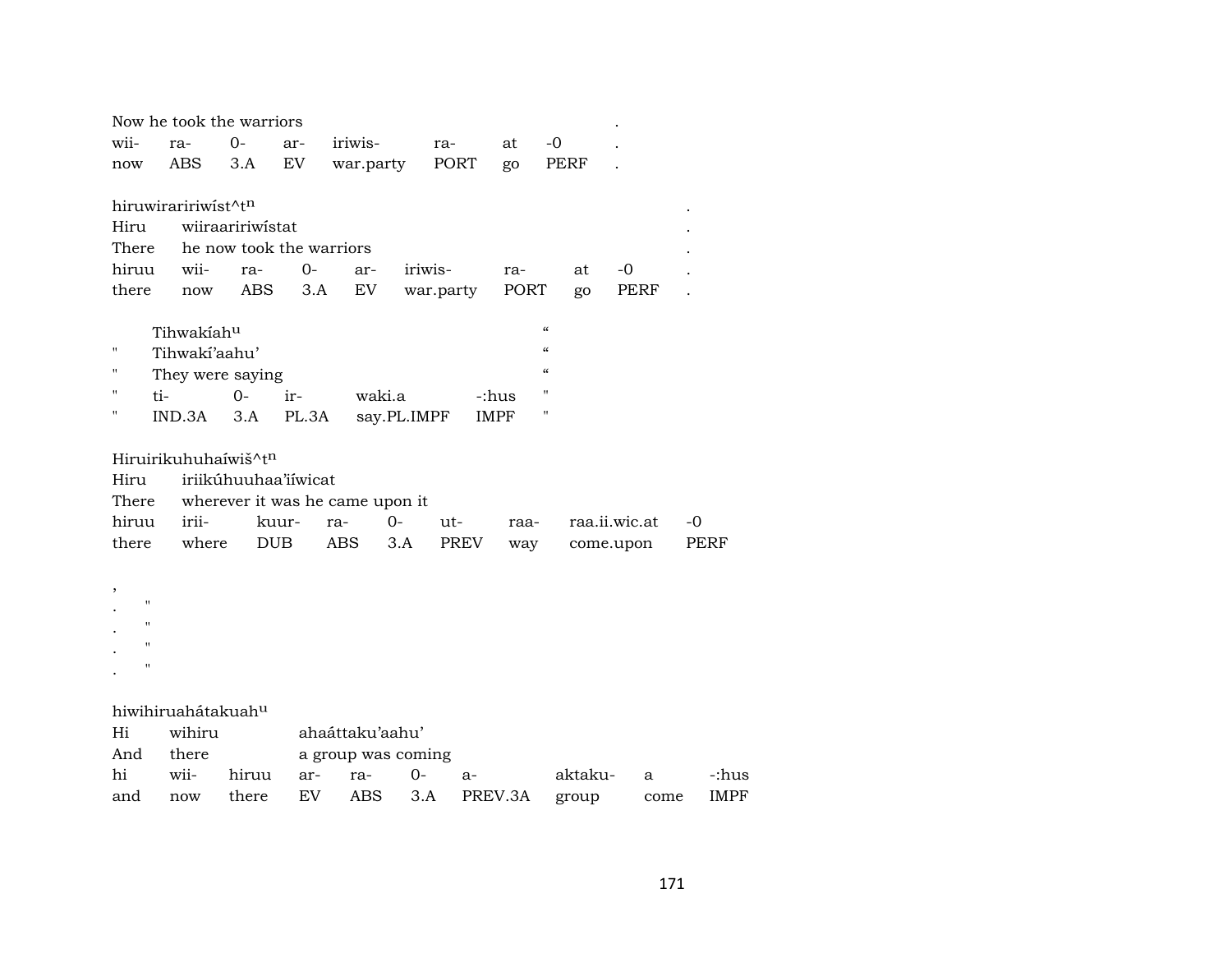Now he took the warriors .

| wii- | ra- | 0- | ar- | iriwis- | ra- | at | -0 | . |
|---|---|---|---|---|---|---|---|---|
| now | ABS | 3.A | EV | war.party | PORT | go | PERF | . |

hiruwirariiriwíst^tⁿ .

Hiru wiiraaririwístat .

There he now took the warriors .

| hiruu | wii- | ra- | 0- | ar- | iriwis- | ra- | at | -0 | . |
|---|---|---|---|---|---|---|---|---|---|
| there | now | ABS | 3.A | EV | war.party | PORT | go | PERF | . |

Tihwakíahᵘ "

" Tihwakí'aahu' "

" They were saying "

| " | ti- | 0- | ir- | waki.a | -:hus | " |
|---|---|---|---|---|---|---|
| " | IND.3A | 3.A | PL.3A | say.PL.IMPF | IMPF | " |

Hiruirikuhuhaíwiš^tⁿ

Hiru iriikúhuuhaa'iíwicat

There wherever it was he came upon it

| hiruu | irii- | kuur- | ra- | 0- | ut- | raa- | raa.ii.wic.at | -0 |
|---|---|---|---|---|---|---|---|---|
| there | where | DUB | ABS | 3.A | PREV | way | come.upon | PERF |

,

. "

. "

. "

. "

hiwihiruahátakuahᵘ

Hi wihiru ahaáttaku'aahu'

And there a group was coming

| hi | wii- | hiruu | ar- | ra- | 0- | a- | aktaku- | a | -:hus |
|---|---|---|---|---|---|---|---|---|---|
| and | now | there | EV | ABS | 3.A | PREV.3A | group | come | IMPF |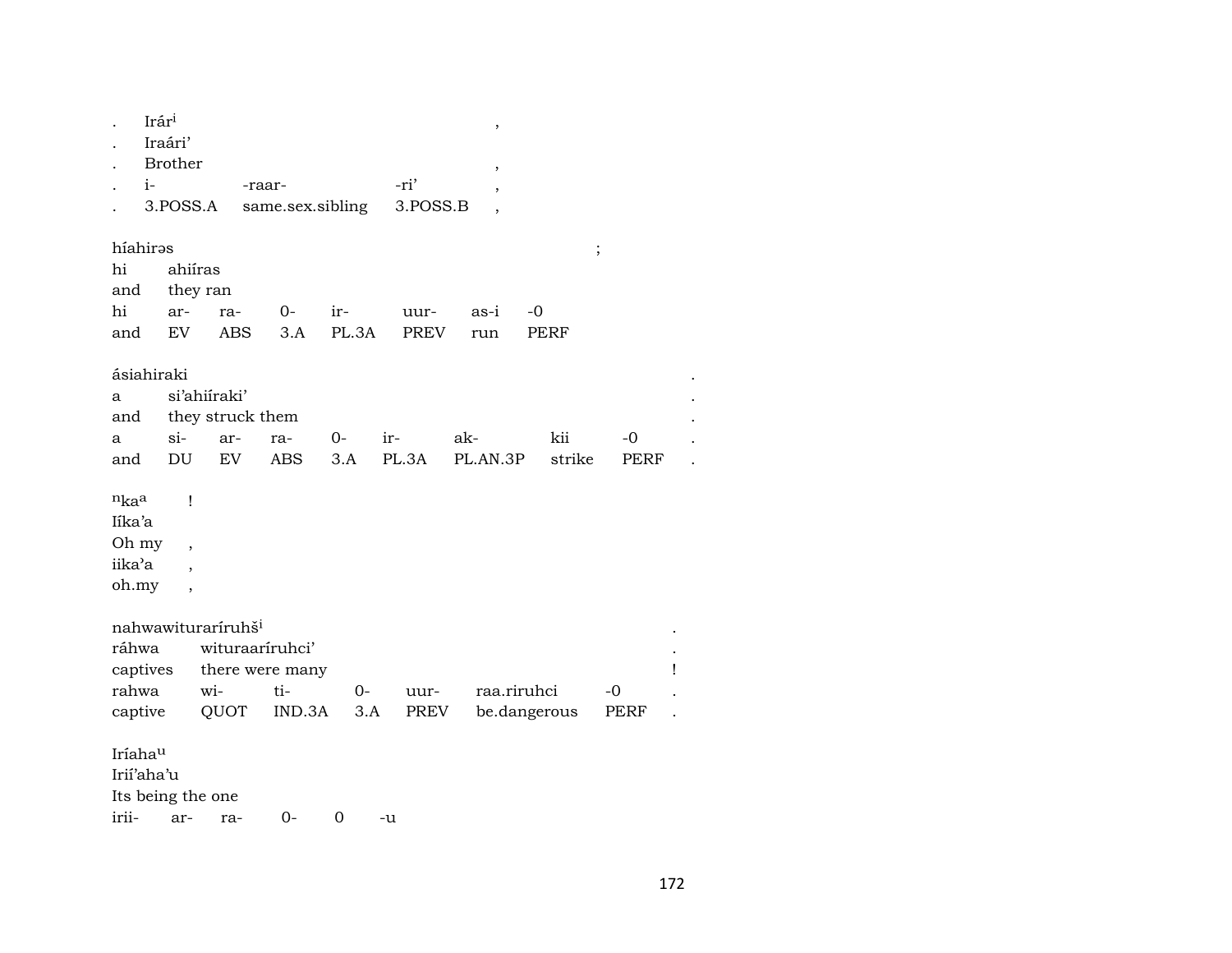. Irár[i] ,
. Iraári'
. Brother ,
. i- -raar- -ri' ,
. 3.POSS.A same.sex.sibling 3.POSS.B ,

híahirəs ;
hi ahiíras
and they ran
hi ar- ra- 0- ir- uur- as-i -0
and EV ABS 3.A PL.3A PREV run PERF

ásiahiraki .
a si'ahiíraki' .
and they struck them .
a si- ar- ra- 0- ir- ak- kii -0 .
and DU EV ABS 3.A PL.3A PL.AN.3P strike PERF .

[n]ka[a] !
Iíka'a
Oh my ,
iika'a ,
oh.my ,

nahwawituraríruhš[i] .
ráhwa wituraaríruhci' .
captives there were many !
rahwa wi- ti- 0- uur- raa.riruhci -0 .
captive QUOT IND.3A 3.A PREV be.dangerous PERF .

Iríaha[u]
Irií'aha'u
Its being the one
irii- ar- ra- 0- 0 -u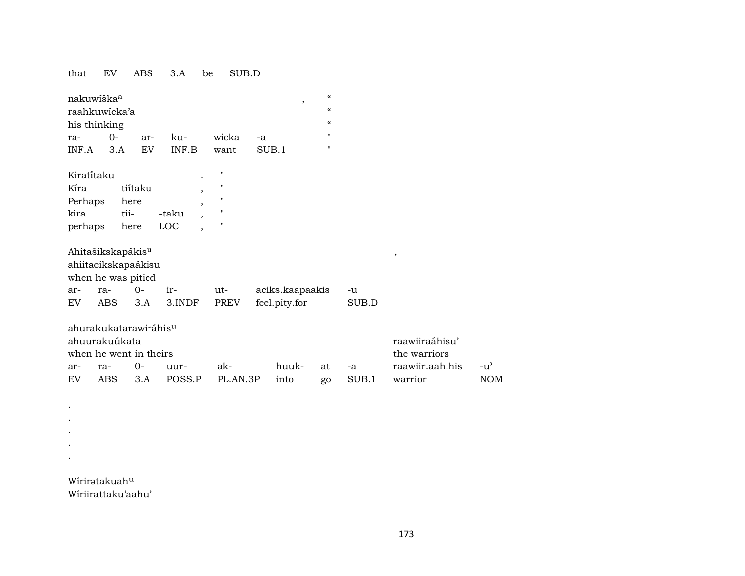| that | EV | ABS | 3.A | be | SUB.D |
|---|---|---|---|---|---|

| nakuwíška[a] | | | | | | , | “ |
|---|---|---|---|---|---|---|---|
| raahkuwícka’a | | | | | | | “ |
| his thinking | | | | | | | “ |
| ra- | 0- | ar- | ku- | wicka | -a | | " |
| INF.A | 3.A | EV | INF.B | want | SUB.1 | | " |

| Kiratı̃́taku | | | . | " |
|---|---|---|---|---|
| Kíra | tiítaku | | , | " |
| Perhaps | here | | , | " |
| kira | tii- | -taku | , | " |
| perhaps | here | LOC | , | " |

| Ahitašikskapákis[u] | | | | | | | , |
|---|---|---|---|---|---|---|---|
| ahiitacikskapaákisu | | | | | | | |
| when he was pitied | | | | | | | |
| ar- | ra- | 0- | ir- | ut- | aciks.kaapaakis | -u | |
| EV | ABS | 3.A | 3.INDF | PREV | feel.pity.for | SUB.D | |

| ahurakukatarawiráhis[u] | | | | | | | | | |
|---|---|---|---|---|---|---|---|---|---|
| ahuurakuúkata | | | | | | | | raawiiraáhisu’ | |
| when he went in theirs | | | | | | | | the warriors | |
| ar- | ra- | 0- | uur- | ak- | huuk- | at | -a | raawiir.aah.his | -u’ |
| EV | ABS | 3.A | POSS.P | PL.AN.3P | into | go | SUB.1 | warrior | NOM |

.
.
.
.
.

Wírirətakuah[u]
Wíriirattaku’aahu’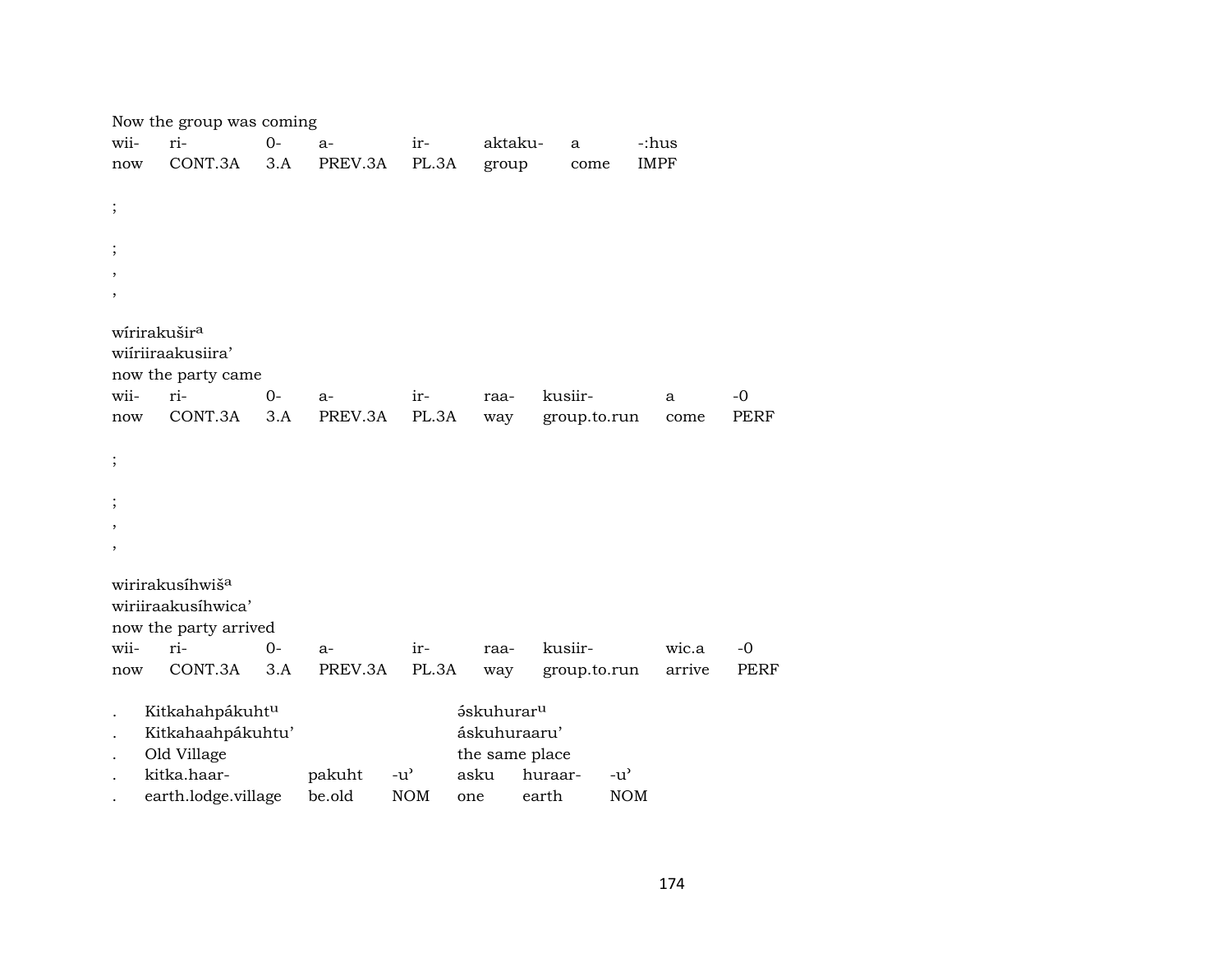Now the group was coming

| wii- | ri- | 0- | a- | ir- | aktaku- | a | -:hus |
|---|---|---|---|---|---|---|---|
| now | CONT.3A | 3.A | PREV.3A | PL.3A | group | come | IMPF |

;

;

,

,

wírirakušir[a]

wiíriiraakusiira'

now the party came

| wii- | ri- | 0- | a- | ir- | raa- | kusiir- | a | -0 |
|---|---|---|---|---|---|---|---|---|
| now | CONT.3A | 3.A | PREV.3A | PL.3A | way | group.to.run | come | PERF |

;

;

,

,

wirirakusíhwiš[a]

wiriiraakusíhwica'

now the party arrived

| wii- | ri- | 0- | a- | ir- | raa- | kusiir- | wic.a | -0 |
|---|---|---|---|---|---|---|---|---|
| now | CONT.3A | 3.A | PREV.3A | PL.3A | way | group.to.run | arrive | PERF |

| . | Kitkahahpákuht[u] | | | ə́skuhurar[u] | | |
|---|---|---|---|---|---|---|
| . | Kitkahaahpákuhtu' | | | áskuhuraaru' | | |
| . | Old Village | | | the same place | | |
| . | kitka.haar- | pakuht | -u' | asku | huraar- | -u' |
| . | earth.lodge.village | be.old | NOM | one | earth | NOM |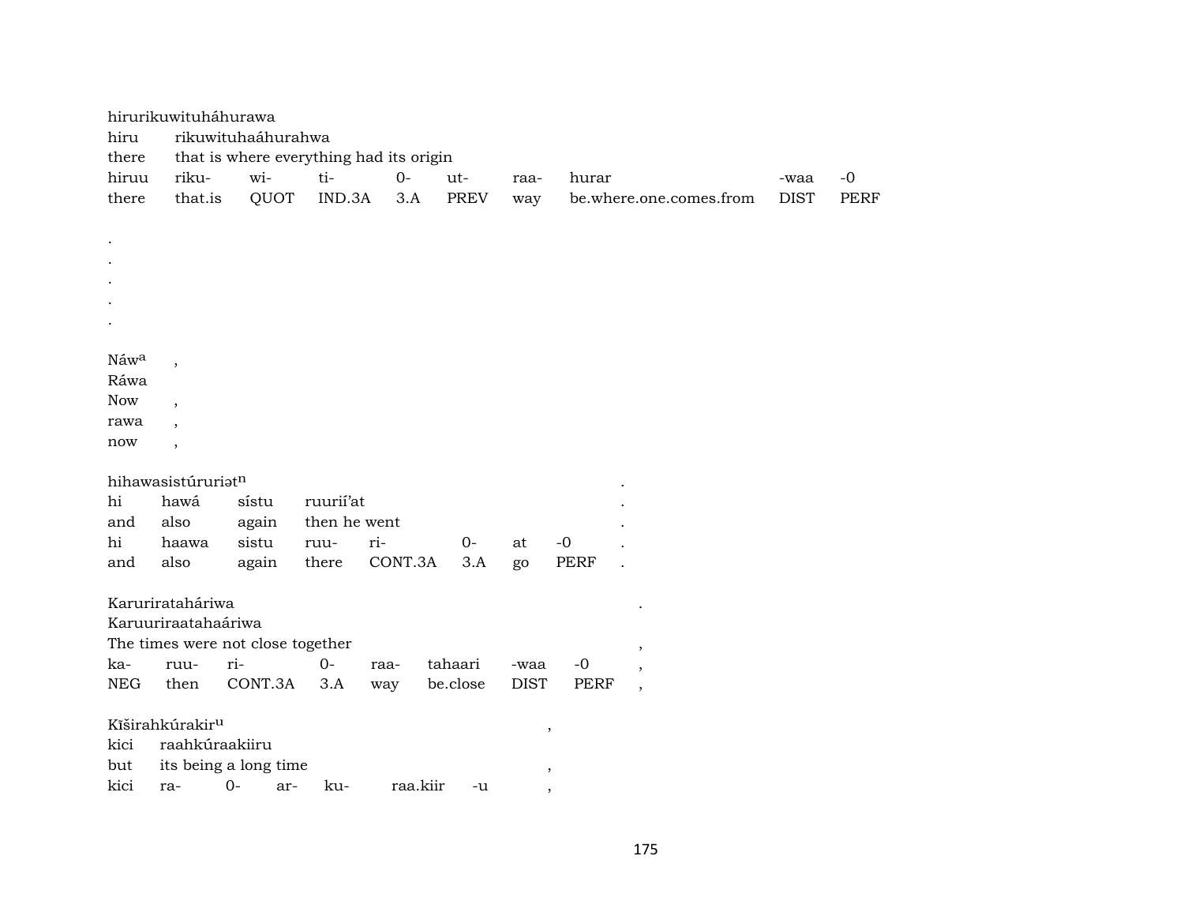hirurikuwituháhurawa
hiru rikuwituhaáhurahwa
there that is where everything had its origin

| hiruu | riku- | wi- | ti- | 0- | ut- | raa- | hurar | -waa | -0 |
|---|---|---|---|---|---|---|---|---|---|
| there | that.is | QUOT | IND.3A | 3.A | PREV | way | be.where.one.comes.from | DIST | PERF |

.
.
.
.
.

Náw[a] ,
Ráwa
Now ,
rawa ,
now ,

hihawasistúruriət[n] .
hi hawá sístu ruurií'at .
and also again then he went .

| hi | haawa | sistu | ruu- | ri- | 0- | at | -0 | . |
|---|---|---|---|---|---|---|---|---|
| and | also | again | there | CONT.3A | 3.A | go | PERF | . |

Karurirataháriwa .
Karuuriraatahaáriwa
The times were not close together ,

| ka- | ruu- | ri- | 0- | raa- | tahaari | -waa | -0 | , |
|---|---|---|---|---|---|---|---|---|
| NEG | then | CONT.3A | 3.A | way | be.close | DIST | PERF | , |

Kĩširahkúrakir[u] ,
kici raahkúraakiiru
but its being a long time ,

| kici | ra- | 0- | ar- | ku- | raa.kiir | -u | , |
|---|---|---|---|---|---|---|---|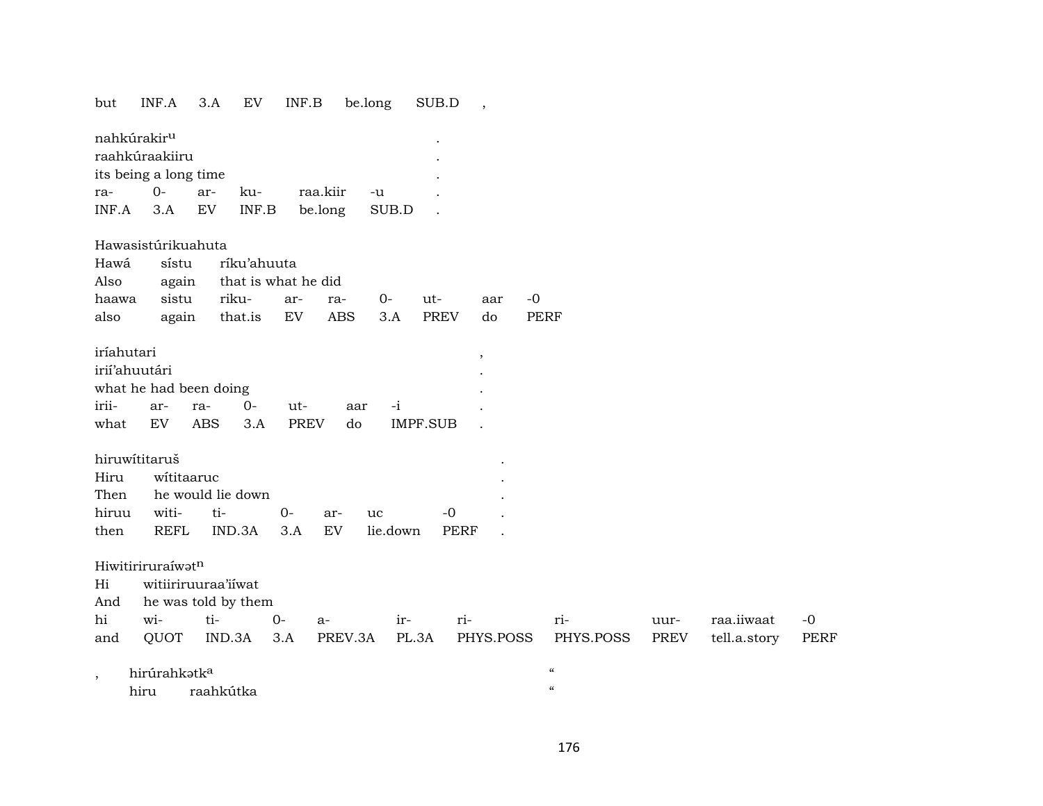but INF.A 3.A EV INF.B be.long SUB.D ,

| nahkúrakir[u] | | | | | | . |
|---|---|---|---|---|---|---|
| raahkúraakiiru | | | | | | . |
| its being a long time | | | | | | . |
| ra- | 0- | ar- | ku- | raa.kiir | -u | . |
| INF.A | 3.A | EV | INF.B | be.long | SUB.D | . |

| Hawasistúrikuahuta | | | | | | | | |
|---|---|---|---|---|---|---|---|---|
| Hawá | sístu | ríku'ahuuta | | | | | | |
| Also | again | that is what he did | | | | | | |
| haawa | sistu | riku- | ar- | ra- | 0- | ut- | aar | -0 |
| also | again | that.is | EV | ABS | 3.A | PREV | do | PERF |

| iríahutari | | | | | | | , |
|---|---|---|---|---|---|---|---|
| irií'ahuutári | | | | | | | . |
| what he had been doing | | | | | | | . |
| irii- | ar- | ra- | 0- | ut- | aar | -i | . |
| what | EV | ABS | 3.A | PREV | do | IMPF.SUB | . |

| hiruwítitaruš | | | | | | | . |
|---|---|---|---|---|---|---|---|
| Hiru | wítitaaruc | | | | | | . |
| Then | he would lie down | | | | | | . |
| hiruu | witi- | ti- | 0- | ar- | uc | -0 | . |
| then | REFL | IND.3A | 3.A | EV | lie.down | PERF | . |

| Hiwitiriruraíwət[n] | | | | | | | | | | |
|---|---|---|---|---|---|---|---|---|---|---|
| Hi | witiiriruuraa'iíwat | | | | | | | | | |
| And | he was told by them | | | | | | | | | |
| hi | wi- | ti- | 0- | a- | ir- | ri- | ri- | uur- | raa.iiwaat | -0 |
| and | QUOT | IND.3A | 3.A | PREV.3A | PL.3A | PHYS.POSS | PHYS.POSS | PREV | tell.a.story | PERF |

| , | hirúrahkətk[a] | | “ |
|---|---|---|---|
| | hiru | raahkútka | “ |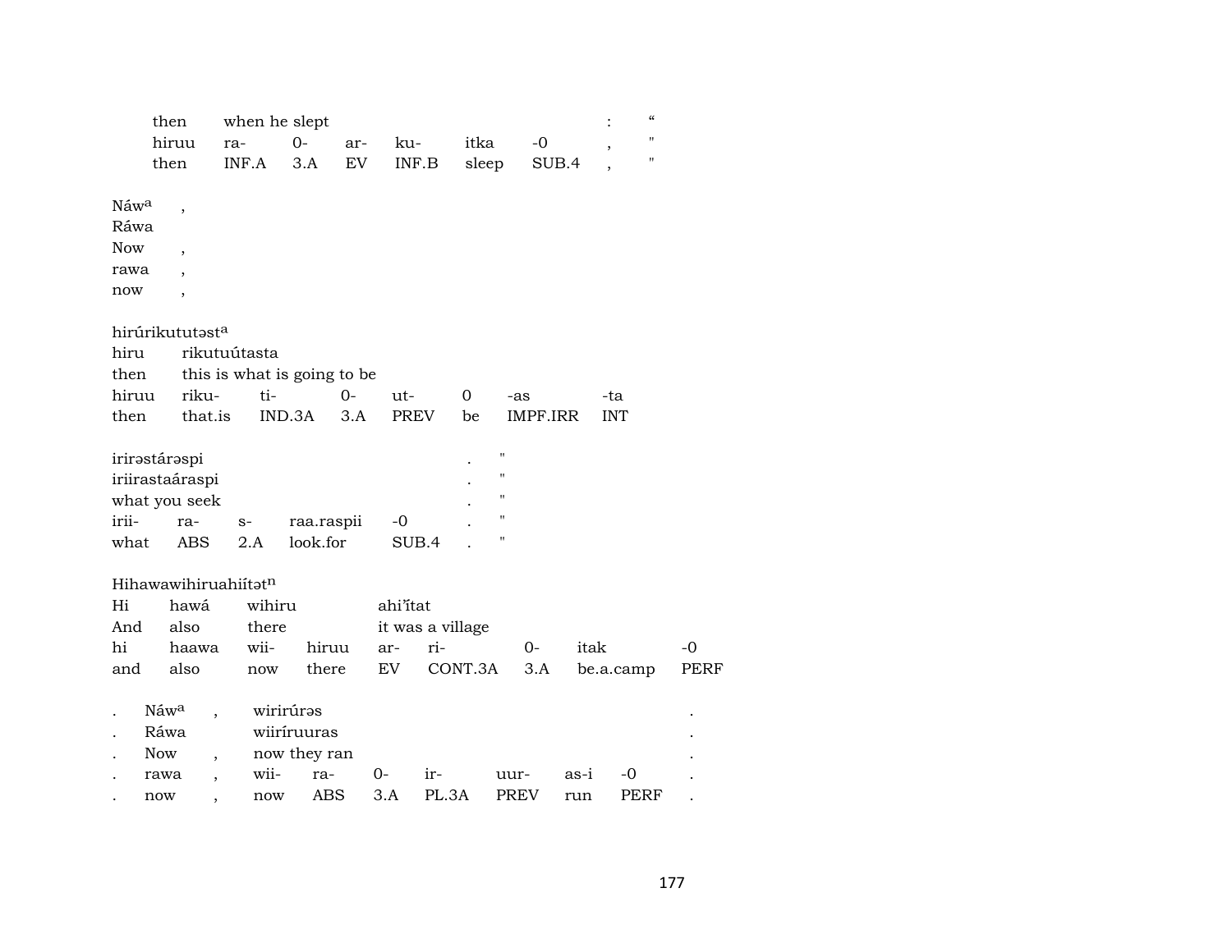| then | when he slept | | | | | | : | " |
|---|---|---|---|---|---|---|---|---|
| hiruu | ra- | 0- | ar- | ku- | itka | -0 | , | " |
| then | INF.A | 3.A | EV | INF.B | sleep | SUB.4 | , | " |

| Náw[a] | , |
|---|---|
| Ráwa | |
| Now | , |
| rawa | , |
| now | , |

hirúrikututəst[a]

| hiru | rikutuútasta | | | | | | |
|---|---|---|---|---|---|---|---|
| then | this is what is going to be | | | | | | |
| hiruu | riku- | ti- | 0- | ut- | 0 | -as | -ta |
| then | that.is | IND.3A | 3.A | PREV | be | IMPF.IRR | INT |

| irirəstárəspi | | | | | . | " |
|---|---|---|---|---|---|---|
| iriirastaáraspi | | | | | . | " |
| what you seek | | | | | . | " |
| irii- | ra- | s- | raa.raspii | -0 | . | " |
| what | ABS | 2.A | look.for | SUB.4 | . | " |

Hihawawihiruahiítət[n]

| Hi | hawá | wihiru | | ahi'ítat | | | | |
|---|---|---|---|---|---|---|---|---|
| And | also | there | | it was a village | | | | |
| hi | haawa | wii- | hiruu | ar- | ri- | 0- | itak | -0 |
| and | also | now | there | EV | CONT.3A | 3.A | be.a.camp | PERF |

| . | Náw[a] | , | wirirúrəs | | | | | | | . |
|---|---|---|---|---|---|---|---|---|---|---|
| . | Ráwa | | wiiríruuras | | | | | | | . |
| . | Now | , | now they ran | | | | | | | . |
| . | rawa | , | wii- | ra- | 0- | ir- | uur- | as-i | -0 | . |
| . | now | , | now | ABS | 3.A | PL.3A | PREV | run | PERF | . |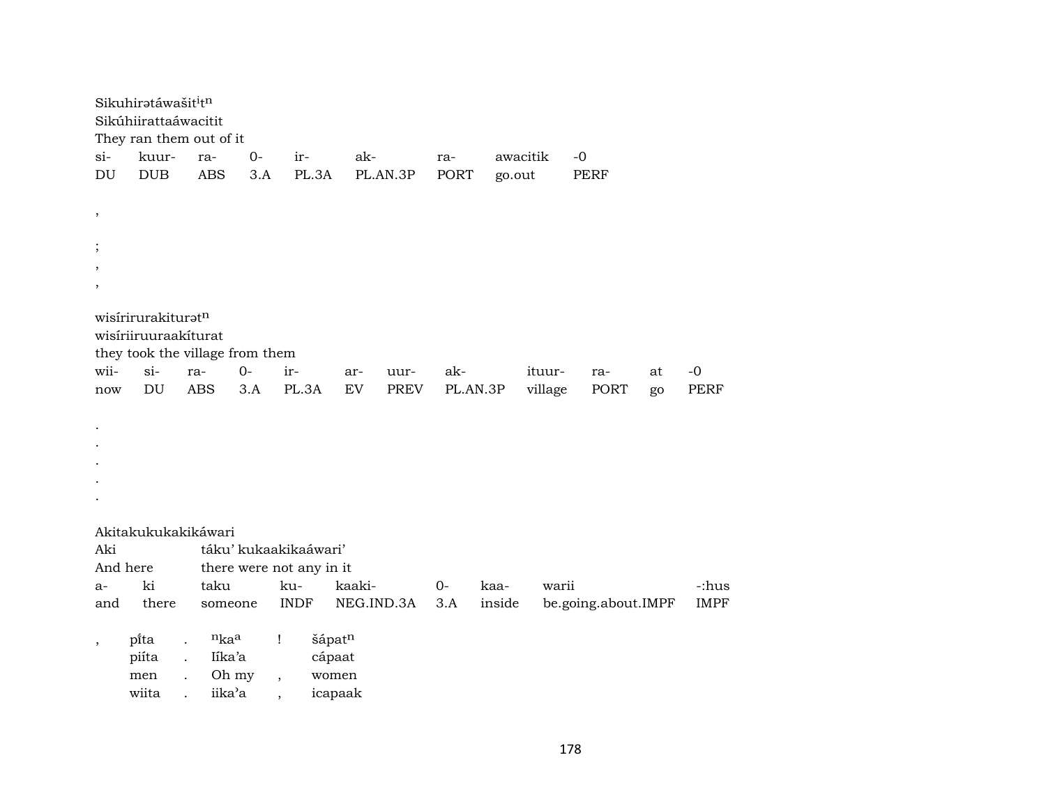Sikuhirətáwašitⁱtⁿ
Sikúhiirattaáwacitit
They ran them out of it

| si- | kuur- | ra- | 0- | ir- | ak- | ra- | awacitik | -0 |
|---|---|---|---|---|---|---|---|---|
| DU | DUB | ABS | 3.A | PL.3A | PL.AN.3P | PORT | go.out | PERF |

,

;
,
,

wisírirurakiturətⁿ
wisíriiruuraakíturat
they took the village from them

| wii- | si- | ra- | 0- | ir- | ar- | uur- | ak- | ituur- | ra- | at | -0 |
|---|---|---|---|---|---|---|---|---|---|---|---|
| now | DU | ABS | 3.A | PL.3A | EV | PREV | PL.AN.3P | village | PORT | go | PERF |

.
.
.
.
.

Akitakukukakikáwari
Aki táku’ kukaakikaáwari’
And here there were not any in it

| a- | ki | taku | ku- | kaaki- | 0- | kaa- | warii | -:hus |
|---|---|---|---|---|---|---|---|---|
| and | there | someone | INDF | NEG.IND.3A | 3.A | inside | be.going.about.IMPF | IMPF |

| , | pí̆ta | . | ⁿkaᵃ | ! | šápatⁿ |
|---|---|---|---|---|---|
| | piíta | . | Iíka’a | | cápaat |
| | men | . | Oh my | , | women |
| | wiita | . | iika’a | , | icapaak |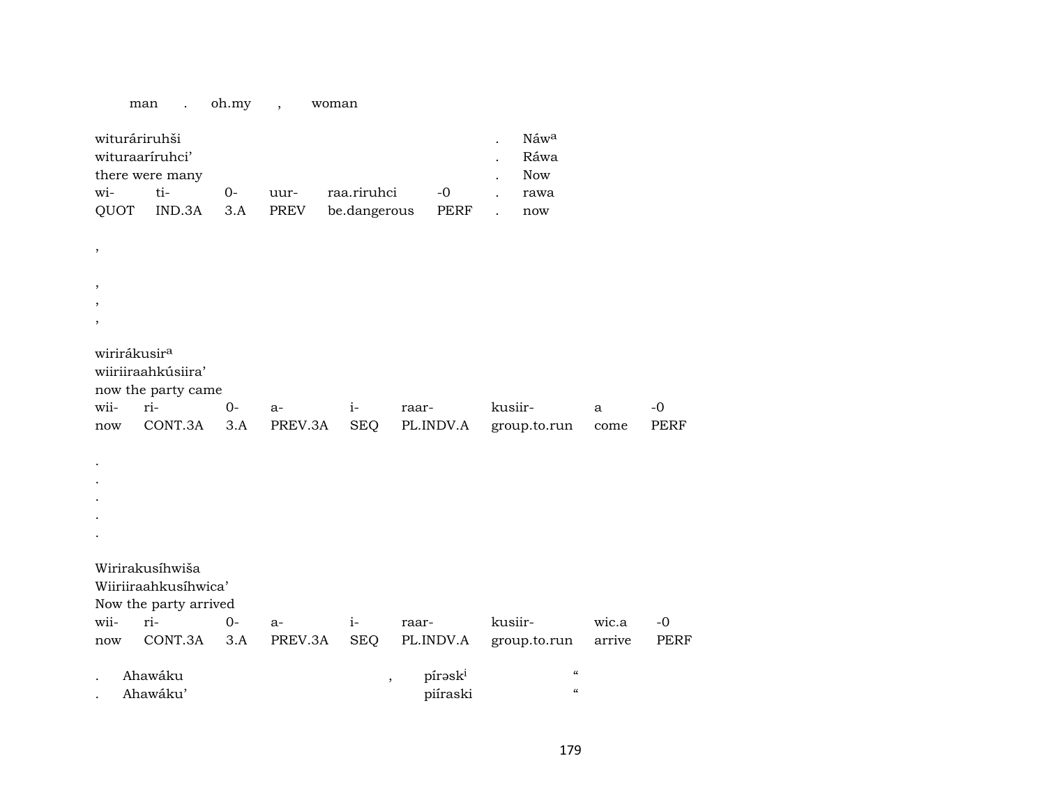man . oh.my , woman

| wituráriruhši | | | | | | . | Náw[a] |
|---|---|---|---|---|---|---|---|
| wituraaríruhci’ | | | | | | . | Ráwa |
| there were many | | | | | | . | Now |
| wi- | ti- | 0- | uur- | raa.riruhci | -0 | . | rawa |
| QUOT | IND.3A | 3.A | PREV | be.dangerous | PERF | . | now |

,

,
,
,

| wirirákusir[a] | | | | | | | | |
|---|---|---|---|---|---|---|---|---|
| wiiriiraahkúsiira’ | | | | | | | | |
| now the party came | | | | | | | | |
| wii- | ri- | 0- | a- | i- | raar- | kusiir- | a | -0 |
| now | CONT.3A | 3.A | PREV.3A | SEQ | PL.INDV.A | group.to.run | come | PERF |

.
.
.
.
.

| Wirirakusíhwiša | | | | | | | | |
|---|---|---|---|---|---|---|---|---|
| Wiiriiraahkusíhwica’ | | | | | | | | |
| Now the party arrived | | | | | | | | |
| wii- | ri- | 0- | a- | i- | raar- | kusiir- | wic.a | -0 |
| now | CONT.3A | 3.A | PREV.3A | SEQ | PL.INDV.A | group.to.run | arrive | PERF |

| . | Ahawáku | , | pírəsk[i] | “ |
|---|---|---|---|---|
| . | Ahawáku’ | | piíraski | “ |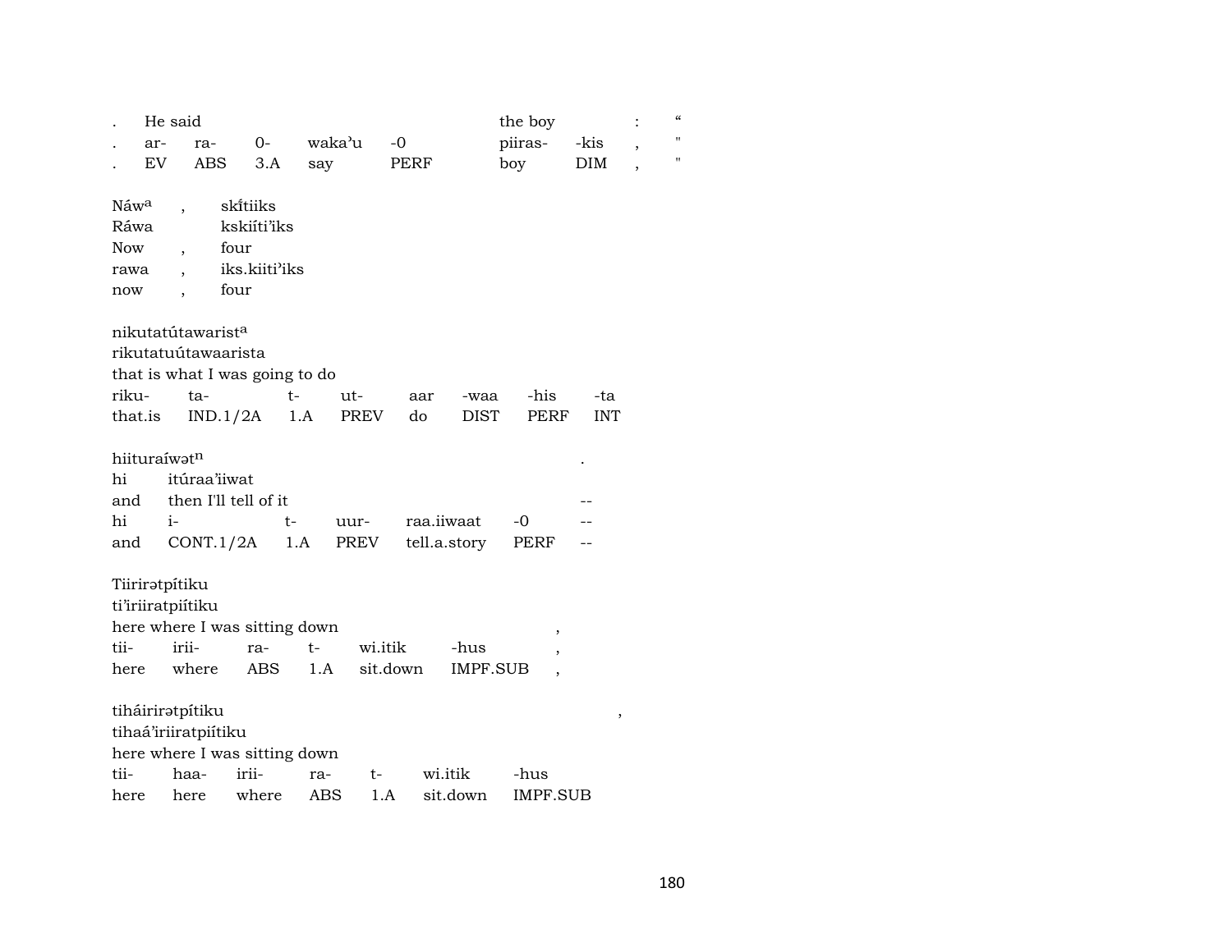| . | He said | | | | | the boy | | : | " |
|---|---|---|---|---|---|---|---|---|---|
| . | ar- | ra- | 0- | waka'u | -0 | piiras- | -kis | , | " |
| . | EV | ABS | 3.A | say | PERF | boy | DIM | , | " |

| Náwa | , | skítiiks |
|---|---|---|
| Ráwa | | kskiíti'iks |
| Now | , | four |
| rawa | , | iks.kiiti'iks |
| now | , | four |

nikutatútawarista
rikutatuútawaarista
that is what I was going to do

| riku- | ta- | t- | ut- | aar | -waa | -his | -ta |
|---|---|---|---|---|---|---|---|
| that.is | IND.1/2A | 1.A | PREV | do | DIST | PERF | INT |

hiituraíwətn .

| hi | itúraa'iiwat | | | | | |
|---|---|---|---|---|---|---|
| and | then I'll tell of it | | | | | -- |
| hi | i- | t- | uur- | raa.iiwaat | -0 | -- |
| and | CONT.1/2A | 1.A | PREV | tell.a.story | PERF | -- |

Tiirirətpítiku
ti'iriiratpiítiku
here where I was sitting down ,

| tii- | irii- | ra- | t- | wi.itik | -hus | , |
|---|---|---|---|---|---|---|
| here | where | ABS | 1.A | sit.down | IMPF.SUB | , |

tiháirirətpítiku ,
tihaá'iriiratpiítiku
here where I was sitting down

| tii- | haa- | irii- | ra- | t- | wi.itik | -hus |
|---|---|---|---|---|---|---|
| here | here | where | ABS | 1.A | sit.down | IMPF.SUB |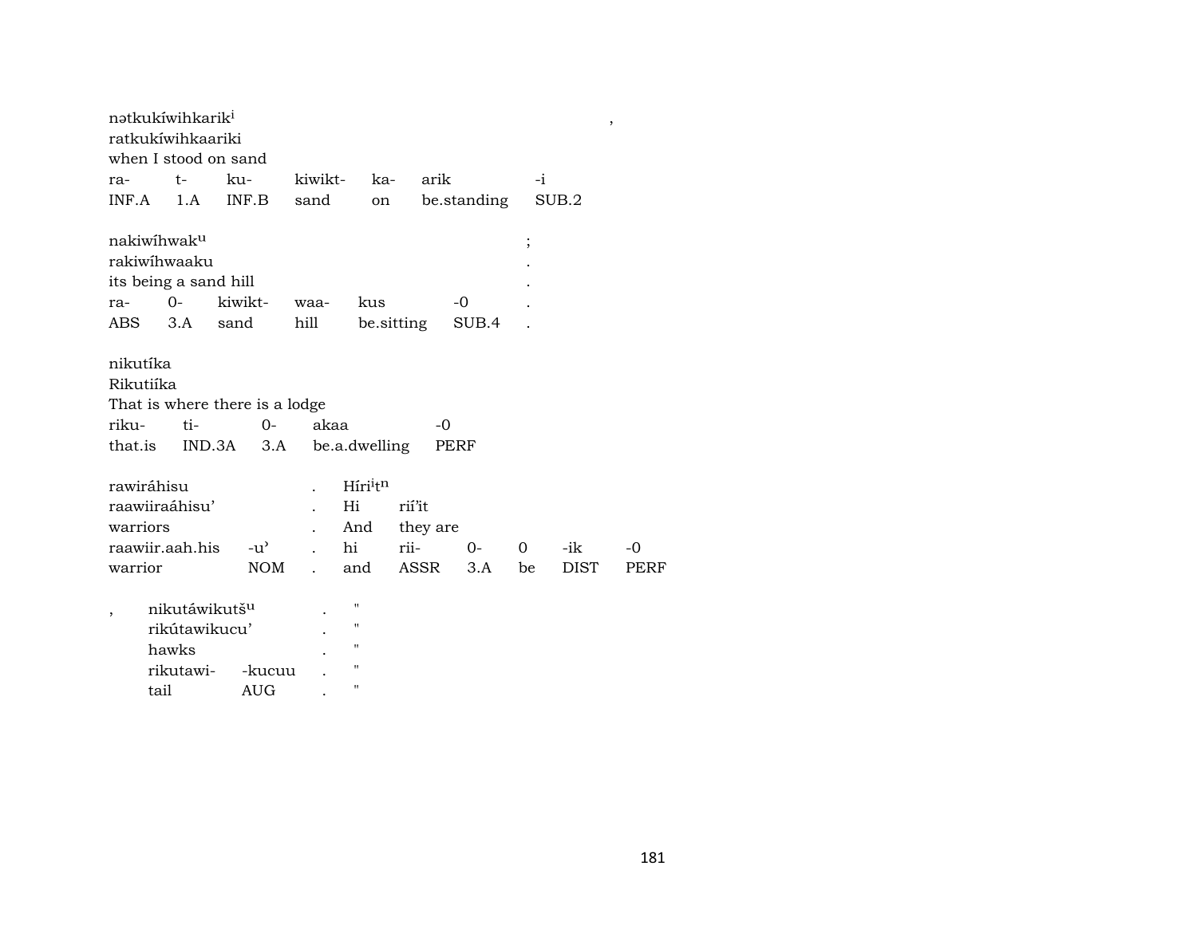nətkukíwihkarik[i] ,
ratkukíwihkaariki
when I stood on sand

| | | | | | | |
|---|---|---|---|---|---|---|
| ra- | t- | ku- | kiwikt- | ka- | arik | -i |
| INF.A | 1.A | INF.B | sand | on | be.standing | SUB.2 |

nakiwíhwak[u] ;
rakiwíhwaaku .
its being a sand hill .

| | | | | | | |
|---|---|---|---|---|---|---|
| ra- | 0- | kiwikt- | waa- | kus | -0 | . |
| ABS | 3.A | sand | hill | be.sitting | SUB.4 | . |

nikutíka
Rikutiíka
That is where there is a lodge

| | | | | |
|---|---|---|---|---|
| riku- | ti- | 0- | akaa | -0 |
| that.is | IND.3A | 3.A | be.a.dwelling | PERF |

rawiráhisu . Híri[i]t[n]
raawiiraáhisu' . Hi rií'it
warriors . And they are

| | | | | | | | | |
|---|---|---|---|---|---|---|---|---|
| raawiir.aah.his | -u' | . | hi | rii- | 0- | 0 | -ik | -0 |
| warrior | NOM | . | and | ASSR | 3.A | be | DIST | PERF |

, nikutáwikutš[u] . "
rikútawikucu' . "
hawks . "

| | | | |
|---|---|---|---|
| rikutawi- | -kucuu | . | " |
| tail | AUG | . | " |